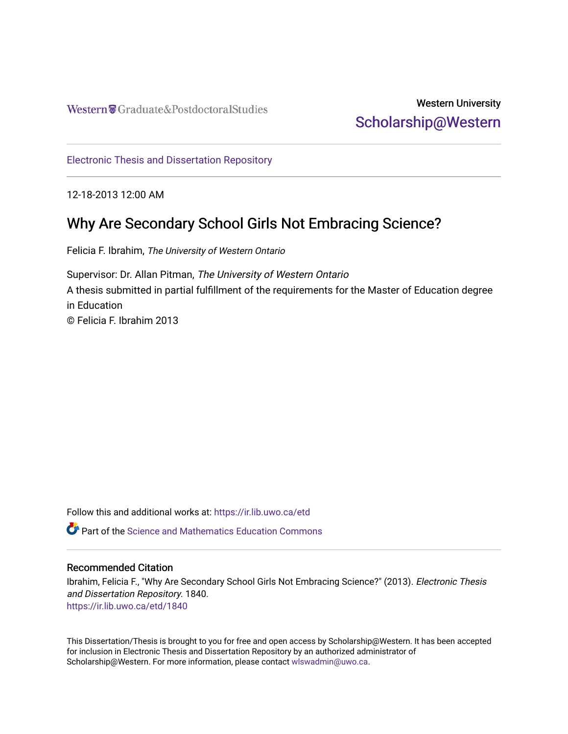Western Graduate&PostdoctoralStudies

Western University
Scholarship@Western

Electronic Thesis and Dissertation Repository

12-18-2013 12:00 AM

# Why Are Secondary School Girls Not Embracing Science?

Felicia F. Ibrahim, *The University of Western Ontario*

Supervisor: Dr. Allan Pitman, *The University of Western Ontario*
A thesis submitted in partial fulfillment of the requirements for the Master of Education degree in Education
© Felicia F. Ibrahim 2013

Follow this and additional works at: https://ir.lib.uwo.ca/etd

Part of the Science and Mathematics Education Commons

## Recommended Citation

Ibrahim, Felicia F., "Why Are Secondary School Girls Not Embracing Science?" (2013). *Electronic Thesis and Dissertation Repository*. 1840.
https://ir.lib.uwo.ca/etd/1840

This Dissertation/Thesis is brought to you for free and open access by Scholarship@Western. It has been accepted for inclusion in Electronic Thesis and Dissertation Repository by an authorized administrator of Scholarship@Western. For more information, please contact wlswadmin@uwo.ca.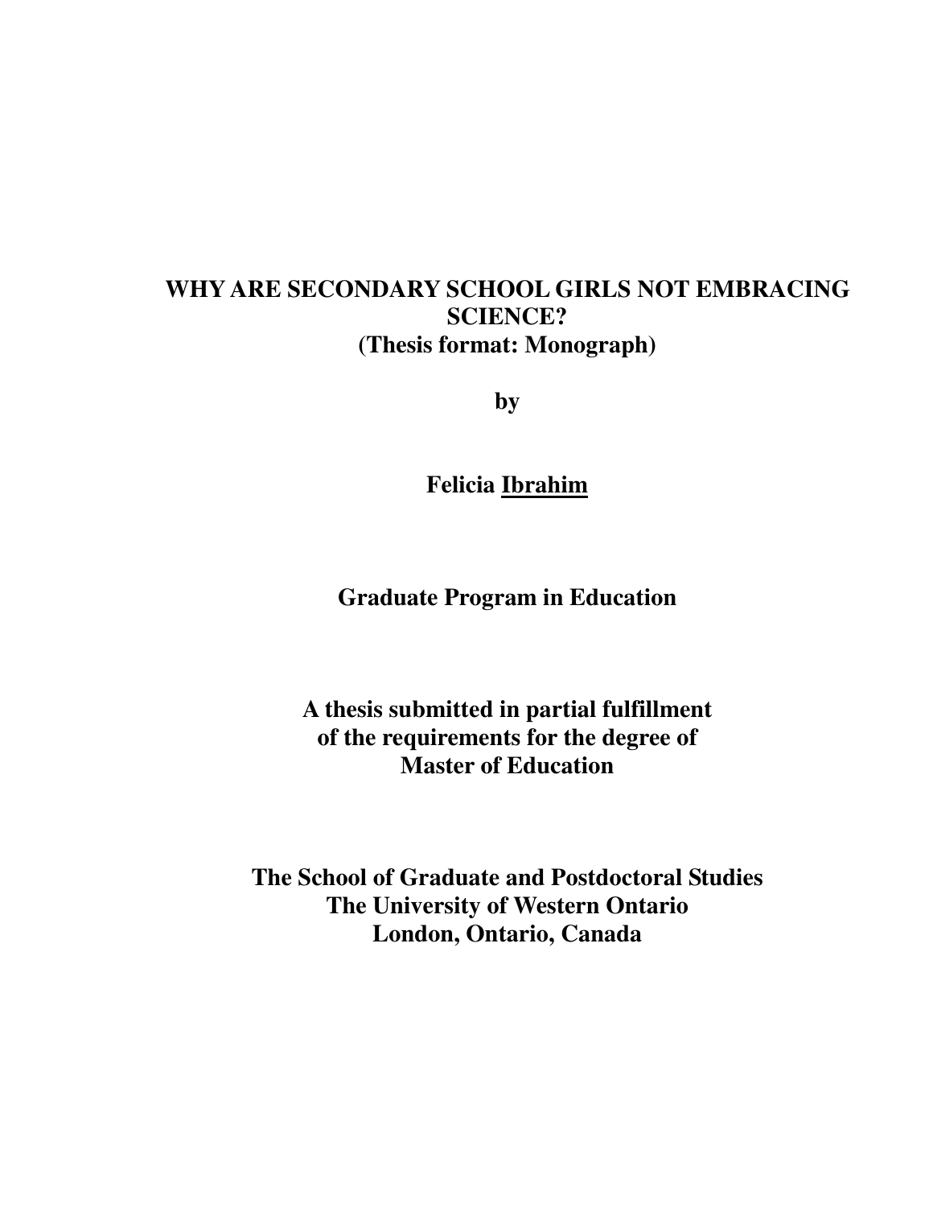# WHY ARE SECONDARY SCHOOL GIRLS NOT EMBRACING SCIENCE?

**(Thesis format: Monograph)**

**by**

**Felicia Ibrahim**

**Graduate Program in Education**

**A thesis submitted in partial fulfillment of the requirements for the degree of Master of Education**

**The School of Graduate and Postdoctoral Studies**
**The University of Western Ontario**
**London, Ontario, Canada**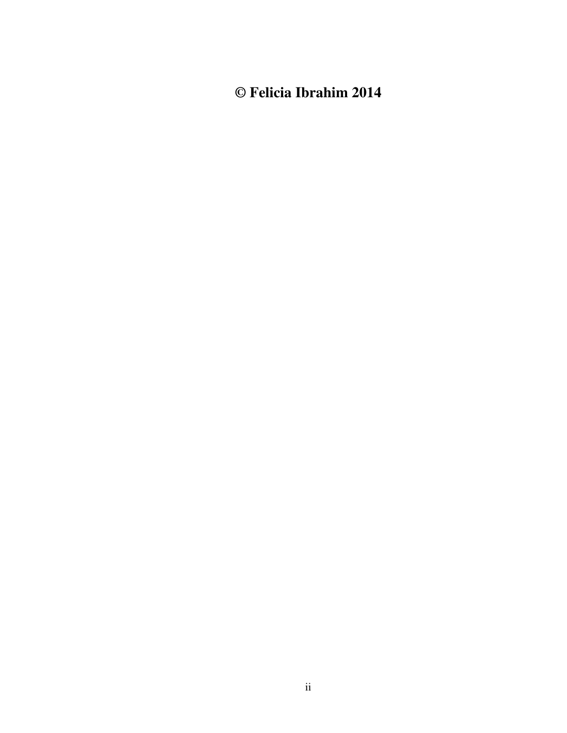**© Felicia Ibrahim 2014**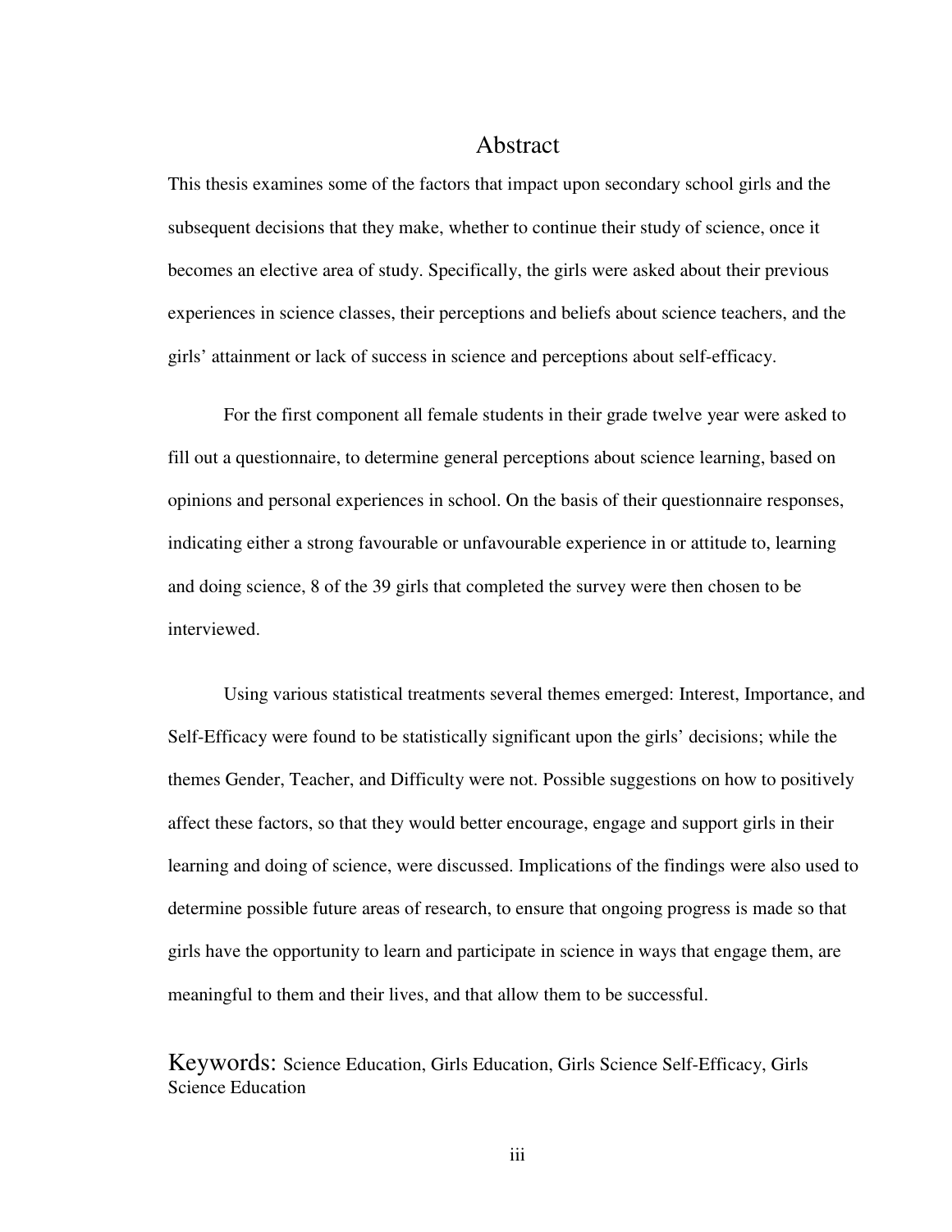# Abstract

This thesis examines some of the factors that impact upon secondary school girls and the subsequent decisions that they make, whether to continue their study of science, once it becomes an elective area of study. Specifically, the girls were asked about their previous experiences in science classes, their perceptions and beliefs about science teachers, and the girls' attainment or lack of success in science and perceptions about self-efficacy.

For the first component all female students in their grade twelve year were asked to fill out a questionnaire, to determine general perceptions about science learning, based on opinions and personal experiences in school. On the basis of their questionnaire responses, indicating either a strong favourable or unfavourable experience in or attitude to, learning and doing science, 8 of the 39 girls that completed the survey were then chosen to be interviewed.

Using various statistical treatments several themes emerged: Interest, Importance, and Self-Efficacy were found to be statistically significant upon the girls' decisions; while the themes Gender, Teacher, and Difficulty were not. Possible suggestions on how to positively affect these factors, so that they would better encourage, engage and support girls in their learning and doing of science, were discussed. Implications of the findings were also used to determine possible future areas of research, to ensure that ongoing progress is made so that girls have the opportunity to learn and participate in science in ways that engage them, are meaningful to them and their lives, and that allow them to be successful.

Keywords: Science Education, Girls Education, Girls Science Self-Efficacy, Girls Science Education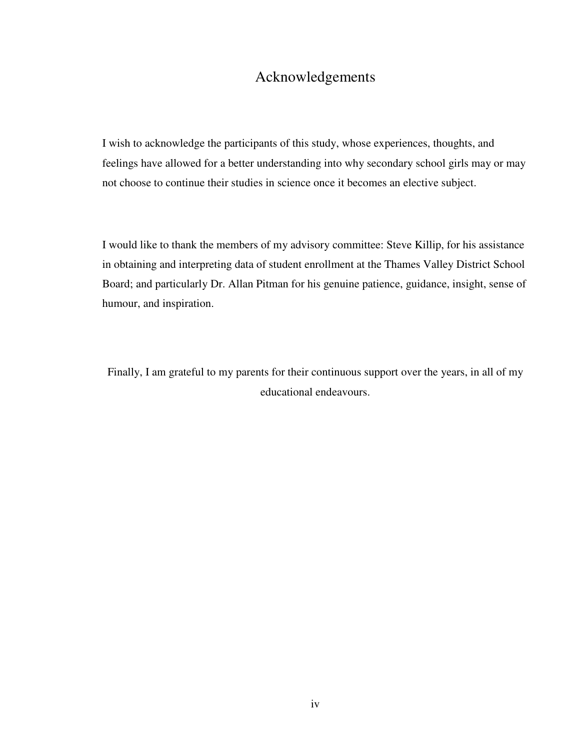# Acknowledgements

I wish to acknowledge the participants of this study, whose experiences, thoughts, and feelings have allowed for a better understanding into why secondary school girls may or may not choose to continue their studies in science once it becomes an elective subject.

I would like to thank the members of my advisory committee: Steve Killip, for his assistance in obtaining and interpreting data of student enrollment at the Thames Valley District School Board; and particularly Dr. Allan Pitman for his genuine patience, guidance, insight, sense of humour, and inspiration.

Finally, I am grateful to my parents for their continuous support over the years, in all of my educational endeavours.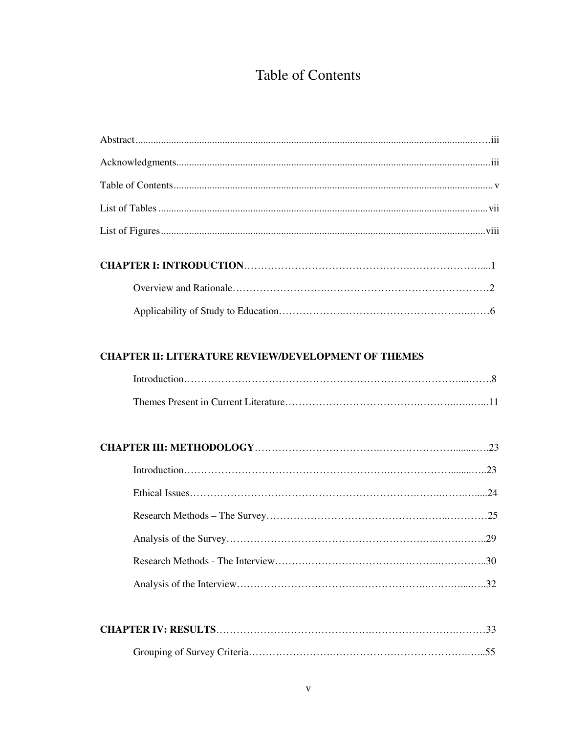# Table of Contents

Abstract....iii

Acknowledgments....iii

Table of Contents.... v

List of Tables .... vii

List of Figures....viii

**CHAPTER I: INTRODUCTION**....1

Overview and Rationale....2

Applicability of Study to Education....6

**CHAPTER II: LITERATURE REVIEW/DEVELOPMENT OF THEMES**

Introduction....8

Themes Present in Current Literature....11

**CHAPTER III: METHODOLOGY**....23

Introduction....23

Ethical Issues....24

Research Methods – The Survey....25

Analysis of the Survey....29

Research Methods - The Interview....30

Analysis of the Interview....32

**CHAPTER IV: RESULTS**....33

Grouping of Survey Criteria....55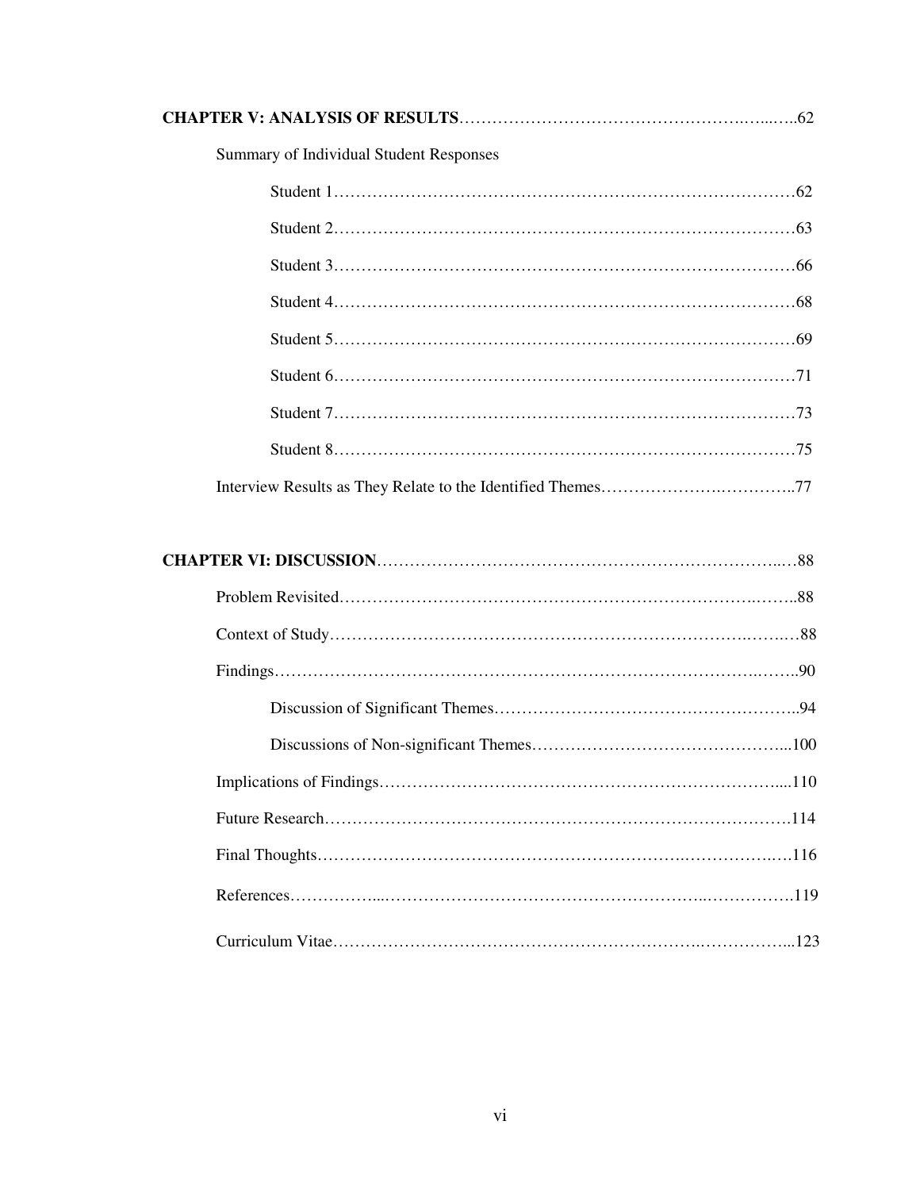**CHAPTER V: ANALYSIS OF RESULTS**……………………………………………….…...…..62

Summary of Individual Student Responses

Student 1…………………………………………………….……….………………62

Student 2……………………………………………………………………………63

Student 3……………………………………………………………………………66

Student 4……………………………………………………………………………68

Student 5……………………………………………………………………………69

Student 6……………………………………………………………………………71

Student 7……………………………………………………………………………73

Student 8……………………………………………………………………………75

Interview Results as They Relate to the Identified Themes……………….…………..77

**CHAPTER VI: DISCUSSION**………………………………………………………...…88

Problem Revisited………………………………………………………………….……..88

Context of Study………………………………………………………………….……..…88

Findings………………………………………………………………………….……..90

Discussion of Significant Themes………………………………………………..94

Discussions of Non-significant Themes……………………………………….....100

Implications of Findings…………………………………………………………….....110

Future Research……………………………………………………………………….114

Final Thoughts……………………………………………………….…………….….116

References……………...………………………………………………..…………….119

Curriculum Vitae…………………………………………………….……………...123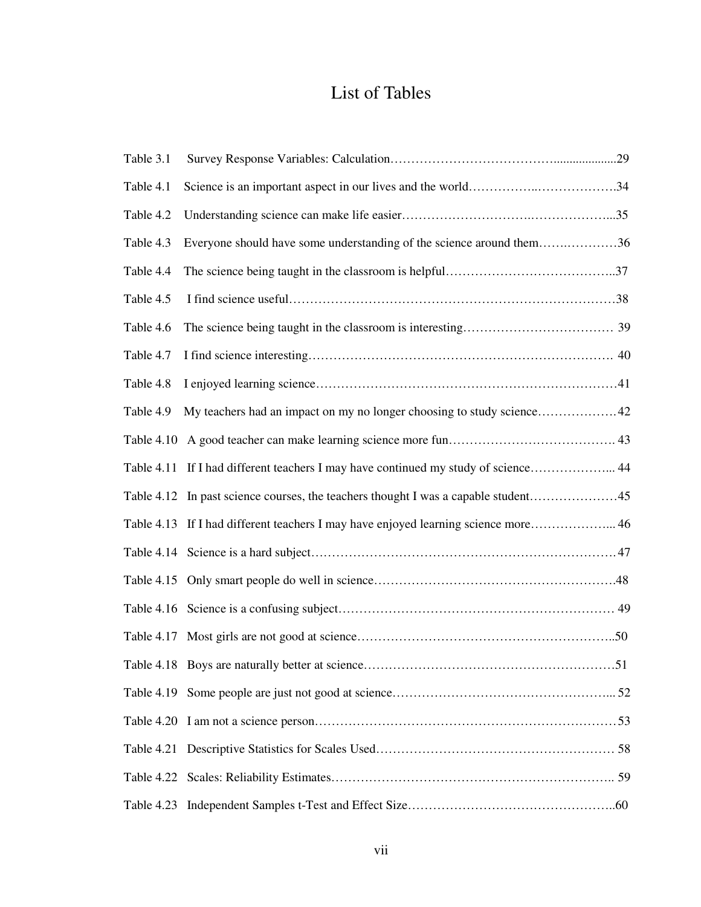# List of Tables

| | | |
|---|---|---|
| Table 3.1 | Survey Response Variables: Calculation | 29 |
| Table 4.1 | Science is an important aspect in our lives and the world | 34 |
| Table 4.2 | Understanding science can make life easier | 35 |
| Table 4.3 | Everyone should have some understanding of the science around them | 36 |
| Table 4.4 | The science being taught in the classroom is helpful | 37 |
| Table 4.5 | I find science useful | 38 |
| Table 4.6 | The science being taught in the classroom is interesting | 39 |
| Table 4.7 | I find science interesting | 40 |
| Table 4.8 | I enjoyed learning science | 41 |
| Table 4.9 | My teachers had an impact on my no longer choosing to study science | 42 |
| Table 4.10 | A good teacher can make learning science more fun | 43 |
| Table 4.11 | If I had different teachers I may have continued my study of science | 44 |
| Table 4.12 | In past science courses, the teachers thought I was a capable student | 45 |
| Table 4.13 | If I had different teachers I may have enjoyed learning science more | 46 |
| Table 4.14 | Science is a hard subject | 47 |
| Table 4.15 | Only smart people do well in science | 48 |
| Table 4.16 | Science is a confusing subject | 49 |
| Table 4.17 | Most girls are not good at science | 50 |
| Table 4.18 | Boys are naturally better at science | 51 |
| Table 4.19 | Some people are just not good at science | 52 |
| Table 4.20 | I am not a science person | 53 |
| Table 4.21 | Descriptive Statistics for Scales Used | 58 |
| Table 4.22 | Scales: Reliability Estimates | 59 |
| Table 4.23 | Independent Samples t-Test and Effect Size | 60 |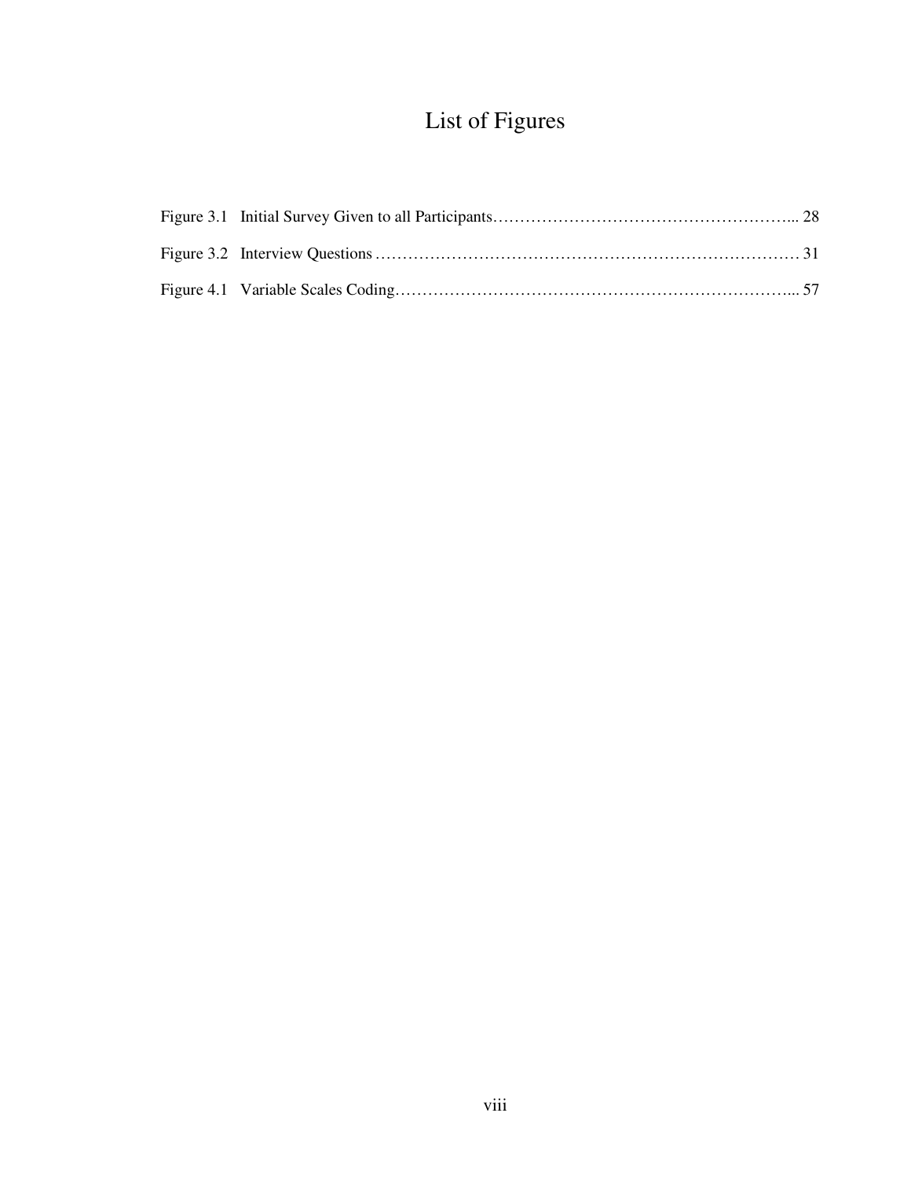# List of Figures

Figure 3.1 Initial Survey Given to all Participants………………………………………………... 28

Figure 3.2 Interview Questions ………………………………………………………………… 31

Figure 4.1 Variable Scales Coding………………………………………………………………... 57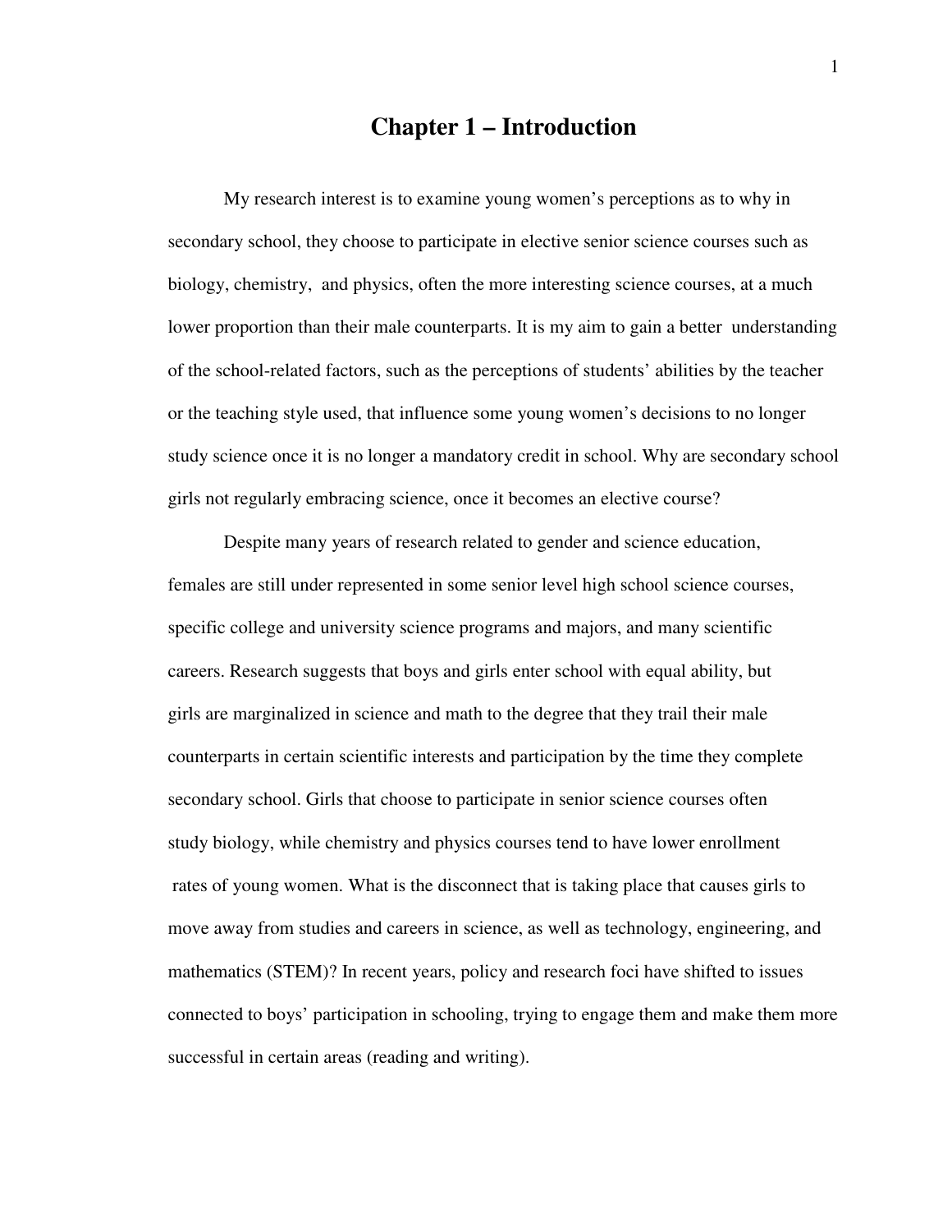# Chapter 1 – Introduction

My research interest is to examine young women's perceptions as to why in secondary school, they choose to participate in elective senior science courses such as biology, chemistry, and physics, often the more interesting science courses, at a much lower proportion than their male counterparts. It is my aim to gain a better understanding of the school-related factors, such as the perceptions of students' abilities by the teacher or the teaching style used, that influence some young women's decisions to no longer study science once it is no longer a mandatory credit in school. Why are secondary school girls not regularly embracing science, once it becomes an elective course?

Despite many years of research related to gender and science education, females are still under represented in some senior level high school science courses, specific college and university science programs and majors, and many scientific careers. Research suggests that boys and girls enter school with equal ability, but girls are marginalized in science and math to the degree that they trail their male counterparts in certain scientific interests and participation by the time they complete secondary school. Girls that choose to participate in senior science courses often study biology, while chemistry and physics courses tend to have lower enrollment rates of young women. What is the disconnect that is taking place that causes girls to move away from studies and careers in science, as well as technology, engineering, and mathematics (STEM)? In recent years, policy and research foci have shifted to issues connected to boys' participation in schooling, trying to engage them and make them more successful in certain areas (reading and writing).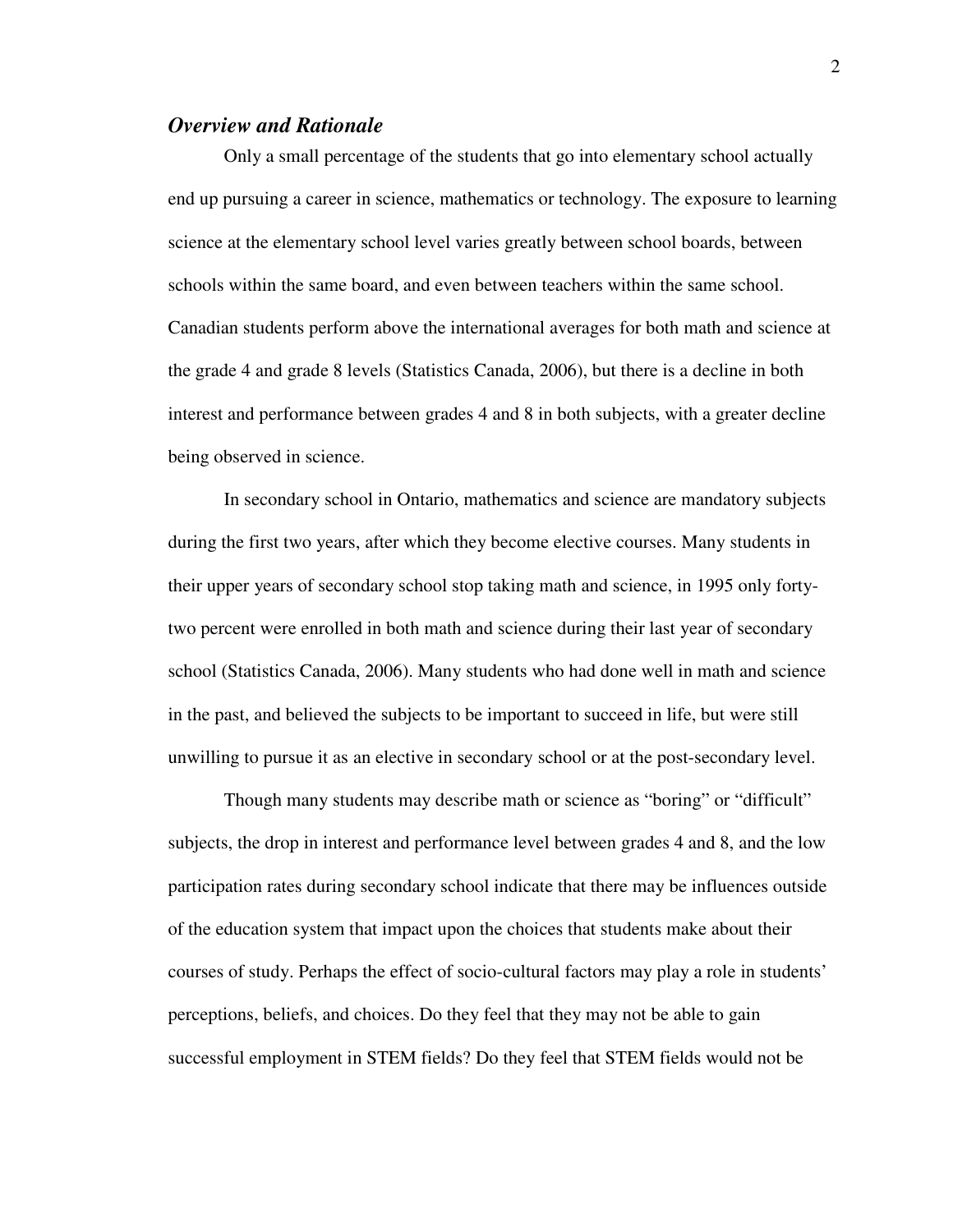### *Overview and Rationale*

Only a small percentage of the students that go into elementary school actually end up pursuing a career in science, mathematics or technology. The exposure to learning science at the elementary school level varies greatly between school boards, between schools within the same board, and even between teachers within the same school. Canadian students perform above the international averages for both math and science at the grade 4 and grade 8 levels (Statistics Canada, 2006), but there is a decline in both interest and performance between grades 4 and 8 in both subjects, with a greater decline being observed in science.

In secondary school in Ontario, mathematics and science are mandatory subjects during the first two years, after which they become elective courses. Many students in their upper years of secondary school stop taking math and science, in 1995 only forty-two percent were enrolled in both math and science during their last year of secondary school (Statistics Canada, 2006). Many students who had done well in math and science in the past, and believed the subjects to be important to succeed in life, but were still unwilling to pursue it as an elective in secondary school or at the post-secondary level.

Though many students may describe math or science as "boring" or "difficult" subjects, the drop in interest and performance level between grades 4 and 8, and the low participation rates during secondary school indicate that there may be influences outside of the education system that impact upon the choices that students make about their courses of study. Perhaps the effect of socio-cultural factors may play a role in students' perceptions, beliefs, and choices. Do they feel that they may not be able to gain successful employment in STEM fields? Do they feel that STEM fields would not be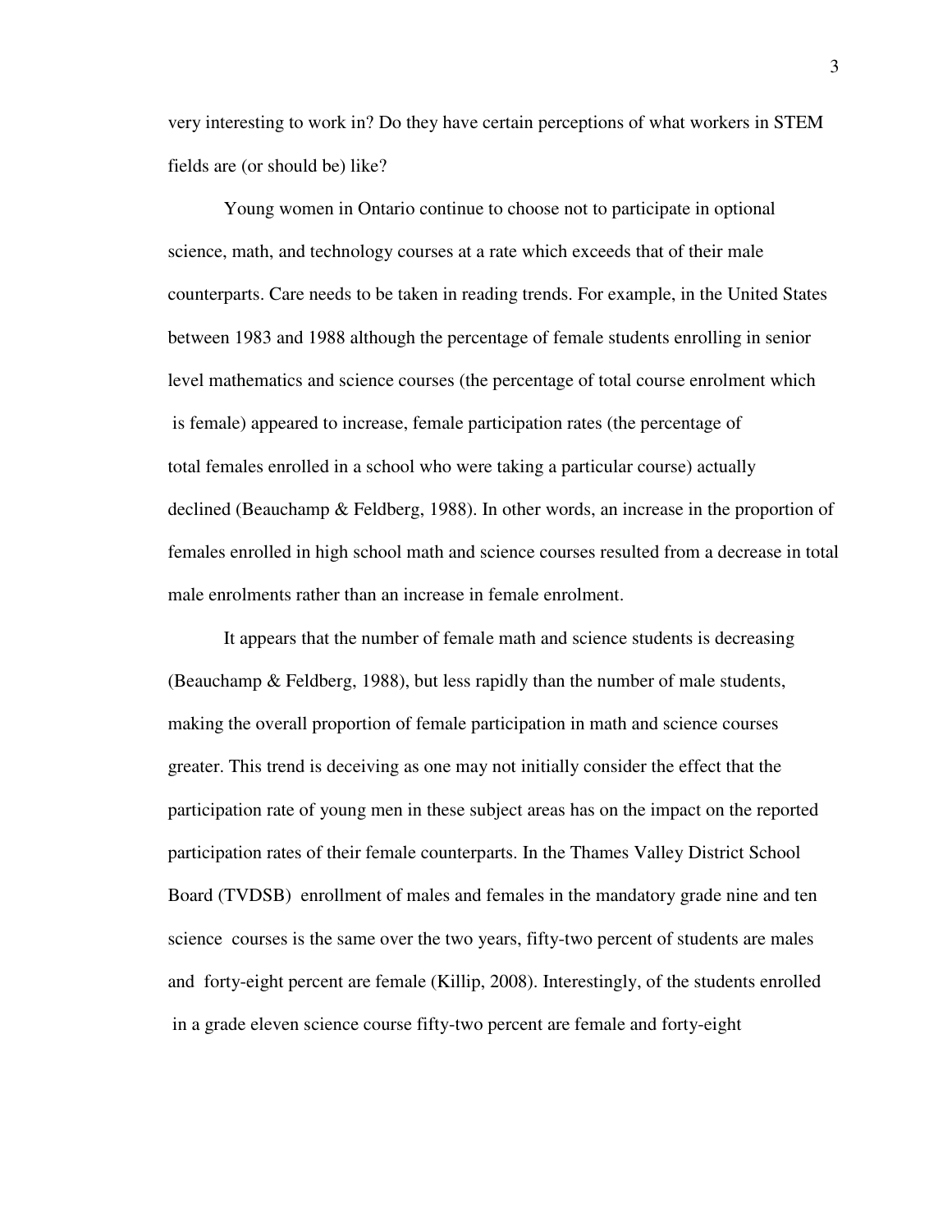very interesting to work in? Do they have certain perceptions of what workers in STEM fields are (or should be) like?

Young women in Ontario continue to choose not to participate in optional science, math, and technology courses at a rate which exceeds that of their male counterparts. Care needs to be taken in reading trends. For example, in the United States between 1983 and 1988 although the percentage of female students enrolling in senior level mathematics and science courses (the percentage of total course enrolment which is female) appeared to increase, female participation rates (the percentage of total females enrolled in a school who were taking a particular course) actually declined (Beauchamp & Feldberg, 1988). In other words, an increase in the proportion of females enrolled in high school math and science courses resulted from a decrease in total male enrolments rather than an increase in female enrolment.

It appears that the number of female math and science students is decreasing (Beauchamp & Feldberg, 1988), but less rapidly than the number of male students, making the overall proportion of female participation in math and science courses greater. This trend is deceiving as one may not initially consider the effect that the participation rate of young men in these subject areas has on the impact on the reported participation rates of their female counterparts. In the Thames Valley District School Board (TVDSB) enrollment of males and females in the mandatory grade nine and ten science courses is the same over the two years, fifty-two percent of students are males and forty-eight percent are female (Killip, 2008). Interestingly, of the students enrolled in a grade eleven science course fifty-two percent are female and forty-eight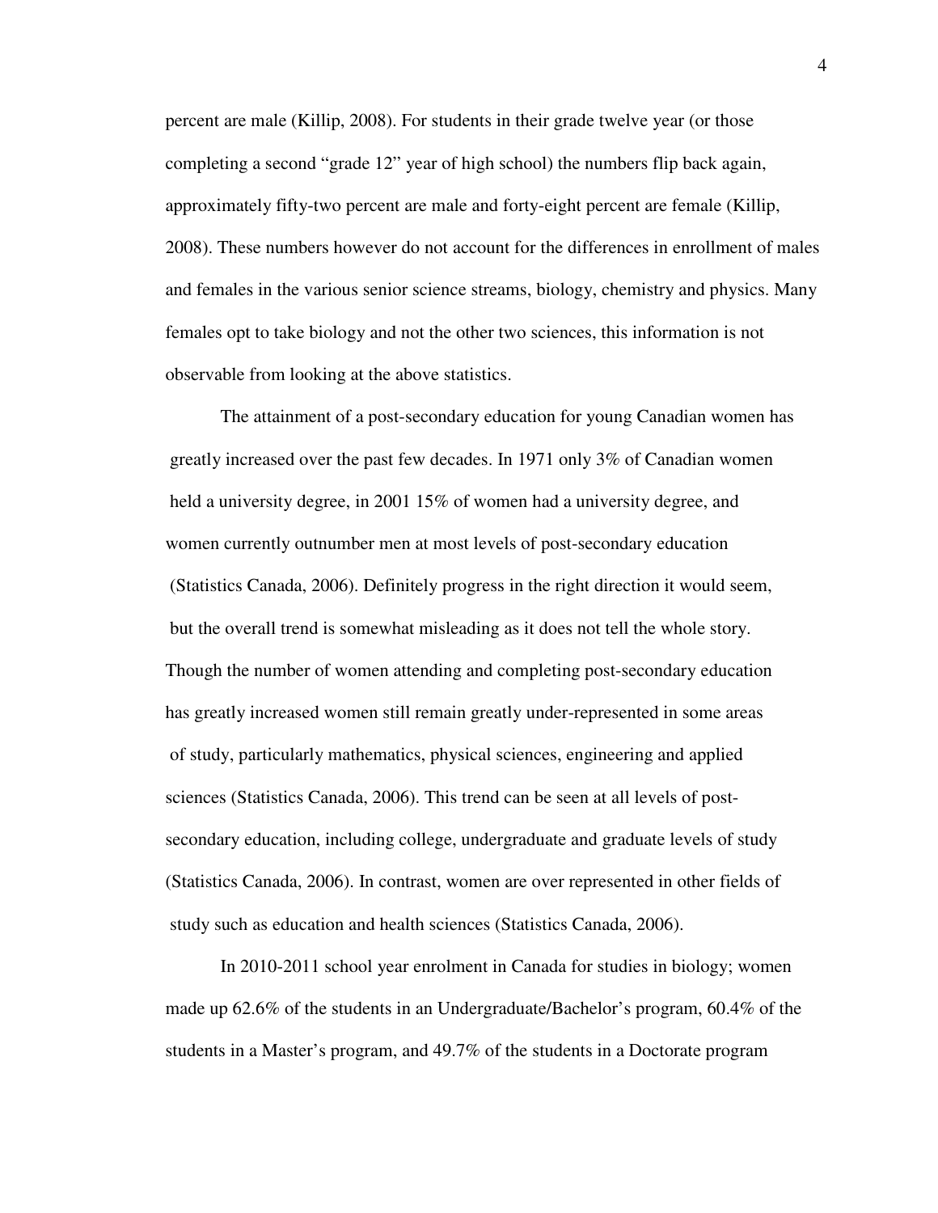percent are male (Killip, 2008). For students in their grade twelve year (or those completing a second "grade 12" year of high school) the numbers flip back again, approximately fifty-two percent are male and forty-eight percent are female (Killip, 2008). These numbers however do not account for the differences in enrollment of males and females in the various senior science streams, biology, chemistry and physics. Many females opt to take biology and not the other two sciences, this information is not observable from looking at the above statistics.

The attainment of a post-secondary education for young Canadian women has greatly increased over the past few decades. In 1971 only 3% of Canadian women held a university degree, in 2001 15% of women had a university degree, and women currently outnumber men at most levels of post-secondary education (Statistics Canada, 2006). Definitely progress in the right direction it would seem, but the overall trend is somewhat misleading as it does not tell the whole story. Though the number of women attending and completing post-secondary education has greatly increased women still remain greatly under-represented in some areas of study, particularly mathematics, physical sciences, engineering and applied sciences (Statistics Canada, 2006). This trend can be seen at all levels of post-secondary education, including college, undergraduate and graduate levels of study (Statistics Canada, 2006). In contrast, women are over represented in other fields of study such as education and health sciences (Statistics Canada, 2006).

In 2010-2011 school year enrolment in Canada for studies in biology; women made up 62.6% of the students in an Undergraduate/Bachelor's program, 60.4% of the students in a Master's program, and 49.7% of the students in a Doctorate program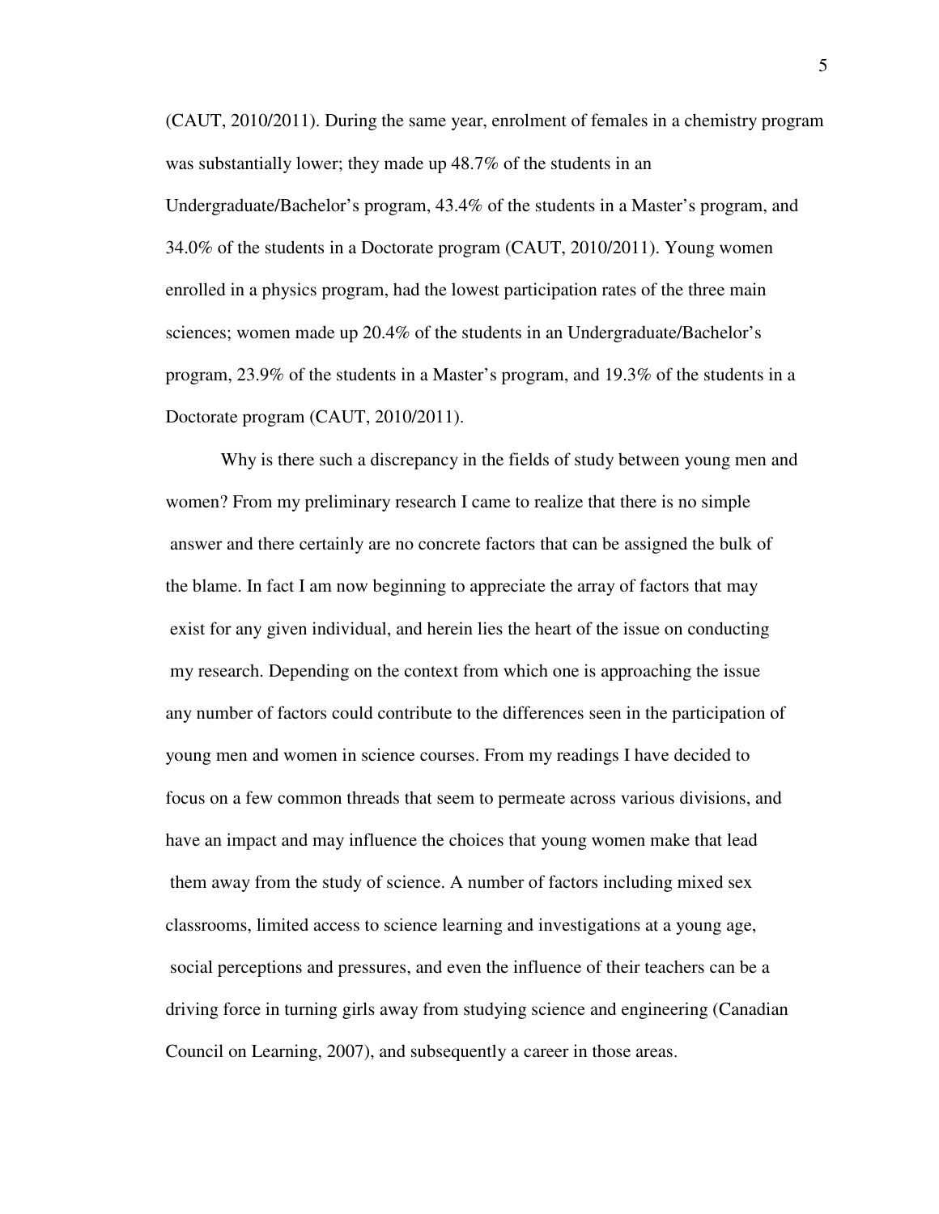(CAUT, 2010/2011). During the same year, enrolment of females in a chemistry program was substantially lower; they made up 48.7% of the students in an Undergraduate/Bachelor's program, 43.4% of the students in a Master's program, and 34.0% of the students in a Doctorate program (CAUT, 2010/2011). Young women enrolled in a physics program, had the lowest participation rates of the three main sciences; women made up 20.4% of the students in an Undergraduate/Bachelor's program, 23.9% of the students in a Master's program, and 19.3% of the students in a Doctorate program (CAUT, 2010/2011).

Why is there such a discrepancy in the fields of study between young men and women? From my preliminary research I came to realize that there is no simple answer and there certainly are no concrete factors that can be assigned the bulk of the blame. In fact I am now beginning to appreciate the array of factors that may exist for any given individual, and herein lies the heart of the issue on conducting my research. Depending on the context from which one is approaching the issue any number of factors could contribute to the differences seen in the participation of young men and women in science courses. From my readings I have decided to focus on a few common threads that seem to permeate across various divisions, and have an impact and may influence the choices that young women make that lead them away from the study of science. A number of factors including mixed sex classrooms, limited access to science learning and investigations at a young age, social perceptions and pressures, and even the influence of their teachers can be a driving force in turning girls away from studying science and engineering (Canadian Council on Learning, 2007), and subsequently a career in those areas.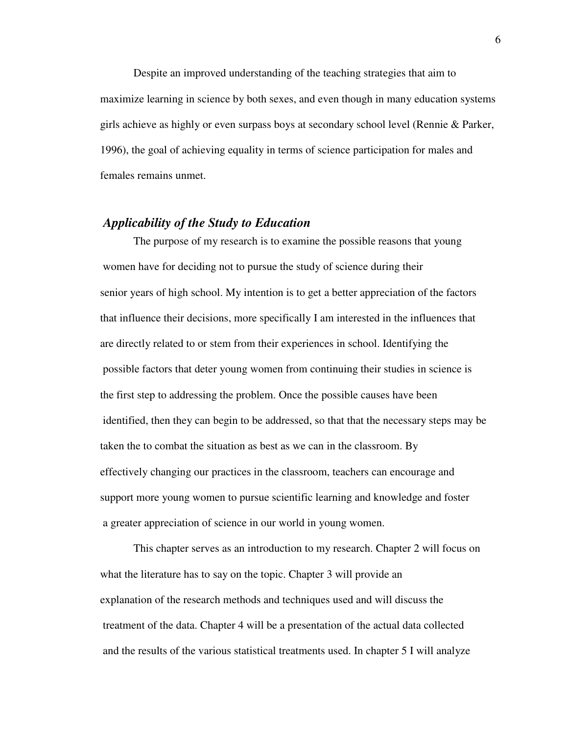Despite an improved understanding of the teaching strategies that aim to maximize learning in science by both sexes, and even though in many education systems girls achieve as highly or even surpass boys at secondary school level (Rennie & Parker, 1996), the goal of achieving equality in terms of science participation for males and females remains unmet.

### *Applicability of the Study to Education*

The purpose of my research is to examine the possible reasons that young women have for deciding not to pursue the study of science during their senior years of high school. My intention is to get a better appreciation of the factors that influence their decisions, more specifically I am interested in the influences that are directly related to or stem from their experiences in school. Identifying the possible factors that deter young women from continuing their studies in science is the first step to addressing the problem. Once the possible causes have been identified, then they can begin to be addressed, so that that the necessary steps may be taken the to combat the situation as best as we can in the classroom. By effectively changing our practices in the classroom, teachers can encourage and support more young women to pursue scientific learning and knowledge and foster a greater appreciation of science in our world in young women.

This chapter serves as an introduction to my research. Chapter 2 will focus on what the literature has to say on the topic. Chapter 3 will provide an explanation of the research methods and techniques used and will discuss the treatment of the data. Chapter 4 will be a presentation of the actual data collected and the results of the various statistical treatments used. In chapter 5 I will analyze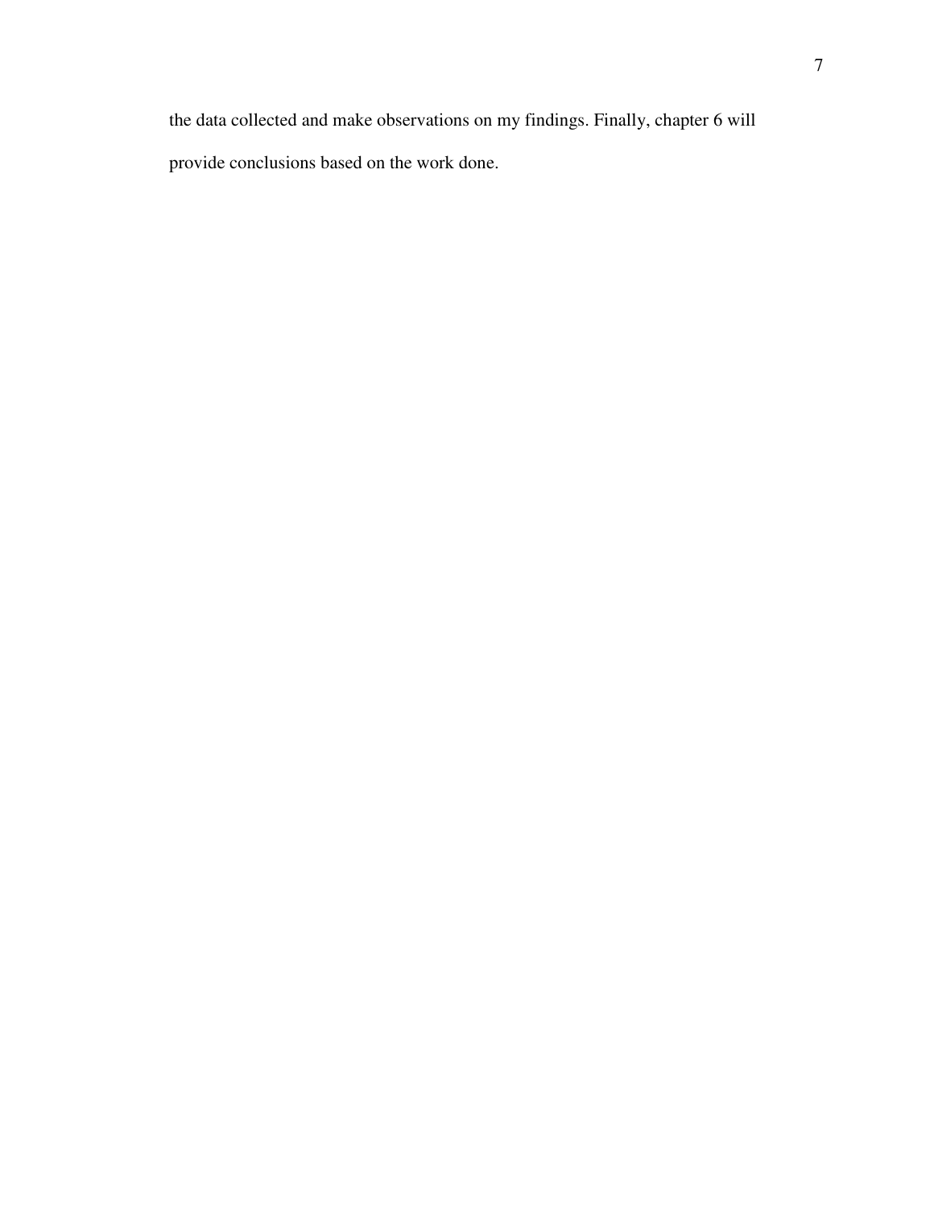the data collected and make observations on my findings. Finally, chapter 6 will provide conclusions based on the work done.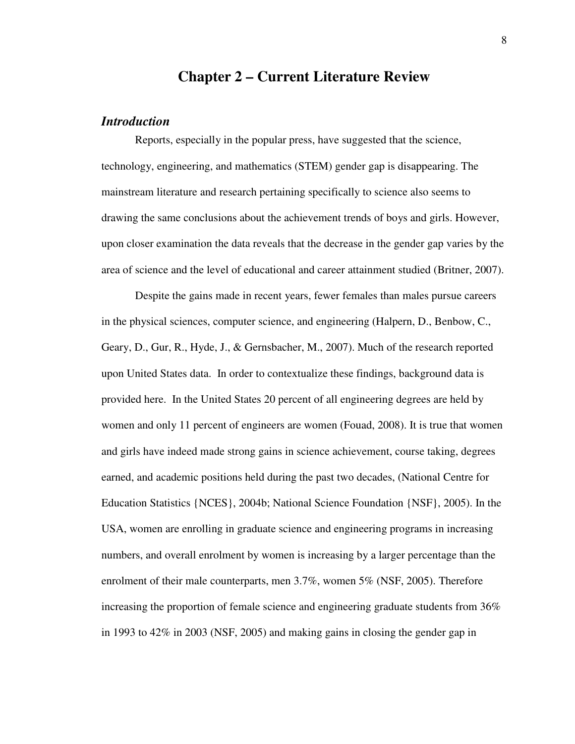# Chapter 2 – Current Literature Review

## *Introduction*

Reports, especially in the popular press, have suggested that the science, technology, engineering, and mathematics (STEM) gender gap is disappearing. The mainstream literature and research pertaining specifically to science also seems to drawing the same conclusions about the achievement trends of boys and girls. However, upon closer examination the data reveals that the decrease in the gender gap varies by the area of science and the level of educational and career attainment studied (Britner, 2007).

Despite the gains made in recent years, fewer females than males pursue careers in the physical sciences, computer science, and engineering (Halpern, D., Benbow, C., Geary, D., Gur, R., Hyde, J., & Gernsbacher, M., 2007). Much of the research reported upon United States data. In order to contextualize these findings, background data is provided here. In the United States 20 percent of all engineering degrees are held by women and only 11 percent of engineers are women (Fouad, 2008). It is true that women and girls have indeed made strong gains in science achievement, course taking, degrees earned, and academic positions held during the past two decades, (National Centre for Education Statistics {NCES}, 2004b; National Science Foundation {NSF}, 2005). In the USA, women are enrolling in graduate science and engineering programs in increasing numbers, and overall enrolment by women is increasing by a larger percentage than the enrolment of their male counterparts, men 3.7%, women 5% (NSF, 2005). Therefore increasing the proportion of female science and engineering graduate students from 36% in 1993 to 42% in 2003 (NSF, 2005) and making gains in closing the gender gap in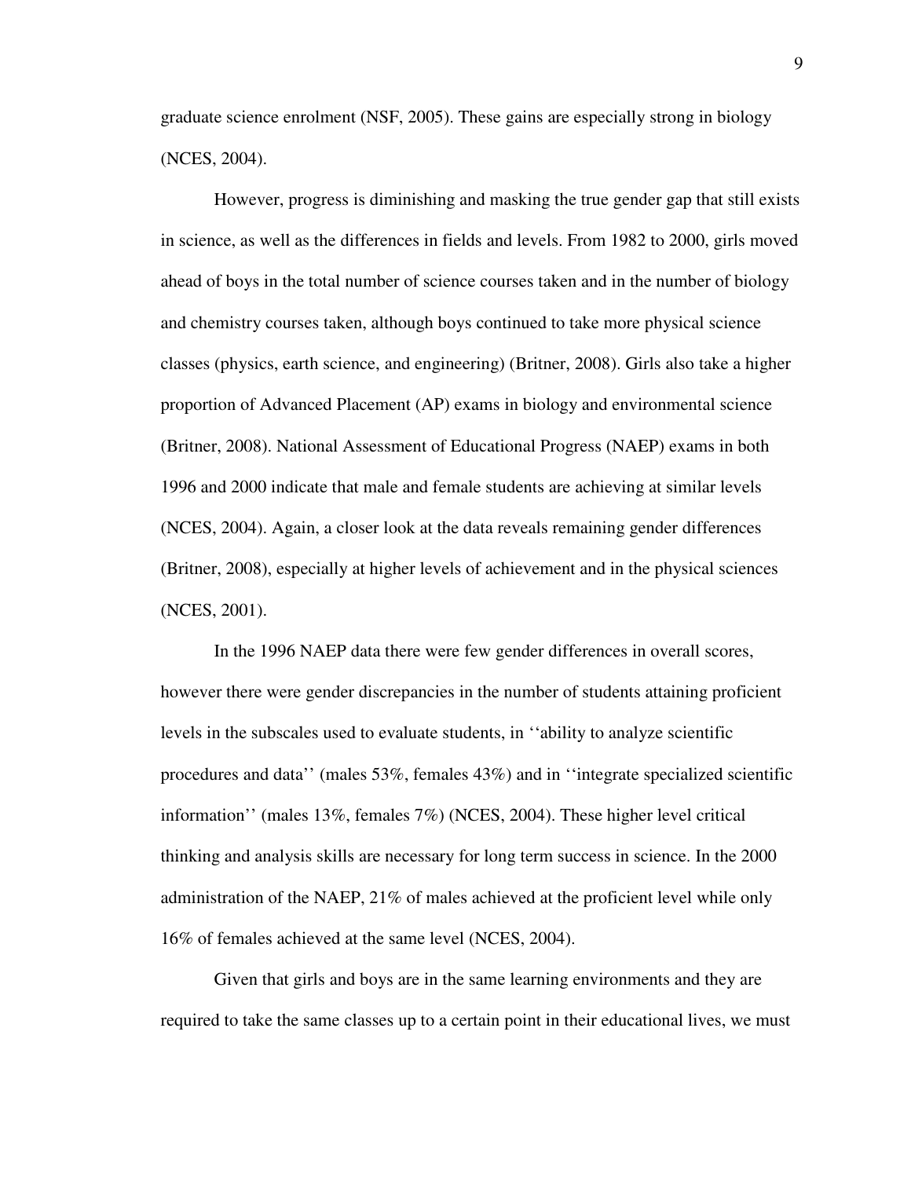graduate science enrolment (NSF, 2005). These gains are especially strong in biology (NCES, 2004).

However, progress is diminishing and masking the true gender gap that still exists in science, as well as the differences in fields and levels. From 1982 to 2000, girls moved ahead of boys in the total number of science courses taken and in the number of biology and chemistry courses taken, although boys continued to take more physical science classes (physics, earth science, and engineering) (Britner, 2008). Girls also take a higher proportion of Advanced Placement (AP) exams in biology and environmental science (Britner, 2008). National Assessment of Educational Progress (NAEP) exams in both 1996 and 2000 indicate that male and female students are achieving at similar levels (NCES, 2004). Again, a closer look at the data reveals remaining gender differences (Britner, 2008), especially at higher levels of achievement and in the physical sciences (NCES, 2001).

In the 1996 NAEP data there were few gender differences in overall scores, however there were gender discrepancies in the number of students attaining proficient levels in the subscales used to evaluate students, in ''ability to analyze scientific procedures and data'' (males 53%, females 43%) and in ''integrate specialized scientific information'' (males 13%, females 7%) (NCES, 2004). These higher level critical thinking and analysis skills are necessary for long term success in science. In the 2000 administration of the NAEP, 21% of males achieved at the proficient level while only 16% of females achieved at the same level (NCES, 2004).

Given that girls and boys are in the same learning environments and they are required to take the same classes up to a certain point in their educational lives, we must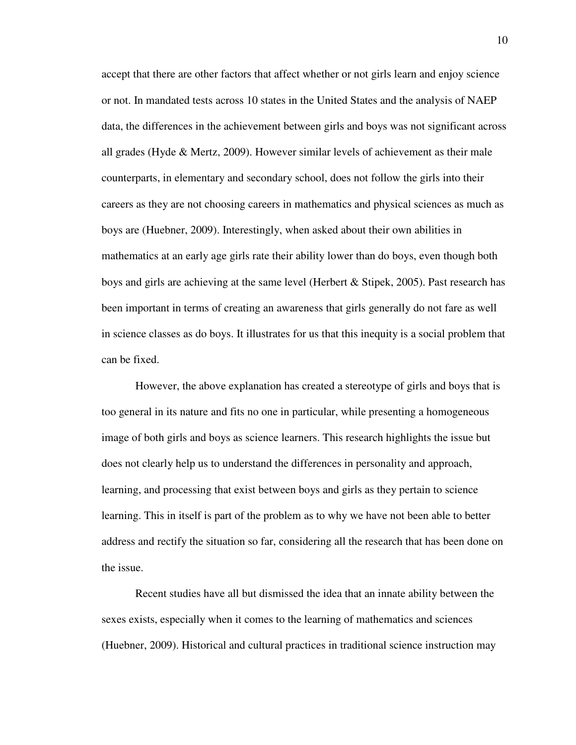accept that there are other factors that affect whether or not girls learn and enjoy science or not. In mandated tests across 10 states in the United States and the analysis of NAEP data, the differences in the achievement between girls and boys was not significant across all grades (Hyde & Mertz, 2009). However similar levels of achievement as their male counterparts, in elementary and secondary school, does not follow the girls into their careers as they are not choosing careers in mathematics and physical sciences as much as boys are (Huebner, 2009). Interestingly, when asked about their own abilities in mathematics at an early age girls rate their ability lower than do boys, even though both boys and girls are achieving at the same level (Herbert & Stipek, 2005). Past research has been important in terms of creating an awareness that girls generally do not fare as well in science classes as do boys. It illustrates for us that this inequity is a social problem that can be fixed.

However, the above explanation has created a stereotype of girls and boys that is too general in its nature and fits no one in particular, while presenting a homogeneous image of both girls and boys as science learners. This research highlights the issue but does not clearly help us to understand the differences in personality and approach, learning, and processing that exist between boys and girls as they pertain to science learning. This in itself is part of the problem as to why we have not been able to better address and rectify the situation so far, considering all the research that has been done on the issue.

Recent studies have all but dismissed the idea that an innate ability between the sexes exists, especially when it comes to the learning of mathematics and sciences (Huebner, 2009). Historical and cultural practices in traditional science instruction may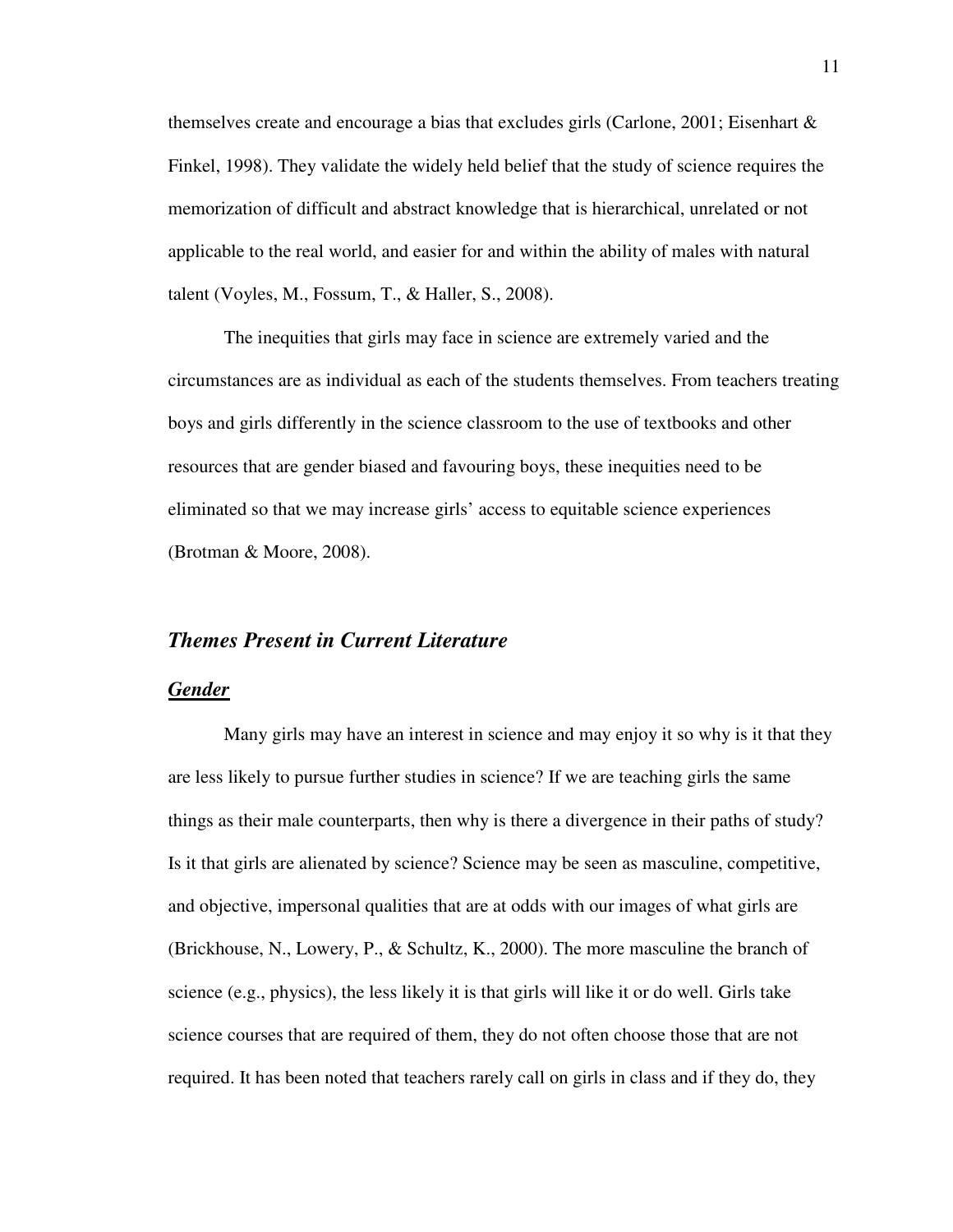themselves create and encourage a bias that excludes girls (Carlone, 2001; Eisenhart & Finkel, 1998). They validate the widely held belief that the study of science requires the memorization of difficult and abstract knowledge that is hierarchical, unrelated or not applicable to the real world, and easier for and within the ability of males with natural talent (Voyles, M., Fossum, T., & Haller, S., 2008).

The inequities that girls may face in science are extremely varied and the circumstances are as individual as each of the students themselves. From teachers treating boys and girls differently in the science classroom to the use of textbooks and other resources that are gender biased and favouring boys, these inequities need to be eliminated so that we may increase girls' access to equitable science experiences (Brotman & Moore, 2008).

## *Themes Present in Current Literature*

### ***Gender***

Many girls may have an interest in science and may enjoy it so why is it that they are less likely to pursue further studies in science? If we are teaching girls the same things as their male counterparts, then why is there a divergence in their paths of study? Is it that girls are alienated by science? Science may be seen as masculine, competitive, and objective, impersonal qualities that are at odds with our images of what girls are (Brickhouse, N., Lowery, P., & Schultz, K., 2000). The more masculine the branch of science (e.g., physics), the less likely it is that girls will like it or do well. Girls take science courses that are required of them, they do not often choose those that are not required. It has been noted that teachers rarely call on girls in class and if they do, they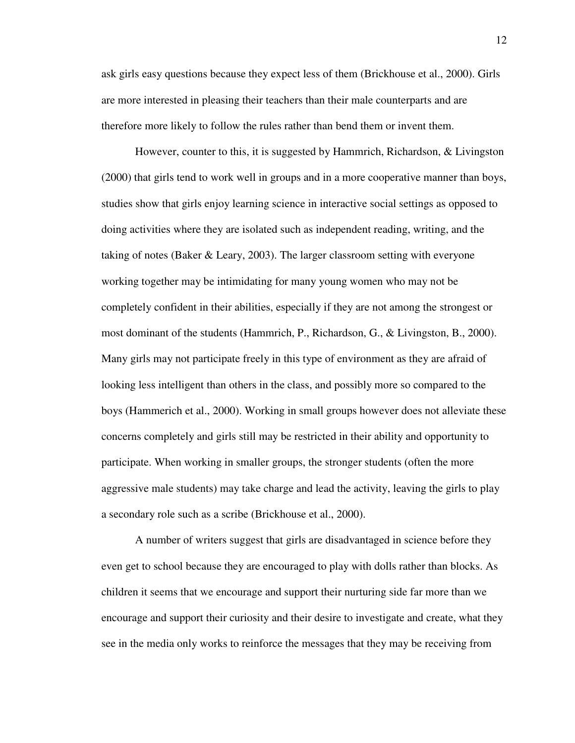ask girls easy questions because they expect less of them (Brickhouse et al., 2000). Girls are more interested in pleasing their teachers than their male counterparts and are therefore more likely to follow the rules rather than bend them or invent them.

However, counter to this, it is suggested by Hammrich, Richardson, & Livingston (2000) that girls tend to work well in groups and in a more cooperative manner than boys, studies show that girls enjoy learning science in interactive social settings as opposed to doing activities where they are isolated such as independent reading, writing, and the taking of notes (Baker & Leary, 2003). The larger classroom setting with everyone working together may be intimidating for many young women who may not be completely confident in their abilities, especially if they are not among the strongest or most dominant of the students (Hammrich, P., Richardson, G., & Livingston, B., 2000). Many girls may not participate freely in this type of environment as they are afraid of looking less intelligent than others in the class, and possibly more so compared to the boys (Hammerich et al., 2000). Working in small groups however does not alleviate these concerns completely and girls still may be restricted in their ability and opportunity to participate. When working in smaller groups, the stronger students (often the more aggressive male students) may take charge and lead the activity, leaving the girls to play a secondary role such as a scribe (Brickhouse et al., 2000).

A number of writers suggest that girls are disadvantaged in science before they even get to school because they are encouraged to play with dolls rather than blocks. As children it seems that we encourage and support their nurturing side far more than we encourage and support their curiosity and their desire to investigate and create, what they see in the media only works to reinforce the messages that they may be receiving from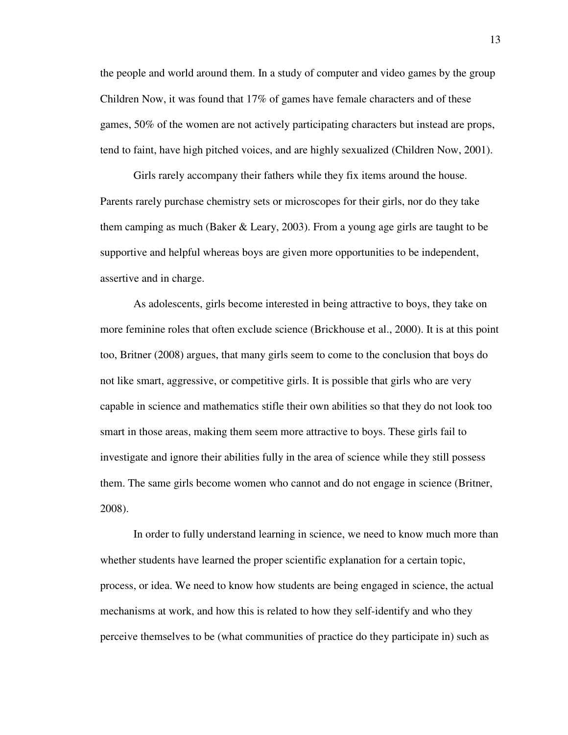the people and world around them. In a study of computer and video games by the group Children Now, it was found that 17% of games have female characters and of these games, 50% of the women are not actively participating characters but instead are props, tend to faint, have high pitched voices, and are highly sexualized (Children Now, 2001).

Girls rarely accompany their fathers while they fix items around the house. Parents rarely purchase chemistry sets or microscopes for their girls, nor do they take them camping as much (Baker & Leary, 2003). From a young age girls are taught to be supportive and helpful whereas boys are given more opportunities to be independent, assertive and in charge.

As adolescents, girls become interested in being attractive to boys, they take on more feminine roles that often exclude science (Brickhouse et al., 2000). It is at this point too, Britner (2008) argues, that many girls seem to come to the conclusion that boys do not like smart, aggressive, or competitive girls. It is possible that girls who are very capable in science and mathematics stifle their own abilities so that they do not look too smart in those areas, making them seem more attractive to boys. These girls fail to investigate and ignore their abilities fully in the area of science while they still possess them. The same girls become women who cannot and do not engage in science (Britner, 2008).

In order to fully understand learning in science, we need to know much more than whether students have learned the proper scientific explanation for a certain topic, process, or idea. We need to know how students are being engaged in science, the actual mechanisms at work, and how this is related to how they self-identify and who they perceive themselves to be (what communities of practice do they participate in) such as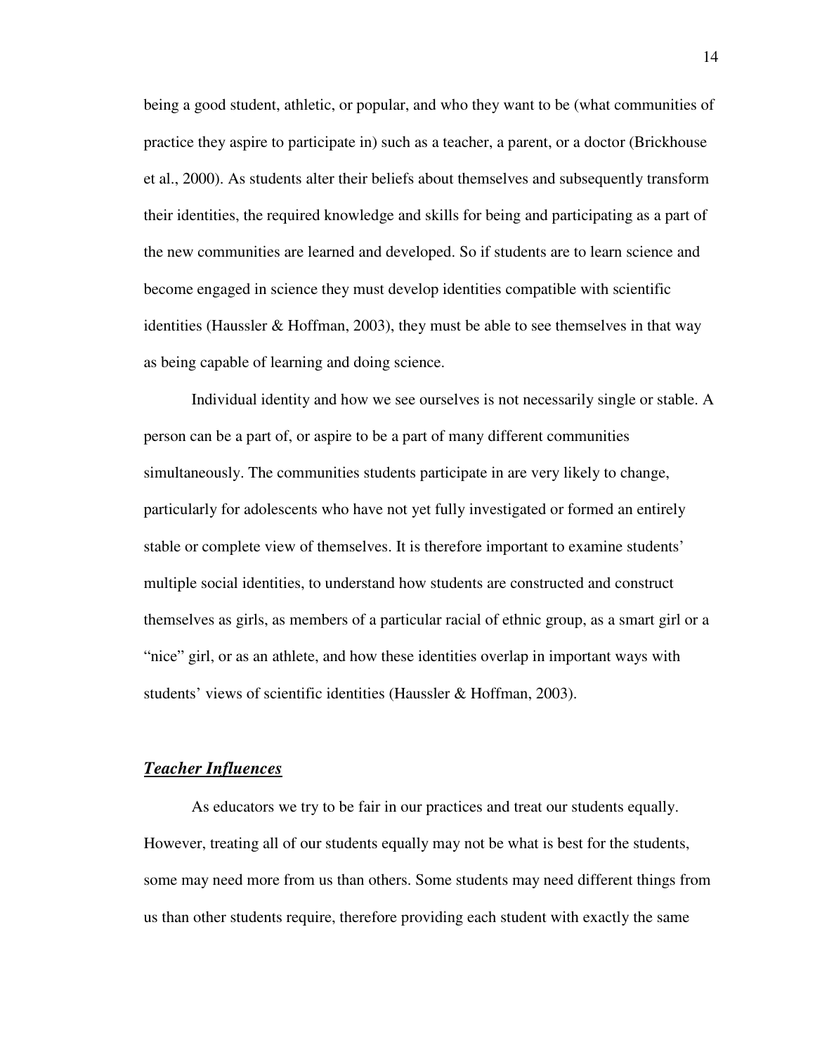being a good student, athletic, or popular, and who they want to be (what communities of practice they aspire to participate in) such as a teacher, a parent, or a doctor (Brickhouse et al., 2000). As students alter their beliefs about themselves and subsequently transform their identities, the required knowledge and skills for being and participating as a part of the new communities are learned and developed. So if students are to learn science and become engaged in science they must develop identities compatible with scientific identities (Haussler & Hoffman, 2003), they must be able to see themselves in that way as being capable of learning and doing science.

Individual identity and how we see ourselves is not necessarily single or stable. A person can be a part of, or aspire to be a part of many different communities simultaneously. The communities students participate in are very likely to change, particularly for adolescents who have not yet fully investigated or formed an entirely stable or complete view of themselves. It is therefore important to examine students' multiple social identities, to understand how students are constructed and construct themselves as girls, as members of a particular racial of ethnic group, as a smart girl or a "nice" girl, or as an athlete, and how these identities overlap in important ways with students' views of scientific identities (Haussler & Hoffman, 2003).

### ***Teacher Influences***

As educators we try to be fair in our practices and treat our students equally. However, treating all of our students equally may not be what is best for the students, some may need more from us than others. Some students may need different things from us than other students require, therefore providing each student with exactly the same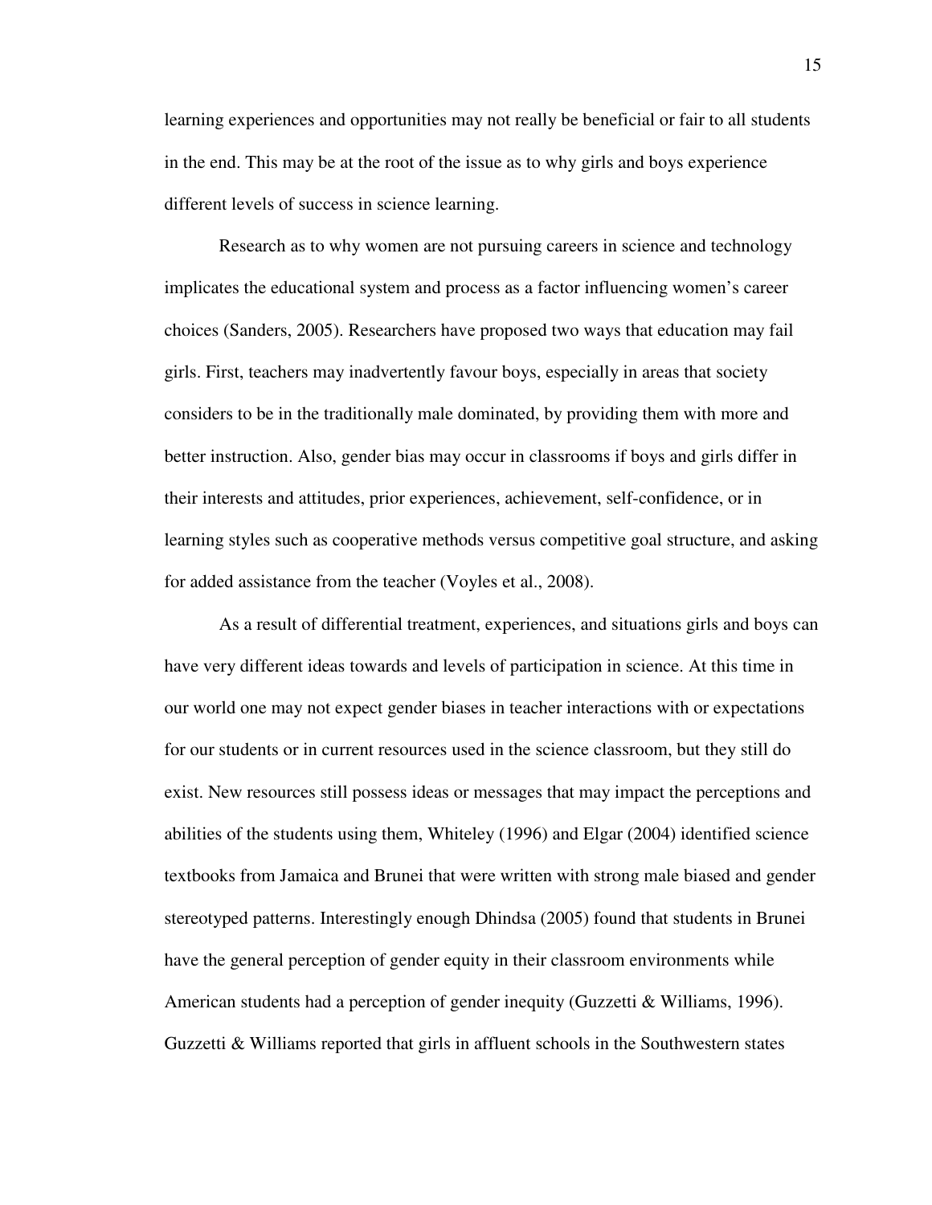learning experiences and opportunities may not really be beneficial or fair to all students in the end. This may be at the root of the issue as to why girls and boys experience different levels of success in science learning.

Research as to why women are not pursuing careers in science and technology implicates the educational system and process as a factor influencing women's career choices (Sanders, 2005). Researchers have proposed two ways that education may fail girls. First, teachers may inadvertently favour boys, especially in areas that society considers to be in the traditionally male dominated, by providing them with more and better instruction. Also, gender bias may occur in classrooms if boys and girls differ in their interests and attitudes, prior experiences, achievement, self-confidence, or in learning styles such as cooperative methods versus competitive goal structure, and asking for added assistance from the teacher (Voyles et al., 2008).

As a result of differential treatment, experiences, and situations girls and boys can have very different ideas towards and levels of participation in science. At this time in our world one may not expect gender biases in teacher interactions with or expectations for our students or in current resources used in the science classroom, but they still do exist. New resources still possess ideas or messages that may impact the perceptions and abilities of the students using them, Whiteley (1996) and Elgar (2004) identified science textbooks from Jamaica and Brunei that were written with strong male biased and gender stereotyped patterns. Interestingly enough Dhindsa (2005) found that students in Brunei have the general perception of gender equity in their classroom environments while American students had a perception of gender inequity (Guzzetti & Williams, 1996). Guzzetti & Williams reported that girls in affluent schools in the Southwestern states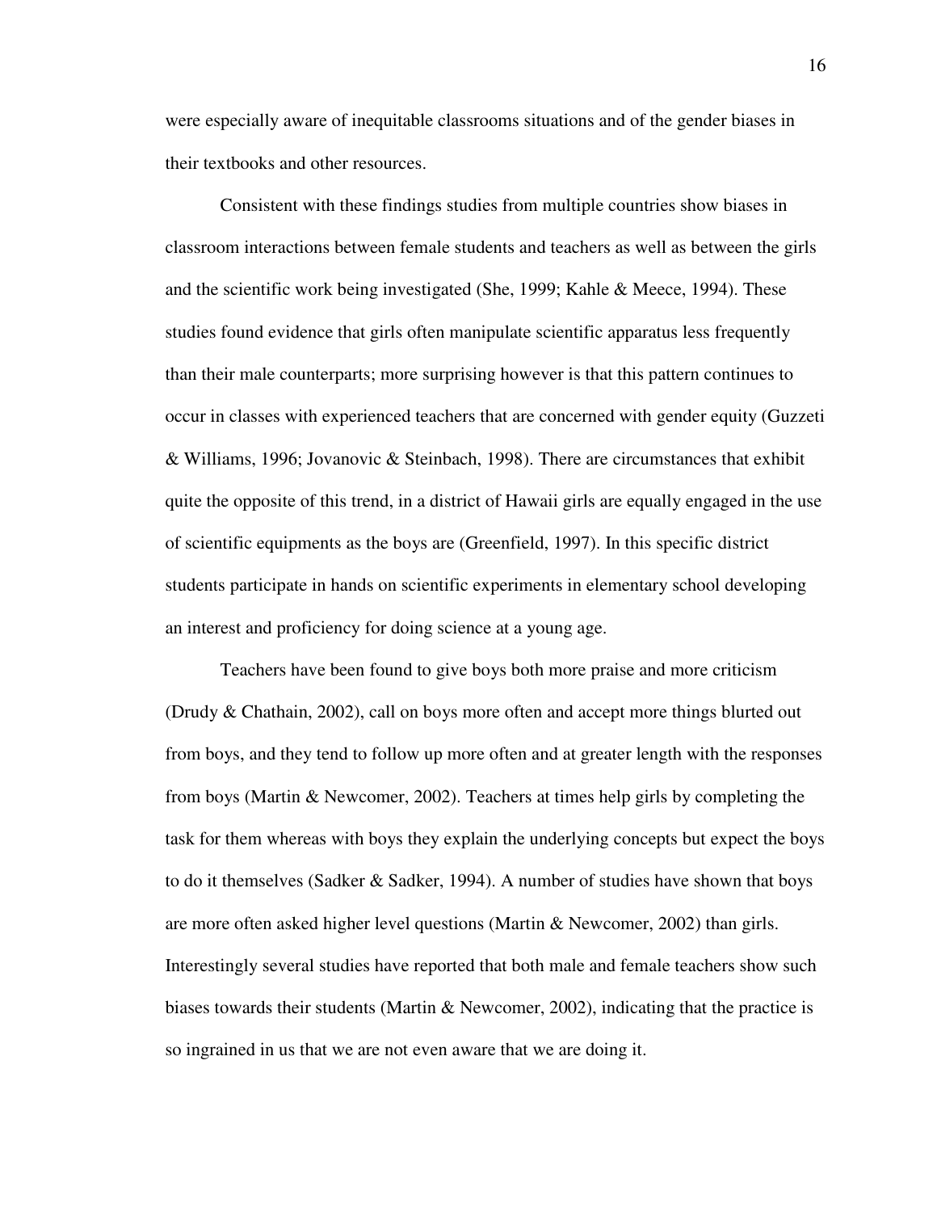were especially aware of inequitable classrooms situations and of the gender biases in their textbooks and other resources.

Consistent with these findings studies from multiple countries show biases in classroom interactions between female students and teachers as well as between the girls and the scientific work being investigated (She, 1999; Kahle & Meece, 1994). These studies found evidence that girls often manipulate scientific apparatus less frequently than their male counterparts; more surprising however is that this pattern continues to occur in classes with experienced teachers that are concerned with gender equity (Guzzeti & Williams, 1996; Jovanovic & Steinbach, 1998). There are circumstances that exhibit quite the opposite of this trend, in a district of Hawaii girls are equally engaged in the use of scientific equipments as the boys are (Greenfield, 1997). In this specific district students participate in hands on scientific experiments in elementary school developing an interest and proficiency for doing science at a young age.

Teachers have been found to give boys both more praise and more criticism (Drudy & Chathain, 2002), call on boys more often and accept more things blurted out from boys, and they tend to follow up more often and at greater length with the responses from boys (Martin & Newcomer, 2002). Teachers at times help girls by completing the task for them whereas with boys they explain the underlying concepts but expect the boys to do it themselves (Sadker & Sadker, 1994). A number of studies have shown that boys are more often asked higher level questions (Martin & Newcomer, 2002) than girls. Interestingly several studies have reported that both male and female teachers show such biases towards their students (Martin & Newcomer, 2002), indicating that the practice is so ingrained in us that we are not even aware that we are doing it.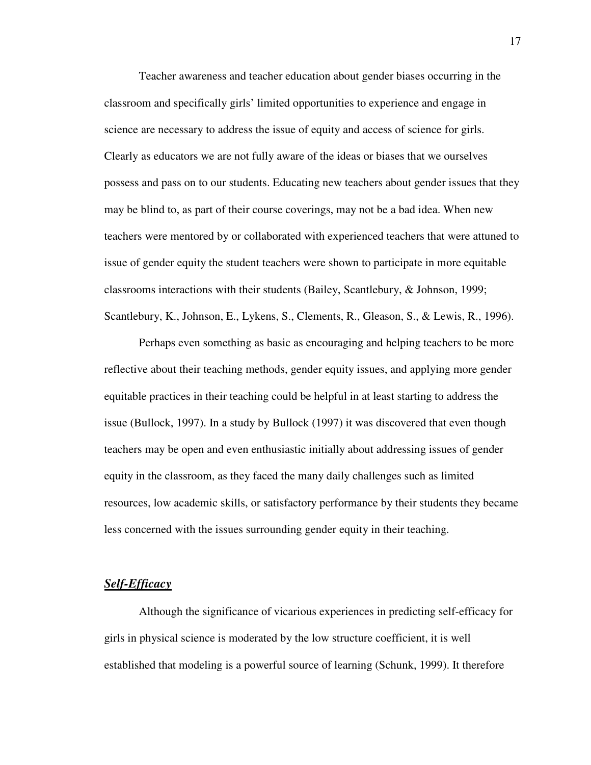Teacher awareness and teacher education about gender biases occurring in the classroom and specifically girls' limited opportunities to experience and engage in science are necessary to address the issue of equity and access of science for girls. Clearly as educators we are not fully aware of the ideas or biases that we ourselves possess and pass on to our students. Educating new teachers about gender issues that they may be blind to, as part of their course coverings, may not be a bad idea. When new teachers were mentored by or collaborated with experienced teachers that were attuned to issue of gender equity the student teachers were shown to participate in more equitable classrooms interactions with their students (Bailey, Scantlebury, & Johnson, 1999; Scantlebury, K., Johnson, E., Lykens, S., Clements, R., Gleason, S., & Lewis, R., 1996).

Perhaps even something as basic as encouraging and helping teachers to be more reflective about their teaching methods, gender equity issues, and applying more gender equitable practices in their teaching could be helpful in at least starting to address the issue (Bullock, 1997). In a study by Bullock (1997) it was discovered that even though teachers may be open and even enthusiastic initially about addressing issues of gender equity in the classroom, as they faced the many daily challenges such as limited resources, low academic skills, or satisfactory performance by their students they became less concerned with the issues surrounding gender equity in their teaching.

## ***Self-Efficacy***

Although the significance of vicarious experiences in predicting self-efficacy for girls in physical science is moderated by the low structure coefficient, it is well established that modeling is a powerful source of learning (Schunk, 1999). It therefore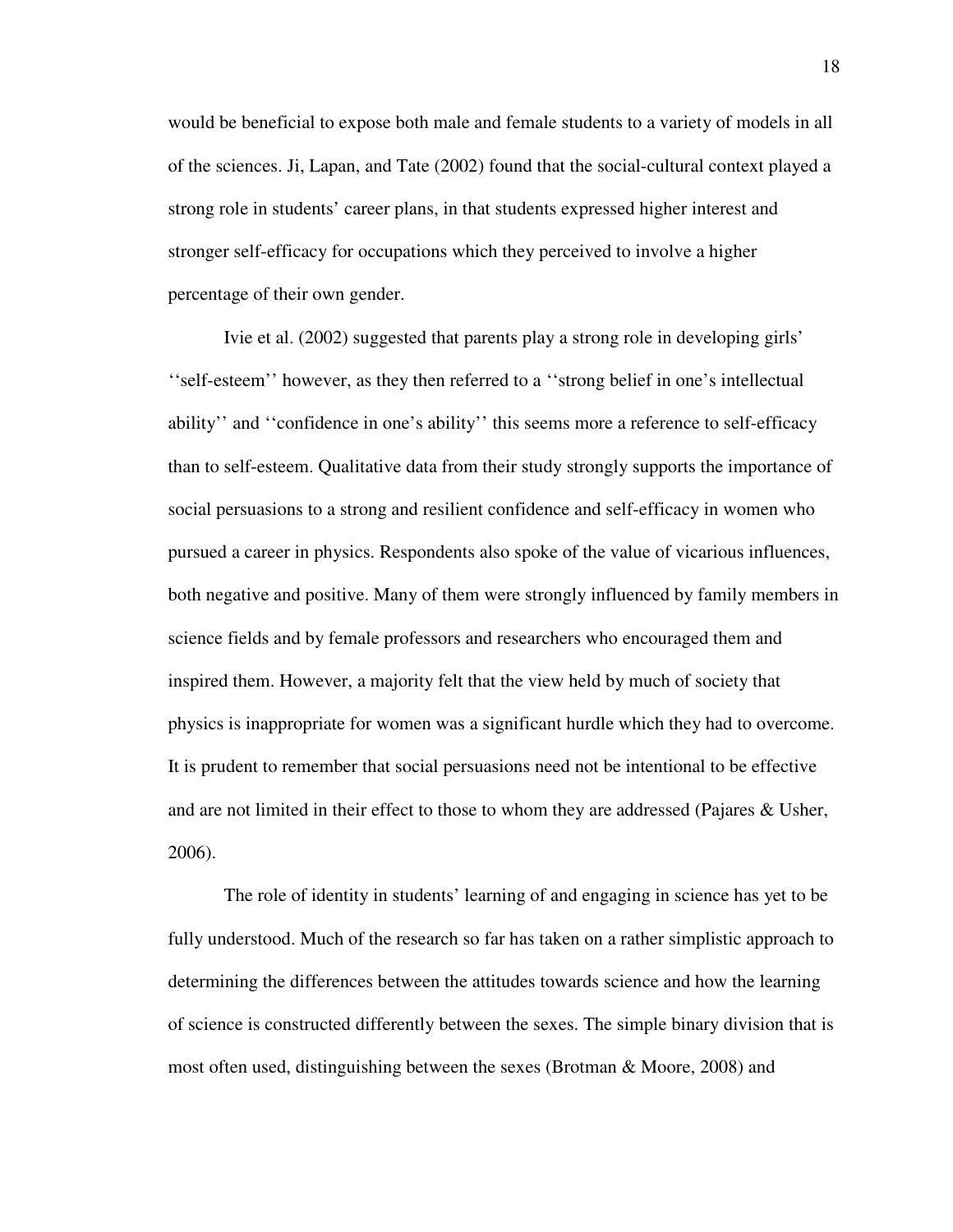would be beneficial to expose both male and female students to a variety of models in all of the sciences. Ji, Lapan, and Tate (2002) found that the social-cultural context played a strong role in students' career plans, in that students expressed higher interest and stronger self-efficacy for occupations which they perceived to involve a higher percentage of their own gender.

Ivie et al. (2002) suggested that parents play a strong role in developing girls' ''self-esteem'' however, as they then referred to a ''strong belief in one's intellectual ability'' and ''confidence in one's ability'' this seems more a reference to self-efficacy than to self-esteem. Qualitative data from their study strongly supports the importance of social persuasions to a strong and resilient confidence and self-efficacy in women who pursued a career in physics. Respondents also spoke of the value of vicarious influences, both negative and positive. Many of them were strongly influenced by family members in science fields and by female professors and researchers who encouraged them and inspired them. However, a majority felt that the view held by much of society that physics is inappropriate for women was a significant hurdle which they had to overcome. It is prudent to remember that social persuasions need not be intentional to be effective and are not limited in their effect to those to whom they are addressed (Pajares & Usher, 2006).

The role of identity in students' learning of and engaging in science has yet to be fully understood. Much of the research so far has taken on a rather simplistic approach to determining the differences between the attitudes towards science and how the learning of science is constructed differently between the sexes. The simple binary division that is most often used, distinguishing between the sexes (Brotman & Moore, 2008) and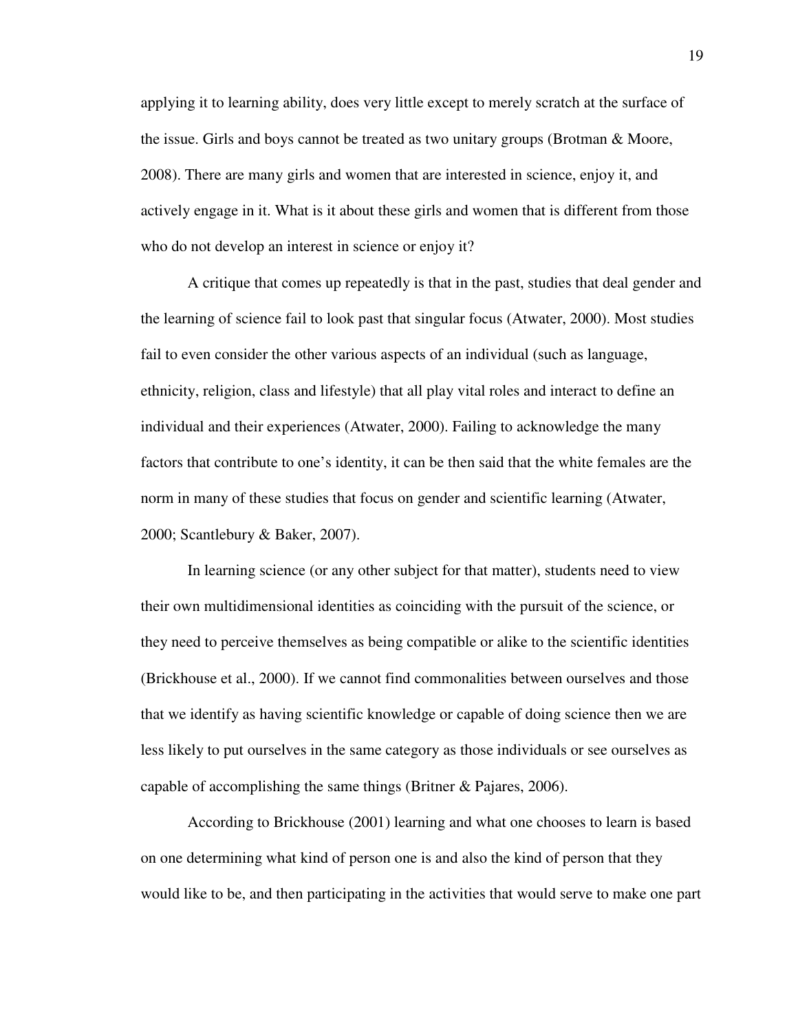applying it to learning ability, does very little except to merely scratch at the surface of the issue. Girls and boys cannot be treated as two unitary groups (Brotman & Moore, 2008). There are many girls and women that are interested in science, enjoy it, and actively engage in it. What is it about these girls and women that is different from those who do not develop an interest in science or enjoy it?

A critique that comes up repeatedly is that in the past, studies that deal gender and the learning of science fail to look past that singular focus (Atwater, 2000). Most studies fail to even consider the other various aspects of an individual (such as language, ethnicity, religion, class and lifestyle) that all play vital roles and interact to define an individual and their experiences (Atwater, 2000). Failing to acknowledge the many factors that contribute to one's identity, it can be then said that the white females are the norm in many of these studies that focus on gender and scientific learning (Atwater, 2000; Scantlebury & Baker, 2007).

In learning science (or any other subject for that matter), students need to view their own multidimensional identities as coinciding with the pursuit of the science, or they need to perceive themselves as being compatible or alike to the scientific identities (Brickhouse et al., 2000). If we cannot find commonalities between ourselves and those that we identify as having scientific knowledge or capable of doing science then we are less likely to put ourselves in the same category as those individuals or see ourselves as capable of accomplishing the same things (Britner & Pajares, 2006).

According to Brickhouse (2001) learning and what one chooses to learn is based on one determining what kind of person one is and also the kind of person that they would like to be, and then participating in the activities that would serve to make one part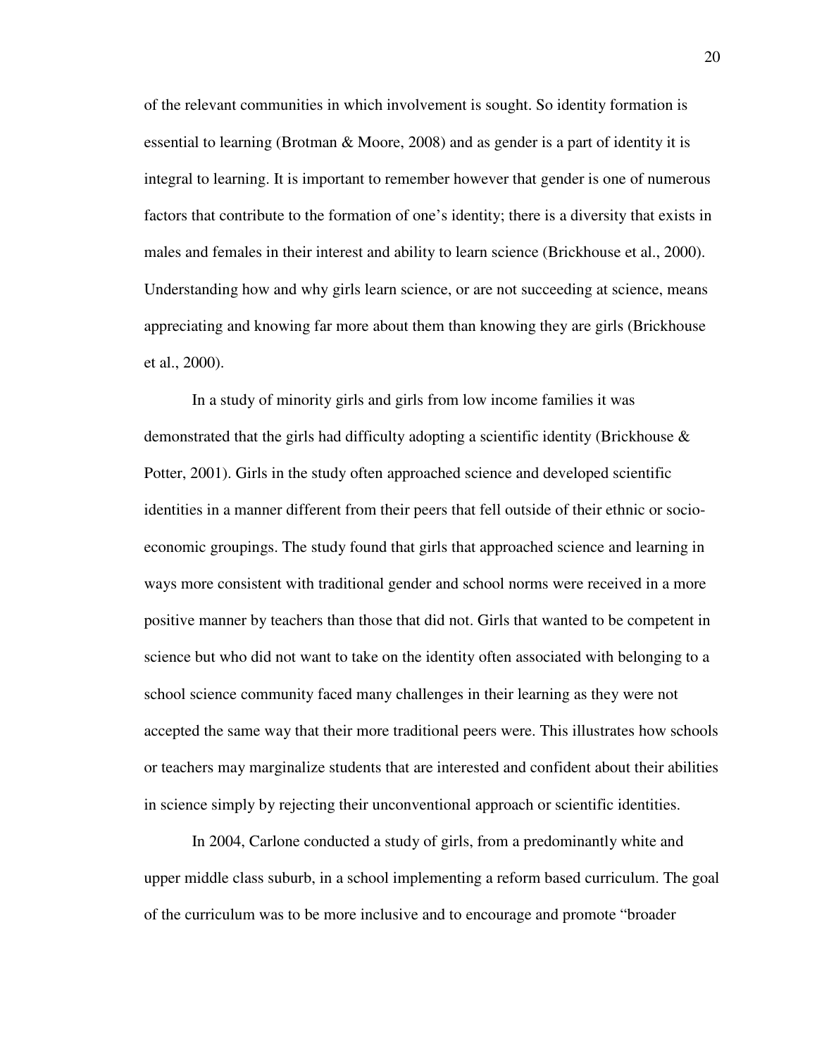of the relevant communities in which involvement is sought. So identity formation is essential to learning (Brotman & Moore, 2008) and as gender is a part of identity it is integral to learning. It is important to remember however that gender is one of numerous factors that contribute to the formation of one's identity; there is a diversity that exists in males and females in their interest and ability to learn science (Brickhouse et al., 2000). Understanding how and why girls learn science, or are not succeeding at science, means appreciating and knowing far more about them than knowing they are girls (Brickhouse et al., 2000).

In a study of minority girls and girls from low income families it was demonstrated that the girls had difficulty adopting a scientific identity (Brickhouse & Potter, 2001). Girls in the study often approached science and developed scientific identities in a manner different from their peers that fell outside of their ethnic or socio-economic groupings. The study found that girls that approached science and learning in ways more consistent with traditional gender and school norms were received in a more positive manner by teachers than those that did not. Girls that wanted to be competent in science but who did not want to take on the identity often associated with belonging to a school science community faced many challenges in their learning as they were not accepted the same way that their more traditional peers were. This illustrates how schools or teachers may marginalize students that are interested and confident about their abilities in science simply by rejecting their unconventional approach or scientific identities.

In 2004, Carlone conducted a study of girls, from a predominantly white and upper middle class suburb, in a school implementing a reform based curriculum. The goal of the curriculum was to be more inclusive and to encourage and promote "broader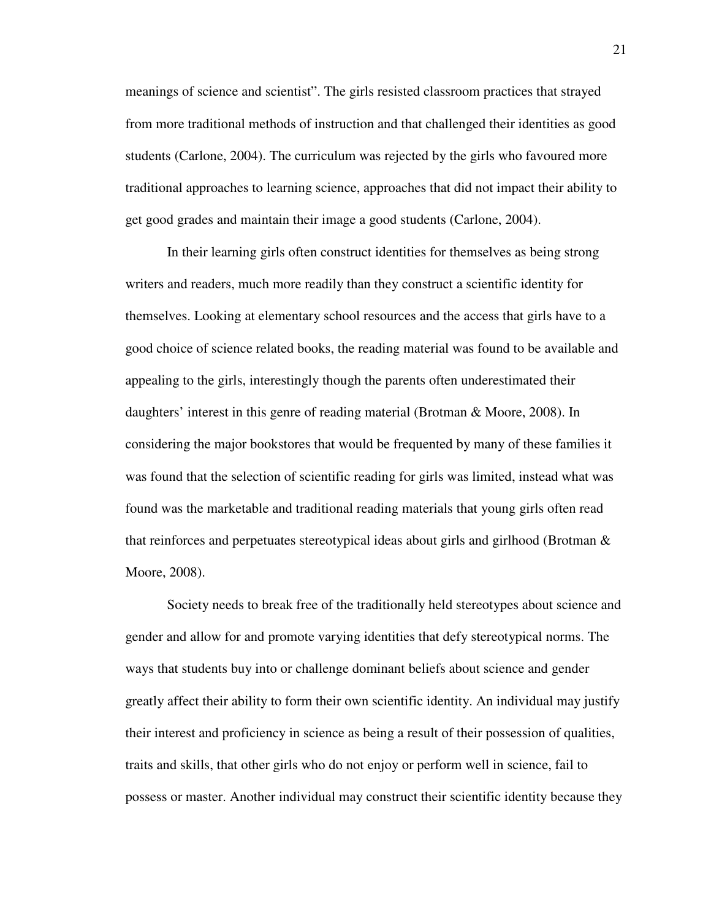meanings of science and scientist". The girls resisted classroom practices that strayed from more traditional methods of instruction and that challenged their identities as good students (Carlone, 2004). The curriculum was rejected by the girls who favoured more traditional approaches to learning science, approaches that did not impact their ability to get good grades and maintain their image a good students (Carlone, 2004).

In their learning girls often construct identities for themselves as being strong writers and readers, much more readily than they construct a scientific identity for themselves. Looking at elementary school resources and the access that girls have to a good choice of science related books, the reading material was found to be available and appealing to the girls, interestingly though the parents often underestimated their daughters' interest in this genre of reading material (Brotman & Moore, 2008). In considering the major bookstores that would be frequented by many of these families it was found that the selection of scientific reading for girls was limited, instead what was found was the marketable and traditional reading materials that young girls often read that reinforces and perpetuates stereotypical ideas about girls and girlhood (Brotman & Moore, 2008).

Society needs to break free of the traditionally held stereotypes about science and gender and allow for and promote varying identities that defy stereotypical norms. The ways that students buy into or challenge dominant beliefs about science and gender greatly affect their ability to form their own scientific identity. An individual may justify their interest and proficiency in science as being a result of their possession of qualities, traits and skills, that other girls who do not enjoy or perform well in science, fail to possess or master. Another individual may construct their scientific identity because they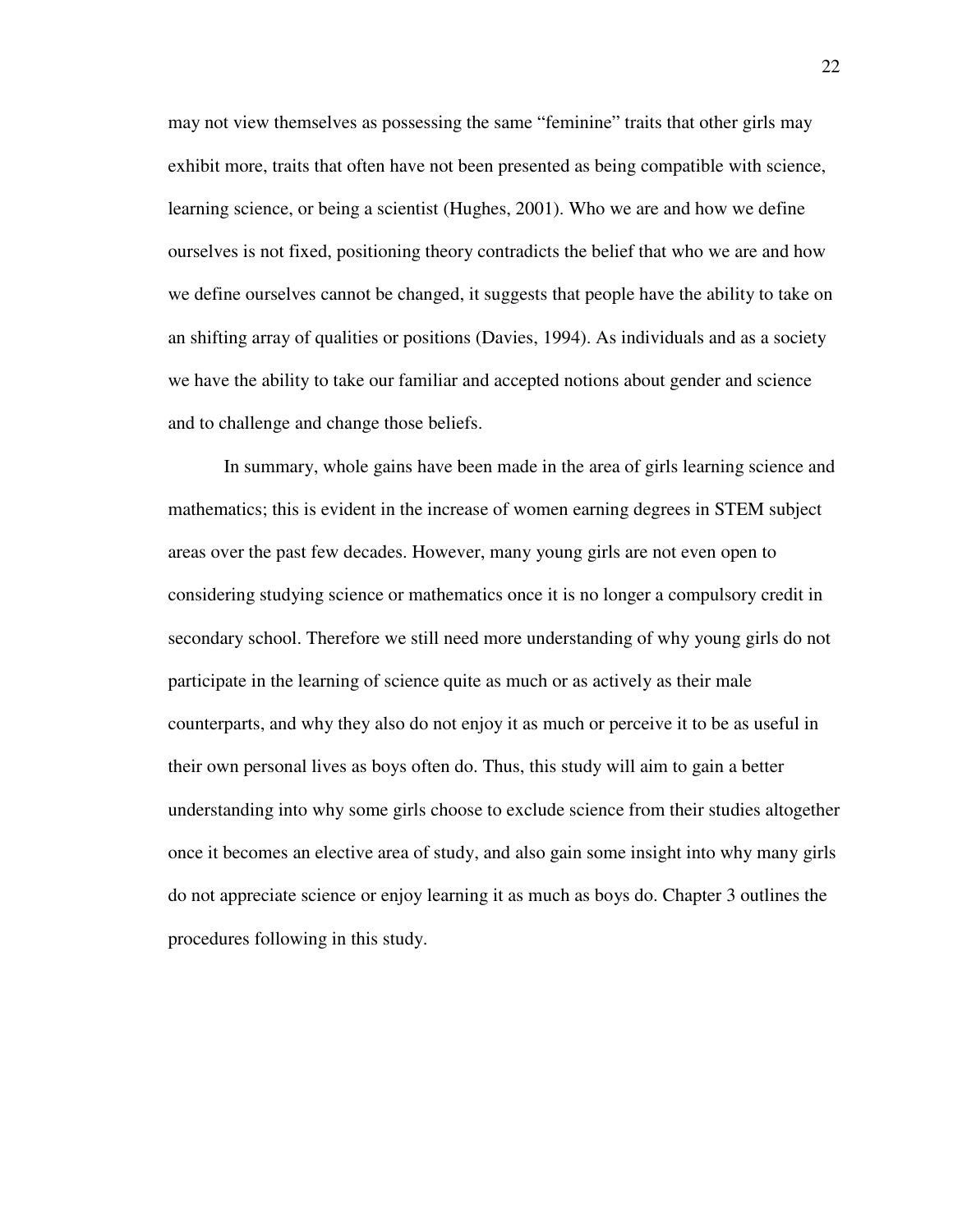may not view themselves as possessing the same "feminine" traits that other girls may exhibit more, traits that often have not been presented as being compatible with science, learning science, or being a scientist (Hughes, 2001). Who we are and how we define ourselves is not fixed, positioning theory contradicts the belief that who we are and how we define ourselves cannot be changed, it suggests that people have the ability to take on an shifting array of qualities or positions (Davies, 1994). As individuals and as a society we have the ability to take our familiar and accepted notions about gender and science and to challenge and change those beliefs.

In summary, whole gains have been made in the area of girls learning science and mathematics; this is evident in the increase of women earning degrees in STEM subject areas over the past few decades. However, many young girls are not even open to considering studying science or mathematics once it is no longer a compulsory credit in secondary school. Therefore we still need more understanding of why young girls do not participate in the learning of science quite as much or as actively as their male counterparts, and why they also do not enjoy it as much or perceive it to be as useful in their own personal lives as boys often do. Thus, this study will aim to gain a better understanding into why some girls choose to exclude science from their studies altogether once it becomes an elective area of study, and also gain some insight into why many girls do not appreciate science or enjoy learning it as much as boys do. Chapter 3 outlines the procedures following in this study.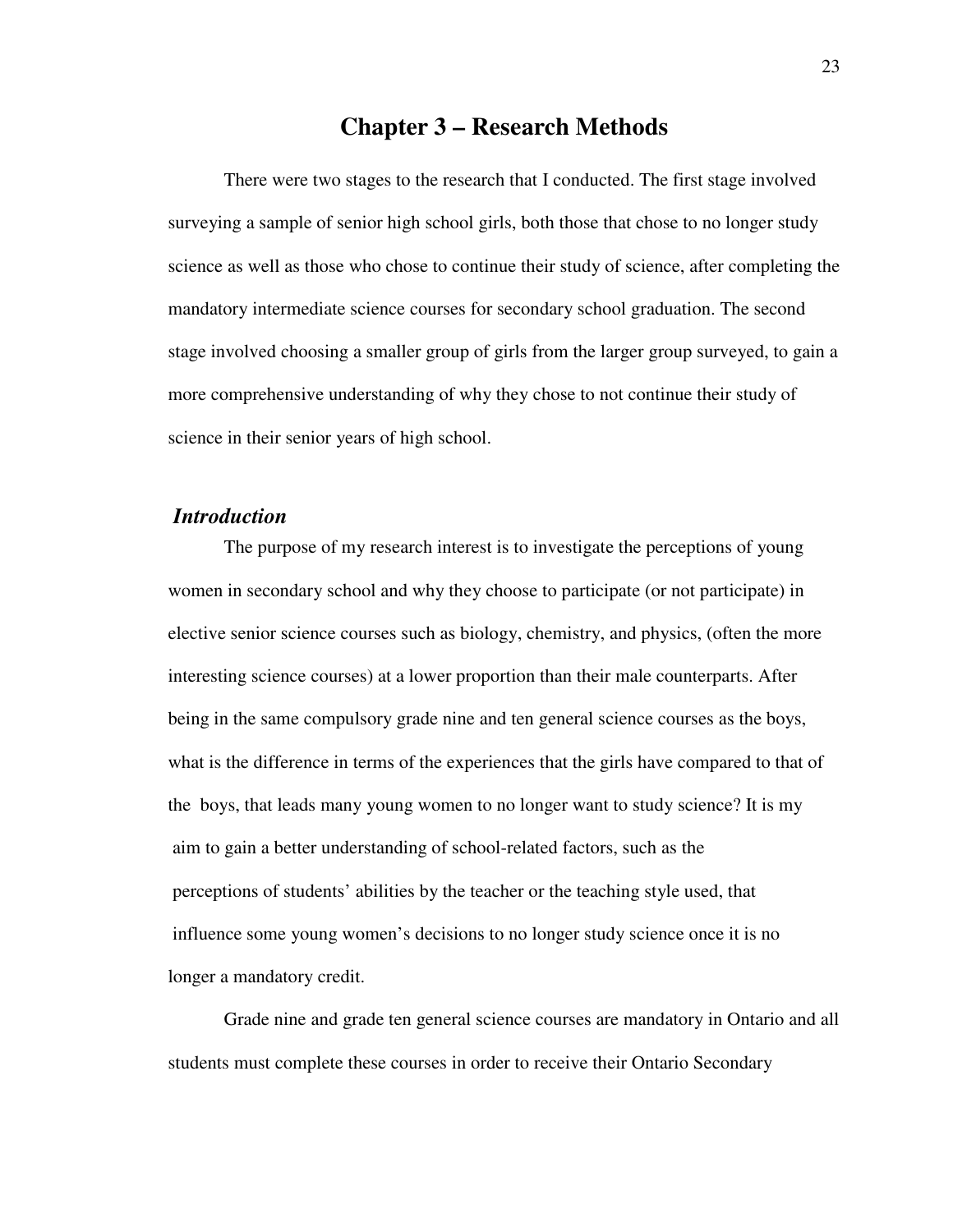# Chapter 3 – Research Methods

There were two stages to the research that I conducted. The first stage involved surveying a sample of senior high school girls, both those that chose to no longer study science as well as those who chose to continue their study of science, after completing the mandatory intermediate science courses for secondary school graduation. The second stage involved choosing a smaller group of girls from the larger group surveyed, to gain a more comprehensive understanding of why they chose to not continue their study of science in their senior years of high school.

## *Introduction*

The purpose of my research interest is to investigate the perceptions of young women in secondary school and why they choose to participate (or not participate) in elective senior science courses such as biology, chemistry, and physics, (often the more interesting science courses) at a lower proportion than their male counterparts. After being in the same compulsory grade nine and ten general science courses as the boys, what is the difference in terms of the experiences that the girls have compared to that of the boys, that leads many young women to no longer want to study science? It is my aim to gain a better understanding of school-related factors, such as the perceptions of students' abilities by the teacher or the teaching style used, that influence some young women's decisions to no longer study science once it is no longer a mandatory credit.

Grade nine and grade ten general science courses are mandatory in Ontario and all students must complete these courses in order to receive their Ontario Secondary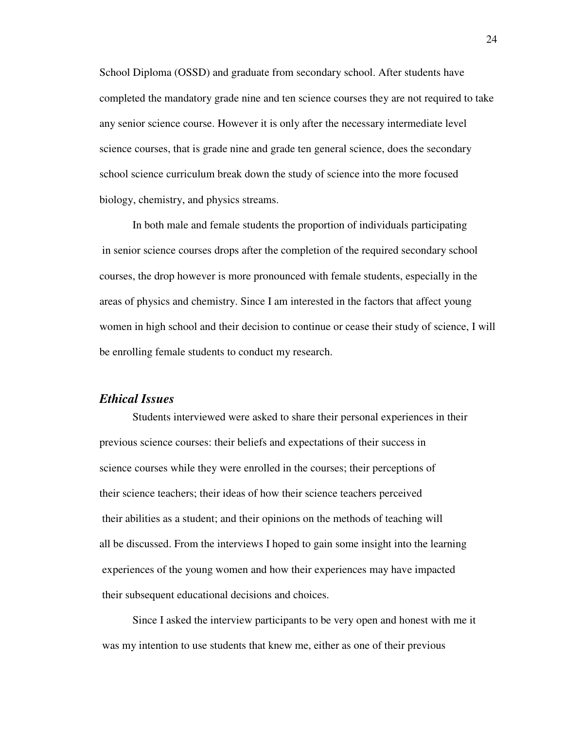School Diploma (OSSD) and graduate from secondary school. After students have completed the mandatory grade nine and ten science courses they are not required to take any senior science course. However it is only after the necessary intermediate level science courses, that is grade nine and grade ten general science, does the secondary school science curriculum break down the study of science into the more focused biology, chemistry, and physics streams.

In both male and female students the proportion of individuals participating in senior science courses drops after the completion of the required secondary school courses, the drop however is more pronounced with female students, especially in the areas of physics and chemistry. Since I am interested in the factors that affect young women in high school and their decision to continue or cease their study of science, I will be enrolling female students to conduct my research.

### *Ethical Issues*

Students interviewed were asked to share their personal experiences in their previous science courses: their beliefs and expectations of their success in science courses while they were enrolled in the courses; their perceptions of their science teachers; their ideas of how their science teachers perceived their abilities as a student; and their opinions on the methods of teaching will all be discussed. From the interviews I hoped to gain some insight into the learning experiences of the young women and how their experiences may have impacted their subsequent educational decisions and choices.

Since I asked the interview participants to be very open and honest with me it was my intention to use students that knew me, either as one of their previous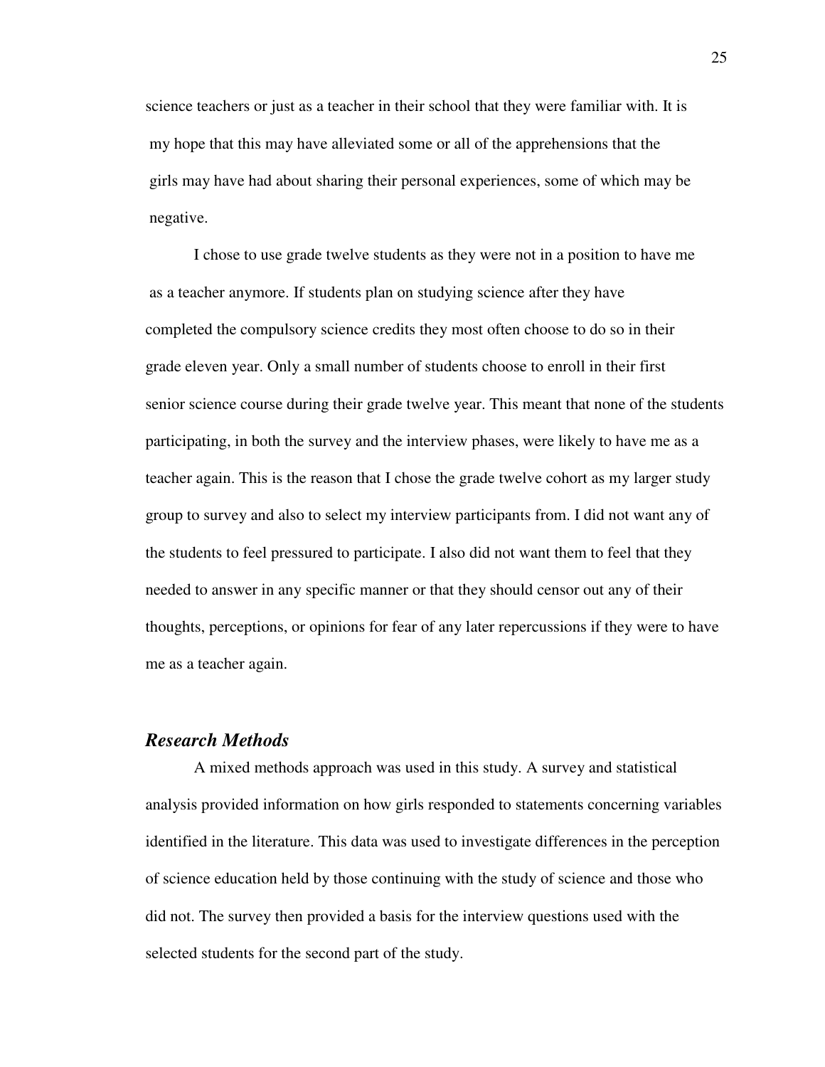science teachers or just as a teacher in their school that they were familiar with. It is my hope that this may have alleviated some or all of the apprehensions that the girls may have had about sharing their personal experiences, some of which may be negative.

I chose to use grade twelve students as they were not in a position to have me as a teacher anymore. If students plan on studying science after they have completed the compulsory science credits they most often choose to do so in their grade eleven year. Only a small number of students choose to enroll in their first senior science course during their grade twelve year. This meant that none of the students participating, in both the survey and the interview phases, were likely to have me as a teacher again. This is the reason that I chose the grade twelve cohort as my larger study group to survey and also to select my interview participants from. I did not want any of the students to feel pressured to participate. I also did not want them to feel that they needed to answer in any specific manner or that they should censor out any of their thoughts, perceptions, or opinions for fear of any later repercussions if they were to have me as a teacher again.

### *Research Methods*

A mixed methods approach was used in this study. A survey and statistical analysis provided information on how girls responded to statements concerning variables identified in the literature. This data was used to investigate differences in the perception of science education held by those continuing with the study of science and those who did not. The survey then provided a basis for the interview questions used with the selected students for the second part of the study.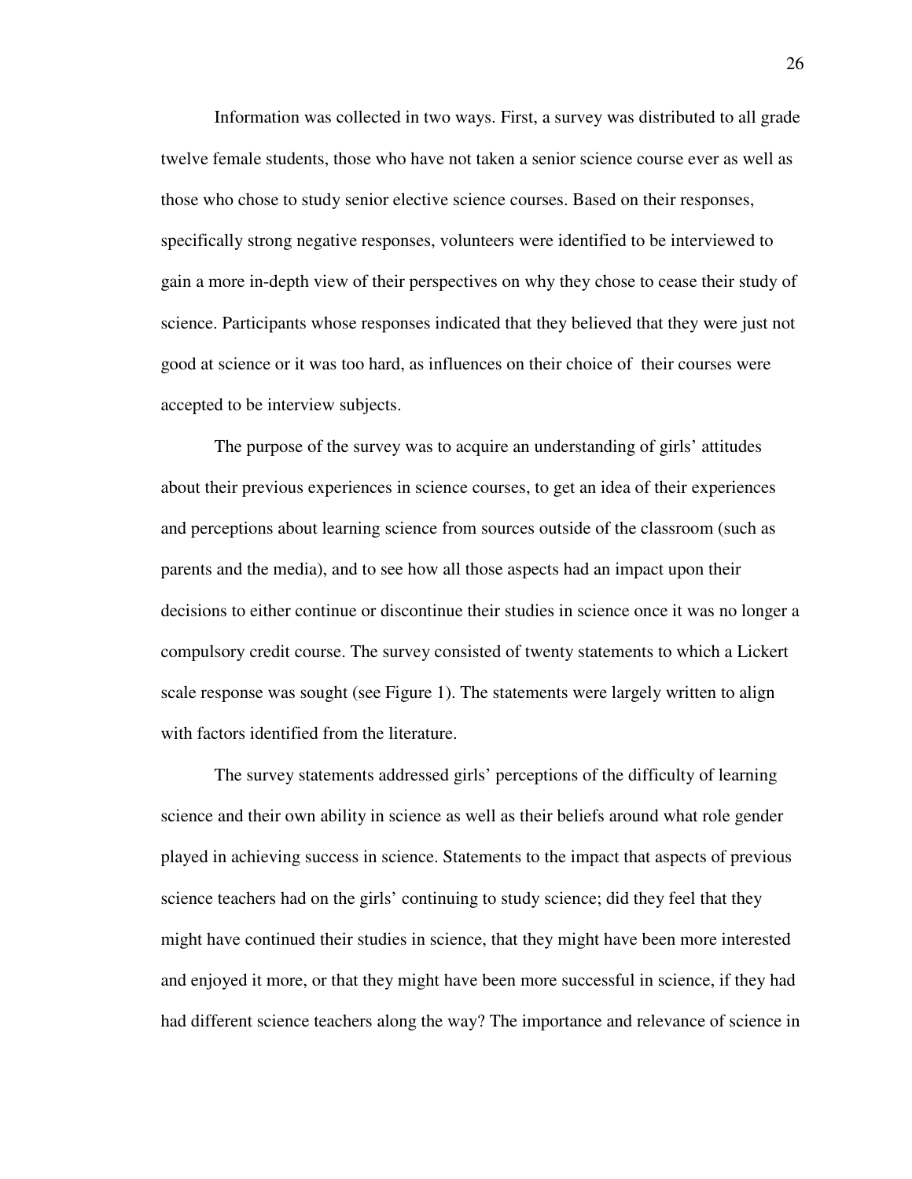Information was collected in two ways. First, a survey was distributed to all grade twelve female students, those who have not taken a senior science course ever as well as those who chose to study senior elective science courses. Based on their responses, specifically strong negative responses, volunteers were identified to be interviewed to gain a more in-depth view of their perspectives on why they chose to cease their study of science. Participants whose responses indicated that they believed that they were just not good at science or it was too hard, as influences on their choice of their courses were accepted to be interview subjects.

The purpose of the survey was to acquire an understanding of girls' attitudes about their previous experiences in science courses, to get an idea of their experiences and perceptions about learning science from sources outside of the classroom (such as parents and the media), and to see how all those aspects had an impact upon their decisions to either continue or discontinue their studies in science once it was no longer a compulsory credit course. The survey consisted of twenty statements to which a Lickert scale response was sought (see Figure 1). The statements were largely written to align with factors identified from the literature.

The survey statements addressed girls' perceptions of the difficulty of learning science and their own ability in science as well as their beliefs around what role gender played in achieving success in science. Statements to the impact that aspects of previous science teachers had on the girls' continuing to study science; did they feel that they might have continued their studies in science, that they might have been more interested and enjoyed it more, or that they might have been more successful in science, if they had had different science teachers along the way? The importance and relevance of science in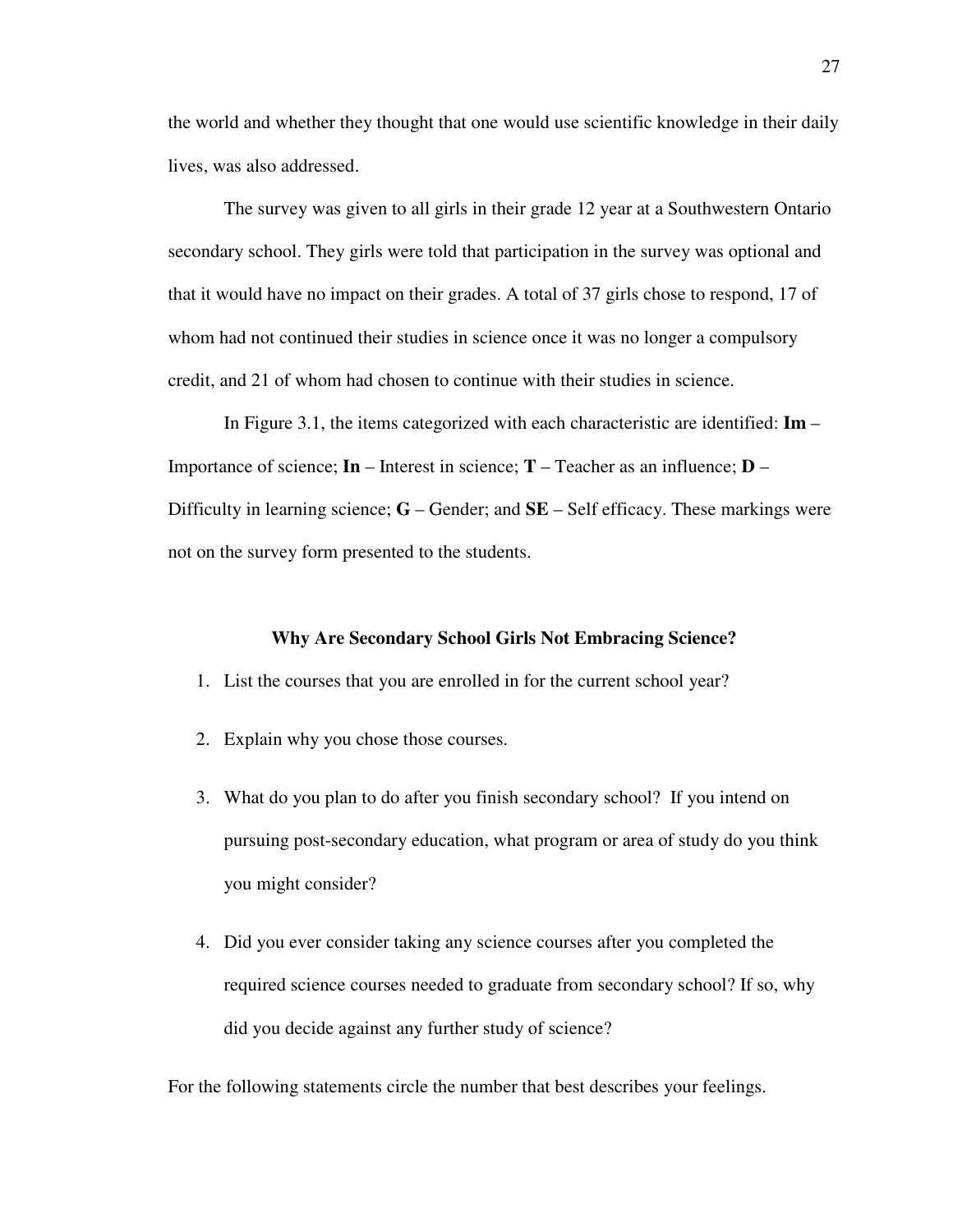the world and whether they thought that one would use scientific knowledge in their daily lives, was also addressed.

The survey was given to all girls in their grade 12 year at a Southwestern Ontario secondary school. They girls were told that participation in the survey was optional and that it would have no impact on their grades. A total of 37 girls chose to respond, 17 of whom had not continued their studies in science once it was no longer a compulsory credit, and 21 of whom had chosen to continue with their studies in science.

In Figure 3.1, the items categorized with each characteristic are identified: **Im** – Importance of science; **In** – Interest in science; **T** – Teacher as an influence; **D** – Difficulty in learning science; **G** – Gender; and **SE** – Self efficacy. These markings were not on the survey form presented to the students.

### Why Are Secondary School Girls Not Embracing Science?

1. List the courses that you are enrolled in for the current school year?
2. Explain why you chose those courses.
3. What do you plan to do after you finish secondary school? If you intend on pursuing post-secondary education, what program or area of study do you think you might consider?
4. Did you ever consider taking any science courses after you completed the required science courses needed to graduate from secondary school? If so, why did you decide against any further study of science?

For the following statements circle the number that best describes your feelings.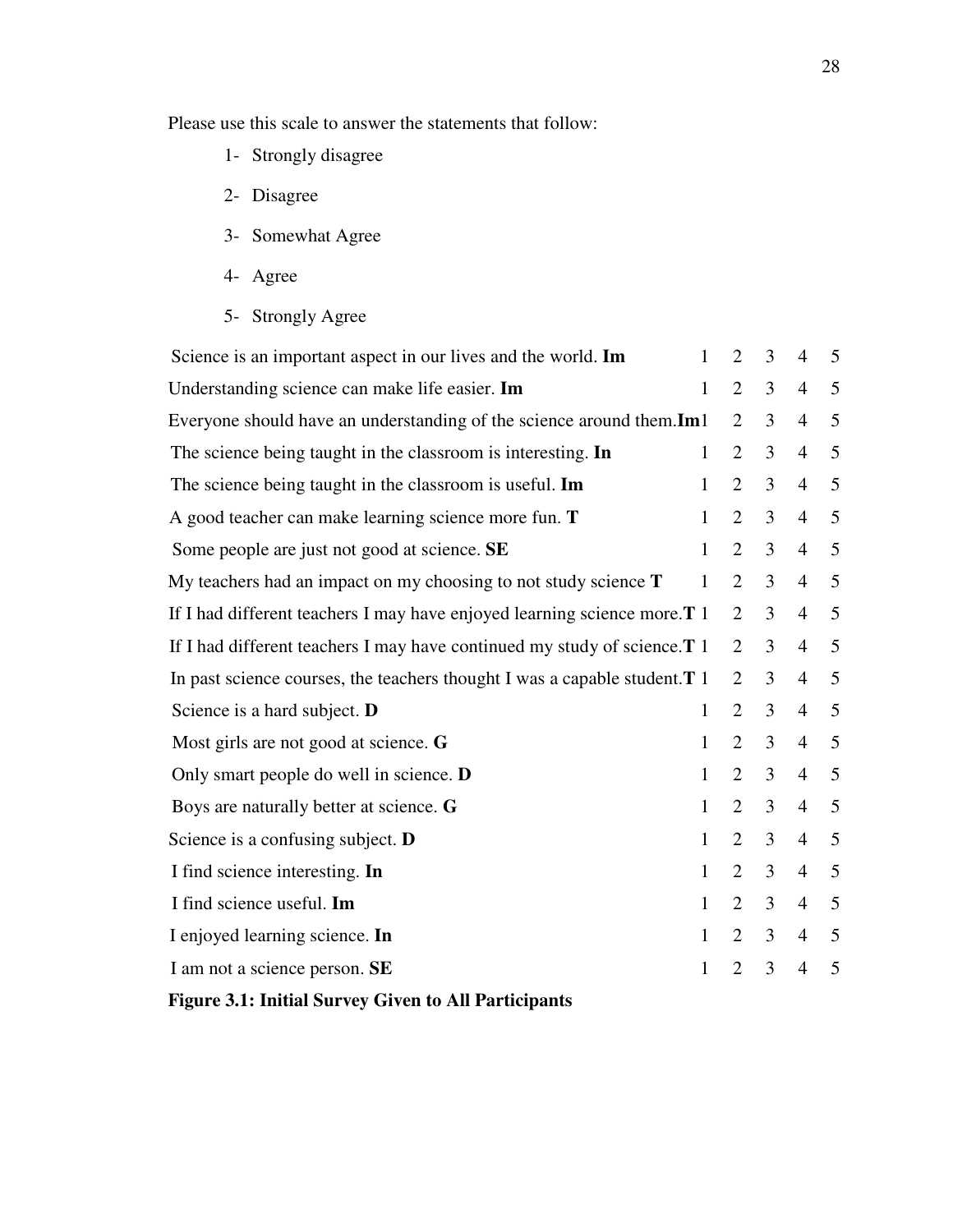Please use this scale to answer the statements that follow:

1- Strongly disagree

2- Disagree

3- Somewhat Agree

4- Agree

5- Strongly Agree

| Statement | | | | | |
|---|---|---|---|---|---|
| Science is an important aspect in our lives and the world. **Im** | 1 | 2 | 3 | 4 | 5 |
| Understanding science can make life easier. **Im** | 1 | 2 | 3 | 4 | 5 |
| Everyone should have an understanding of the science around them. **Im** | 1 | 2 | 3 | 4 | 5 |
| The science being taught in the classroom is interesting. **In** | 1 | 2 | 3 | 4 | 5 |
| The science being taught in the classroom is useful. **Im** | 1 | 2 | 3 | 4 | 5 |
| A good teacher can make learning science more fun. **T** | 1 | 2 | 3 | 4 | 5 |
| Some people are just not good at science. **SE** | 1 | 2 | 3 | 4 | 5 |
| My teachers had an impact on my choosing to not study science **T** | 1 | 2 | 3 | 4 | 5 |
| If I had different teachers I may have enjoyed learning science more. **T** | 1 | 2 | 3 | 4 | 5 |
| If I had different teachers I may have continued my study of science. **T** | 1 | 2 | 3 | 4 | 5 |
| In past science courses, the teachers thought I was a capable student. **T** | 1 | 2 | 3 | 4 | 5 |
| Science is a hard subject. **D** | 1 | 2 | 3 | 4 | 5 |
| Most girls are not good at science. **G** | 1 | 2 | 3 | 4 | 5 |
| Only smart people do well in science. **D** | 1 | 2 | 3 | 4 | 5 |
| Boys are naturally better at science. **G** | 1 | 2 | 3 | 4 | 5 |
| Science is a confusing subject. **D** | 1 | 2 | 3 | 4 | 5 |
| I find science interesting. **In** | 1 | 2 | 3 | 4 | 5 |
| I find science useful. **Im** | 1 | 2 | 3 | 4 | 5 |
| I enjoyed learning science. **In** | 1 | 2 | 3 | 4 | 5 |
| I am not a science person. **SE** | 1 | 2 | 3 | 4 | 5 |

**Figure 3.1: Initial Survey Given to All Participants**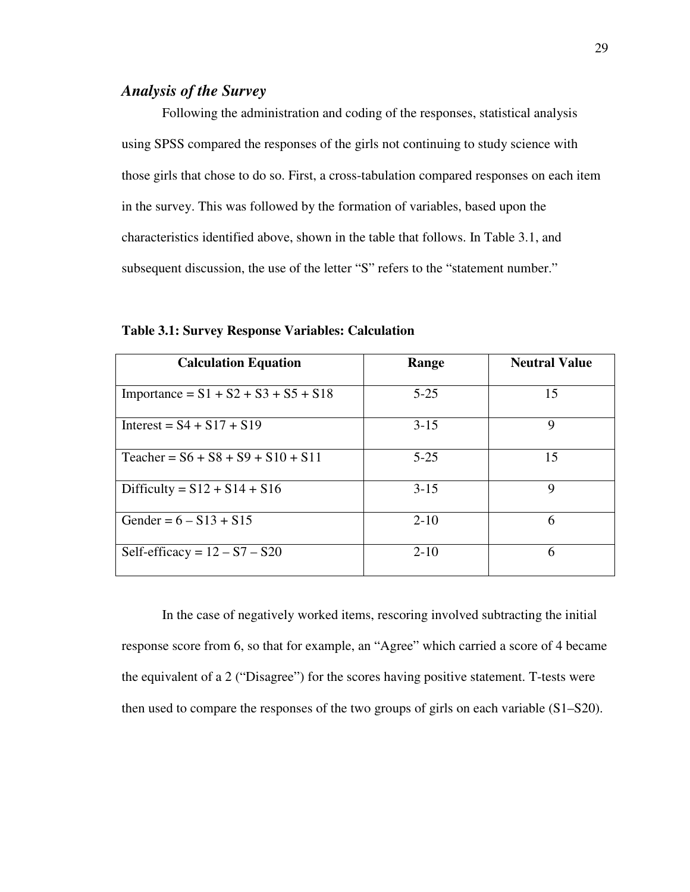### *Analysis of the Survey*

Following the administration and coding of the responses, statistical analysis using SPSS compared the responses of the girls not continuing to study science with those girls that chose to do so. First, a cross-tabulation compared responses on each item in the survey. This was followed by the formation of variables, based upon the characteristics identified above, shown in the table that follows. In Table 3.1, and subsequent discussion, the use of the letter "S" refers to the "statement number."

**Table 3.1: Survey Response Variables: Calculation**

| Calculation Equation | Range | Neutral Value |
|---|---|---|
| Importance = S1 + S2 + S3 + S5 + S18 | 5-25 | 15 |
| Interest = S4 + S17 + S19 | 3-15 | 9 |
| Teacher = S6 + S8 + S9 + S10 + S11 | 5-25 | 15 |
| Difficulty = S12 + S14 + S16 | 3-15 | 9 |
| Gender = 6 – S13 + S15 | 2-10 | 6 |
| Self-efficacy = 12 – S7 – S20 | 2-10 | 6 |

In the case of negatively worked items, rescoring involved subtracting the initial response score from 6, so that for example, an "Agree" which carried a score of 4 became the equivalent of a 2 ("Disagree") for the scores having positive statement. T-tests were then used to compare the responses of the two groups of girls on each variable (S1–S20).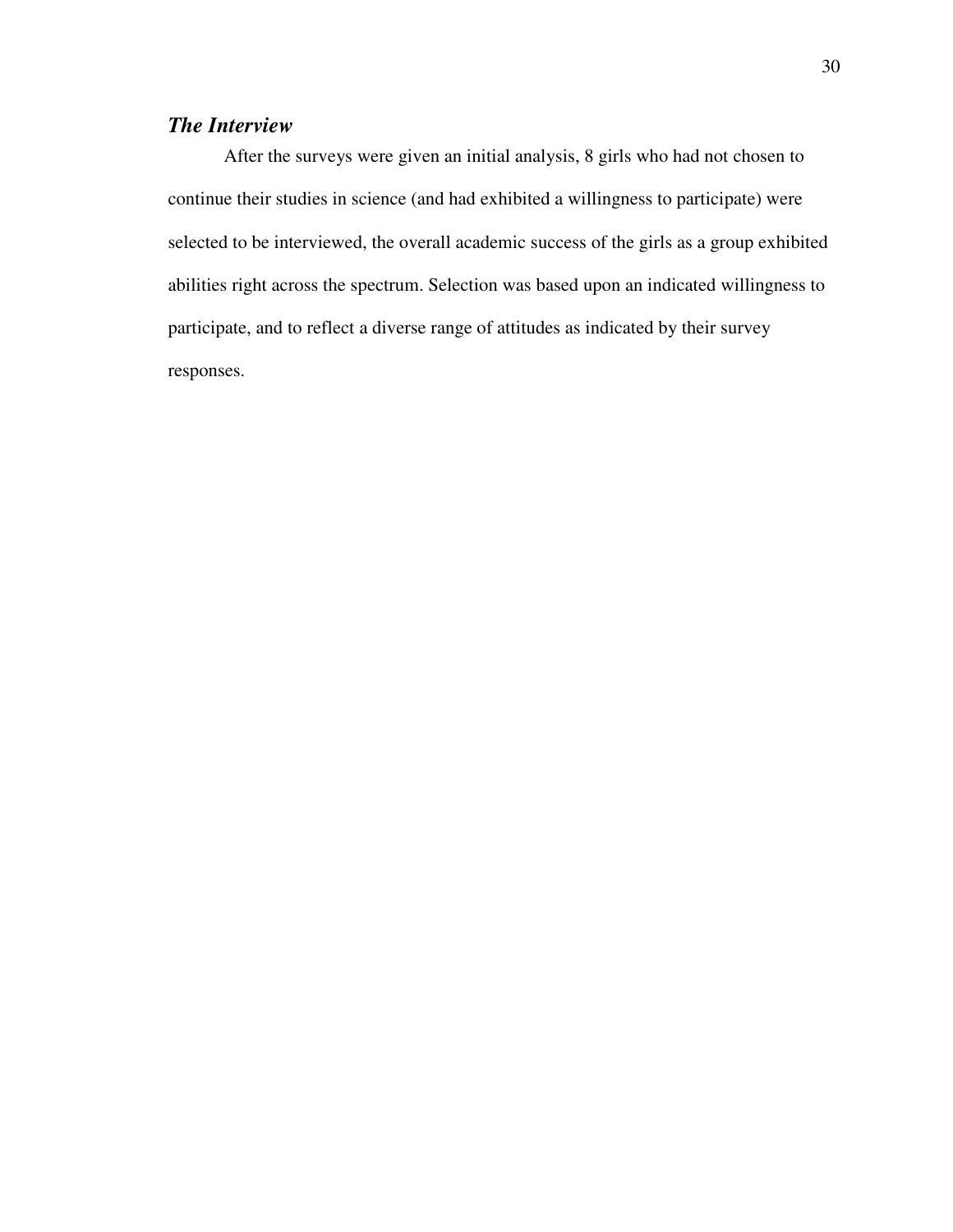### *The Interview*

After the surveys were given an initial analysis, 8 girls who had not chosen to continue their studies in science (and had exhibited a willingness to participate) were selected to be interviewed, the overall academic success of the girls as a group exhibited abilities right across the spectrum. Selection was based upon an indicated willingness to participate, and to reflect a diverse range of attitudes as indicated by their survey responses.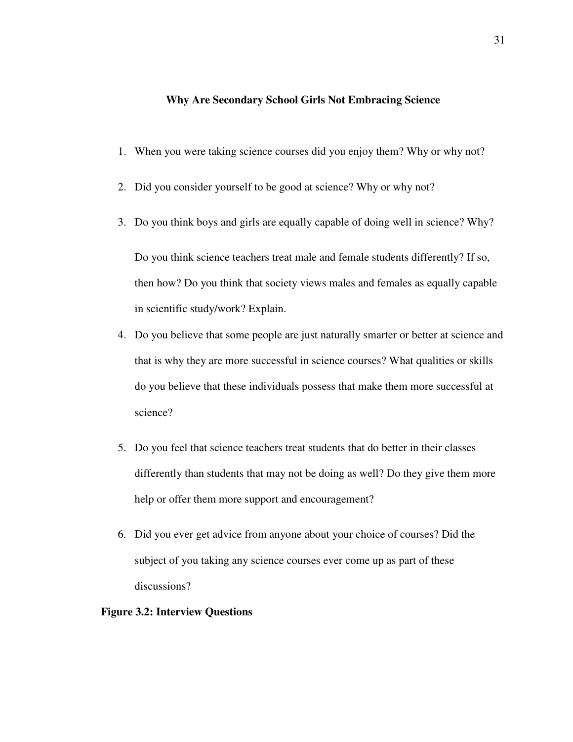**Why Are Secondary School Girls Not Embracing Science**

1. When you were taking science courses did you enjoy them? Why or why not?

2. Did you consider yourself to be good at science? Why or why not?

3. Do you think boys and girls are equally capable of doing well in science? Why?

   Do you think science teachers treat male and female students differently? If so, then how? Do you think that society views males and females as equally capable in scientific study/work? Explain.

4. Do you believe that some people are just naturally smarter or better at science and that is why they are more successful in science courses? What qualities or skills do you believe that these individuals possess that make them more successful at science?

5. Do you feel that science teachers treat students that do better in their classes differently than students that may not be doing as well? Do they give them more help or offer them more support and encouragement?

6. Did you ever get advice from anyone about your choice of courses? Did the subject of you taking any science courses ever come up as part of these discussions?

**Figure 3.2: Interview Questions**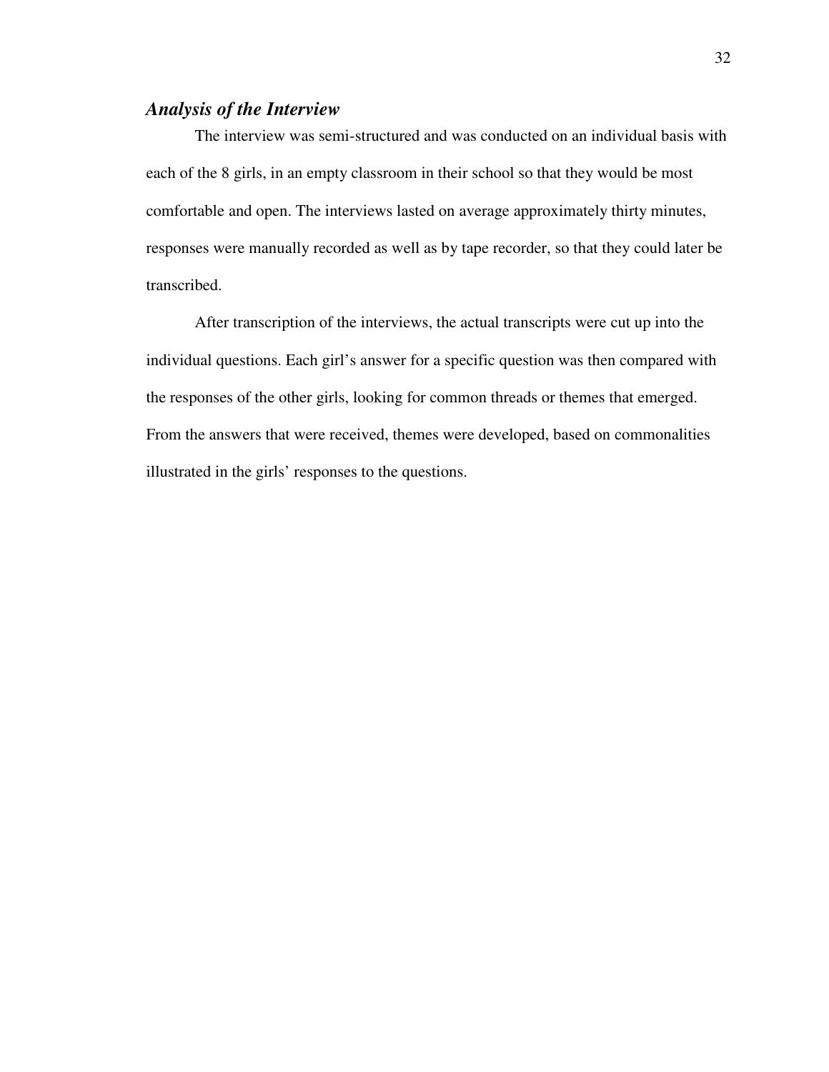### ***Analysis of the Interview***

The interview was semi-structured and was conducted on an individual basis with each of the 8 girls, in an empty classroom in their school so that they would be most comfortable and open. The interviews lasted on average approximately thirty minutes, responses were manually recorded as well as by tape recorder, so that they could later be transcribed.

After transcription of the interviews, the actual transcripts were cut up into the individual questions. Each girl's answer for a specific question was then compared with the responses of the other girls, looking for common threads or themes that emerged. From the answers that were received, themes were developed, based on commonalities illustrated in the girls' responses to the questions.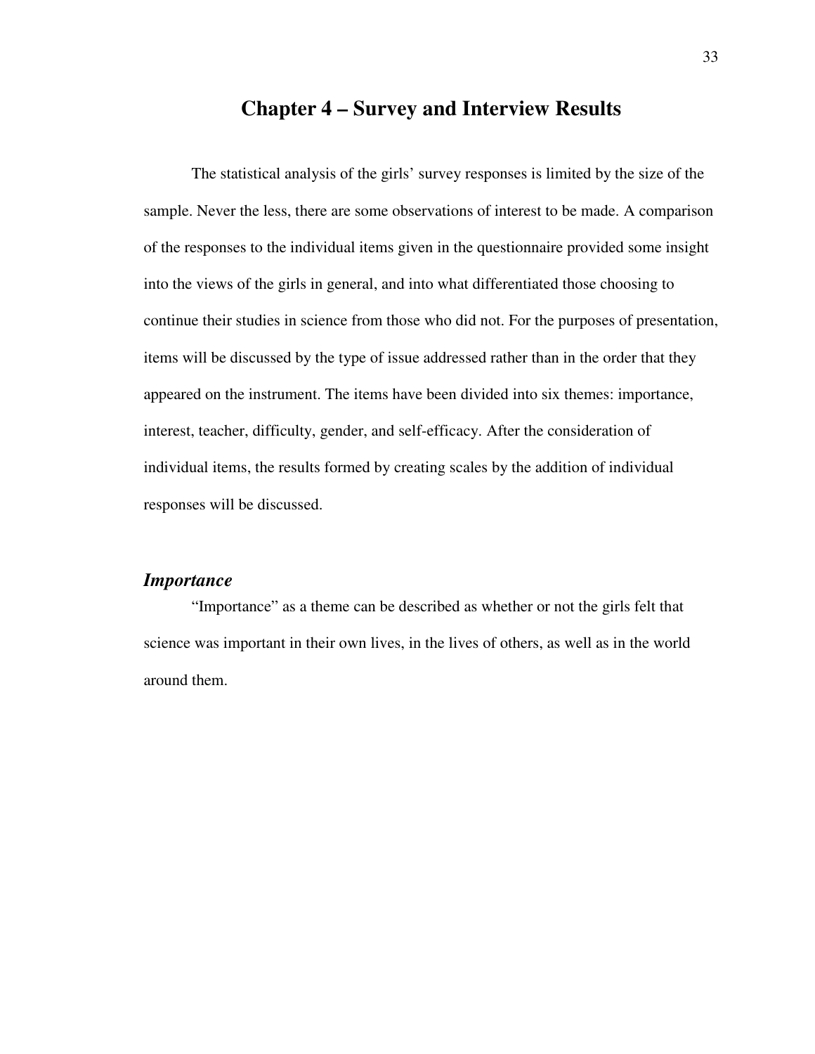# Chapter 4 – Survey and Interview Results

The statistical analysis of the girls' survey responses is limited by the size of the sample. Never the less, there are some observations of interest to be made. A comparison of the responses to the individual items given in the questionnaire provided some insight into the views of the girls in general, and into what differentiated those choosing to continue their studies in science from those who did not. For the purposes of presentation, items will be discussed by the type of issue addressed rather than in the order that they appeared on the instrument. The items have been divided into six themes: importance, interest, teacher, difficulty, gender, and self-efficacy. After the consideration of individual items, the results formed by creating scales by the addition of individual responses will be discussed.

## *Importance*

"Importance" as a theme can be described as whether or not the girls felt that science was important in their own lives, in the lives of others, as well as in the world around them.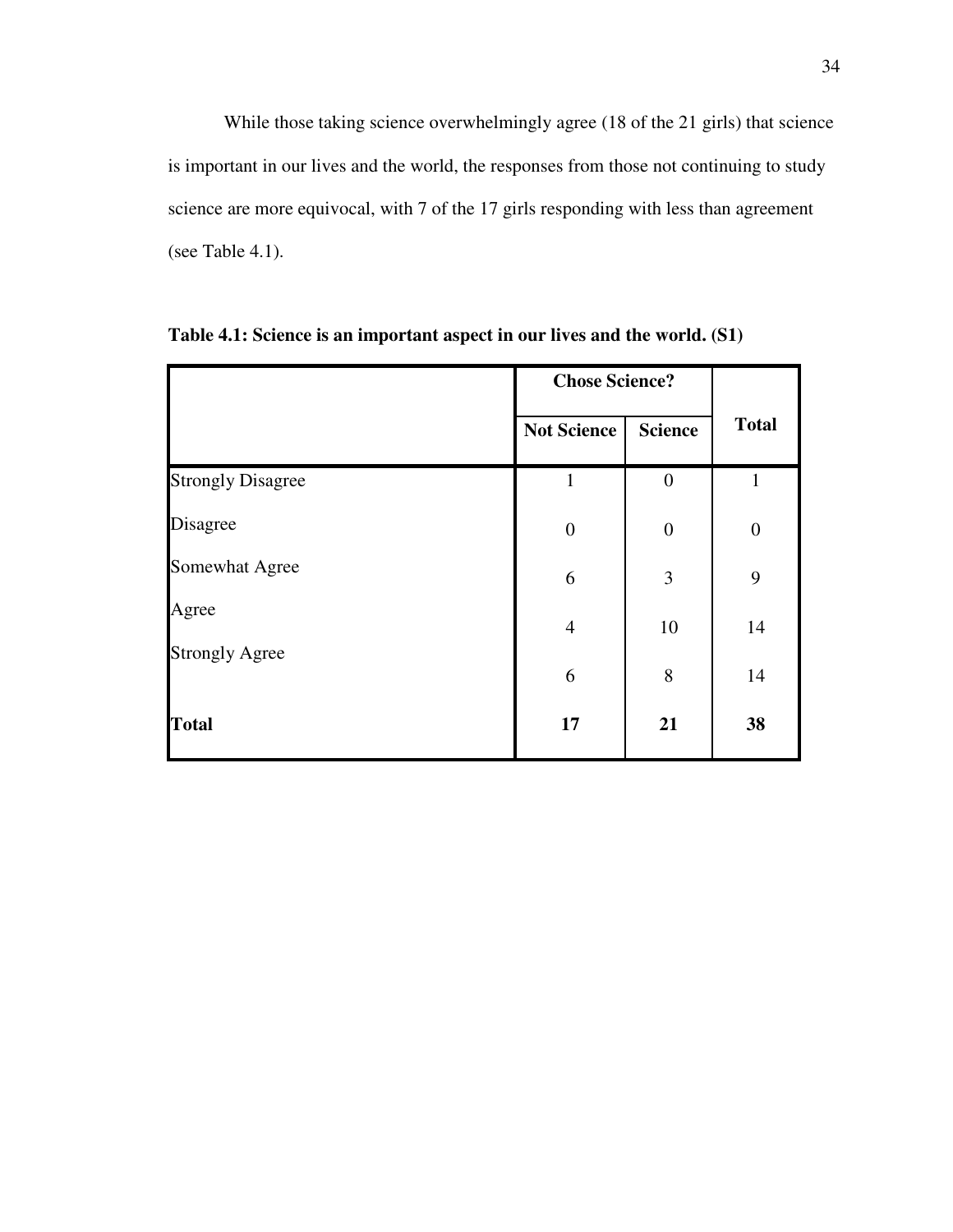While those taking science overwhelmingly agree (18 of the 21 girls) that science is important in our lives and the world, the responses from those not continuing to study science are more equivocal, with 7 of the 17 girls responding with less than agreement (see Table 4.1).

**Table 4.1: Science is an important aspect in our lives and the world. (S1)**

| | Chose Science? | | Total |
|---|---|---|---|
| | **Not Science** | **Science** | |
| Strongly Disagree | 1 | 0 | 1 |
| Disagree | 0 | 0 | 0 |
| Somewhat Agree | 6 | 3 | 9 |
| Agree | 4 | 10 | 14 |
| Strongly Agree | 6 | 8 | 14 |
| **Total** | **17** | **21** | **38** |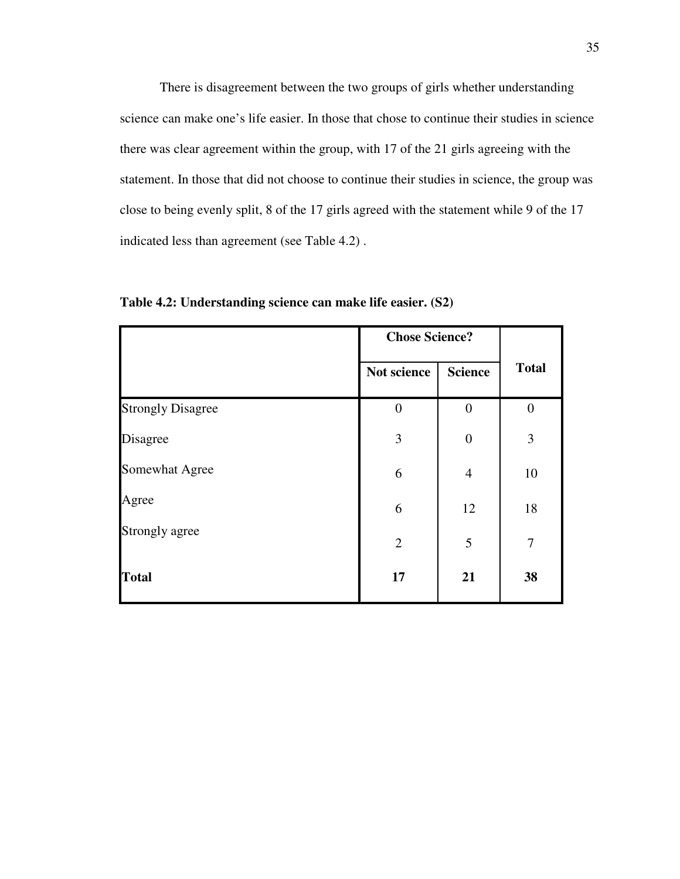There is disagreement between the two groups of girls whether understanding science can make one's life easier. In those that chose to continue their studies in science there was clear agreement within the group, with 17 of the 21 girls agreeing with the statement. In those that did not choose to continue their studies in science, the group was close to being evenly split, 8 of the 17 girls agreed with the statement while 9 of the 17 indicated less than agreement (see Table 4.2) .

**Table 4.2: Understanding science can make life easier. (S2)**

| | Chose Science? | | Total |
|---|---|---|---|
| | Not science | Science | |
| Strongly Disagree | 0 | 0 | 0 |
| Disagree | 3 | 0 | 3 |
| Somewhat Agree | 6 | 4 | 10 |
| Agree | 6 | 12 | 18 |
| Strongly agree | 2 | 5 | 7 |
| **Total** | **17** | **21** | **38** |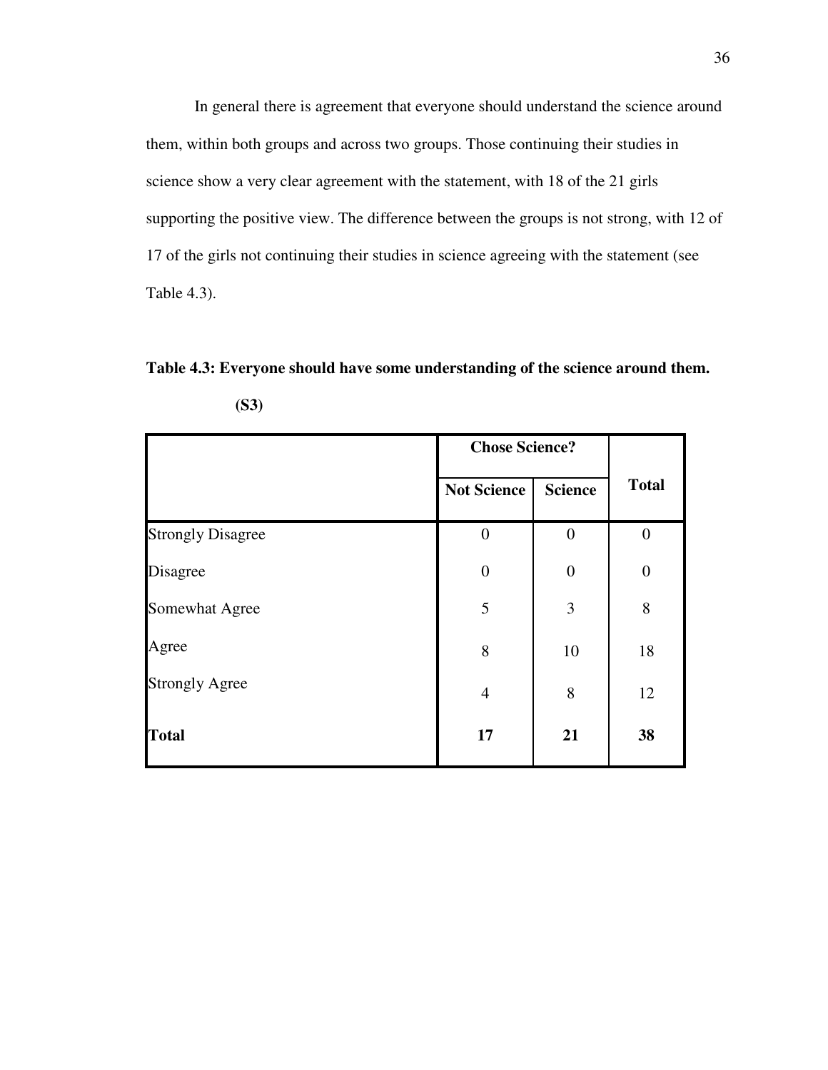In general there is agreement that everyone should understand the science around them, within both groups and across two groups. Those continuing their studies in science show a very clear agreement with the statement, with 18 of the 21 girls supporting the positive view. The difference between the groups is not strong, with 12 of 17 of the girls not continuing their studies in science agreeing with the statement (see Table 4.3).

**Table 4.3: Everyone should have some understanding of the science around them. (S3)**

| | Chose Science? | | Total |
|---|---|---|---|
| | Not Science | Science | |
| Strongly Disagree | 0 | 0 | 0 |
| Disagree | 0 | 0 | 0 |
| Somewhat Agree | 5 | 3 | 8 |
| Agree | 8 | 10 | 18 |
| Strongly Agree | 4 | 8 | 12 |
| **Total** | **17** | **21** | **38** |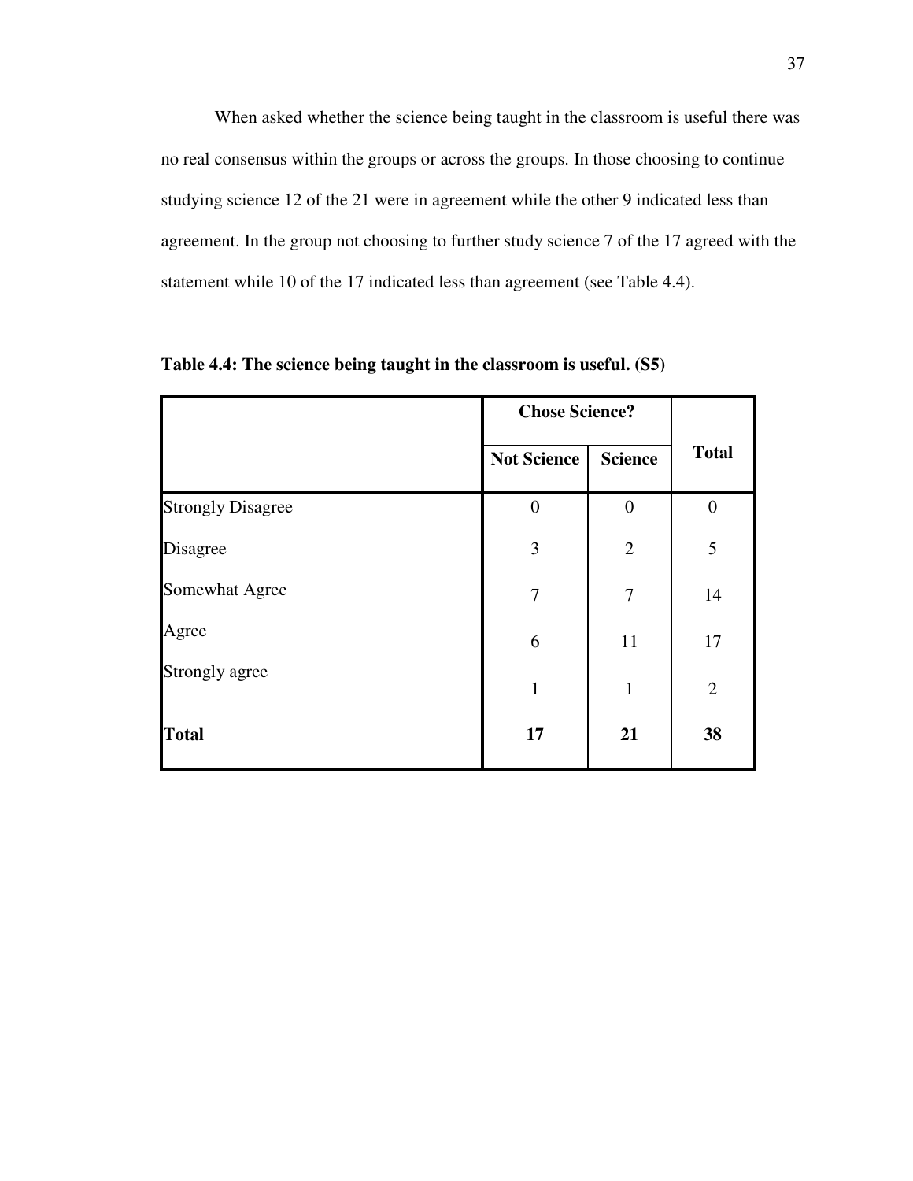When asked whether the science being taught in the classroom is useful there was no real consensus within the groups or across the groups. In those choosing to continue studying science 12 of the 21 were in agreement while the other 9 indicated less than agreement. In the group not choosing to further study science 7 of the 17 agreed with the statement while 10 of the 17 indicated less than agreement (see Table 4.4).

**Table 4.4: The science being taught in the classroom is useful. (S5)**

| | Chose Science? | | Total |
|---|---|---|---|
| | Not Science | Science | |
| Strongly Disagree | 0 | 0 | 0 |
| Disagree | 3 | 2 | 5 |
| Somewhat Agree | 7 | 7 | 14 |
| Agree | 6 | 11 | 17 |
| Strongly agree | 1 | 1 | 2 |
| **Total** | **17** | **21** | **38** |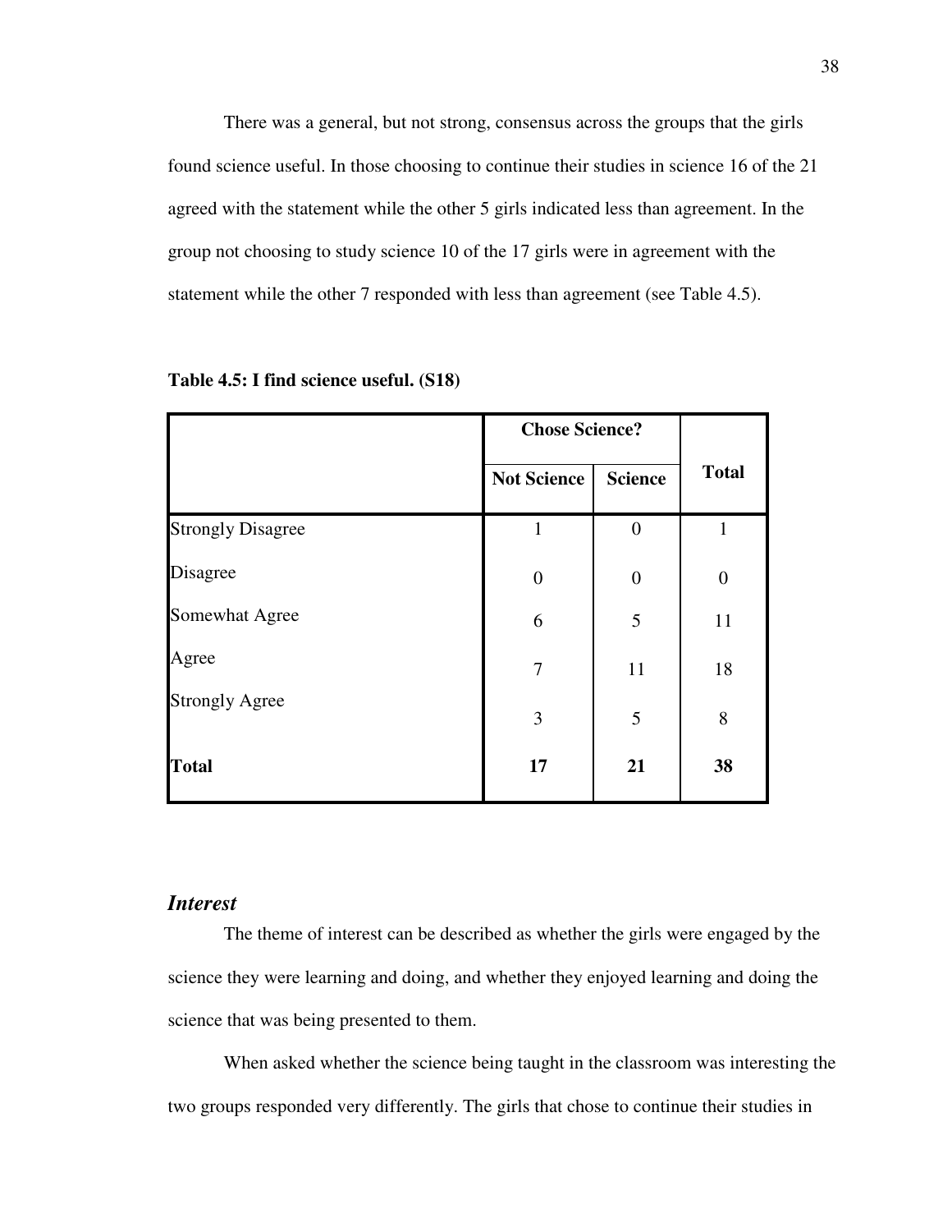There was a general, but not strong, consensus across the groups that the girls found science useful. In those choosing to continue their studies in science 16 of the 21 agreed with the statement while the other 5 girls indicated less than agreement. In the group not choosing to study science 10 of the 17 girls were in agreement with the statement while the other 7 responded with less than agreement (see Table 4.5).

**Table 4.5: I find science useful. (S18)**

| | Chose Science? | | Total |
|---|---|---|---|
| | Not Science | Science | |
| Strongly Disagree | 1 | 0 | 1 |
| Disagree | 0 | 0 | 0 |
| Somewhat Agree | 6 | 5 | 11 |
| Agree | 7 | 11 | 18 |
| Strongly Agree | 3 | 5 | 8 |
| **Total** | **17** | **21** | **38** |

### *Interest*

The theme of interest can be described as whether the girls were engaged by the science they were learning and doing, and whether they enjoyed learning and doing the science that was being presented to them.

When asked whether the science being taught in the classroom was interesting the two groups responded very differently. The girls that chose to continue their studies in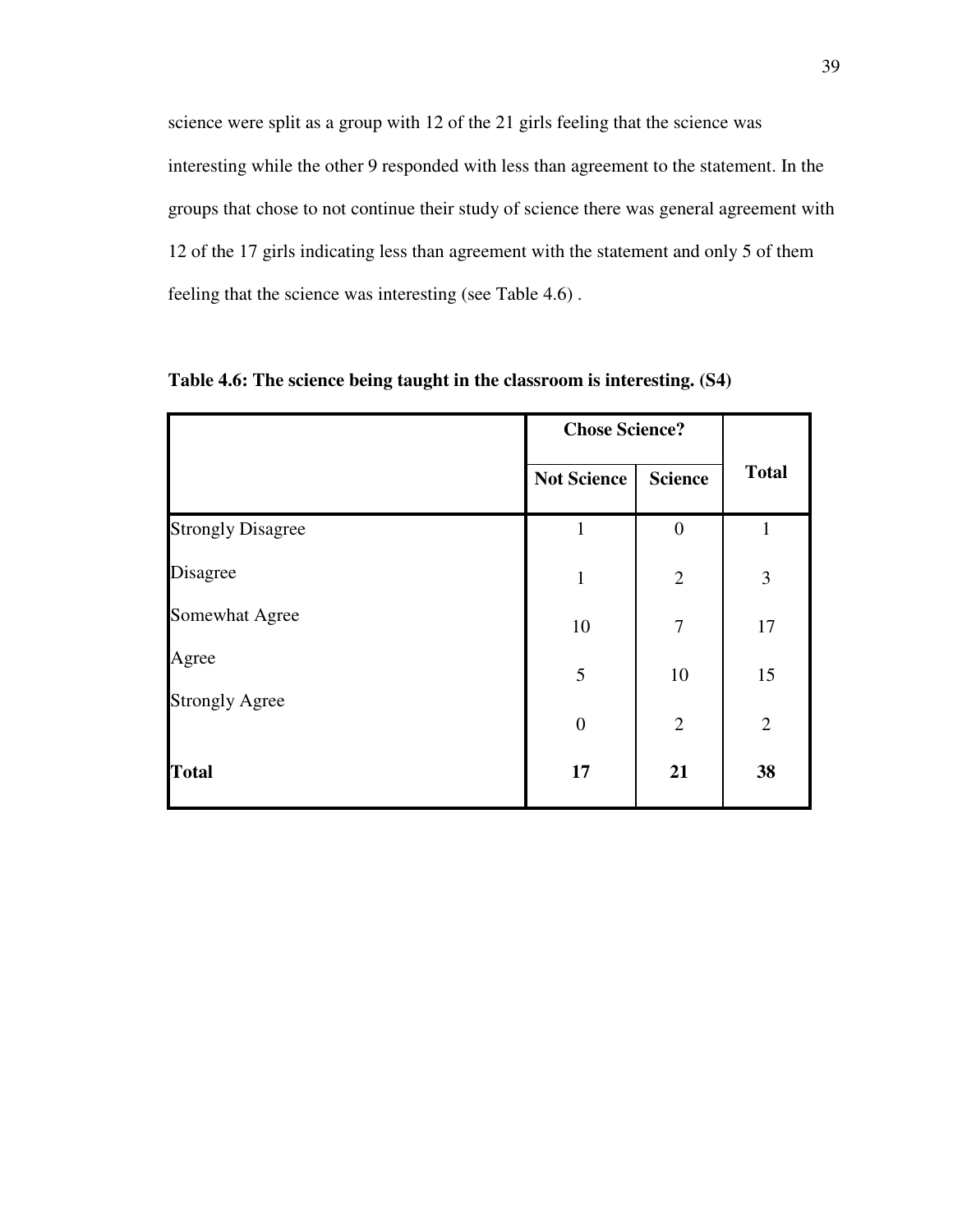science were split as a group with 12 of the 21 girls feeling that the science was interesting while the other 9 responded with less than agreement to the statement. In the groups that chose to not continue their study of science there was general agreement with 12 of the 17 girls indicating less than agreement with the statement and only 5 of them feeling that the science was interesting (see Table 4.6) .

**Table 4.6: The science being taught in the classroom is interesting. (S4)**

| | Chose Science? | | Total |
|---|---|---|---|
| | Not Science | Science | |
| Strongly Disagree | 1 | 0 | 1 |
| Disagree | 1 | 2 | 3 |
| Somewhat Agree | 10 | 7 | 17 |
| Agree | 5 | 10 | 15 |
| Strongly Agree | 0 | 2 | 2 |
| **Total** | **17** | **21** | **38** |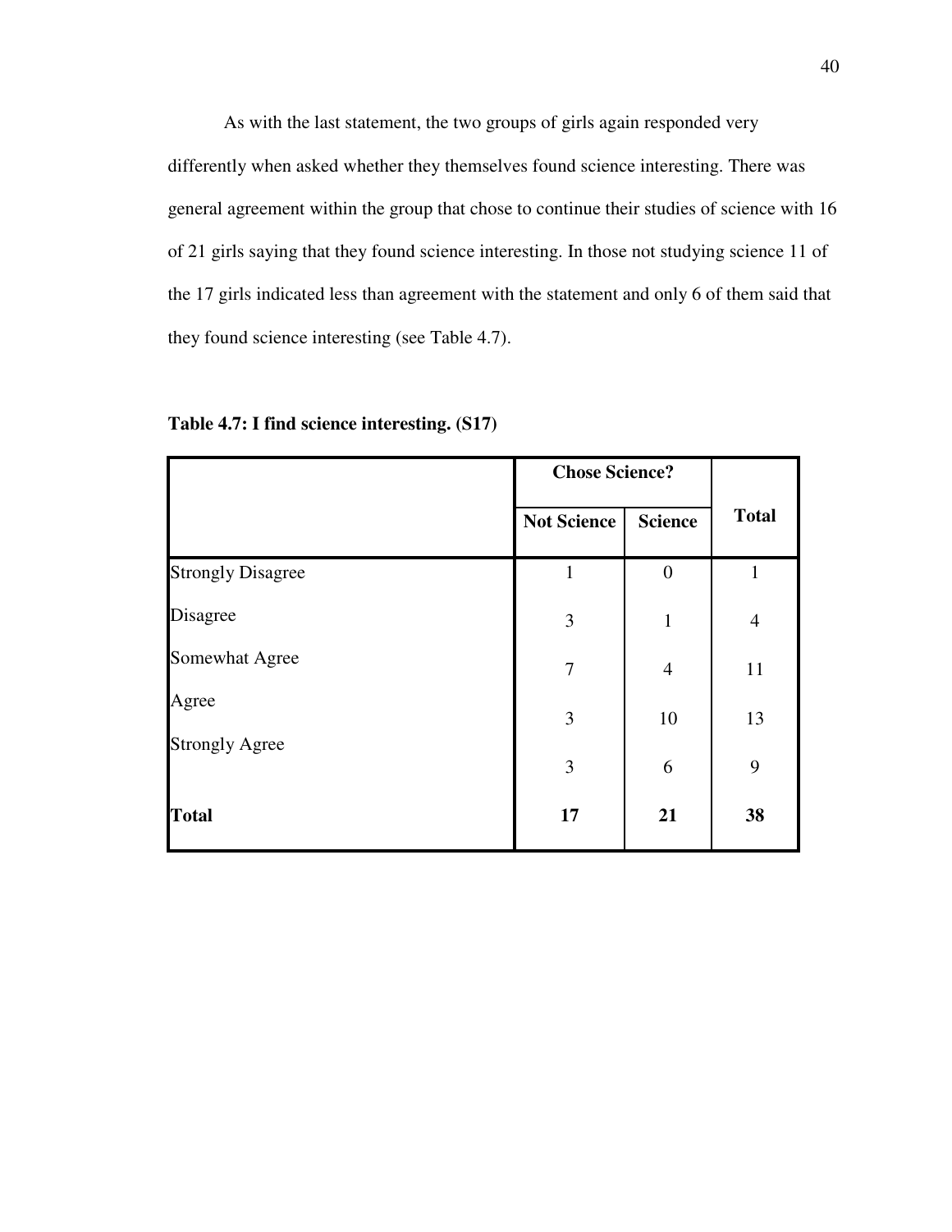As with the last statement, the two groups of girls again responded very differently when asked whether they themselves found science interesting. There was general agreement within the group that chose to continue their studies of science with 16 of 21 girls saying that they found science interesting. In those not studying science 11 of the 17 girls indicated less than agreement with the statement and only 6 of them said that they found science interesting (see Table 4.7).

**Table 4.7: I find science interesting. (S17)**

| | **Chose Science?** | | **Total** |
|---|---|---|---|
| | **Not Science** | **Science** | |
| Strongly Disagree | 1 | 0 | 1 |
| Disagree | 3 | 1 | 4 |
| Somewhat Agree | 7 | 4 | 11 |
| Agree | 3 | 10 | 13 |
| Strongly Agree | 3 | 6 | 9 |
| **Total** | **17** | **21** | **38** |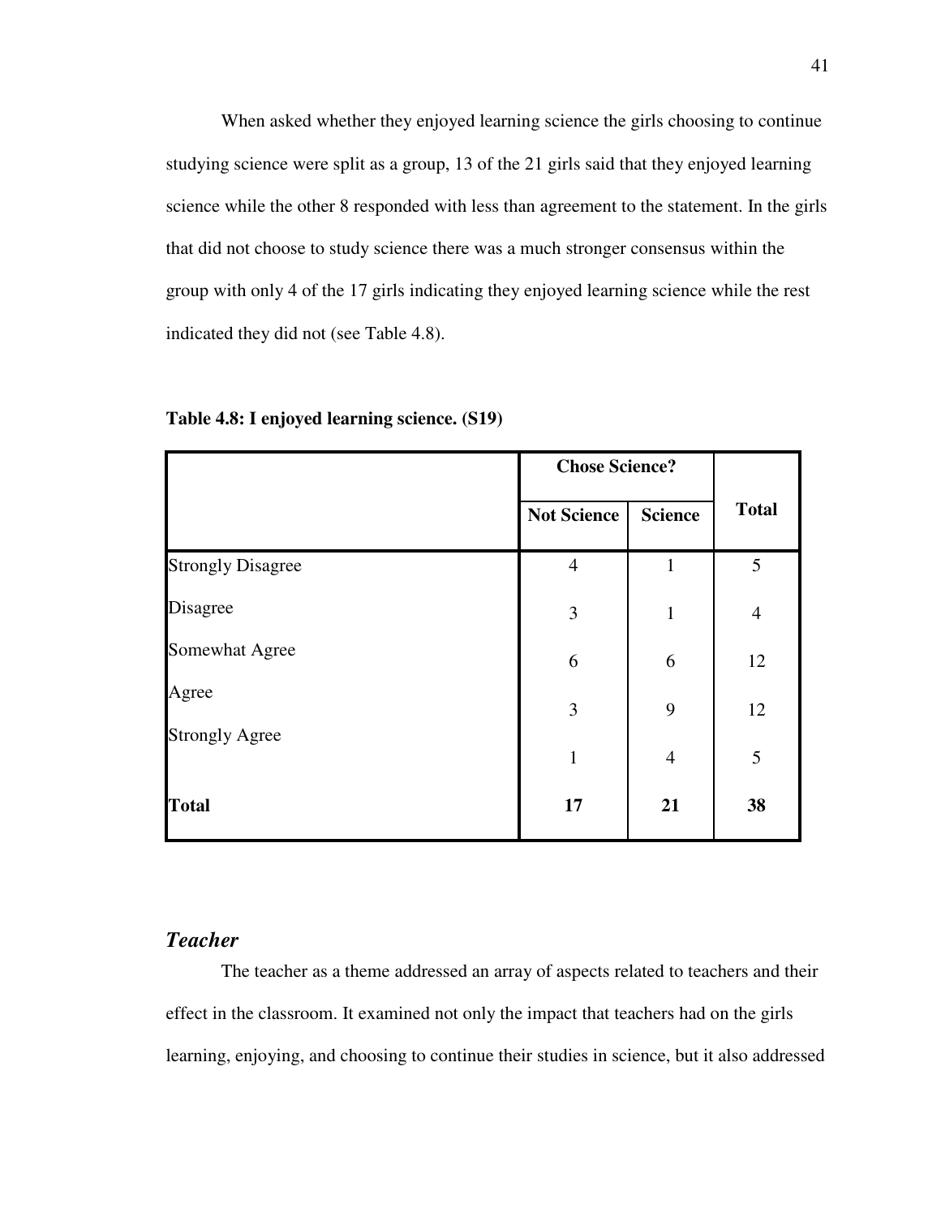When asked whether they enjoyed learning science the girls choosing to continue studying science were split as a group, 13 of the 21 girls said that they enjoyed learning science while the other 8 responded with less than agreement to the statement. In the girls that did not choose to study science there was a much stronger consensus within the group with only 4 of the 17 girls indicating they enjoyed learning science while the rest indicated they did not (see Table 4.8).

**Table 4.8: I enjoyed learning science. (S19)**

| | Chose Science? | | Total |
|---|---|---|---|
| | Not Science | Science | |
| Strongly Disagree | 4 | 1 | 5 |
| Disagree | 3 | 1 | 4 |
| Somewhat Agree | 6 | 6 | 12 |
| Agree | 3 | 9 | 12 |
| Strongly Agree | 1 | 4 | 5 |
| **Total** | **17** | **21** | **38** |

### *Teacher*

The teacher as a theme addressed an array of aspects related to teachers and their effect in the classroom. It examined not only the impact that teachers had on the girls learning, enjoying, and choosing to continue their studies in science, but it also addressed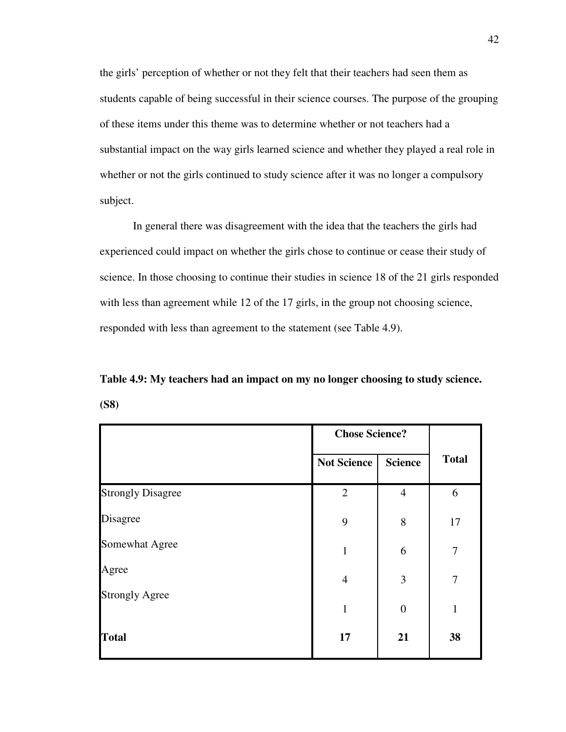the girls' perception of whether or not they felt that their teachers had seen them as students capable of being successful in their science courses. The purpose of the grouping of these items under this theme was to determine whether or not teachers had a substantial impact on the way girls learned science and whether they played a real role in whether or not the girls continued to study science after it was no longer a compulsory subject.

In general there was disagreement with the idea that the teachers the girls had experienced could impact on whether the girls chose to continue or cease their study of science. In those choosing to continue their studies in science 18 of the 21 girls responded with less than agreement while 12 of the 17 girls, in the group not choosing science, responded with less than agreement to the statement (see Table 4.9).

**Table 4.9: My teachers had an impact on my no longer choosing to study science. (S8)**

| | Chose Science? | | Total |
|---|---|---|---|
| | Not Science | Science | |
| Strongly Disagree | 2 | 4 | 6 |
| Disagree | 9 | 8 | 17 |
| Somewhat Agree | 1 | 6 | 7 |
| Agree | 4 | 3 | 7 |
| Strongly Agree | 1 | 0 | 1 |
| **Total** | **17** | **21** | **38** |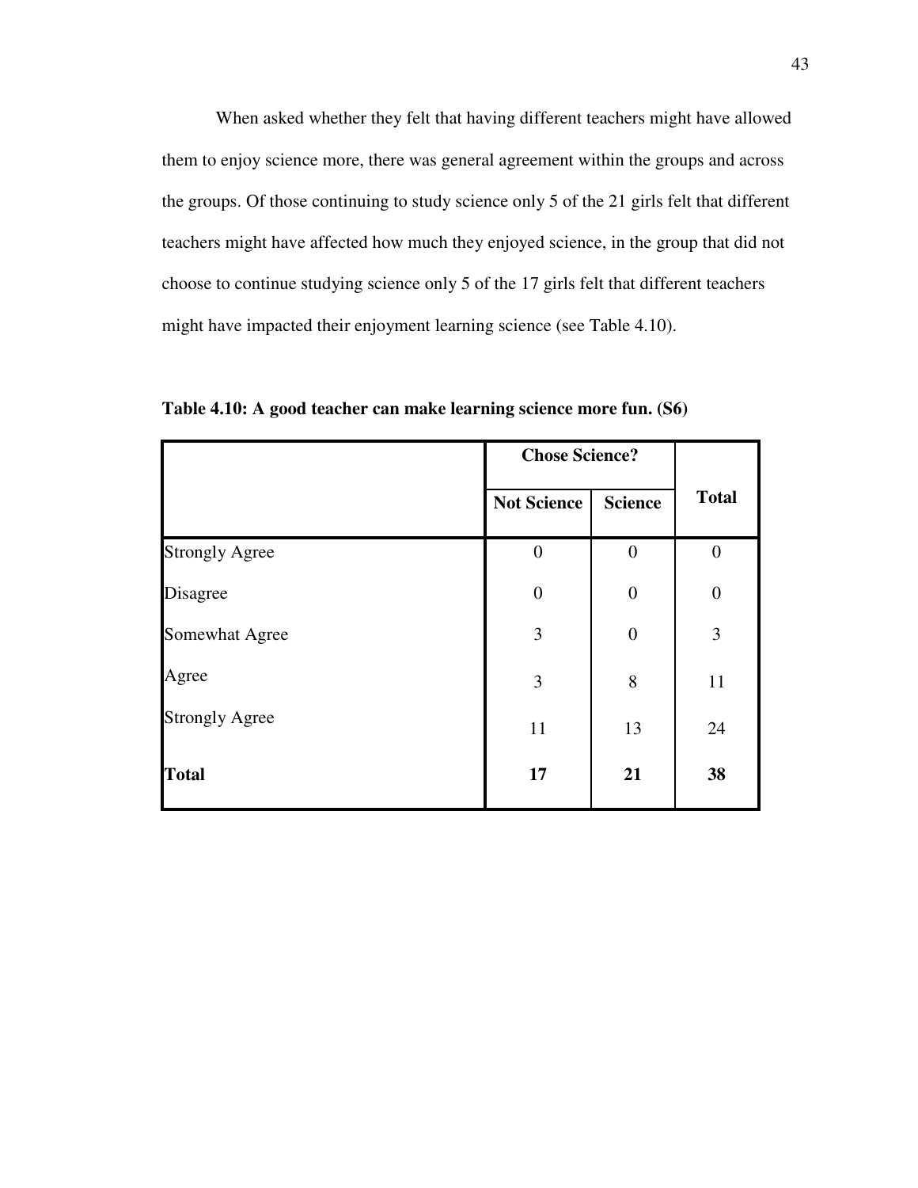When asked whether they felt that having different teachers might have allowed them to enjoy science more, there was general agreement within the groups and across the groups. Of those continuing to study science only 5 of the 21 girls felt that different teachers might have affected how much they enjoyed science, in the group that did not choose to continue studying science only 5 of the 17 girls felt that different teachers might have impacted their enjoyment learning science (see Table 4.10).

**Table 4.10: A good teacher can make learning science more fun. (S6)**

| | Chose Science? | | Total |
|---|---|---|---|
| | Not Science | Science | |
| Strongly Agree | 0 | 0 | 0 |
| Disagree | 0 | 0 | 0 |
| Somewhat Agree | 3 | 0 | 3 |
| Agree | 3 | 8 | 11 |
| Strongly Agree | 11 | 13 | 24 |
| **Total** | **17** | **21** | **38** |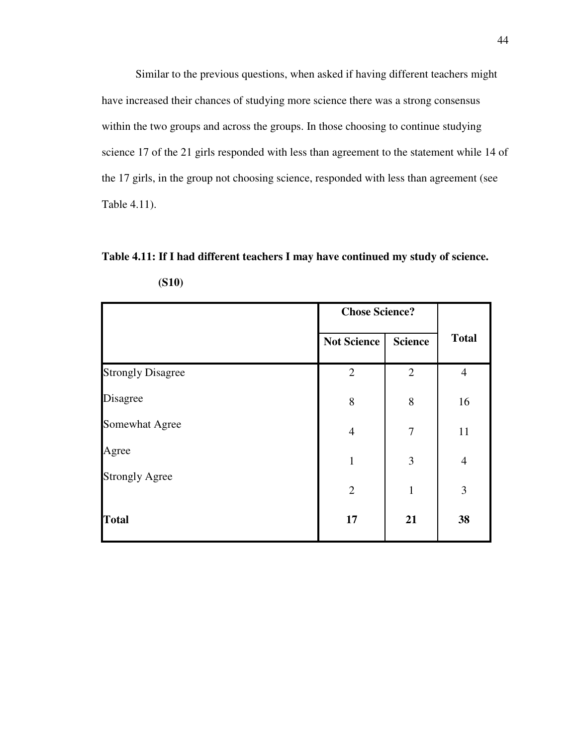Similar to the previous questions, when asked if having different teachers might have increased their chances of studying more science there was a strong consensus within the two groups and across the groups. In those choosing to continue studying science 17 of the 21 girls responded with less than agreement to the statement while 14 of the 17 girls, in the group not choosing science, responded with less than agreement (see Table 4.11).

**Table 4.11: If I had different teachers I may have continued my study of science. (S10)**

| | Chose Science? | | Total |
|---|---|---|---|
| | Not Science | Science | |
| Strongly Disagree | 2 | 2 | 4 |
| Disagree | 8 | 8 | 16 |
| Somewhat Agree | 4 | 7 | 11 |
| Agree | 1 | 3 | 4 |
| Strongly Agree | 2 | 1 | 3 |
| **Total** | **17** | **21** | **38** |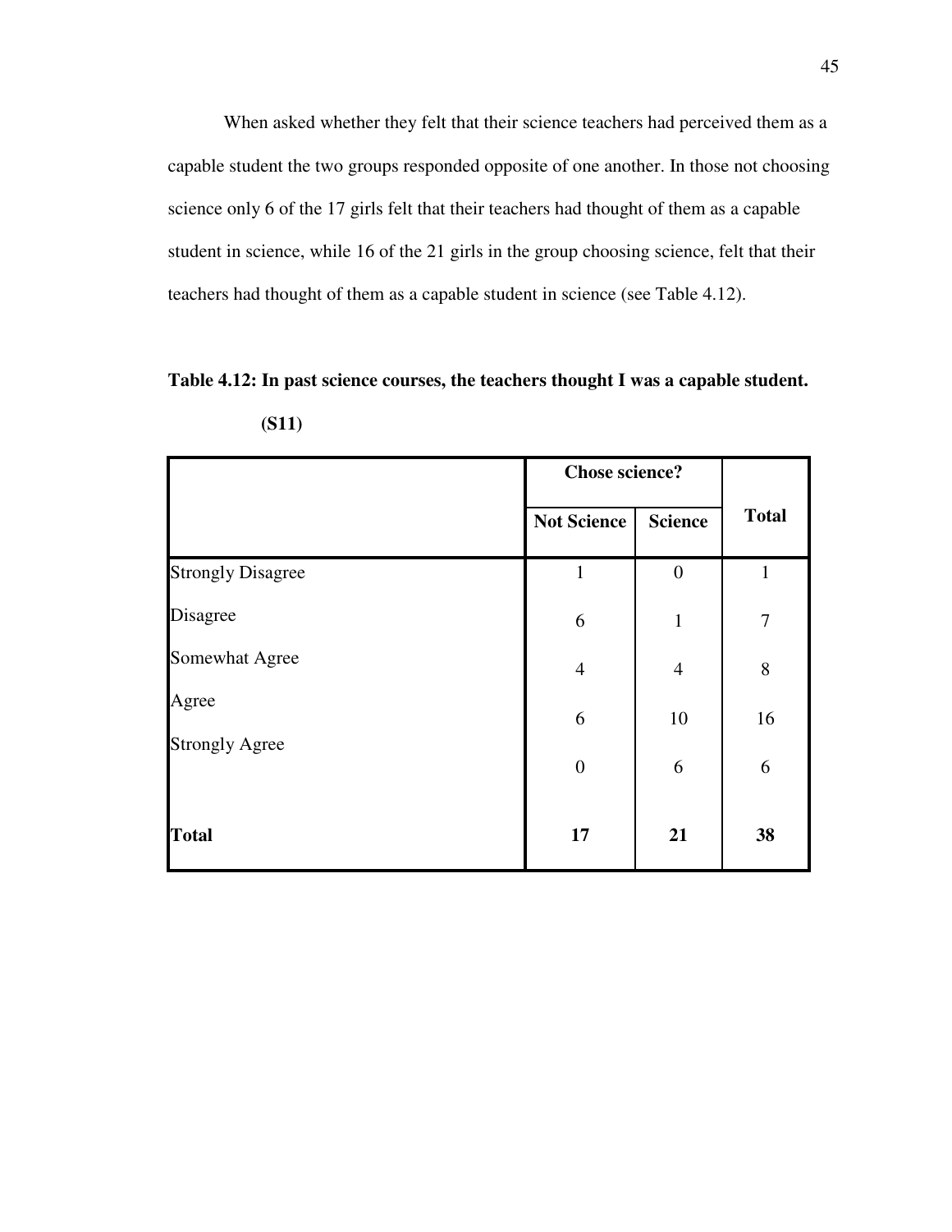When asked whether they felt that their science teachers had perceived them as a capable student the two groups responded opposite of one another. In those not choosing science only 6 of the 17 girls felt that their teachers had thought of them as a capable student in science, while 16 of the 21 girls in the group choosing science, felt that their teachers had thought of them as a capable student in science (see Table 4.12).

**Table 4.12: In past science courses, the teachers thought I was a capable student. (S11)**

| | Chose science? | | Total |
|---|---|---|---|
| | Not Science | Science | |
| Strongly Disagree | 1 | 0 | 1 |
| Disagree | 6 | 1 | 7 |
| Somewhat Agree | 4 | 4 | 8 |
| Agree | 6 | 10 | 16 |
| Strongly Agree | 0 | 6 | 6 |
| **Total** | **17** | **21** | **38** |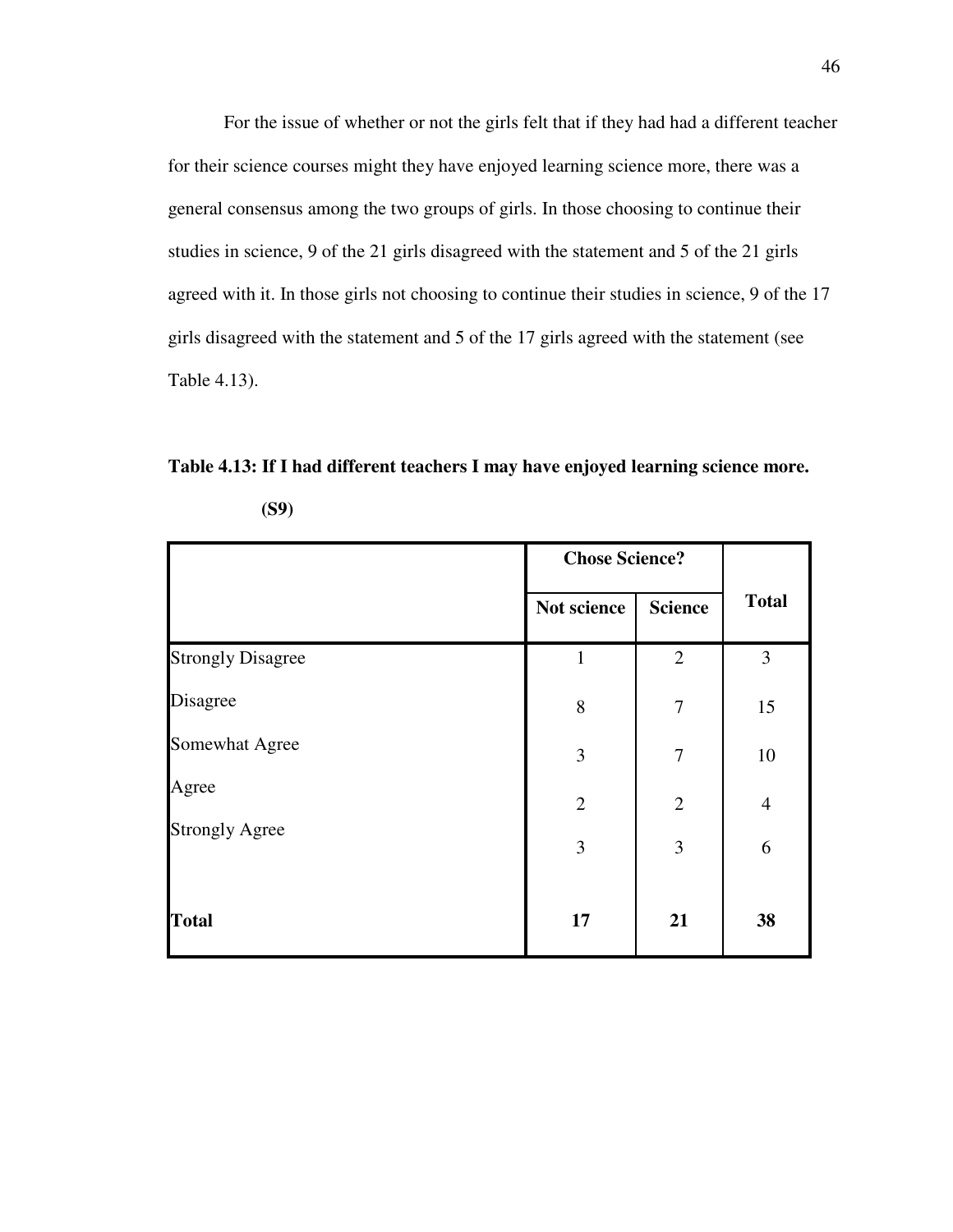For the issue of whether or not the girls felt that if they had had a different teacher for their science courses might they have enjoyed learning science more, there was a general consensus among the two groups of girls. In those choosing to continue their studies in science, 9 of the 21 girls disagreed with the statement and 5 of the 21 girls agreed with it. In those girls not choosing to continue their studies in science, 9 of the 17 girls disagreed with the statement and 5 of the 17 girls agreed with the statement (see Table 4.13).

**Table 4.13: If I had different teachers I may have enjoyed learning science more. (S9)**

| | Chose Science? | | Total |
|---|---|---|---|
| | Not science | Science | |
| Strongly Disagree | 1 | 2 | 3 |
| Disagree | 8 | 7 | 15 |
| Somewhat Agree | 3 | 7 | 10 |
| Agree | 2 | 2 | 4 |
| Strongly Agree | 3 | 3 | 6 |
| **Total** | **17** | **21** | **38** |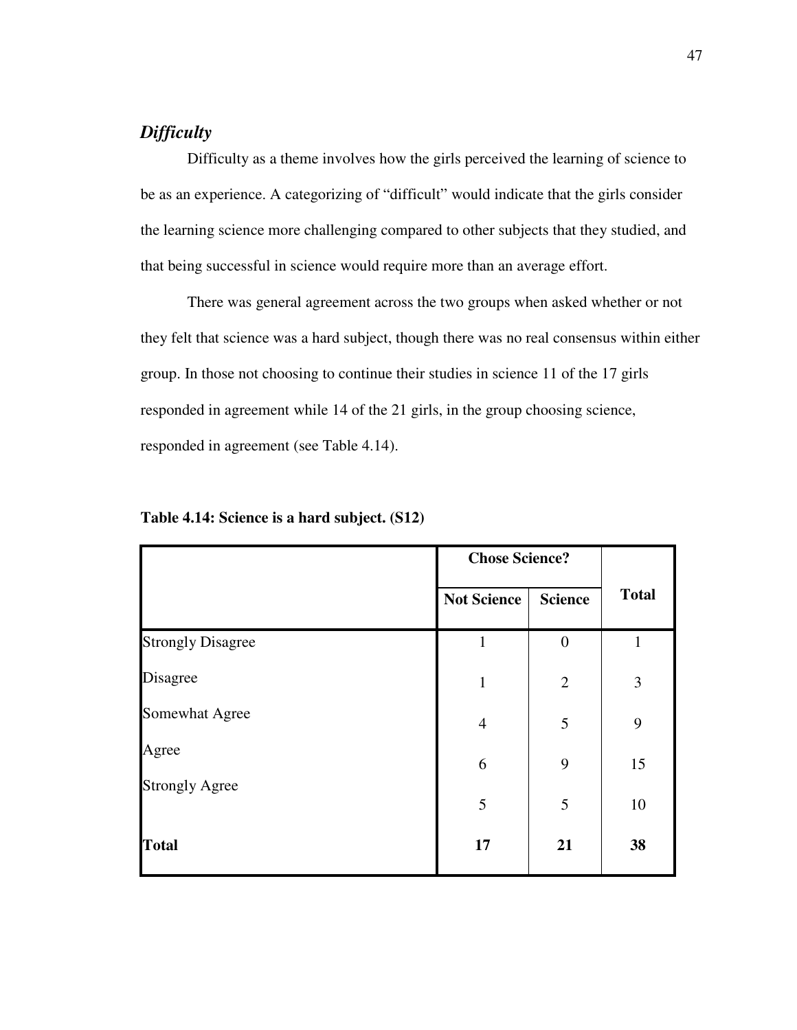### *Difficulty*

Difficulty as a theme involves how the girls perceived the learning of science to be as an experience. A categorizing of "difficult" would indicate that the girls consider the learning science more challenging compared to other subjects that they studied, and that being successful in science would require more than an average effort.

There was general agreement across the two groups when asked whether or not they felt that science was a hard subject, though there was no real consensus within either group. In those not choosing to continue their studies in science 11 of the 17 girls responded in agreement while 14 of the 21 girls, in the group choosing science, responded in agreement (see Table 4.14).

**Table 4.14: Science is a hard subject. (S12)**

| | Chose Science? | | Total |
|---|---|---|---|
| | Not Science | Science | |
| Strongly Disagree | 1 | 0 | 1 |
| Disagree | 1 | 2 | 3 |
| Somewhat Agree | 4 | 5 | 9 |
| Agree | 6 | 9 | 15 |
| Strongly Agree | 5 | 5 | 10 |
| **Total** | **17** | **21** | **38** |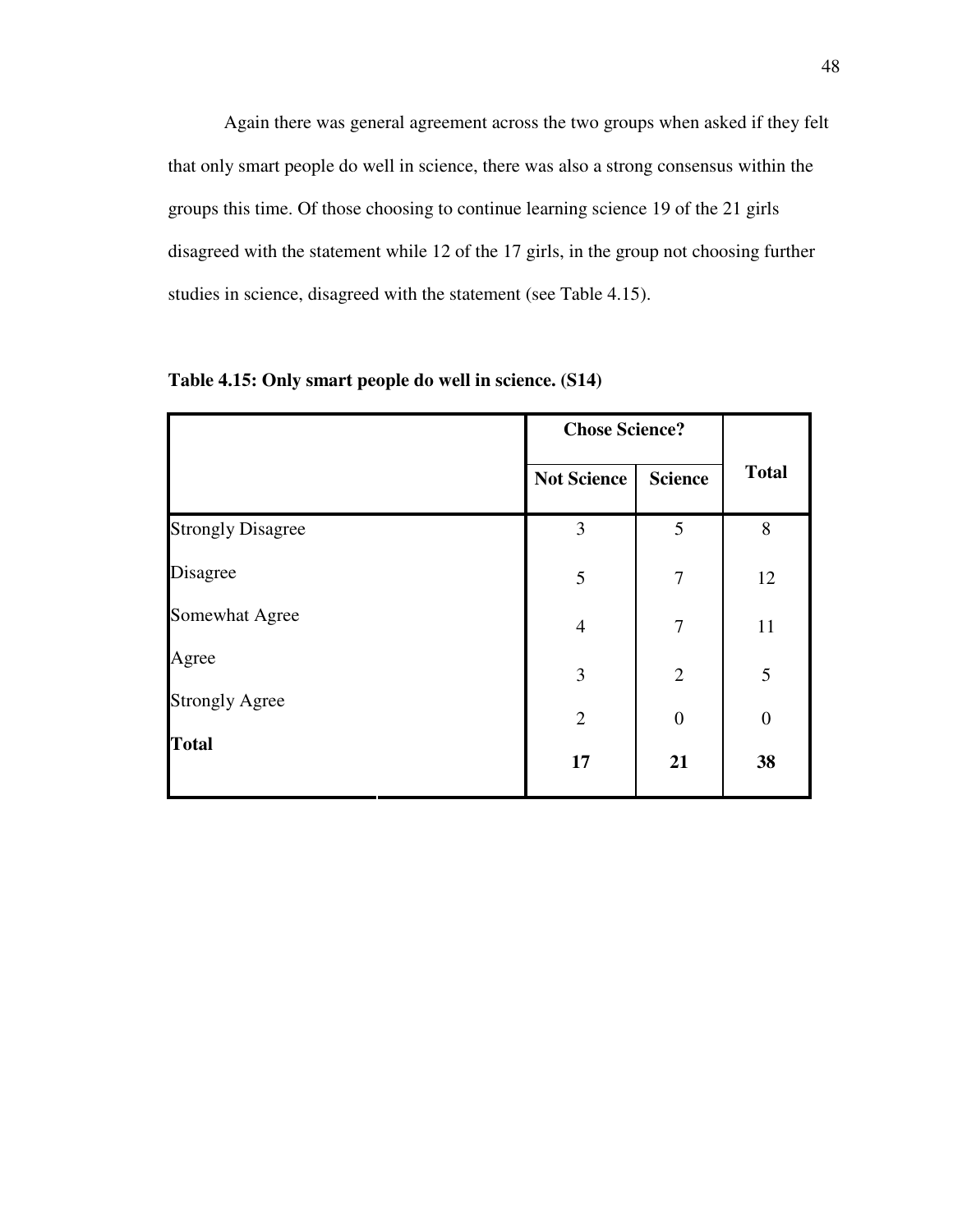Again there was general agreement across the two groups when asked if they felt that only smart people do well in science, there was also a strong consensus within the groups this time. Of those choosing to continue learning science 19 of the 21 girls disagreed with the statement while 12 of the 17 girls, in the group not choosing further studies in science, disagreed with the statement (see Table 4.15).

**Table 4.15: Only smart people do well in science. (S14)**

| | Chose Science? | | Total |
|---|---|---|---|
| | Not Science | Science | |
| Strongly Disagree | 3 | 5 | 8 |
| Disagree | 5 | 7 | 12 |
| Somewhat Agree | 4 | 7 | 11 |
| Agree | 3 | 2 | 5 |
| Strongly Agree | 2 | 0 | 0 |
| **Total** | **17** | **21** | **38** |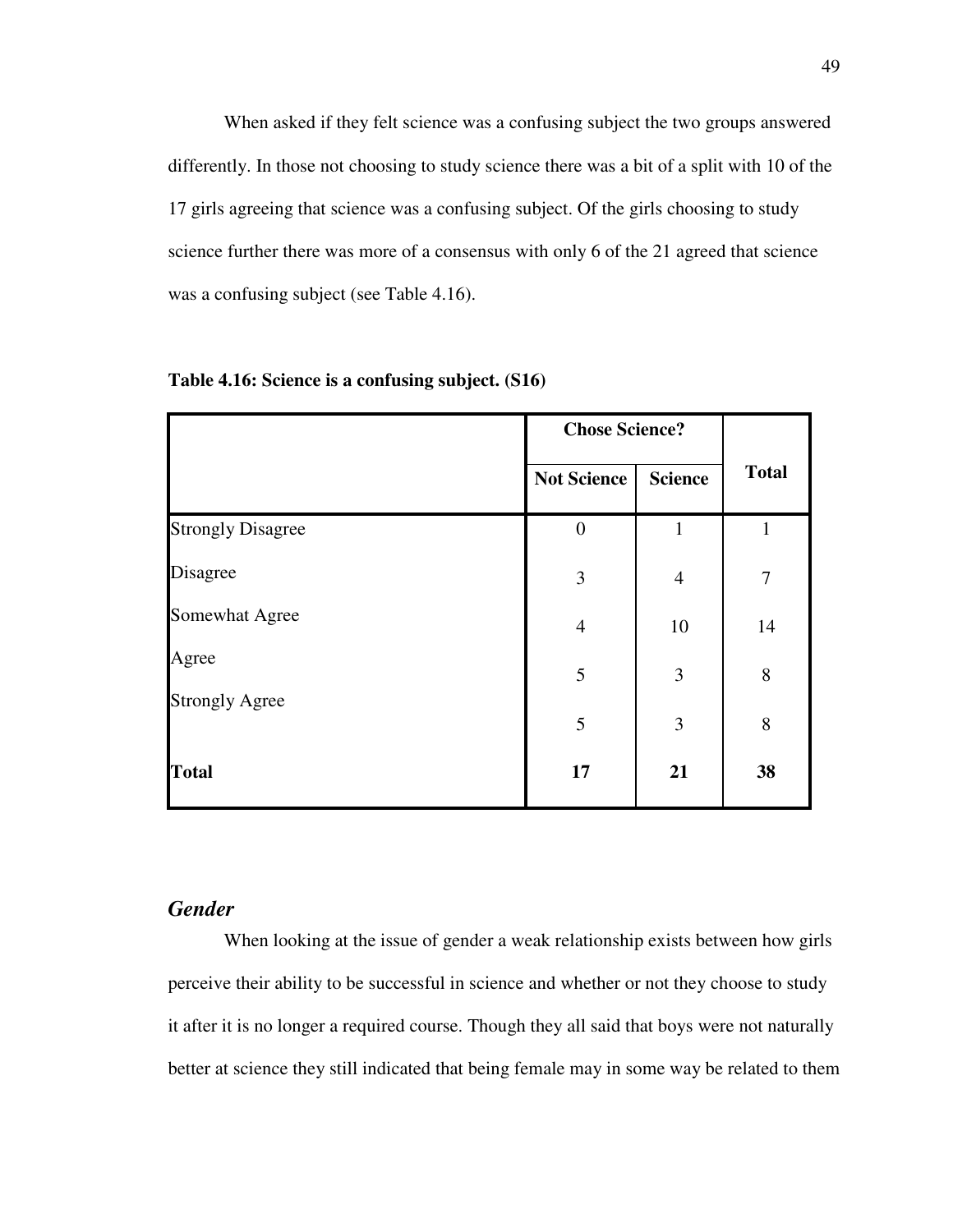When asked if they felt science was a confusing subject the two groups answered differently. In those not choosing to study science there was a bit of a split with 10 of the 17 girls agreeing that science was a confusing subject. Of the girls choosing to study science further there was more of a consensus with only 6 of the 21 agreed that science was a confusing subject (see Table 4.16).

**Table 4.16: Science is a confusing subject. (S16)**

| | Chose Science? | | Total |
|---|---|---|---|
| | Not Science | Science | |
| Strongly Disagree | 0 | 1 | 1 |
| Disagree | 3 | 4 | 7 |
| Somewhat Agree | 4 | 10 | 14 |
| Agree | 5 | 3 | 8 |
| Strongly Agree | 5 | 3 | 8 |
| **Total** | **17** | **21** | **38** |

### *Gender*

When looking at the issue of gender a weak relationship exists between how girls perceive their ability to be successful in science and whether or not they choose to study it after it is no longer a required course. Though they all said that boys were not naturally better at science they still indicated that being female may in some way be related to them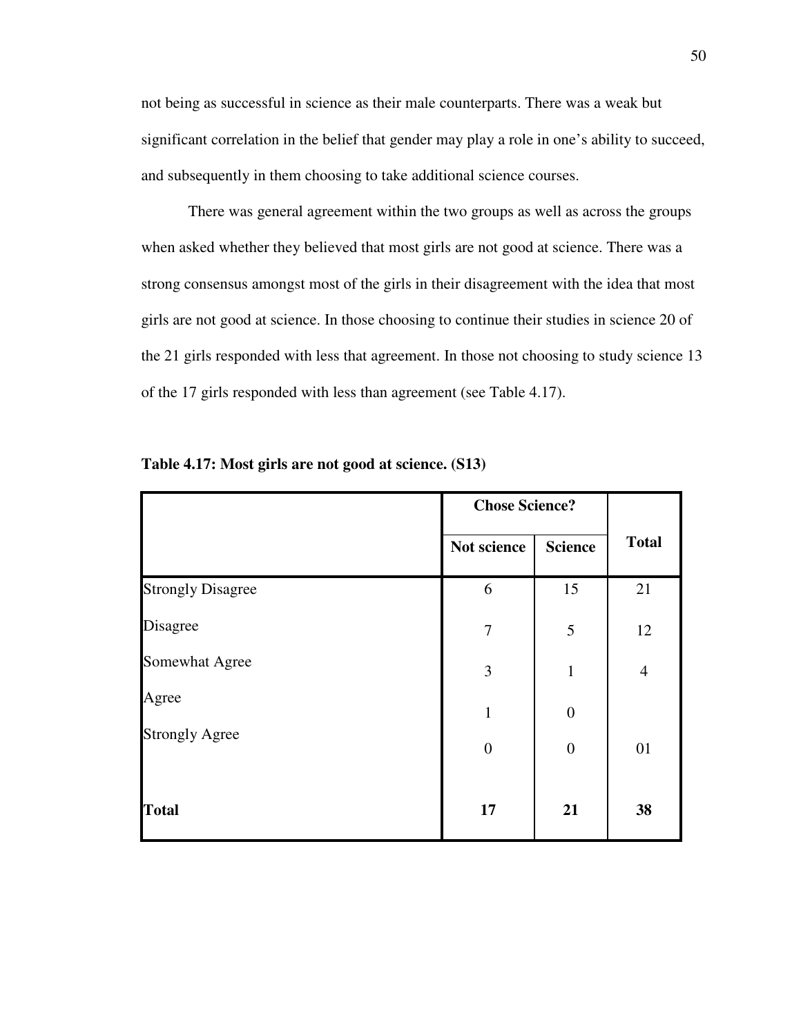not being as successful in science as their male counterparts. There was a weak but significant correlation in the belief that gender may play a role in one's ability to succeed, and subsequently in them choosing to take additional science courses.

There was general agreement within the two groups as well as across the groups when asked whether they believed that most girls are not good at science. There was a strong consensus amongst most of the girls in their disagreement with the idea that most girls are not good at science. In those choosing to continue their studies in science 20 of the 21 girls responded with less that agreement. In those not choosing to study science 13 of the 17 girls responded with less than agreement (see Table 4.17).

**Table 4.17: Most girls are not good at science. (S13)**

| | Chose Science? | | Total |
|---|---|---|---|
| | Not science | Science | |
| Strongly Disagree | 6 | 15 | 21 |
| Disagree | 7 | 5 | 12 |
| Somewhat Agree | 3 | 1 | 4 |
| Agree | 1 | 0 | |
| Strongly Agree | 0 | 0 | 01 |
| **Total** | **17** | **21** | **38** |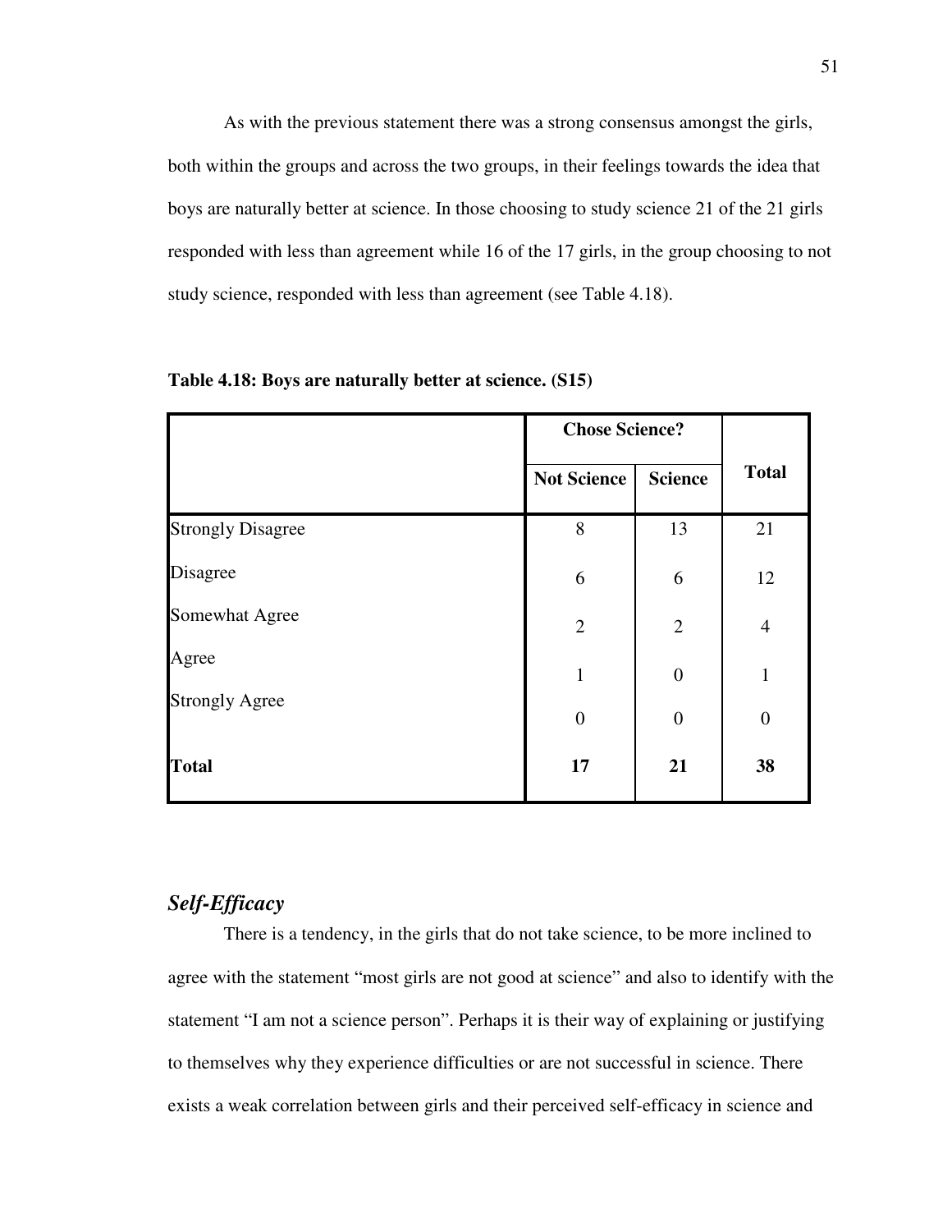As with the previous statement there was a strong consensus amongst the girls, both within the groups and across the two groups, in their feelings towards the idea that boys are naturally better at science. In those choosing to study science 21 of the 21 girls responded with less than agreement while 16 of the 17 girls, in the group choosing to not study science, responded with less than agreement (see Table 4.18).

**Table 4.18: Boys are naturally better at science. (S15)**

| | Chose Science? | | Total |
|---|---|---|---|
| | Not Science | Science | |
| Strongly Disagree | 8 | 13 | 21 |
| Disagree | 6 | 6 | 12 |
| Somewhat Agree | 2 | 2 | 4 |
| Agree | 1 | 0 | 1 |
| Strongly Agree | 0 | 0 | 0 |
| **Total** | **17** | **21** | **38** |

## *Self-Efficacy*

There is a tendency, in the girls that do not take science, to be more inclined to agree with the statement "most girls are not good at science" and also to identify with the statement "I am not a science person". Perhaps it is their way of explaining or justifying to themselves why they experience difficulties or are not successful in science. There exists a weak correlation between girls and their perceived self-efficacy in science and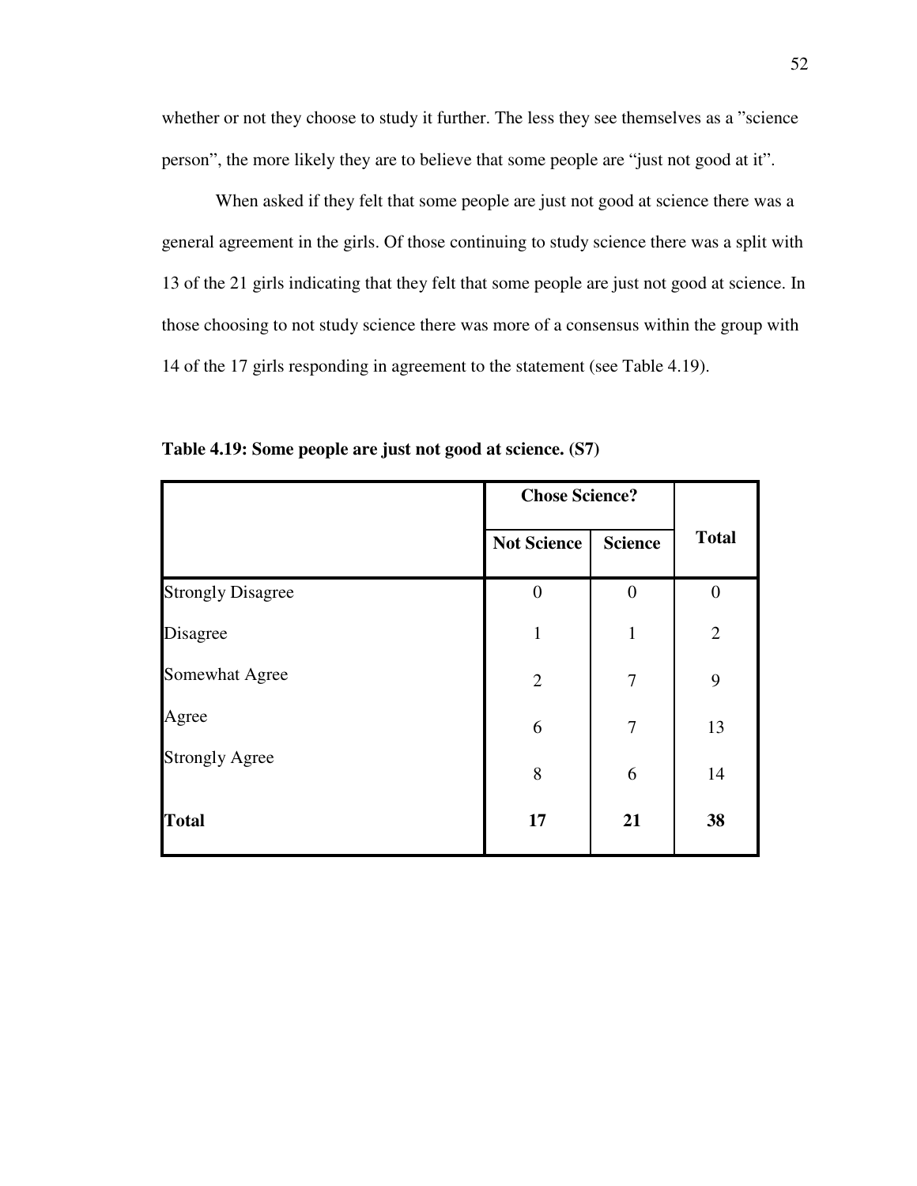whether or not they choose to study it further. The less they see themselves as a ”science person”, the more likely they are to believe that some people are “just not good at it”.

When asked if they felt that some people are just not good at science there was a general agreement in the girls. Of those continuing to study science there was a split with 13 of the 21 girls indicating that they felt that some people are just not good at science. In those choosing to not study science there was more of a consensus within the group with 14 of the 17 girls responding in agreement to the statement (see Table 4.19).

**Table 4.19: Some people are just not good at science. (S7)**

| | Chose Science? | | Total |
|---|---|---|---|
| | **Not Science** | **Science** | |
| Strongly Disagree | 0 | 0 | 0 |
| Disagree | 1 | 1 | 2 |
| Somewhat Agree | 2 | 7 | 9 |
| Agree | 6 | 7 | 13 |
| Strongly Agree | 8 | 6 | 14 |
| **Total** | **17** | **21** | **38** |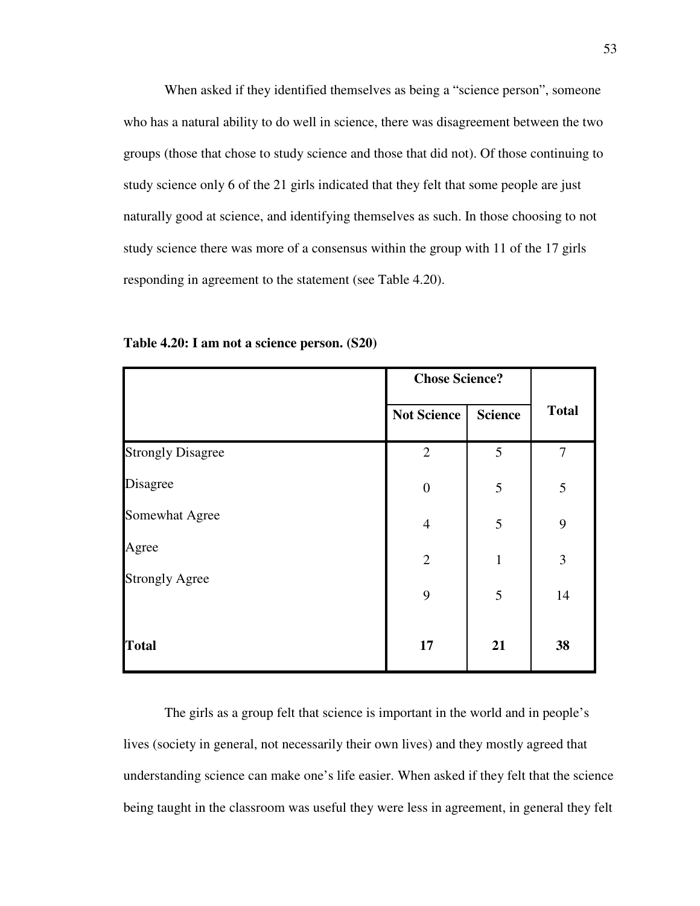When asked if they identified themselves as being a "science person", someone who has a natural ability to do well in science, there was disagreement between the two groups (those that chose to study science and those that did not). Of those continuing to study science only 6 of the 21 girls indicated that they felt that some people are just naturally good at science, and identifying themselves as such. In those choosing to not study science there was more of a consensus within the group with 11 of the 17 girls responding in agreement to the statement (see Table 4.20).

**Table 4.20: I am not a science person. (S20)**

| | Chose Science? | | Total |
|---|---|---|---|
| | Not Science | Science | |
| Strongly Disagree | 2 | 5 | 7 |
| Disagree | 0 | 5 | 5 |
| Somewhat Agree | 4 | 5 | 9 |
| Agree | 2 | 1 | 3 |
| Strongly Agree | 9 | 5 | 14 |
| **Total** | **17** | **21** | **38** |

The girls as a group felt that science is important in the world and in people's lives (society in general, not necessarily their own lives) and they mostly agreed that understanding science can make one's life easier. When asked if they felt that the science being taught in the classroom was useful they were less in agreement, in general they felt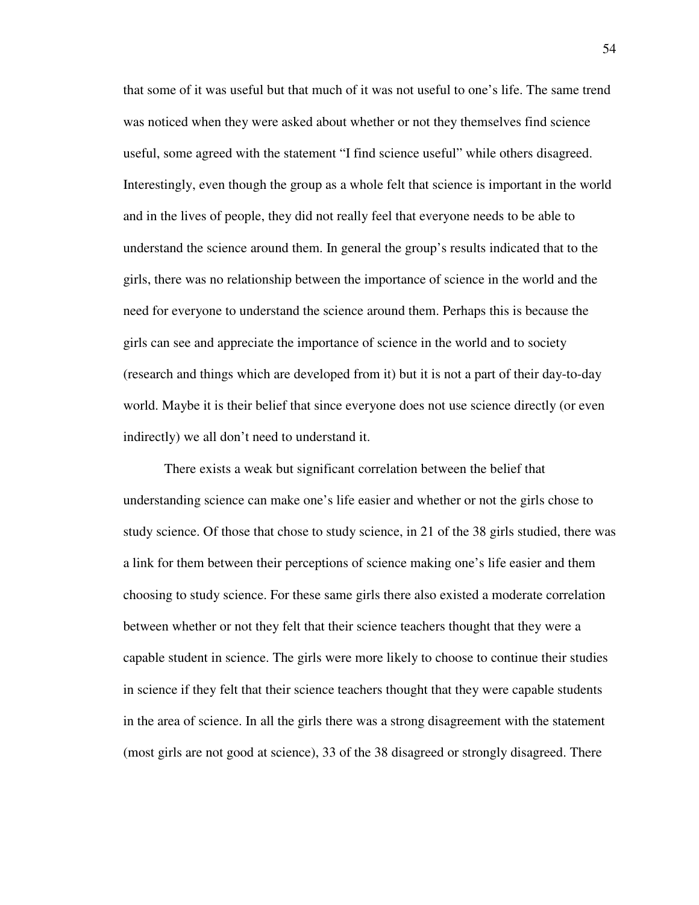that some of it was useful but that much of it was not useful to one's life. The same trend was noticed when they were asked about whether or not they themselves find science useful, some agreed with the statement "I find science useful" while others disagreed. Interestingly, even though the group as a whole felt that science is important in the world and in the lives of people, they did not really feel that everyone needs to be able to understand the science around them. In general the group's results indicated that to the girls, there was no relationship between the importance of science in the world and the need for everyone to understand the science around them. Perhaps this is because the girls can see and appreciate the importance of science in the world and to society (research and things which are developed from it) but it is not a part of their day-to-day world. Maybe it is their belief that since everyone does not use science directly (or even indirectly) we all don't need to understand it.

There exists a weak but significant correlation between the belief that understanding science can make one's life easier and whether or not the girls chose to study science. Of those that chose to study science, in 21 of the 38 girls studied, there was a link for them between their perceptions of science making one's life easier and them choosing to study science. For these same girls there also existed a moderate correlation between whether or not they felt that their science teachers thought that they were a capable student in science. The girls were more likely to choose to continue their studies in science if they felt that their science teachers thought that they were capable students in the area of science. In all the girls there was a strong disagreement with the statement (most girls are not good at science), 33 of the 38 disagreed or strongly disagreed. There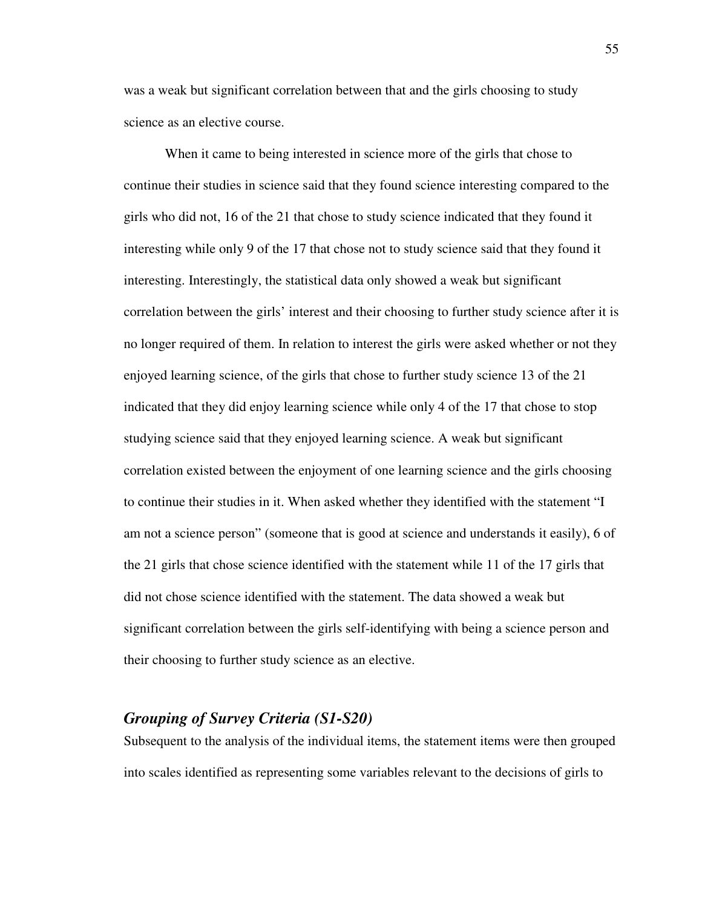was a weak but significant correlation between that and the girls choosing to study science as an elective course.

When it came to being interested in science more of the girls that chose to continue their studies in science said that they found science interesting compared to the girls who did not, 16 of the 21 that chose to study science indicated that they found it interesting while only 9 of the 17 that chose not to study science said that they found it interesting. Interestingly, the statistical data only showed a weak but significant correlation between the girls' interest and their choosing to further study science after it is no longer required of them. In relation to interest the girls were asked whether or not they enjoyed learning science, of the girls that chose to further study science 13 of the 21 indicated that they did enjoy learning science while only 4 of the 17 that chose to stop studying science said that they enjoyed learning science. A weak but significant correlation existed between the enjoyment of one learning science and the girls choosing to continue their studies in it. When asked whether they identified with the statement "I am not a science person" (someone that is good at science and understands it easily), 6 of the 21 girls that chose science identified with the statement while 11 of the 17 girls that did not chose science identified with the statement. The data showed a weak but significant correlation between the girls self-identifying with being a science person and their choosing to further study science as an elective.

### *Grouping of Survey Criteria (S1-S20)*

Subsequent to the analysis of the individual items, the statement items were then grouped into scales identified as representing some variables relevant to the decisions of girls to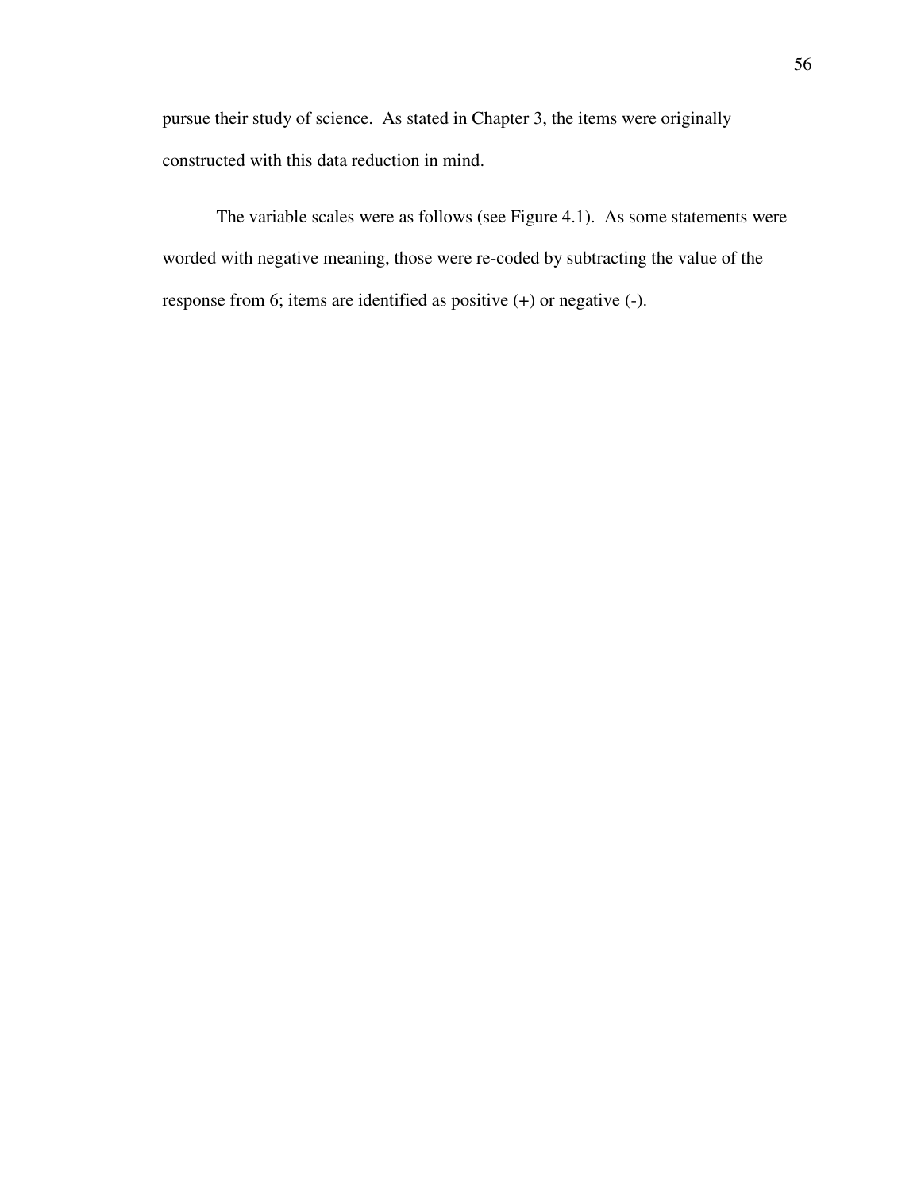pursue their study of science. As stated in Chapter 3, the items were originally constructed with this data reduction in mind.

The variable scales were as follows (see Figure 4.1). As some statements were worded with negative meaning, those were re-coded by subtracting the value of the response from 6; items are identified as positive (+) or negative (-).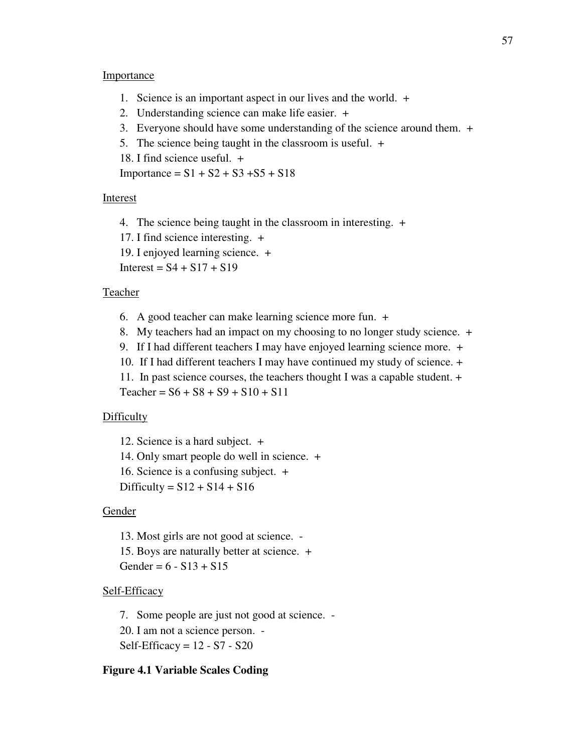Importance

1. Science is an important aspect in our lives and the world. +
2. Understanding science can make life easier. +
3. Everyone should have some understanding of the science around them. +
5. The science being taught in the classroom is useful. +
18. I find science useful. +

Importance = S1 + S2 + S3 +S5 + S18

Interest

4. The science being taught in the classroom in interesting. +
17. I find science interesting. +
19. I enjoyed learning science. +

Interest = S4 + S17 + S19

Teacher

6. A good teacher can make learning science more fun. +
8. My teachers had an impact on my choosing to no longer study science. +
9. If I had different teachers I may have enjoyed learning science more. +
10. If I had different teachers I may have continued my study of science. +
11. In past science courses, the teachers thought I was a capable student. +

Teacher = S6 + S8 + S9 + S10 + S11

Difficulty

12. Science is a hard subject. +
14. Only smart people do well in science. +
16. Science is a confusing subject. +

Difficulty = S12 + S14 + S16

Gender

13. Most girls are not good at science. -
15. Boys are naturally better at science. +

Gender = 6 - S13 + S15

Self-Efficacy

7. Some people are just not good at science. -
20. I am not a science person. -

Self-Efficacy = 12 - S7 - S20

**Figure 4.1 Variable Scales Coding**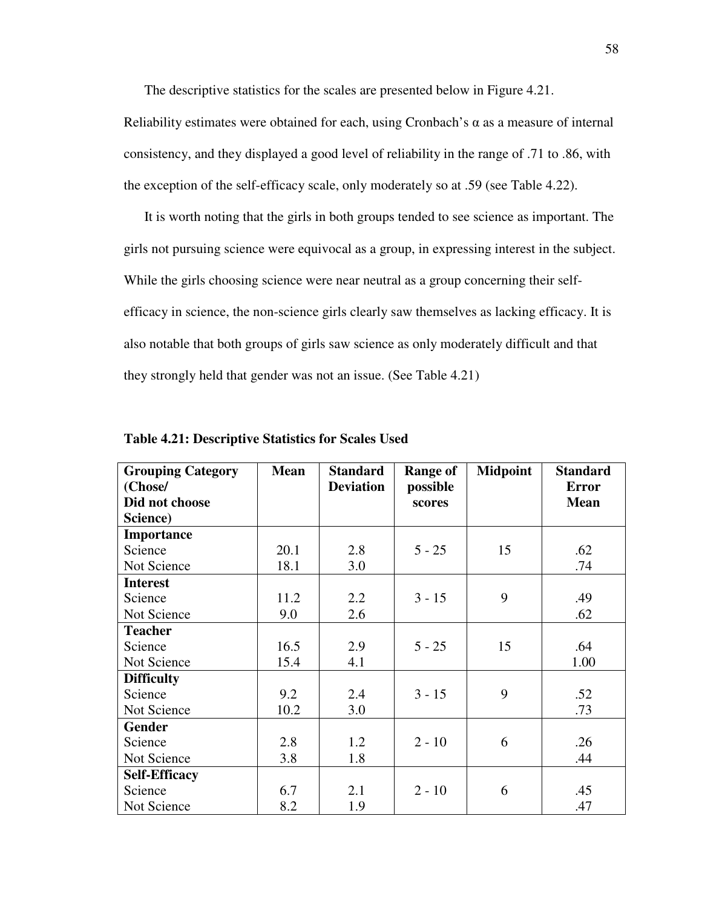The descriptive statistics for the scales are presented below in Figure 4.21. Reliability estimates were obtained for each, using Cronbach's α as a measure of internal consistency, and they displayed a good level of reliability in the range of .71 to .86, with the exception of the self-efficacy scale, only moderately so at .59 (see Table 4.22).

It is worth noting that the girls in both groups tended to see science as important. The girls not pursuing science were equivocal as a group, in expressing interest in the subject. While the girls choosing science were near neutral as a group concerning their self-efficacy in science, the non-science girls clearly saw themselves as lacking efficacy. It is also notable that both groups of girls saw science as only moderately difficult and that they strongly held that gender was not an issue. (See Table 4.21)

**Table 4.21: Descriptive Statistics for Scales Used**

| Grouping Category (Chose/ Did not choose Science) | Mean | Standard Deviation | Range of possible scores | Midpoint | Standard Error Mean |
|---|---|---|---|---|---|
| **Importance** | | | | | |
| Science | 20.1 | 2.8 | 5 - 25 | 15 | .62 |
| Not Science | 18.1 | 3.0 | | | .74 |
| **Interest** | | | | | |
| Science | 11.2 | 2.2 | 3 - 15 | 9 | .49 |
| Not Science | 9.0 | 2.6 | | | .62 |
| **Teacher** | | | | | |
| Science | 16.5 | 2.9 | 5 - 25 | 15 | .64 |
| Not Science | 15.4 | 4.1 | | | 1.00 |
| **Difficulty** | | | | | |
| Science | 9.2 | 2.4 | 3 - 15 | 9 | .52 |
| Not Science | 10.2 | 3.0 | | | .73 |
| **Gender** | | | | | |
| Science | 2.8 | 1.2 | 2 - 10 | 6 | .26 |
| Not Science | 3.8 | 1.8 | | | .44 |
| **Self-Efficacy** | | | | | |
| Science | 6.7 | 2.1 | 2 - 10 | 6 | .45 |
| Not Science | 8.2 | 1.9 | | | .47 |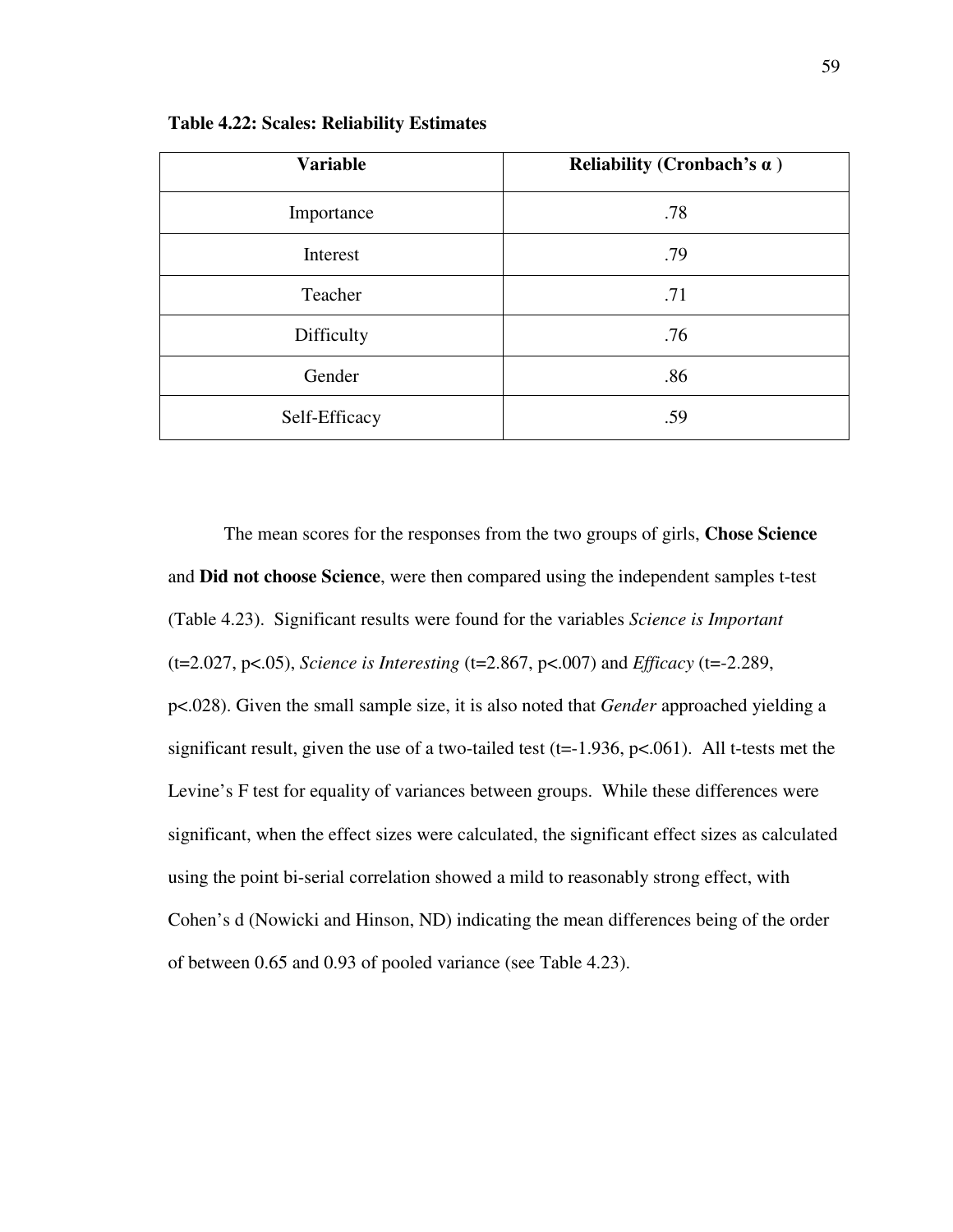**Table 4.22: Scales: Reliability Estimates**

| Variable | Reliability (Cronbach's α ) |
|---|---|
| Importance | .78 |
| Interest | .79 |
| Teacher | .71 |
| Difficulty | .76 |
| Gender | .86 |
| Self-Efficacy | .59 |

The mean scores for the responses from the two groups of girls, **Chose Science** and **Did not choose Science**, were then compared using the independent samples t-test (Table 4.23). Significant results were found for the variables *Science is Important* ($t=2.027$, $p<.05$), *Science is Interesting* ($t=2.867$, $p<.007$) and *Efficacy* ($t=-2.289$, $p<.028$). Given the small sample size, it is also noted that *Gender* approached yielding a significant result, given the use of a two-tailed test ($t=-1.936$, $p<.061$). All t-tests met the Levine's F test for equality of variances between groups. While these differences were significant, when the effect sizes were calculated, the significant effect sizes as calculated using the point bi-serial correlation showed a mild to reasonably strong effect, with Cohen's d (Nowicki and Hinson, ND) indicating the mean differences being of the order of between 0.65 and 0.93 of pooled variance (see Table 4.23).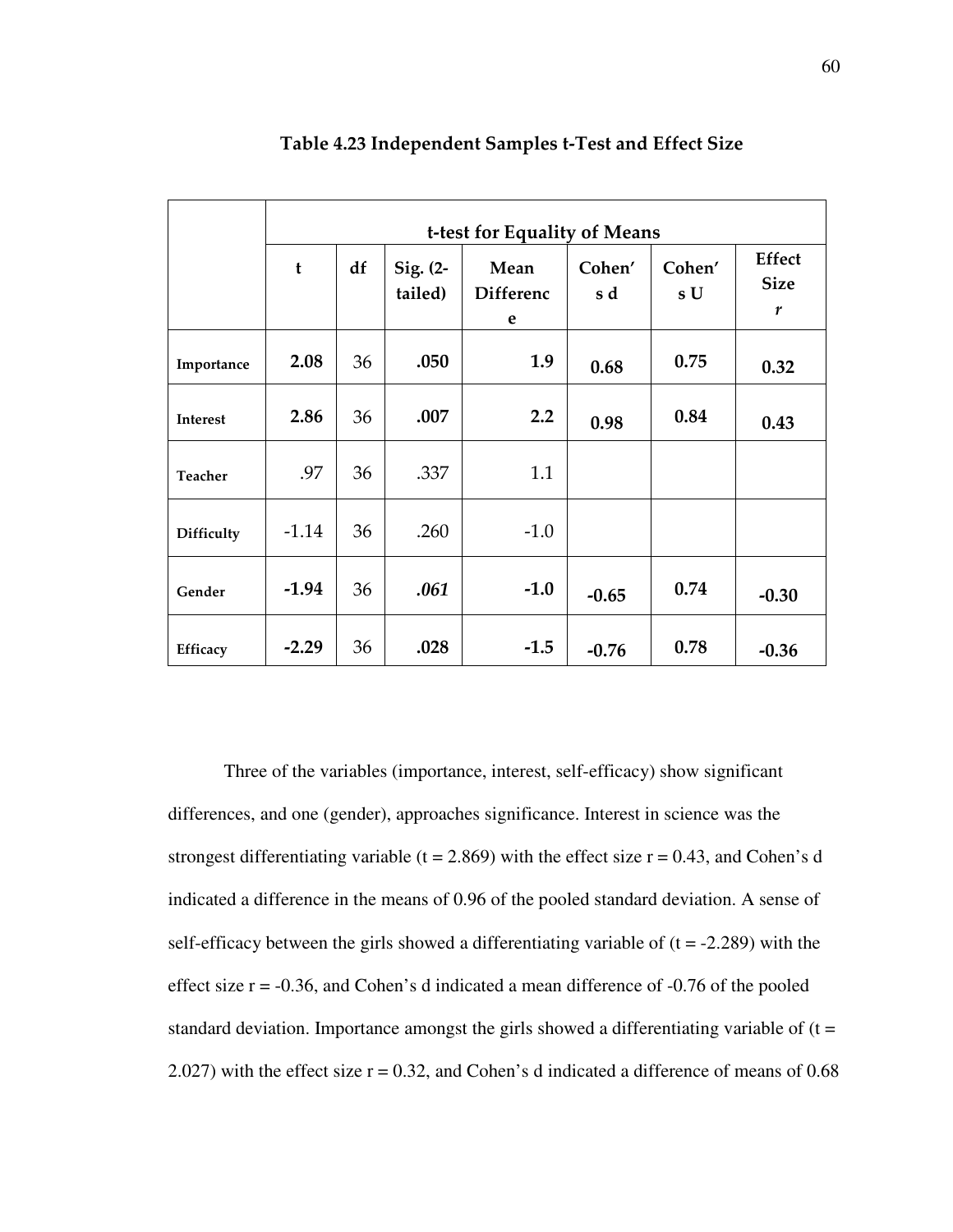**Table 4.23 Independent Samples t-Test and Effect Size**

| | t-test for Equality of Means | | | | | | |
|---|---|---|---|---|---|---|---|
| | t | df | Sig. (2-tailed) | Mean Difference | Cohen's d | Cohen's U | Effect Size *r* |
| Importance | **2.08** | 36 | **.050** | **1.9** | **0.68** | **0.75** | **0.32** |
| Interest | **2.86** | 36 | **.007** | **2.2** | **0.98** | **0.84** | **0.43** |
| Teacher | .97 | 36 | .337 | 1.1 | | | |
| Difficulty | -1.14 | 36 | .260 | -1.0 | | | |
| Gender | **-1.94** | 36 | ***.061*** | **-1.0** | **-0.65** | **0.74** | **-0.30** |
| Efficacy | **-2.29** | 36 | **.028** | **-1.5** | **-0.76** | **0.78** | **-0.36** |

Three of the variables (importance, interest, self-efficacy) show significant differences, and one (gender), approaches significance. Interest in science was the strongest differentiating variable ($t = 2.869$) with the effect size $r = 0.43$, and Cohen's d indicated a difference in the means of 0.96 of the pooled standard deviation. A sense of self-efficacy between the girls showed a differentiating variable of ($t = -2.289$) with the effect size $r = -0.36$, and Cohen's d indicated a mean difference of -0.76 of the pooled standard deviation. Importance amongst the girls showed a differentiating variable of ($t = 2.027$) with the effect size $r = 0.32$, and Cohen's d indicated a difference of means of 0.68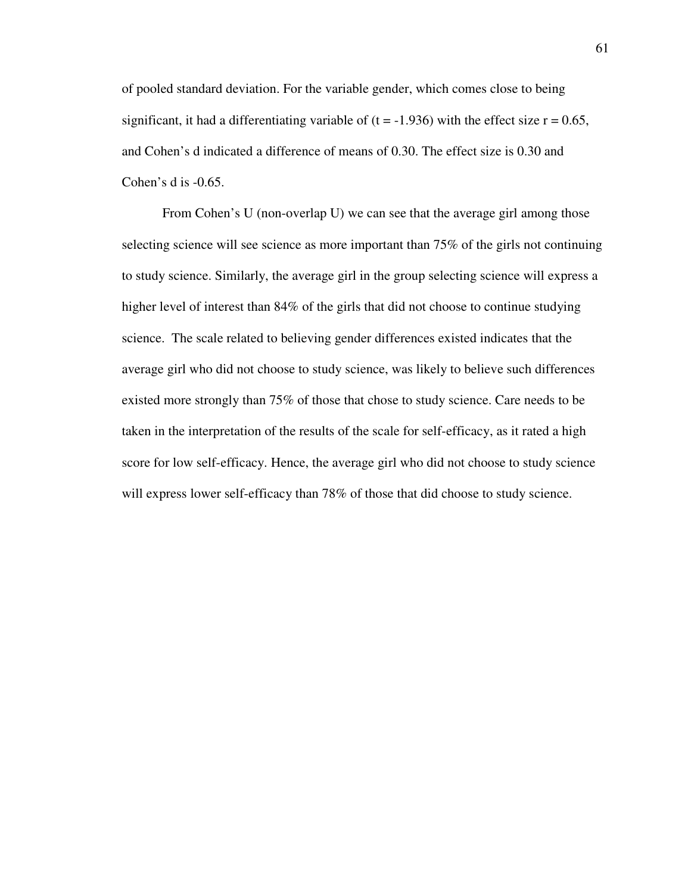of pooled standard deviation. For the variable gender, which comes close to being significant, it had a differentiating variable of ($t = -1.936$) with the effect size $r = 0.65$, and Cohen's d indicated a difference of means of 0.30. The effect size is 0.30 and Cohen's d is -0.65.

From Cohen's U (non-overlap U) we can see that the average girl among those selecting science will see science as more important than 75% of the girls not continuing to study science. Similarly, the average girl in the group selecting science will express a higher level of interest than 84% of the girls that did not choose to continue studying science. The scale related to believing gender differences existed indicates that the average girl who did not choose to study science, was likely to believe such differences existed more strongly than 75% of those that chose to study science. Care needs to be taken in the interpretation of the results of the scale for self-efficacy, as it rated a high score for low self-efficacy. Hence, the average girl who did not choose to study science will express lower self-efficacy than 78% of those that did choose to study science.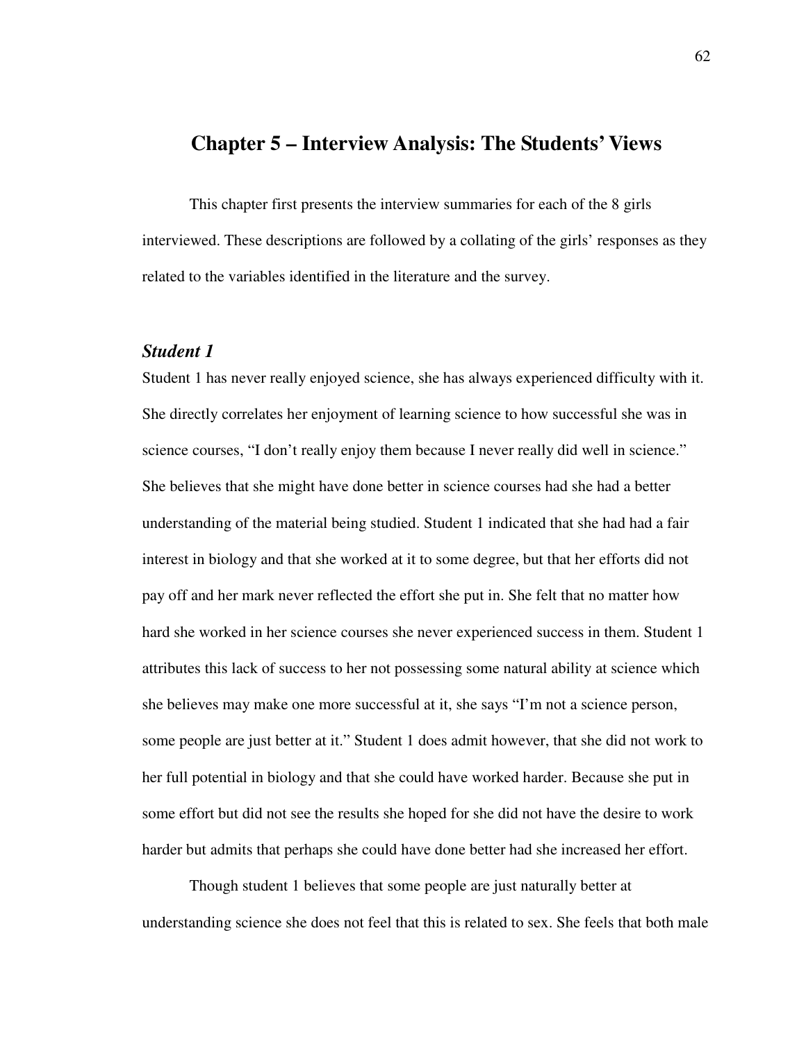# Chapter 5 – Interview Analysis: The Students' Views

This chapter first presents the interview summaries for each of the 8 girls interviewed. These descriptions are followed by a collating of the girls' responses as they related to the variables identified in the literature and the survey.

### *Student 1*

Student 1 has never really enjoyed science, she has always experienced difficulty with it. She directly correlates her enjoyment of learning science to how successful she was in science courses, "I don't really enjoy them because I never really did well in science." She believes that she might have done better in science courses had she had a better understanding of the material being studied. Student 1 indicated that she had had a fair interest in biology and that she worked at it to some degree, but that her efforts did not pay off and her mark never reflected the effort she put in. She felt that no matter how hard she worked in her science courses she never experienced success in them. Student 1 attributes this lack of success to her not possessing some natural ability at science which she believes may make one more successful at it, she says "I'm not a science person, some people are just better at it." Student 1 does admit however, that she did not work to her full potential in biology and that she could have worked harder. Because she put in some effort but did not see the results she hoped for she did not have the desire to work harder but admits that perhaps she could have done better had she increased her effort.

Though student 1 believes that some people are just naturally better at understanding science she does not feel that this is related to sex. She feels that both male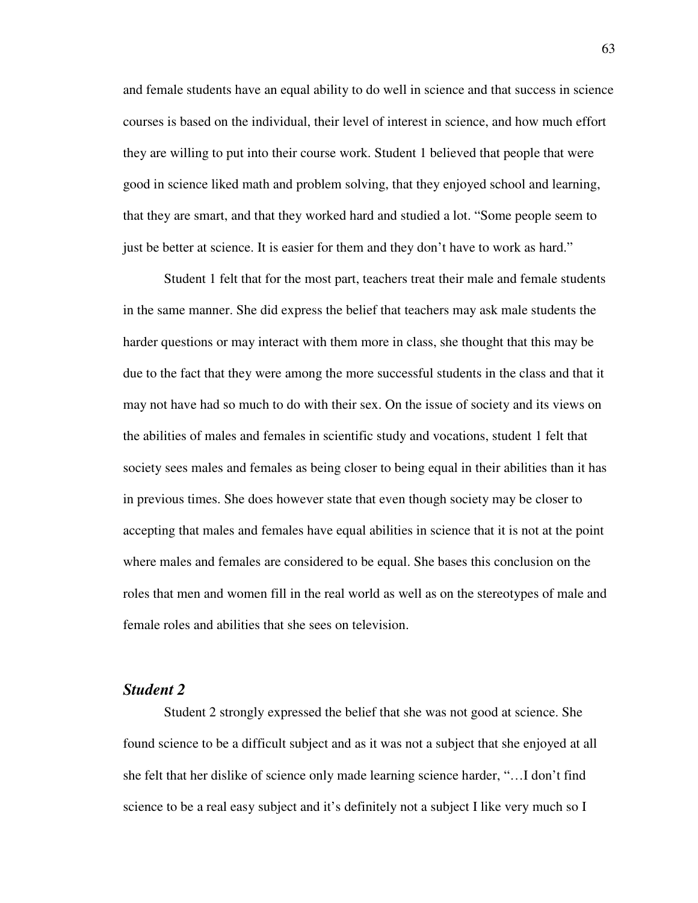and female students have an equal ability to do well in science and that success in science courses is based on the individual, their level of interest in science, and how much effort they are willing to put into their course work. Student 1 believed that people that were good in science liked math and problem solving, that they enjoyed school and learning, that they are smart, and that they worked hard and studied a lot. "Some people seem to just be better at science. It is easier for them and they don't have to work as hard."

Student 1 felt that for the most part, teachers treat their male and female students in the same manner. She did express the belief that teachers may ask male students the harder questions or may interact with them more in class, she thought that this may be due to the fact that they were among the more successful students in the class and that it may not have had so much to do with their sex. On the issue of society and its views on the abilities of males and females in scientific study and vocations, student 1 felt that society sees males and females as being closer to being equal in their abilities than it has in previous times. She does however state that even though society may be closer to accepting that males and females have equal abilities in science that it is not at the point where males and females are considered to be equal. She bases this conclusion on the roles that men and women fill in the real world as well as on the stereotypes of male and female roles and abilities that she sees on television.

### *Student 2*

Student 2 strongly expressed the belief that she was not good at science. She found science to be a difficult subject and as it was not a subject that she enjoyed at all she felt that her dislike of science only made learning science harder, "…I don't find science to be a real easy subject and it's definitely not a subject I like very much so I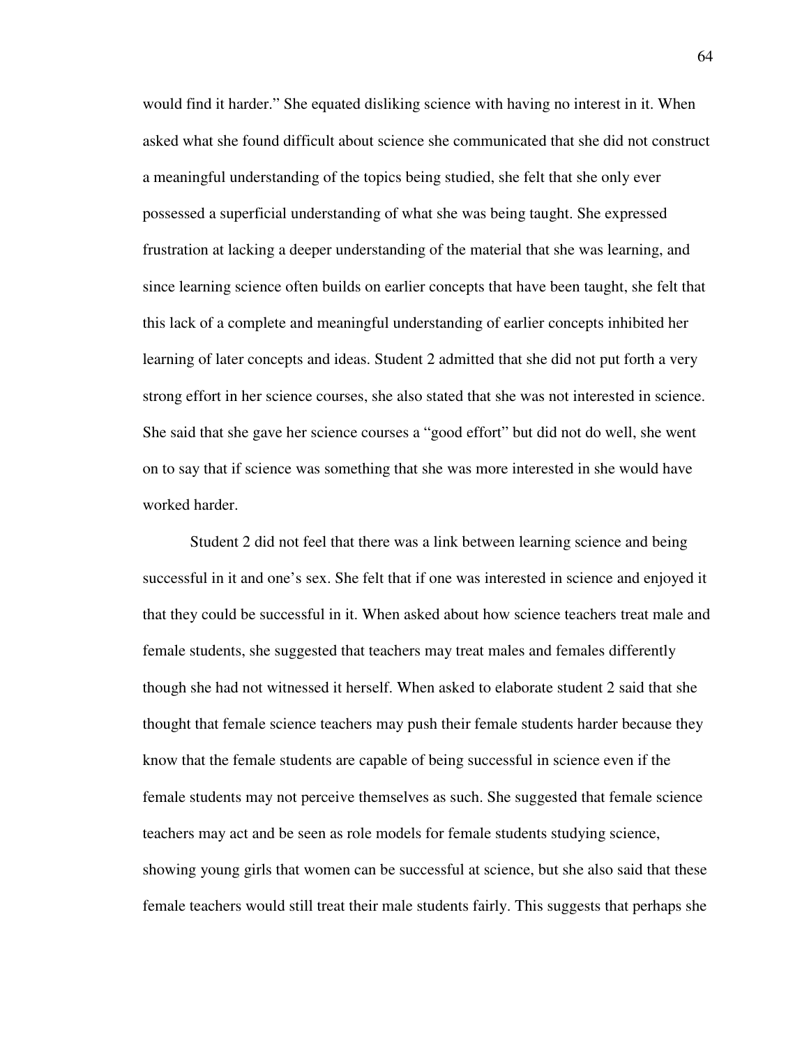would find it harder." She equated disliking science with having no interest in it. When asked what she found difficult about science she communicated that she did not construct a meaningful understanding of the topics being studied, she felt that she only ever possessed a superficial understanding of what she was being taught. She expressed frustration at lacking a deeper understanding of the material that she was learning, and since learning science often builds on earlier concepts that have been taught, she felt that this lack of a complete and meaningful understanding of earlier concepts inhibited her learning of later concepts and ideas. Student 2 admitted that she did not put forth a very strong effort in her science courses, she also stated that she was not interested in science. She said that she gave her science courses a "good effort" but did not do well, she went on to say that if science was something that she was more interested in she would have worked harder.

Student 2 did not feel that there was a link between learning science and being successful in it and one's sex. She felt that if one was interested in science and enjoyed it that they could be successful in it. When asked about how science teachers treat male and female students, she suggested that teachers may treat males and females differently though she had not witnessed it herself. When asked to elaborate student 2 said that she thought that female science teachers may push their female students harder because they know that the female students are capable of being successful in science even if the female students may not perceive themselves as such. She suggested that female science teachers may act and be seen as role models for female students studying science, showing young girls that women can be successful at science, but she also said that these female teachers would still treat their male students fairly. This suggests that perhaps she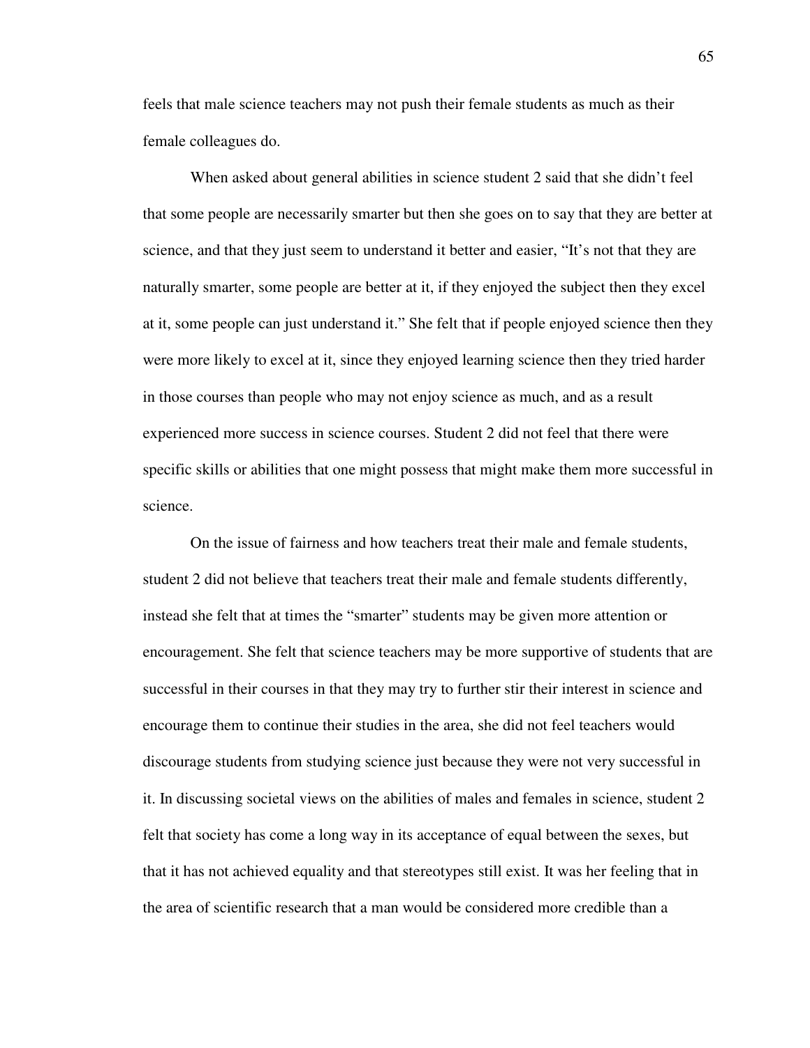feels that male science teachers may not push their female students as much as their female colleagues do.

When asked about general abilities in science student 2 said that she didn't feel that some people are necessarily smarter but then she goes on to say that they are better at science, and that they just seem to understand it better and easier, "It's not that they are naturally smarter, some people are better at it, if they enjoyed the subject then they excel at it, some people can just understand it." She felt that if people enjoyed science then they were more likely to excel at it, since they enjoyed learning science then they tried harder in those courses than people who may not enjoy science as much, and as a result experienced more success in science courses. Student 2 did not feel that there were specific skills or abilities that one might possess that might make them more successful in science.

On the issue of fairness and how teachers treat their male and female students, student 2 did not believe that teachers treat their male and female students differently, instead she felt that at times the "smarter" students may be given more attention or encouragement. She felt that science teachers may be more supportive of students that are successful in their courses in that they may try to further stir their interest in science and encourage them to continue their studies in the area, she did not feel teachers would discourage students from studying science just because they were not very successful in it. In discussing societal views on the abilities of males and females in science, student 2 felt that society has come a long way in its acceptance of equal between the sexes, but that it has not achieved equality and that stereotypes still exist. It was her feeling that in the area of scientific research that a man would be considered more credible than a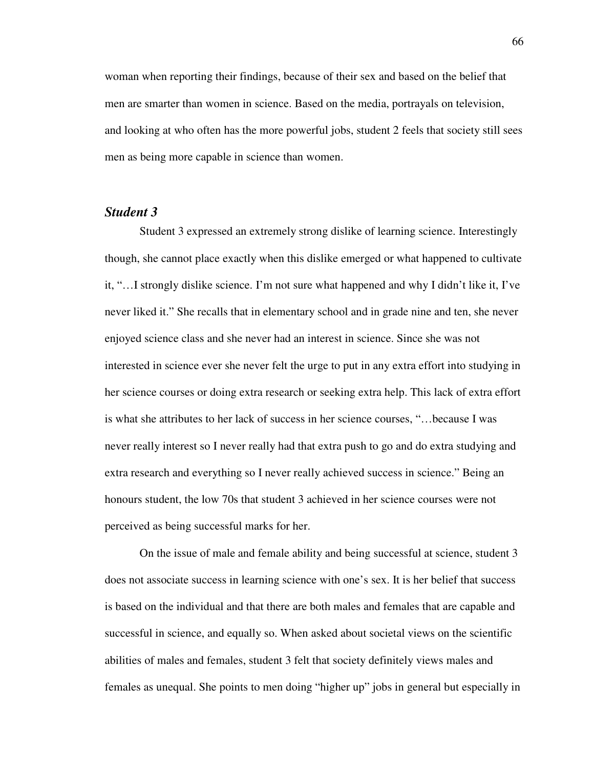woman when reporting their findings, because of their sex and based on the belief that men are smarter than women in science. Based on the media, portrayals on television, and looking at who often has the more powerful jobs, student 2 feels that society still sees men as being more capable in science than women.

### *Student 3*

Student 3 expressed an extremely strong dislike of learning science. Interestingly though, she cannot place exactly when this dislike emerged or what happened to cultivate it, "…I strongly dislike science. I'm not sure what happened and why I didn't like it, I've never liked it." She recalls that in elementary school and in grade nine and ten, she never enjoyed science class and she never had an interest in science. Since she was not interested in science ever she never felt the urge to put in any extra effort into studying in her science courses or doing extra research or seeking extra help. This lack of extra effort is what she attributes to her lack of success in her science courses, "…because I was never really interest so I never really had that extra push to go and do extra studying and extra research and everything so I never really achieved success in science." Being an honours student, the low 70s that student 3 achieved in her science courses were not perceived as being successful marks for her.

On the issue of male and female ability and being successful at science, student 3 does not associate success in learning science with one's sex. It is her belief that success is based on the individual and that there are both males and females that are capable and successful in science, and equally so. When asked about societal views on the scientific abilities of males and females, student 3 felt that society definitely views males and females as unequal. She points to men doing "higher up" jobs in general but especially in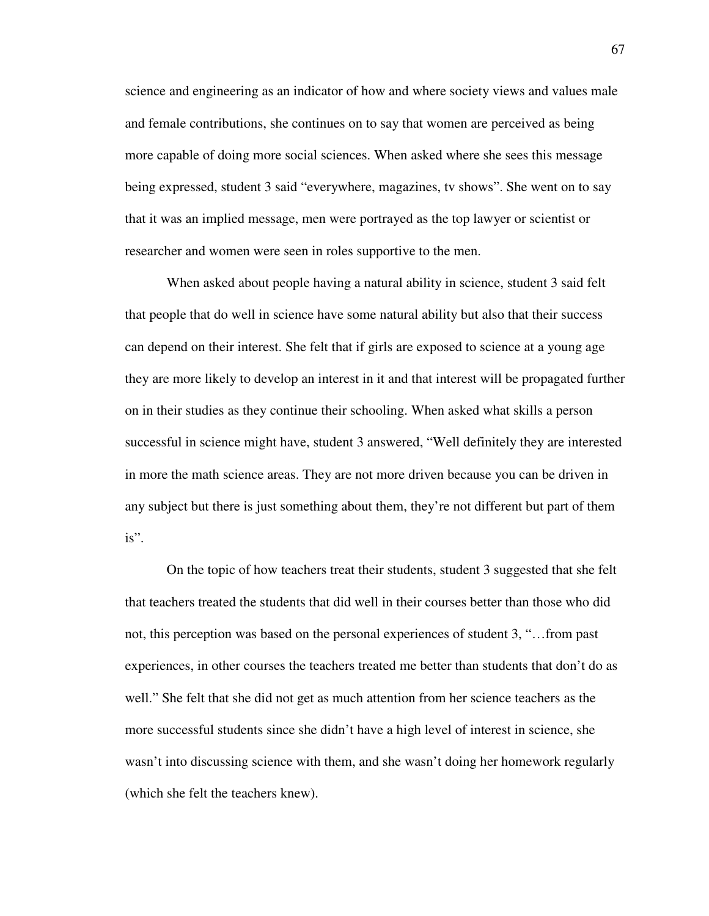science and engineering as an indicator of how and where society views and values male and female contributions, she continues on to say that women are perceived as being more capable of doing more social sciences. When asked where she sees this message being expressed, student 3 said "everywhere, magazines, tv shows". She went on to say that it was an implied message, men were portrayed as the top lawyer or scientist or researcher and women were seen in roles supportive to the men.

When asked about people having a natural ability in science, student 3 said felt that people that do well in science have some natural ability but also that their success can depend on their interest. She felt that if girls are exposed to science at a young age they are more likely to develop an interest in it and that interest will be propagated further on in their studies as they continue their schooling. When asked what skills a person successful in science might have, student 3 answered, "Well definitely they are interested in more the math science areas. They are not more driven because you can be driven in any subject but there is just something about them, they're not different but part of them is".

On the topic of how teachers treat their students, student 3 suggested that she felt that teachers treated the students that did well in their courses better than those who did not, this perception was based on the personal experiences of student 3, "…from past experiences, in other courses the teachers treated me better than students that don't do as well." She felt that she did not get as much attention from her science teachers as the more successful students since she didn't have a high level of interest in science, she wasn't into discussing science with them, and she wasn't doing her homework regularly (which she felt the teachers knew).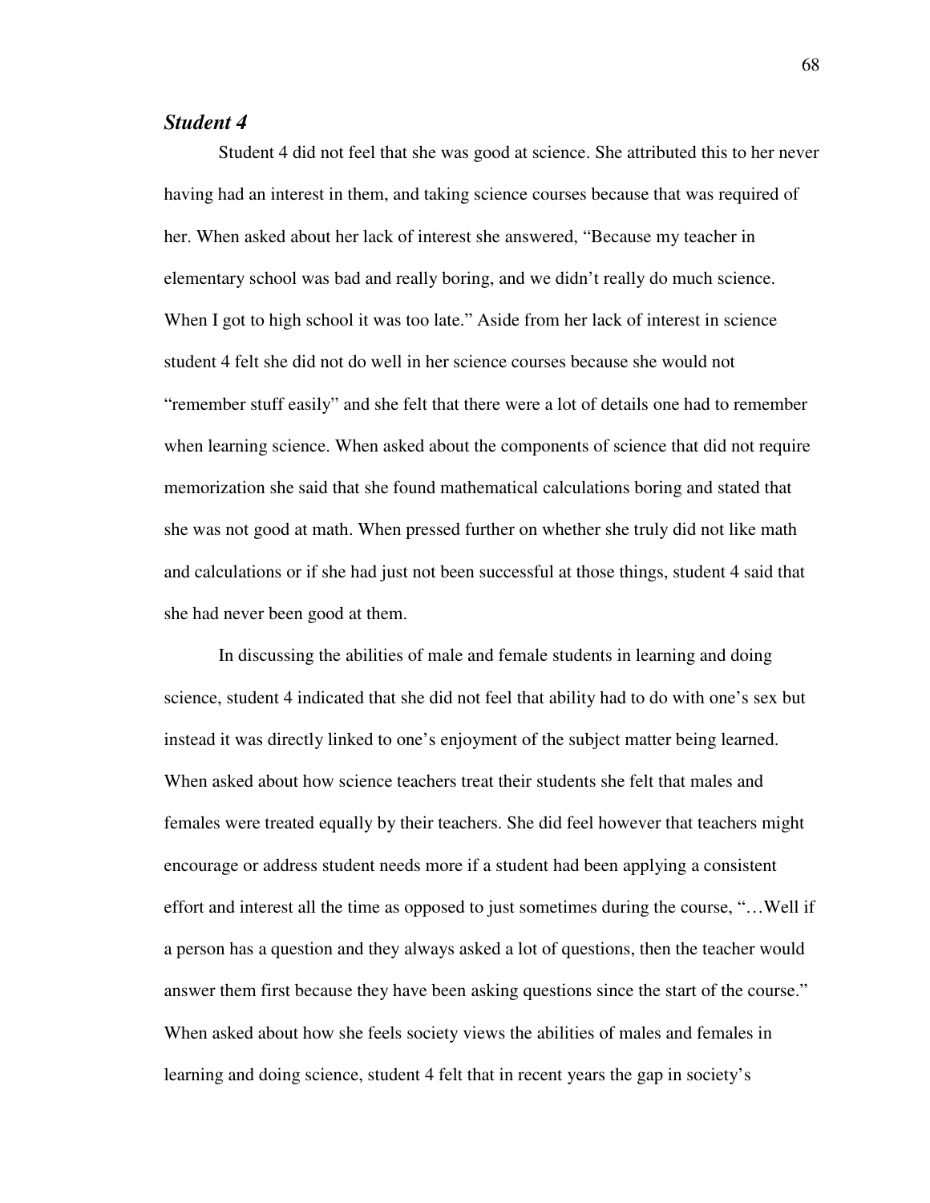### *Student 4*

Student 4 did not feel that she was good at science. She attributed this to her never having had an interest in them, and taking science courses because that was required of her. When asked about her lack of interest she answered, "Because my teacher in elementary school was bad and really boring, and we didn't really do much science. When I got to high school it was too late." Aside from her lack of interest in science student 4 felt she did not do well in her science courses because she would not "remember stuff easily" and she felt that there were a lot of details one had to remember when learning science. When asked about the components of science that did not require memorization she said that she found mathematical calculations boring and stated that she was not good at math. When pressed further on whether she truly did not like math and calculations or if she had just not been successful at those things, student 4 said that she had never been good at them.

In discussing the abilities of male and female students in learning and doing science, student 4 indicated that she did not feel that ability had to do with one's sex but instead it was directly linked to one's enjoyment of the subject matter being learned. When asked about how science teachers treat their students she felt that males and females were treated equally by their teachers. She did feel however that teachers might encourage or address student needs more if a student had been applying a consistent effort and interest all the time as opposed to just sometimes during the course, "…Well if a person has a question and they always asked a lot of questions, then the teacher would answer them first because they have been asking questions since the start of the course." When asked about how she feels society views the abilities of males and females in learning and doing science, student 4 felt that in recent years the gap in society's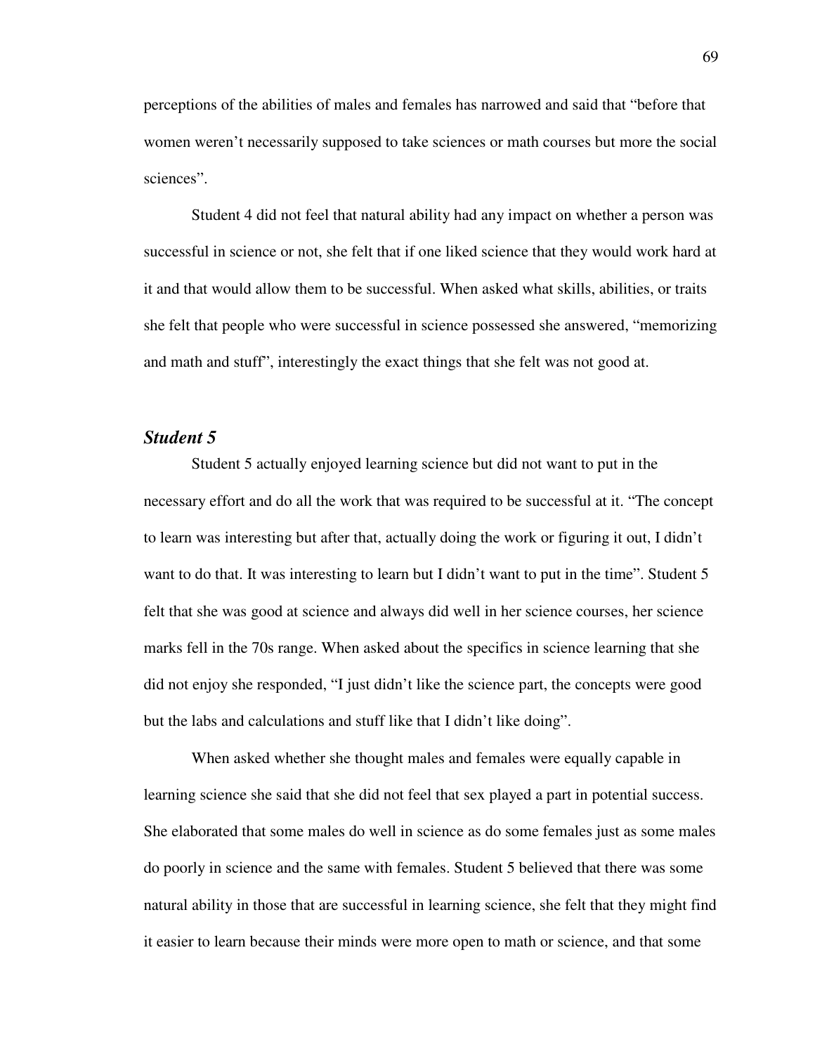perceptions of the abilities of males and females has narrowed and said that "before that women weren't necessarily supposed to take sciences or math courses but more the social sciences".

Student 4 did not feel that natural ability had any impact on whether a person was successful in science or not, she felt that if one liked science that they would work hard at it and that would allow them to be successful. When asked what skills, abilities, or traits she felt that people who were successful in science possessed she answered, "memorizing and math and stuff", interestingly the exact things that she felt was not good at.

### *Student 5*

Student 5 actually enjoyed learning science but did not want to put in the necessary effort and do all the work that was required to be successful at it. "The concept to learn was interesting but after that, actually doing the work or figuring it out, I didn't want to do that. It was interesting to learn but I didn't want to put in the time". Student 5 felt that she was good at science and always did well in her science courses, her science marks fell in the 70s range. When asked about the specifics in science learning that she did not enjoy she responded, "I just didn't like the science part, the concepts were good but the labs and calculations and stuff like that I didn't like doing".

When asked whether she thought males and females were equally capable in learning science she said that she did not feel that sex played a part in potential success. She elaborated that some males do well in science as do some females just as some males do poorly in science and the same with females. Student 5 believed that there was some natural ability in those that are successful in learning science, she felt that they might find it easier to learn because their minds were more open to math or science, and that some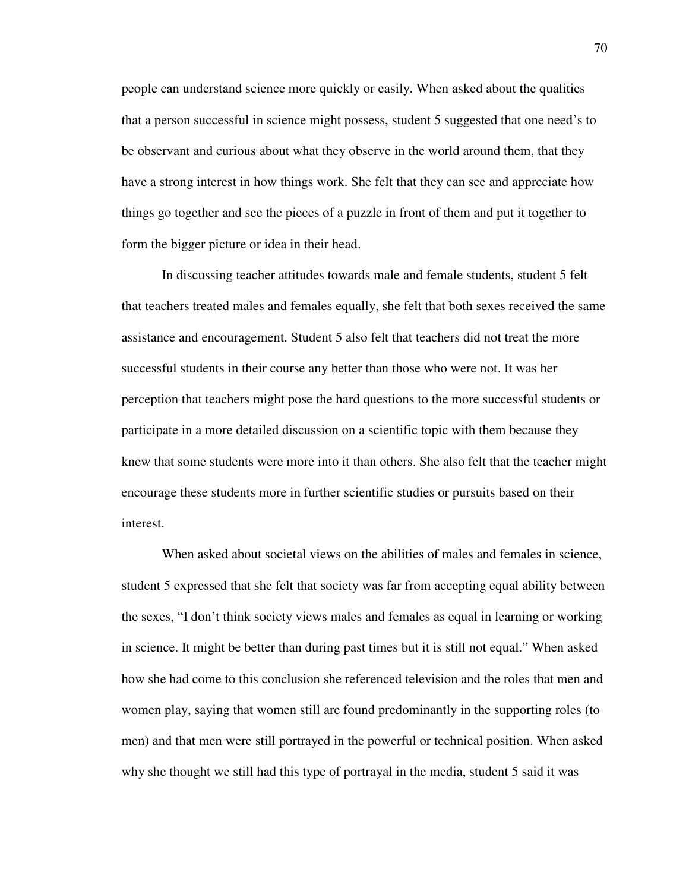people can understand science more quickly or easily. When asked about the qualities that a person successful in science might possess, student 5 suggested that one need's to be observant and curious about what they observe in the world around them, that they have a strong interest in how things work. She felt that they can see and appreciate how things go together and see the pieces of a puzzle in front of them and put it together to form the bigger picture or idea in their head.

In discussing teacher attitudes towards male and female students, student 5 felt that teachers treated males and females equally, she felt that both sexes received the same assistance and encouragement. Student 5 also felt that teachers did not treat the more successful students in their course any better than those who were not. It was her perception that teachers might pose the hard questions to the more successful students or participate in a more detailed discussion on a scientific topic with them because they knew that some students were more into it than others. She also felt that the teacher might encourage these students more in further scientific studies or pursuits based on their interest.

When asked about societal views on the abilities of males and females in science, student 5 expressed that she felt that society was far from accepting equal ability between the sexes, "I don't think society views males and females as equal in learning or working in science. It might be better than during past times but it is still not equal." When asked how she had come to this conclusion she referenced television and the roles that men and women play, saying that women still are found predominantly in the supporting roles (to men) and that men were still portrayed in the powerful or technical position. When asked why she thought we still had this type of portrayal in the media, student 5 said it was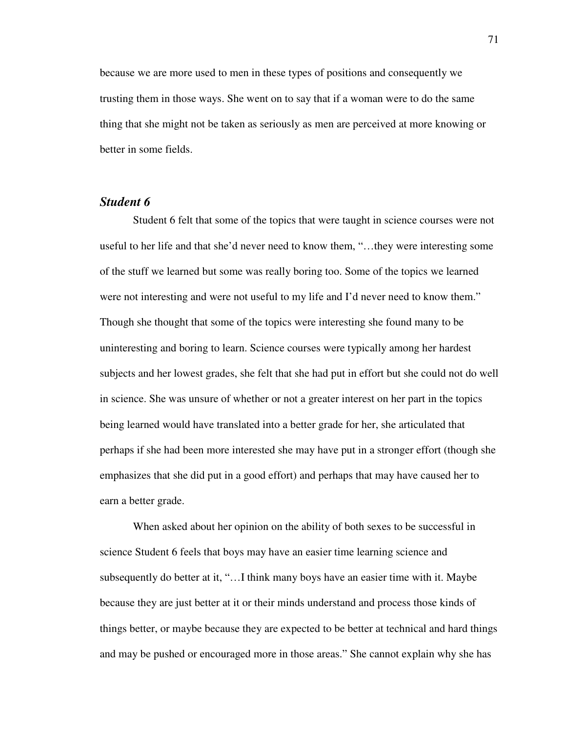because we are more used to men in these types of positions and consequently we trusting them in those ways. She went on to say that if a woman were to do the same thing that she might not be taken as seriously as men are perceived at more knowing or better in some fields.

### *Student 6*

Student 6 felt that some of the topics that were taught in science courses were not useful to her life and that she'd never need to know them, "…they were interesting some of the stuff we learned but some was really boring too. Some of the topics we learned were not interesting and were not useful to my life and I'd never need to know them." Though she thought that some of the topics were interesting she found many to be uninteresting and boring to learn. Science courses were typically among her hardest subjects and her lowest grades, she felt that she had put in effort but she could not do well in science. She was unsure of whether or not a greater interest on her part in the topics being learned would have translated into a better grade for her, she articulated that perhaps if she had been more interested she may have put in a stronger effort (though she emphasizes that she did put in a good effort) and perhaps that may have caused her to earn a better grade.

When asked about her opinion on the ability of both sexes to be successful in science Student 6 feels that boys may have an easier time learning science and subsequently do better at it, "…I think many boys have an easier time with it. Maybe because they are just better at it or their minds understand and process those kinds of things better, or maybe because they are expected to be better at technical and hard things and may be pushed or encouraged more in those areas." She cannot explain why she has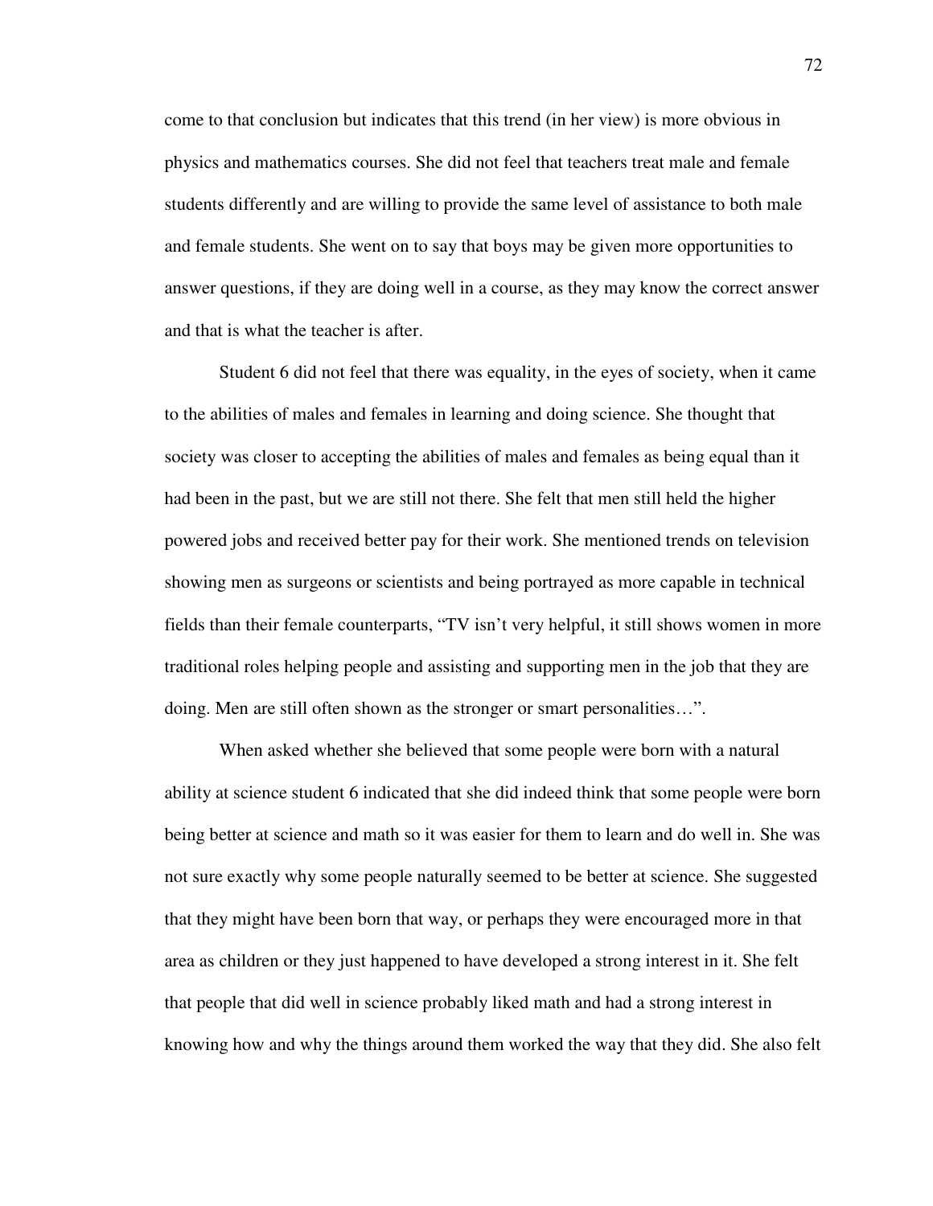come to that conclusion but indicates that this trend (in her view) is more obvious in physics and mathematics courses. She did not feel that teachers treat male and female students differently and are willing to provide the same level of assistance to both male and female students. She went on to say that boys may be given more opportunities to answer questions, if they are doing well in a course, as they may know the correct answer and that is what the teacher is after.

Student 6 did not feel that there was equality, in the eyes of society, when it came to the abilities of males and females in learning and doing science. She thought that society was closer to accepting the abilities of males and females as being equal than it had been in the past, but we are still not there. She felt that men still held the higher powered jobs and received better pay for their work. She mentioned trends on television showing men as surgeons or scientists and being portrayed as more capable in technical fields than their female counterparts, "TV isn't very helpful, it still shows women in more traditional roles helping people and assisting and supporting men in the job that they are doing. Men are still often shown as the stronger or smart personalities…".

When asked whether she believed that some people were born with a natural ability at science student 6 indicated that she did indeed think that some people were born being better at science and math so it was easier for them to learn and do well in. She was not sure exactly why some people naturally seemed to be better at science. She suggested that they might have been born that way, or perhaps they were encouraged more in that area as children or they just happened to have developed a strong interest in it. She felt that people that did well in science probably liked math and had a strong interest in knowing how and why the things around them worked the way that they did. She also felt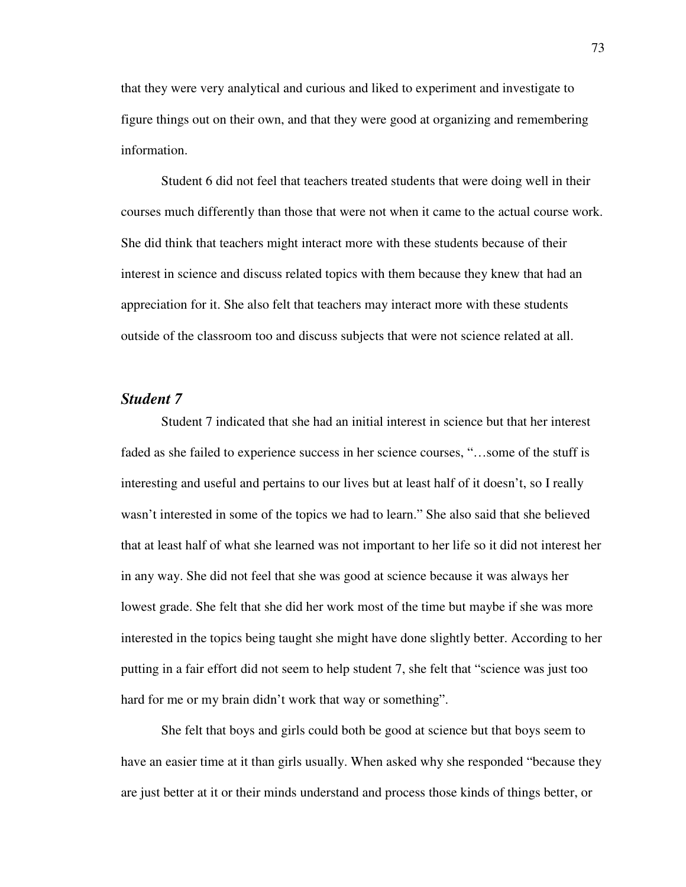that they were very analytical and curious and liked to experiment and investigate to figure things out on their own, and that they were good at organizing and remembering information.

Student 6 did not feel that teachers treated students that were doing well in their courses much differently than those that were not when it came to the actual course work. She did think that teachers might interact more with these students because of their interest in science and discuss related topics with them because they knew that had an appreciation for it. She also felt that teachers may interact more with these students outside of the classroom too and discuss subjects that were not science related at all.

### *Student 7*

Student 7 indicated that she had an initial interest in science but that her interest faded as she failed to experience success in her science courses, "…some of the stuff is interesting and useful and pertains to our lives but at least half of it doesn't, so I really wasn't interested in some of the topics we had to learn." She also said that she believed that at least half of what she learned was not important to her life so it did not interest her in any way. She did not feel that she was good at science because it was always her lowest grade. She felt that she did her work most of the time but maybe if she was more interested in the topics being taught she might have done slightly better. According to her putting in a fair effort did not seem to help student 7, she felt that "science was just too hard for me or my brain didn't work that way or something".

She felt that boys and girls could both be good at science but that boys seem to have an easier time at it than girls usually. When asked why she responded "because they are just better at it or their minds understand and process those kinds of things better, or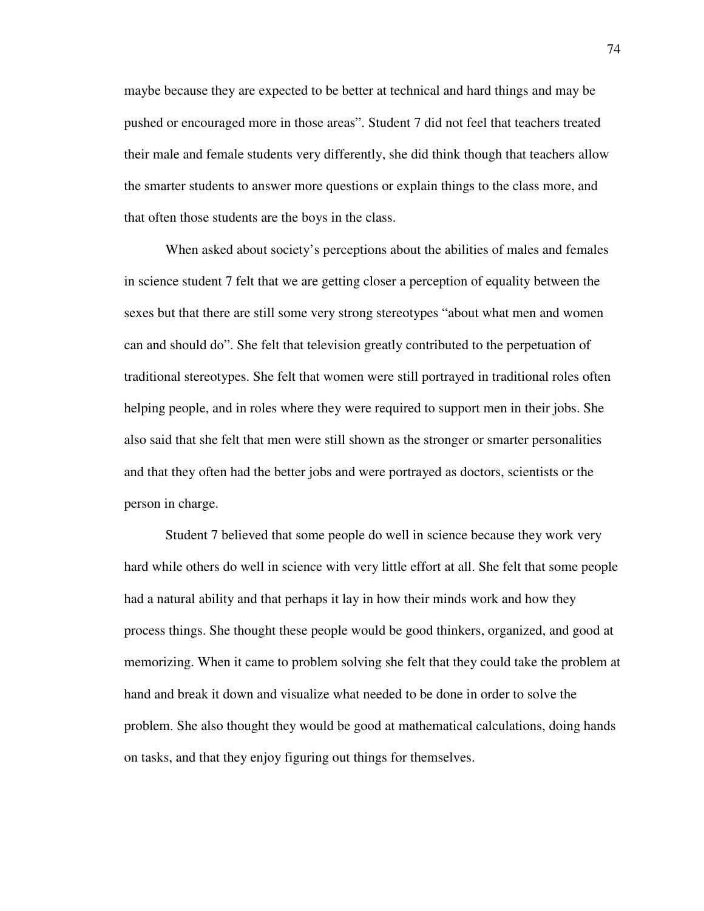maybe because they are expected to be better at technical and hard things and may be pushed or encouraged more in those areas". Student 7 did not feel that teachers treated their male and female students very differently, she did think though that teachers allow the smarter students to answer more questions or explain things to the class more, and that often those students are the boys in the class.

When asked about society's perceptions about the abilities of males and females in science student 7 felt that we are getting closer a perception of equality between the sexes but that there are still some very strong stereotypes "about what men and women can and should do". She felt that television greatly contributed to the perpetuation of traditional stereotypes. She felt that women were still portrayed in traditional roles often helping people, and in roles where they were required to support men in their jobs. She also said that she felt that men were still shown as the stronger or smarter personalities and that they often had the better jobs and were portrayed as doctors, scientists or the person in charge.

Student 7 believed that some people do well in science because they work very hard while others do well in science with very little effort at all. She felt that some people had a natural ability and that perhaps it lay in how their minds work and how they process things. She thought these people would be good thinkers, organized, and good at memorizing. When it came to problem solving she felt that they could take the problem at hand and break it down and visualize what needed to be done in order to solve the problem. She also thought they would be good at mathematical calculations, doing hands on tasks, and that they enjoy figuring out things for themselves.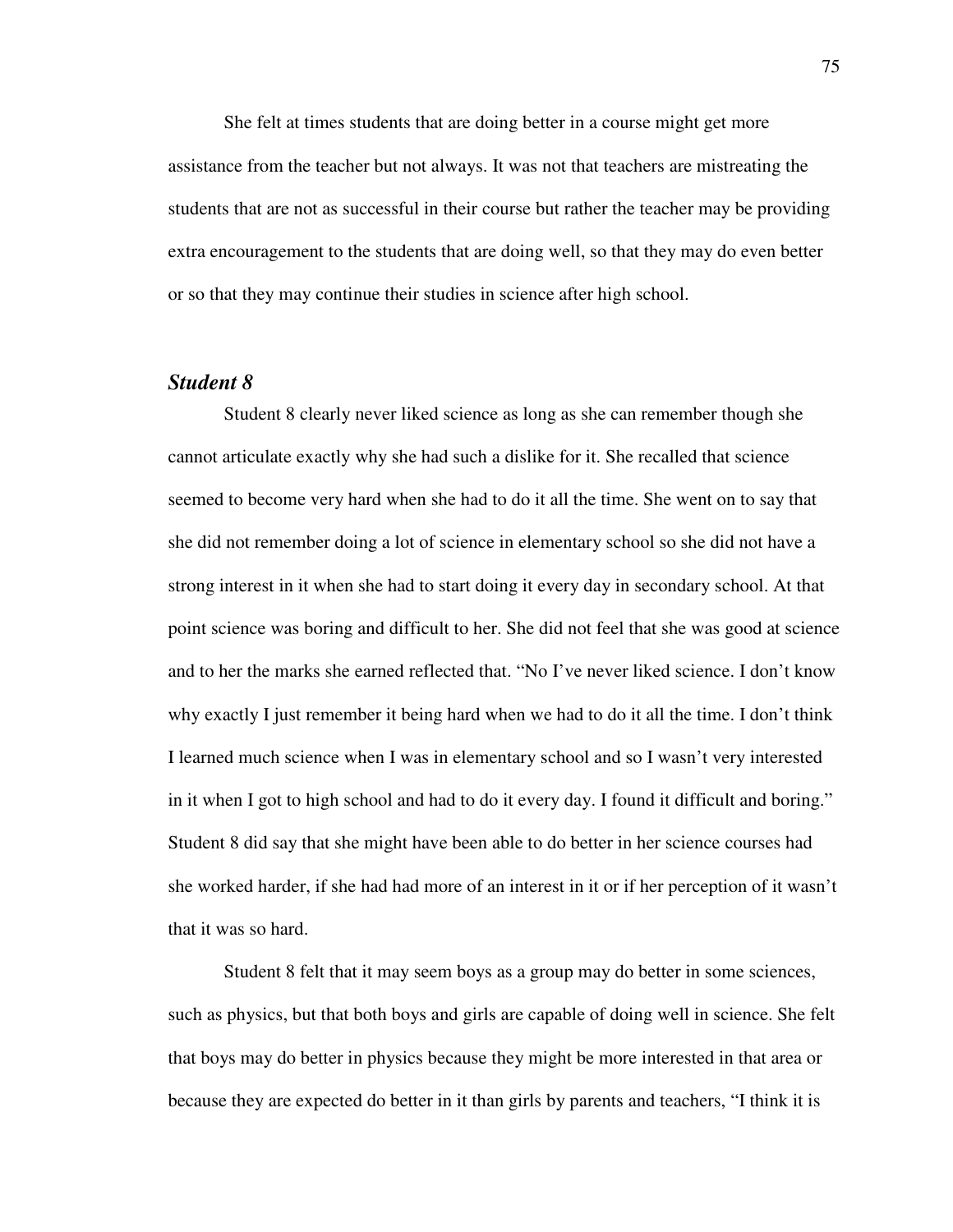She felt at times students that are doing better in a course might get more assistance from the teacher but not always. It was not that teachers are mistreating the students that are not as successful in their course but rather the teacher may be providing extra encouragement to the students that are doing well, so that they may do even better or so that they may continue their studies in science after high school.

### *Student 8*

Student 8 clearly never liked science as long as she can remember though she cannot articulate exactly why she had such a dislike for it. She recalled that science seemed to become very hard when she had to do it all the time. She went on to say that she did not remember doing a lot of science in elementary school so she did not have a strong interest in it when she had to start doing it every day in secondary school. At that point science was boring and difficult to her. She did not feel that she was good at science and to her the marks she earned reflected that. "No I've never liked science. I don't know why exactly I just remember it being hard when we had to do it all the time. I don't think I learned much science when I was in elementary school and so I wasn't very interested in it when I got to high school and had to do it every day. I found it difficult and boring." Student 8 did say that she might have been able to do better in her science courses had she worked harder, if she had had more of an interest in it or if her perception of it wasn't that it was so hard.

Student 8 felt that it may seem boys as a group may do better in some sciences, such as physics, but that both boys and girls are capable of doing well in science. She felt that boys may do better in physics because they might be more interested in that area or because they are expected do better in it than girls by parents and teachers, "I think it is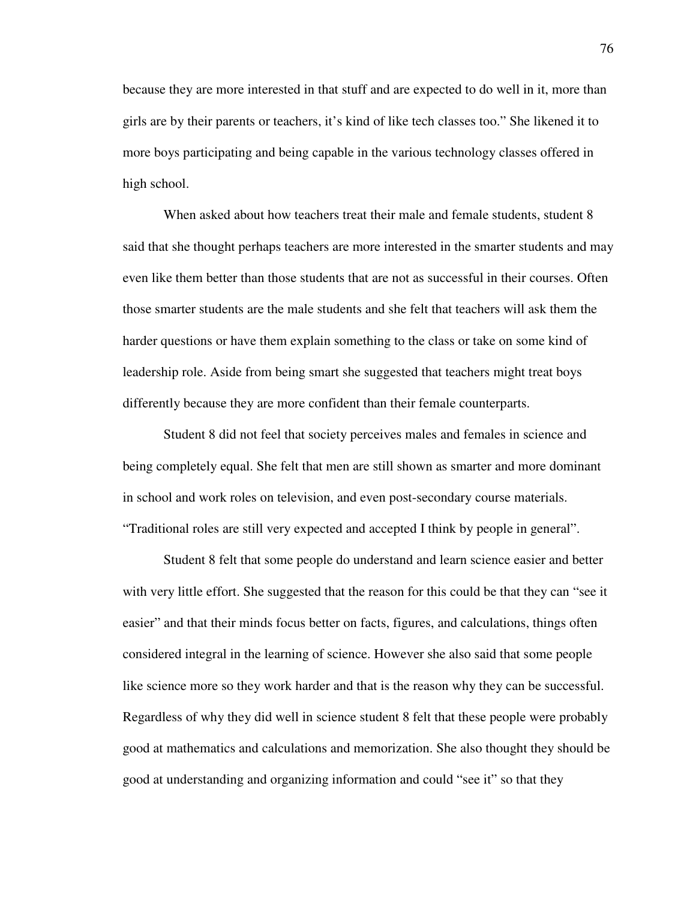because they are more interested in that stuff and are expected to do well in it, more than girls are by their parents or teachers, it's kind of like tech classes too." She likened it to more boys participating and being capable in the various technology classes offered in high school.

When asked about how teachers treat their male and female students, student 8 said that she thought perhaps teachers are more interested in the smarter students and may even like them better than those students that are not as successful in their courses. Often those smarter students are the male students and she felt that teachers will ask them the harder questions or have them explain something to the class or take on some kind of leadership role. Aside from being smart she suggested that teachers might treat boys differently because they are more confident than their female counterparts.

Student 8 did not feel that society perceives males and females in science and being completely equal. She felt that men are still shown as smarter and more dominant in school and work roles on television, and even post-secondary course materials. "Traditional roles are still very expected and accepted I think by people in general".

Student 8 felt that some people do understand and learn science easier and better with very little effort. She suggested that the reason for this could be that they can "see it easier" and that their minds focus better on facts, figures, and calculations, things often considered integral in the learning of science. However she also said that some people like science more so they work harder and that is the reason why they can be successful. Regardless of why they did well in science student 8 felt that these people were probably good at mathematics and calculations and memorization. She also thought they should be good at understanding and organizing information and could "see it" so that they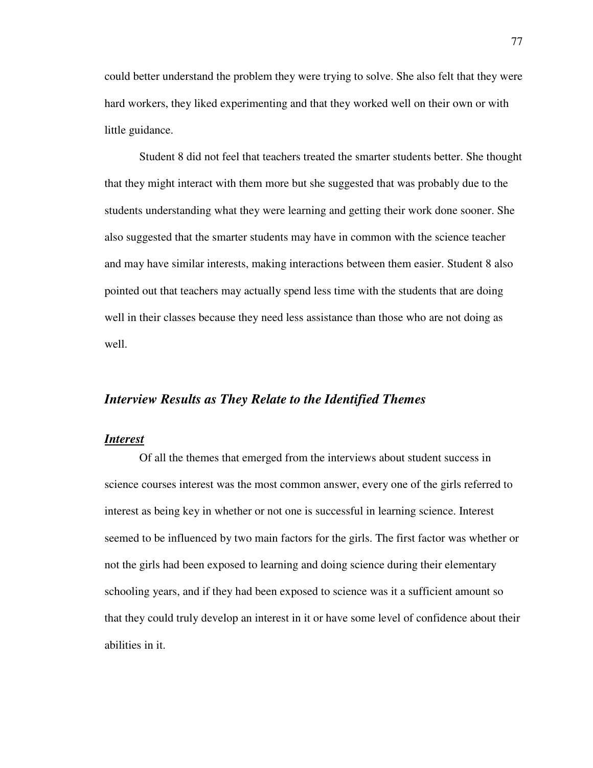could better understand the problem they were trying to solve. She also felt that they were hard workers, they liked experimenting and that they worked well on their own or with little guidance.

Student 8 did not feel that teachers treated the smarter students better. She thought that they might interact with them more but she suggested that was probably due to the students understanding what they were learning and getting their work done sooner. She also suggested that the smarter students may have in common with the science teacher and may have similar interests, making interactions between them easier. Student 8 also pointed out that teachers may actually spend less time with the students that are doing well in their classes because they need less assistance than those who are not doing as well.

## *Interview Results as They Relate to the Identified Themes*

### ***Interest***

Of all the themes that emerged from the interviews about student success in science courses interest was the most common answer, every one of the girls referred to interest as being key in whether or not one is successful in learning science. Interest seemed to be influenced by two main factors for the girls. The first factor was whether or not the girls had been exposed to learning and doing science during their elementary schooling years, and if they had been exposed to science was it a sufficient amount so that they could truly develop an interest in it or have some level of confidence about their abilities in it.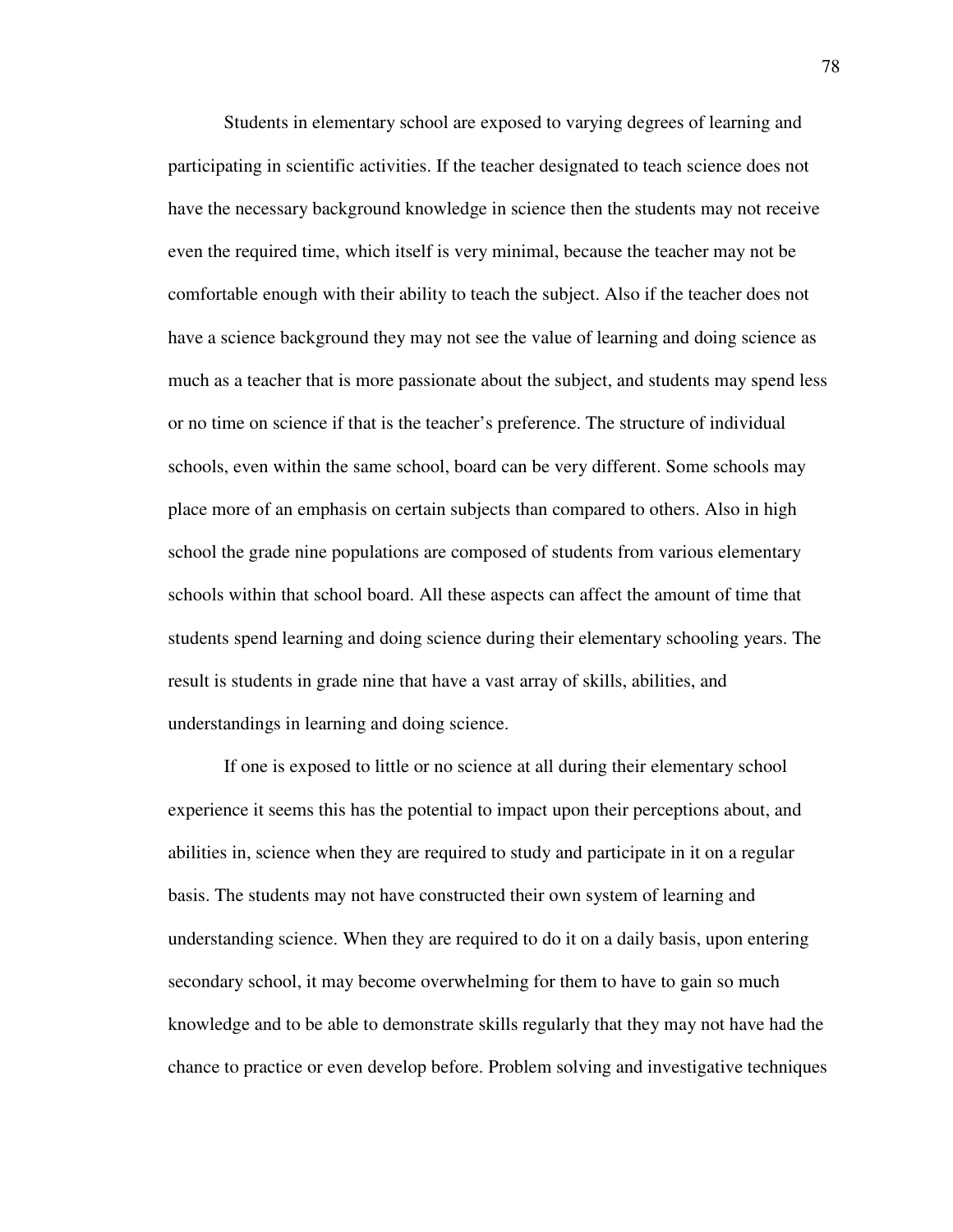Students in elementary school are exposed to varying degrees of learning and participating in scientific activities. If the teacher designated to teach science does not have the necessary background knowledge in science then the students may not receive even the required time, which itself is very minimal, because the teacher may not be comfortable enough with their ability to teach the subject. Also if the teacher does not have a science background they may not see the value of learning and doing science as much as a teacher that is more passionate about the subject, and students may spend less or no time on science if that is the teacher's preference. The structure of individual schools, even within the same school, board can be very different. Some schools may place more of an emphasis on certain subjects than compared to others. Also in high school the grade nine populations are composed of students from various elementary schools within that school board. All these aspects can affect the amount of time that students spend learning and doing science during their elementary schooling years. The result is students in grade nine that have a vast array of skills, abilities, and understandings in learning and doing science.

If one is exposed to little or no science at all during their elementary school experience it seems this has the potential to impact upon their perceptions about, and abilities in, science when they are required to study and participate in it on a regular basis. The students may not have constructed their own system of learning and understanding science. When they are required to do it on a daily basis, upon entering secondary school, it may become overwhelming for them to have to gain so much knowledge and to be able to demonstrate skills regularly that they may not have had the chance to practice or even develop before. Problem solving and investigative techniques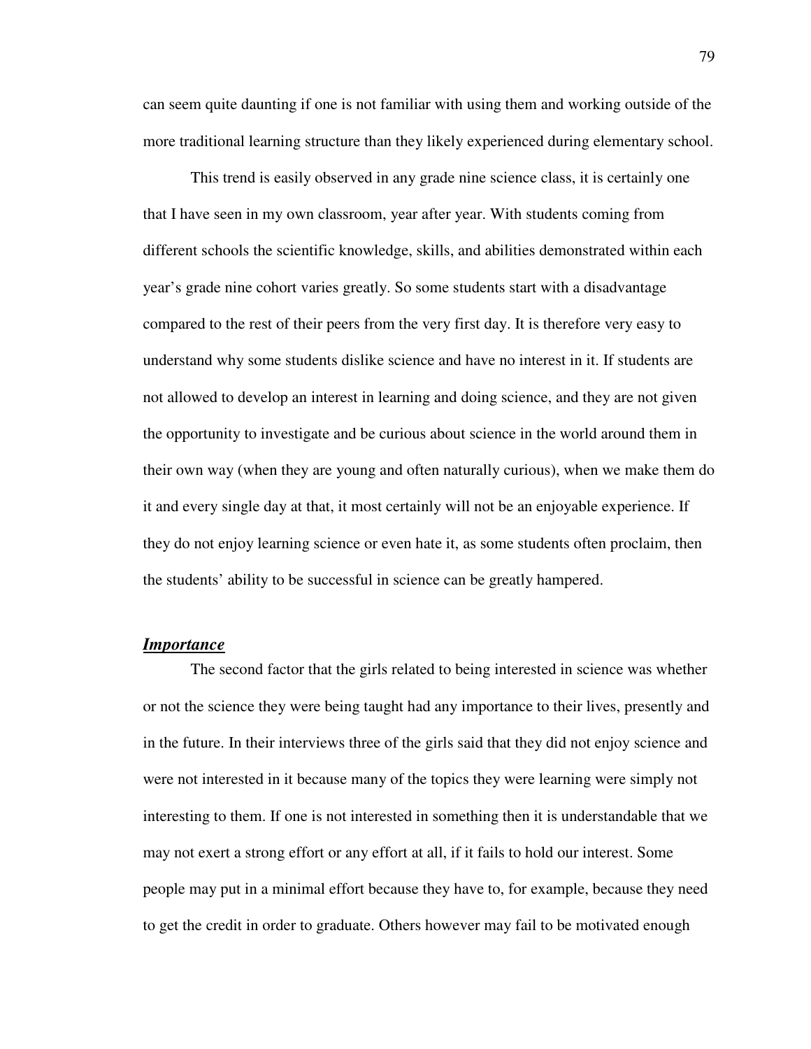can seem quite daunting if one is not familiar with using them and working outside of the more traditional learning structure than they likely experienced during elementary school.

This trend is easily observed in any grade nine science class, it is certainly one that I have seen in my own classroom, year after year. With students coming from different schools the scientific knowledge, skills, and abilities demonstrated within each year's grade nine cohort varies greatly. So some students start with a disadvantage compared to the rest of their peers from the very first day. It is therefore very easy to understand why some students dislike science and have no interest in it. If students are not allowed to develop an interest in learning and doing science, and they are not given the opportunity to investigate and be curious about science in the world around them in their own way (when they are young and often naturally curious), when we make them do it and every single day at that, it most certainly will not be an enjoyable experience. If they do not enjoy learning science or even hate it, as some students often proclaim, then the students' ability to be successful in science can be greatly hampered.

### ***Importance***

The second factor that the girls related to being interested in science was whether or not the science they were being taught had any importance to their lives, presently and in the future. In their interviews three of the girls said that they did not enjoy science and were not interested in it because many of the topics they were learning were simply not interesting to them. If one is not interested in something then it is understandable that we may not exert a strong effort or any effort at all, if it fails to hold our interest. Some people may put in a minimal effort because they have to, for example, because they need to get the credit in order to graduate. Others however may fail to be motivated enough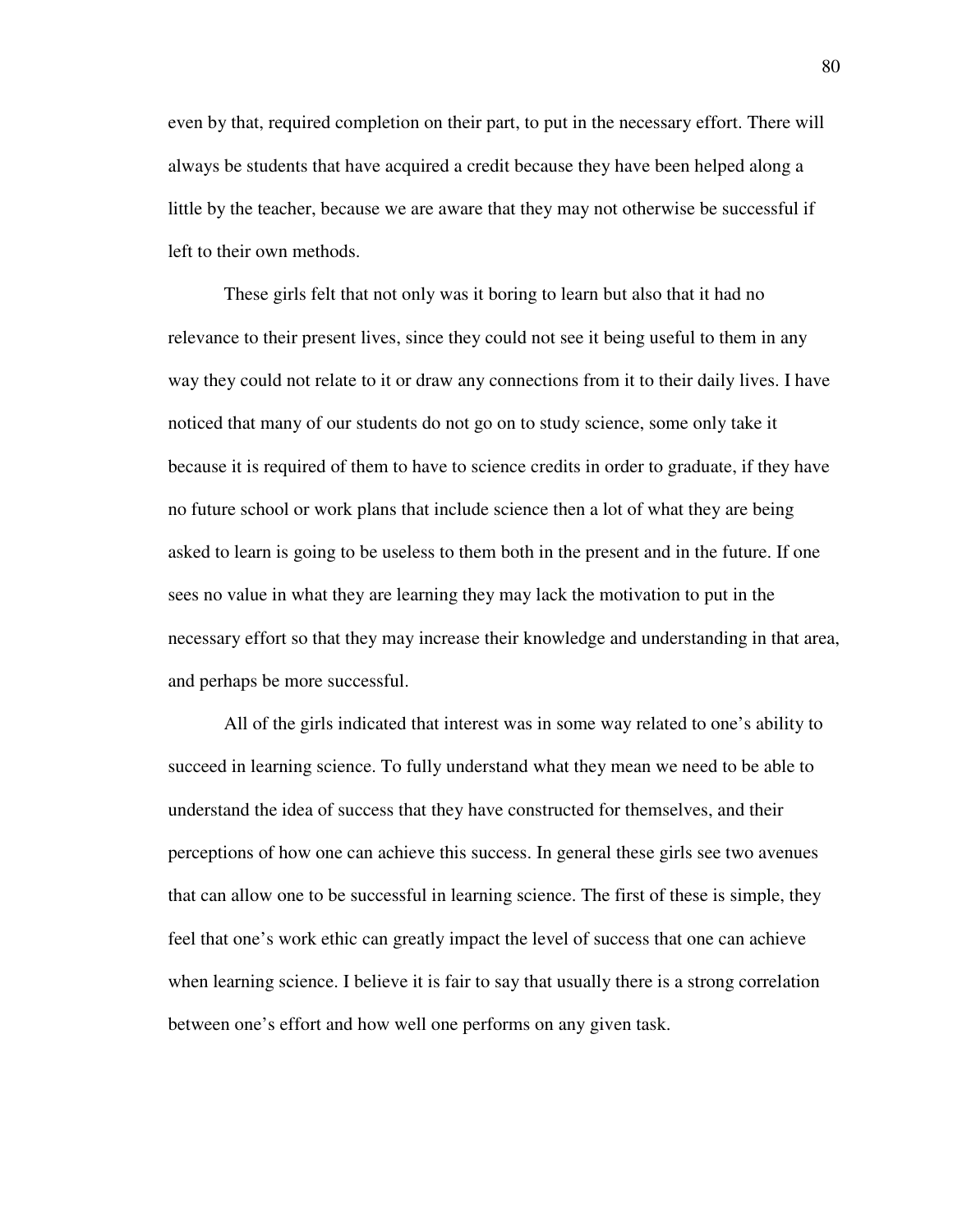even by that, required completion on their part, to put in the necessary effort. There will always be students that have acquired a credit because they have been helped along a little by the teacher, because we are aware that they may not otherwise be successful if left to their own methods.

These girls felt that not only was it boring to learn but also that it had no relevance to their present lives, since they could not see it being useful to them in any way they could not relate to it or draw any connections from it to their daily lives. I have noticed that many of our students do not go on to study science, some only take it because it is required of them to have to science credits in order to graduate, if they have no future school or work plans that include science then a lot of what they are being asked to learn is going to be useless to them both in the present and in the future. If one sees no value in what they are learning they may lack the motivation to put in the necessary effort so that they may increase their knowledge and understanding in that area, and perhaps be more successful.

All of the girls indicated that interest was in some way related to one's ability to succeed in learning science. To fully understand what they mean we need to be able to understand the idea of success that they have constructed for themselves, and their perceptions of how one can achieve this success. In general these girls see two avenues that can allow one to be successful in learning science. The first of these is simple, they feel that one's work ethic can greatly impact the level of success that one can achieve when learning science. I believe it is fair to say that usually there is a strong correlation between one's effort and how well one performs on any given task.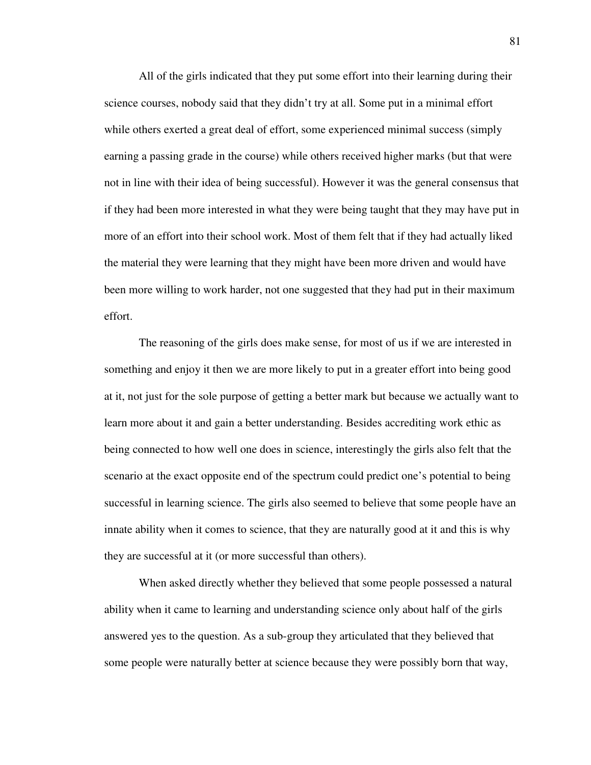All of the girls indicated that they put some effort into their learning during their science courses, nobody said that they didn't try at all. Some put in a minimal effort while others exerted a great deal of effort, some experienced minimal success (simply earning a passing grade in the course) while others received higher marks (but that were not in line with their idea of being successful). However it was the general consensus that if they had been more interested in what they were being taught that they may have put in more of an effort into their school work. Most of them felt that if they had actually liked the material they were learning that they might have been more driven and would have been more willing to work harder, not one suggested that they had put in their maximum effort.

The reasoning of the girls does make sense, for most of us if we are interested in something and enjoy it then we are more likely to put in a greater effort into being good at it, not just for the sole purpose of getting a better mark but because we actually want to learn more about it and gain a better understanding. Besides accrediting work ethic as being connected to how well one does in science, interestingly the girls also felt that the scenario at the exact opposite end of the spectrum could predict one's potential to being successful in learning science. The girls also seemed to believe that some people have an innate ability when it comes to science, that they are naturally good at it and this is why they are successful at it (or more successful than others).

When asked directly whether they believed that some people possessed a natural ability when it came to learning and understanding science only about half of the girls answered yes to the question. As a sub-group they articulated that they believed that some people were naturally better at science because they were possibly born that way,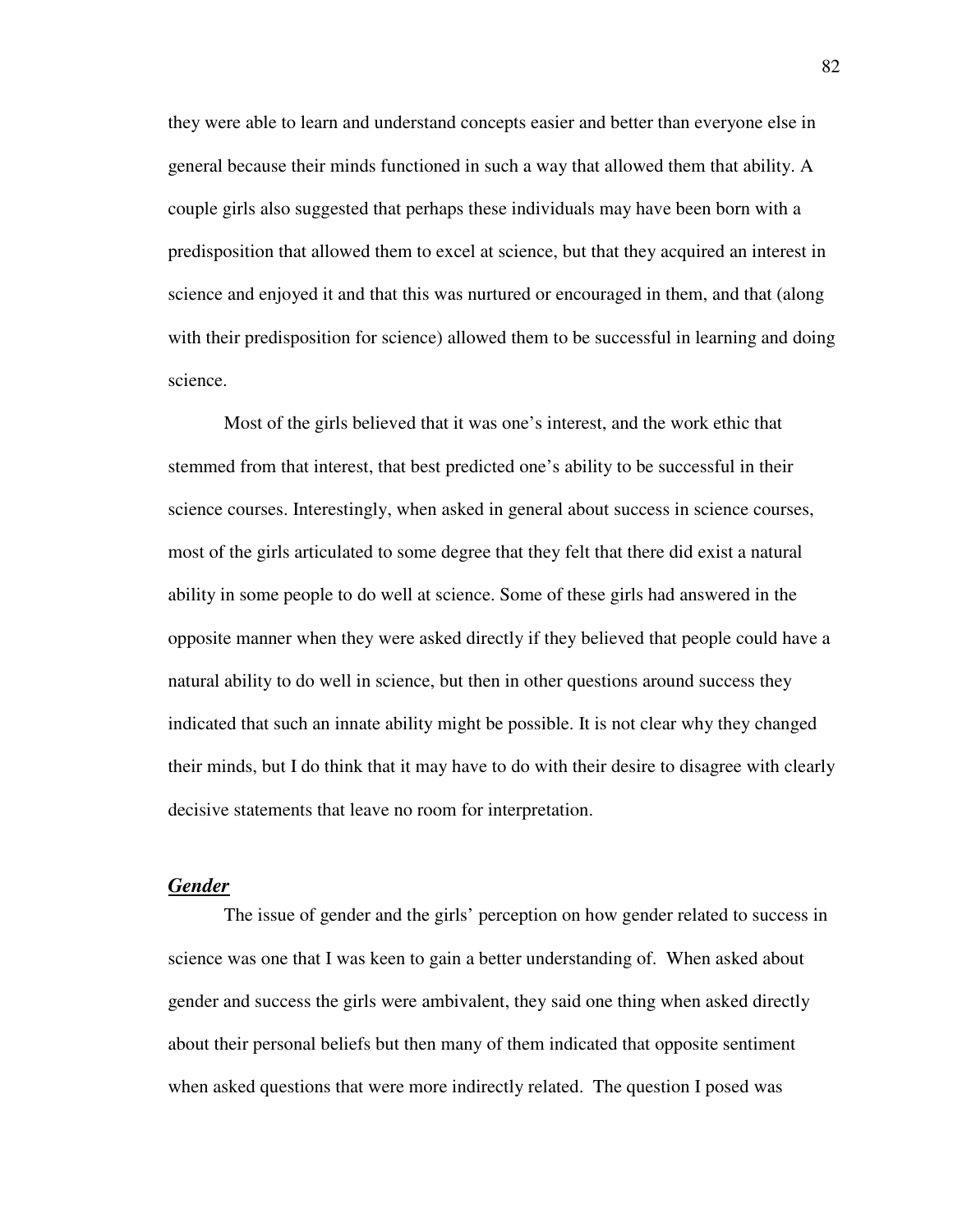they were able to learn and understand concepts easier and better than everyone else in general because their minds functioned in such a way that allowed them that ability. A couple girls also suggested that perhaps these individuals may have been born with a predisposition that allowed them to excel at science, but that they acquired an interest in science and enjoyed it and that this was nurtured or encouraged in them, and that (along with their predisposition for science) allowed them to be successful in learning and doing science.

Most of the girls believed that it was one's interest, and the work ethic that stemmed from that interest, that best predicted one's ability to be successful in their science courses. Interestingly, when asked in general about success in science courses, most of the girls articulated to some degree that they felt that there did exist a natural ability in some people to do well at science. Some of these girls had answered in the opposite manner when they were asked directly if they believed that people could have a natural ability to do well in science, but then in other questions around success they indicated that such an innate ability might be possible. It is not clear why they changed their minds, but I do think that it may have to do with their desire to disagree with clearly decisive statements that leave no room for interpretation.

### ***Gender***

The issue of gender and the girls' perception on how gender related to success in science was one that I was keen to gain a better understanding of. When asked about gender and success the girls were ambivalent, they said one thing when asked directly about their personal beliefs but then many of them indicated that opposite sentiment when asked questions that were more indirectly related. The question I posed was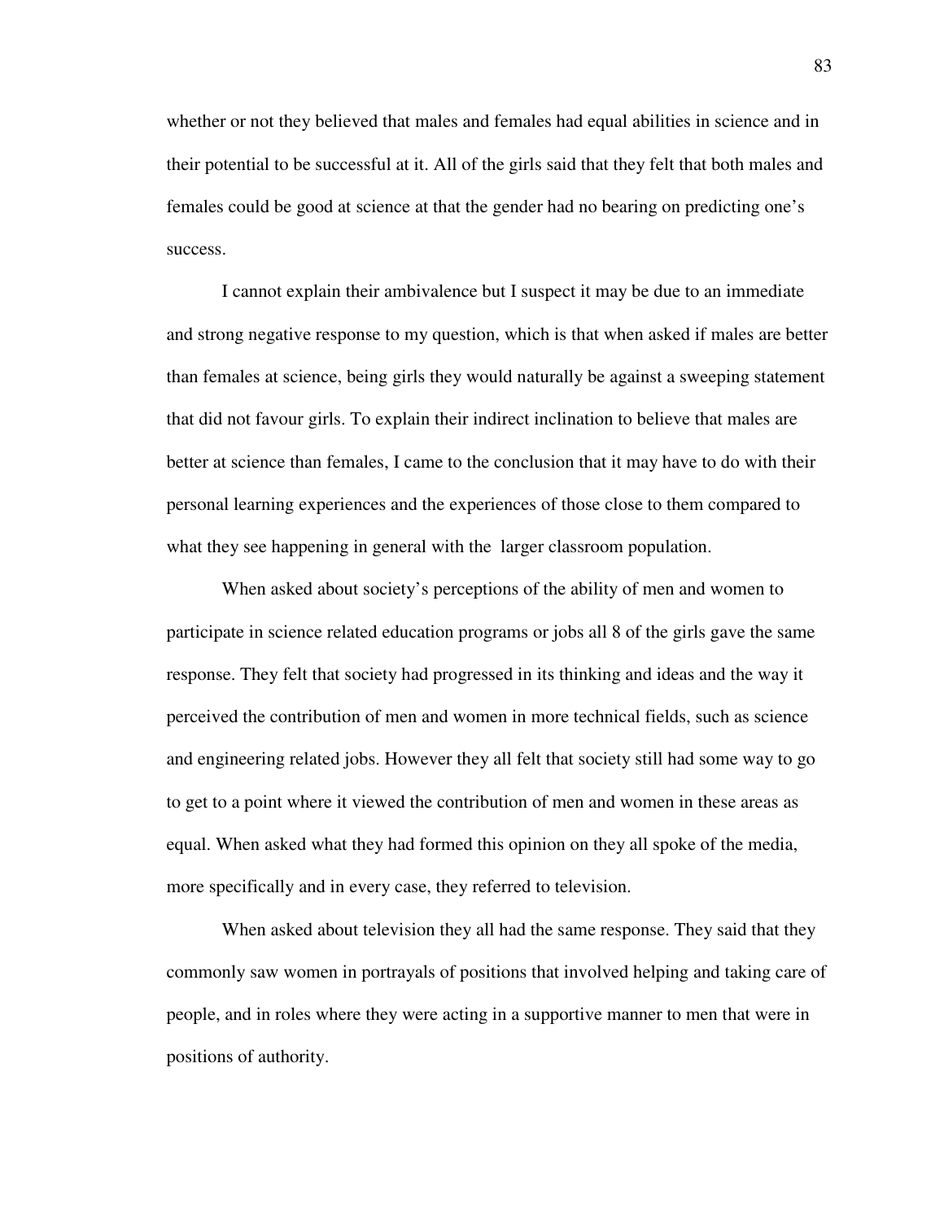whether or not they believed that males and females had equal abilities in science and in their potential to be successful at it. All of the girls said that they felt that both males and females could be good at science at that the gender had no bearing on predicting one's success.

I cannot explain their ambivalence but I suspect it may be due to an immediate and strong negative response to my question, which is that when asked if males are better than females at science, being girls they would naturally be against a sweeping statement that did not favour girls. To explain their indirect inclination to believe that males are better at science than females, I came to the conclusion that it may have to do with their personal learning experiences and the experiences of those close to them compared to what they see happening in general with the larger classroom population.

When asked about society's perceptions of the ability of men and women to participate in science related education programs or jobs all 8 of the girls gave the same response. They felt that society had progressed in its thinking and ideas and the way it perceived the contribution of men and women in more technical fields, such as science and engineering related jobs. However they all felt that society still had some way to go to get to a point where it viewed the contribution of men and women in these areas as equal. When asked what they had formed this opinion on they all spoke of the media, more specifically and in every case, they referred to television.

When asked about television they all had the same response. They said that they commonly saw women in portrayals of positions that involved helping and taking care of people, and in roles where they were acting in a supportive manner to men that were in positions of authority.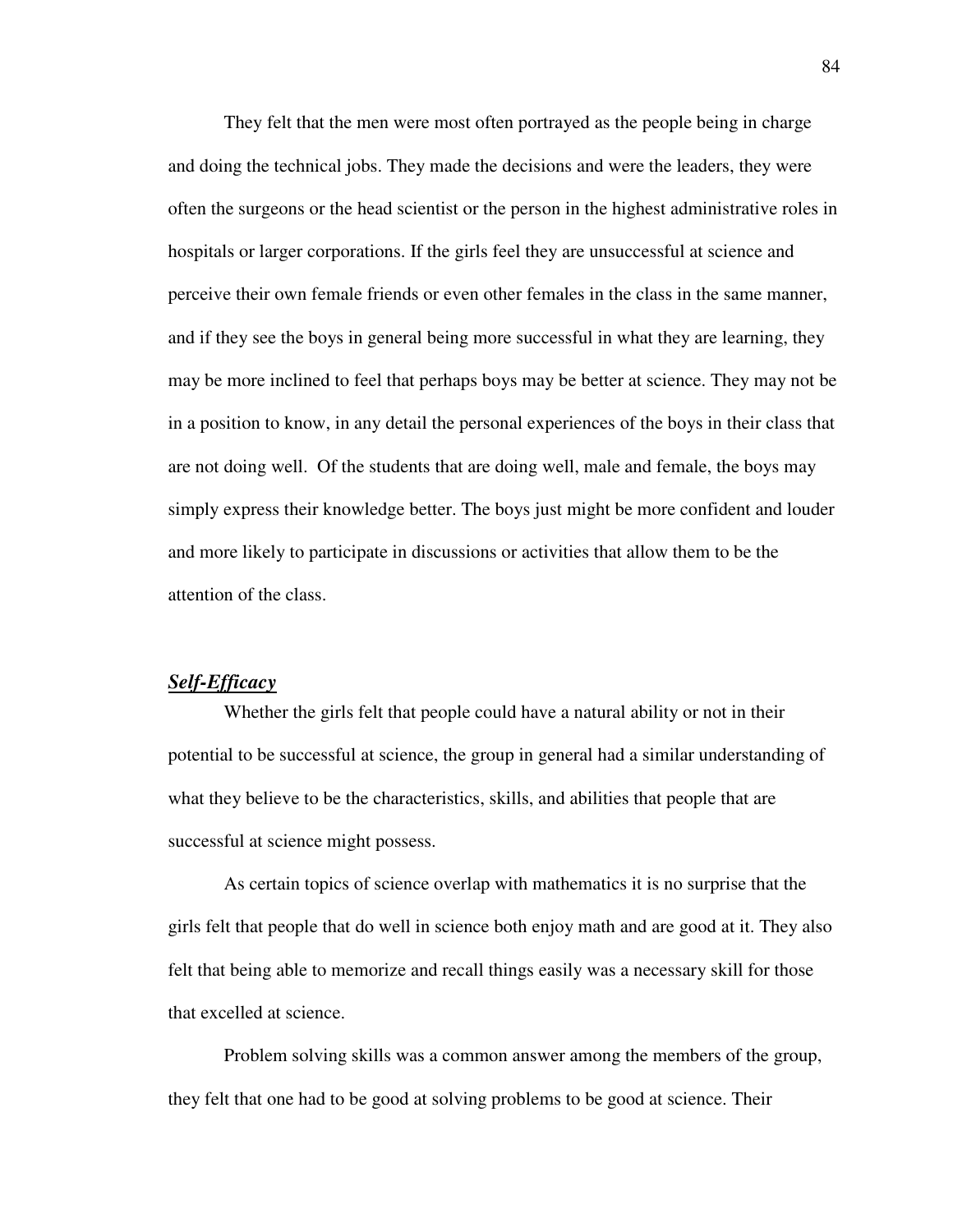They felt that the men were most often portrayed as the people being in charge and doing the technical jobs. They made the decisions and were the leaders, they were often the surgeons or the head scientist or the person in the highest administrative roles in hospitals or larger corporations. If the girls feel they are unsuccessful at science and perceive their own female friends or even other females in the class in the same manner, and if they see the boys in general being more successful in what they are learning, they may be more inclined to feel that perhaps boys may be better at science. They may not be in a position to know, in any detail the personal experiences of the boys in their class that are not doing well. Of the students that are doing well, male and female, the boys may simply express their knowledge better. The boys just might be more confident and louder and more likely to participate in discussions or activities that allow them to be the attention of the class.

## ***Self-Efficacy***

Whether the girls felt that people could have a natural ability or not in their potential to be successful at science, the group in general had a similar understanding of what they believe to be the characteristics, skills, and abilities that people that are successful at science might possess.

As certain topics of science overlap with mathematics it is no surprise that the girls felt that people that do well in science both enjoy math and are good at it. They also felt that being able to memorize and recall things easily was a necessary skill for those that excelled at science.

Problem solving skills was a common answer among the members of the group, they felt that one had to be good at solving problems to be good at science. Their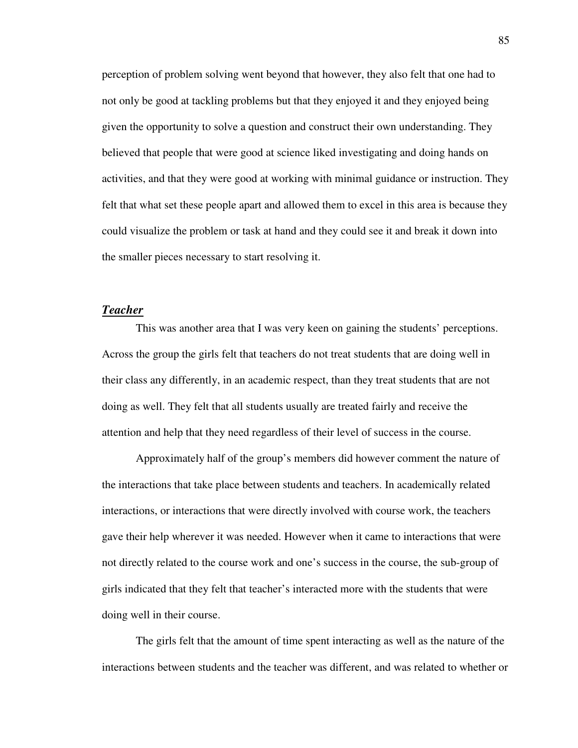perception of problem solving went beyond that however, they also felt that one had to not only be good at tackling problems but that they enjoyed it and they enjoyed being given the opportunity to solve a question and construct their own understanding. They believed that people that were good at science liked investigating and doing hands on activities, and that they were good at working with minimal guidance or instruction. They felt that what set these people apart and allowed them to excel in this area is because they could visualize the problem or task at hand and they could see it and break it down into the smaller pieces necessary to start resolving it.

### ***Teacher***

This was another area that I was very keen on gaining the students' perceptions. Across the group the girls felt that teachers do not treat students that are doing well in their class any differently, in an academic respect, than they treat students that are not doing as well. They felt that all students usually are treated fairly and receive the attention and help that they need regardless of their level of success in the course.

Approximately half of the group's members did however comment the nature of the interactions that take place between students and teachers. In academically related interactions, or interactions that were directly involved with course work, the teachers gave their help wherever it was needed. However when it came to interactions that were not directly related to the course work and one's success in the course, the sub-group of girls indicated that they felt that teacher's interacted more with the students that were doing well in their course.

The girls felt that the amount of time spent interacting as well as the nature of the interactions between students and the teacher was different, and was related to whether or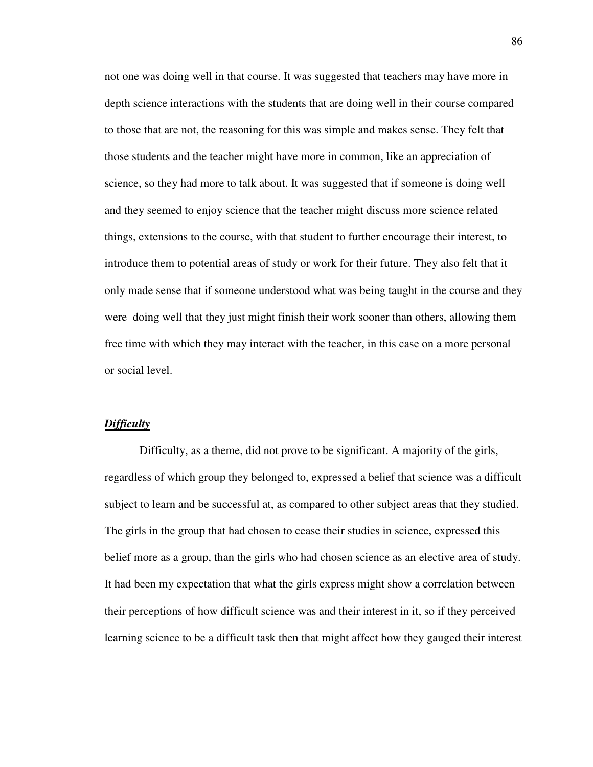not one was doing well in that course. It was suggested that teachers may have more in depth science interactions with the students that are doing well in their course compared to those that are not, the reasoning for this was simple and makes sense. They felt that those students and the teacher might have more in common, like an appreciation of science, so they had more to talk about. It was suggested that if someone is doing well and they seemed to enjoy science that the teacher might discuss more science related things, extensions to the course, with that student to further encourage their interest, to introduce them to potential areas of study or work for their future. They also felt that it only made sense that if someone understood what was being taught in the course and they were doing well that they just might finish their work sooner than others, allowing them free time with which they may interact with the teacher, in this case on a more personal or social level.

### ***Difficulty***

Difficulty, as a theme, did not prove to be significant. A majority of the girls, regardless of which group they belonged to, expressed a belief that science was a difficult subject to learn and be successful at, as compared to other subject areas that they studied. The girls in the group that had chosen to cease their studies in science, expressed this belief more as a group, than the girls who had chosen science as an elective area of study. It had been my expectation that what the girls express might show a correlation between their perceptions of how difficult science was and their interest in it, so if they perceived learning science to be a difficult task then that might affect how they gauged their interest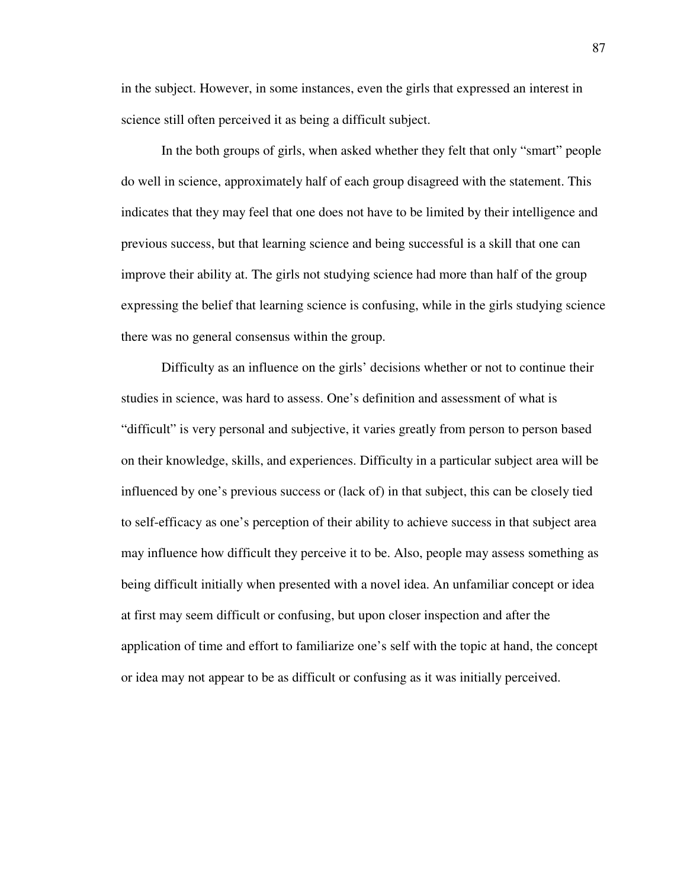in the subject. However, in some instances, even the girls that expressed an interest in science still often perceived it as being a difficult subject.

In the both groups of girls, when asked whether they felt that only "smart" people do well in science, approximately half of each group disagreed with the statement. This indicates that they may feel that one does not have to be limited by their intelligence and previous success, but that learning science and being successful is a skill that one can improve their ability at. The girls not studying science had more than half of the group expressing the belief that learning science is confusing, while in the girls studying science there was no general consensus within the group.

Difficulty as an influence on the girls' decisions whether or not to continue their studies in science, was hard to assess. One's definition and assessment of what is "difficult" is very personal and subjective, it varies greatly from person to person based on their knowledge, skills, and experiences. Difficulty in a particular subject area will be influenced by one's previous success or (lack of) in that subject, this can be closely tied to self-efficacy as one's perception of their ability to achieve success in that subject area may influence how difficult they perceive it to be. Also, people may assess something as being difficult initially when presented with a novel idea. An unfamiliar concept or idea at first may seem difficult or confusing, but upon closer inspection and after the application of time and effort to familiarize one's self with the topic at hand, the concept or idea may not appear to be as difficult or confusing as it was initially perceived.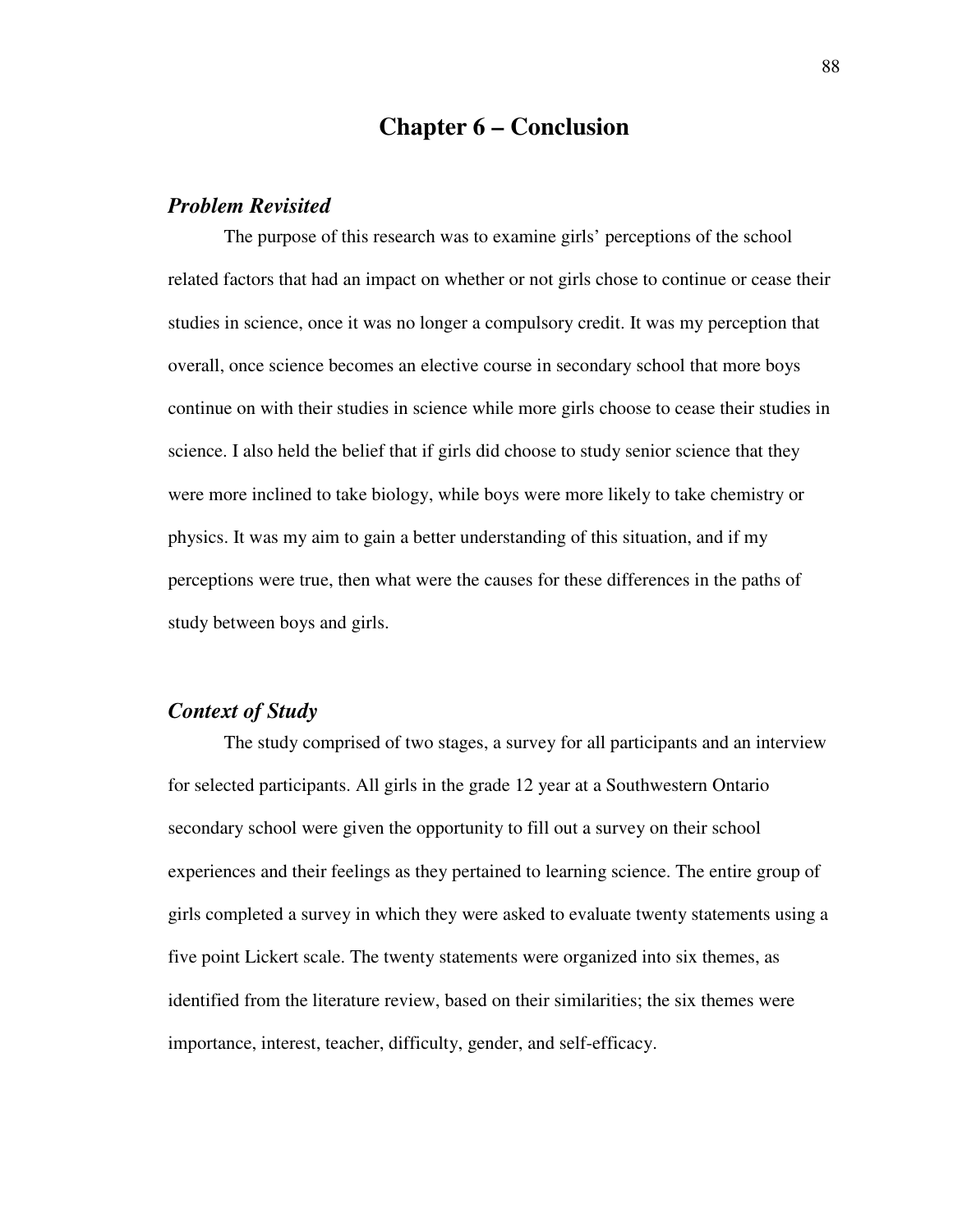# Chapter 6 – Conclusion

### *Problem Revisited*

The purpose of this research was to examine girls' perceptions of the school related factors that had an impact on whether or not girls chose to continue or cease their studies in science, once it was no longer a compulsory credit. It was my perception that overall, once science becomes an elective course in secondary school that more boys continue on with their studies in science while more girls choose to cease their studies in science. I also held the belief that if girls did choose to study senior science that they were more inclined to take biology, while boys were more likely to take chemistry or physics. It was my aim to gain a better understanding of this situation, and if my perceptions were true, then what were the causes for these differences in the paths of study between boys and girls.

### *Context of Study*

The study comprised of two stages, a survey for all participants and an interview for selected participants. All girls in the grade 12 year at a Southwestern Ontario secondary school were given the opportunity to fill out a survey on their school experiences and their feelings as they pertained to learning science. The entire group of girls completed a survey in which they were asked to evaluate twenty statements using a five point Lickert scale. The twenty statements were organized into six themes, as identified from the literature review, based on their similarities; the six themes were importance, interest, teacher, difficulty, gender, and self-efficacy.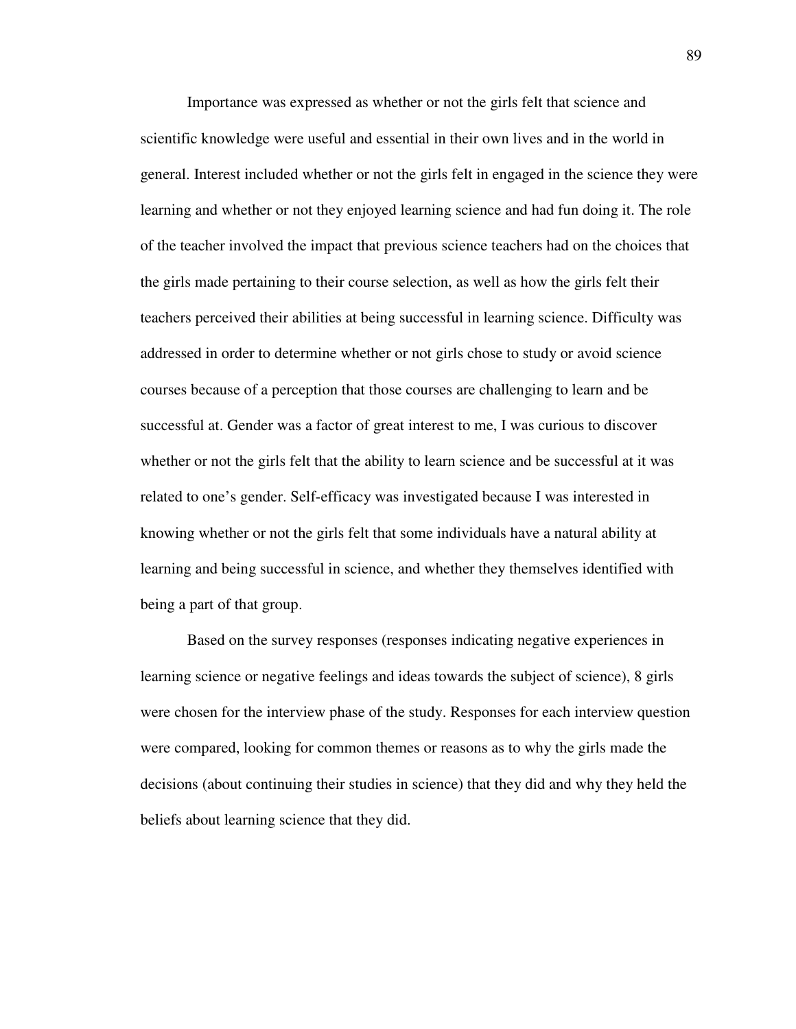Importance was expressed as whether or not the girls felt that science and scientific knowledge were useful and essential in their own lives and in the world in general. Interest included whether or not the girls felt in engaged in the science they were learning and whether or not they enjoyed learning science and had fun doing it. The role of the teacher involved the impact that previous science teachers had on the choices that the girls made pertaining to their course selection, as well as how the girls felt their teachers perceived their abilities at being successful in learning science. Difficulty was addressed in order to determine whether or not girls chose to study or avoid science courses because of a perception that those courses are challenging to learn and be successful at. Gender was a factor of great interest to me, I was curious to discover whether or not the girls felt that the ability to learn science and be successful at it was related to one's gender. Self-efficacy was investigated because I was interested in knowing whether or not the girls felt that some individuals have a natural ability at learning and being successful in science, and whether they themselves identified with being a part of that group.

Based on the survey responses (responses indicating negative experiences in learning science or negative feelings and ideas towards the subject of science), 8 girls were chosen for the interview phase of the study. Responses for each interview question were compared, looking for common themes or reasons as to why the girls made the decisions (about continuing their studies in science) that they did and why they held the beliefs about learning science that they did.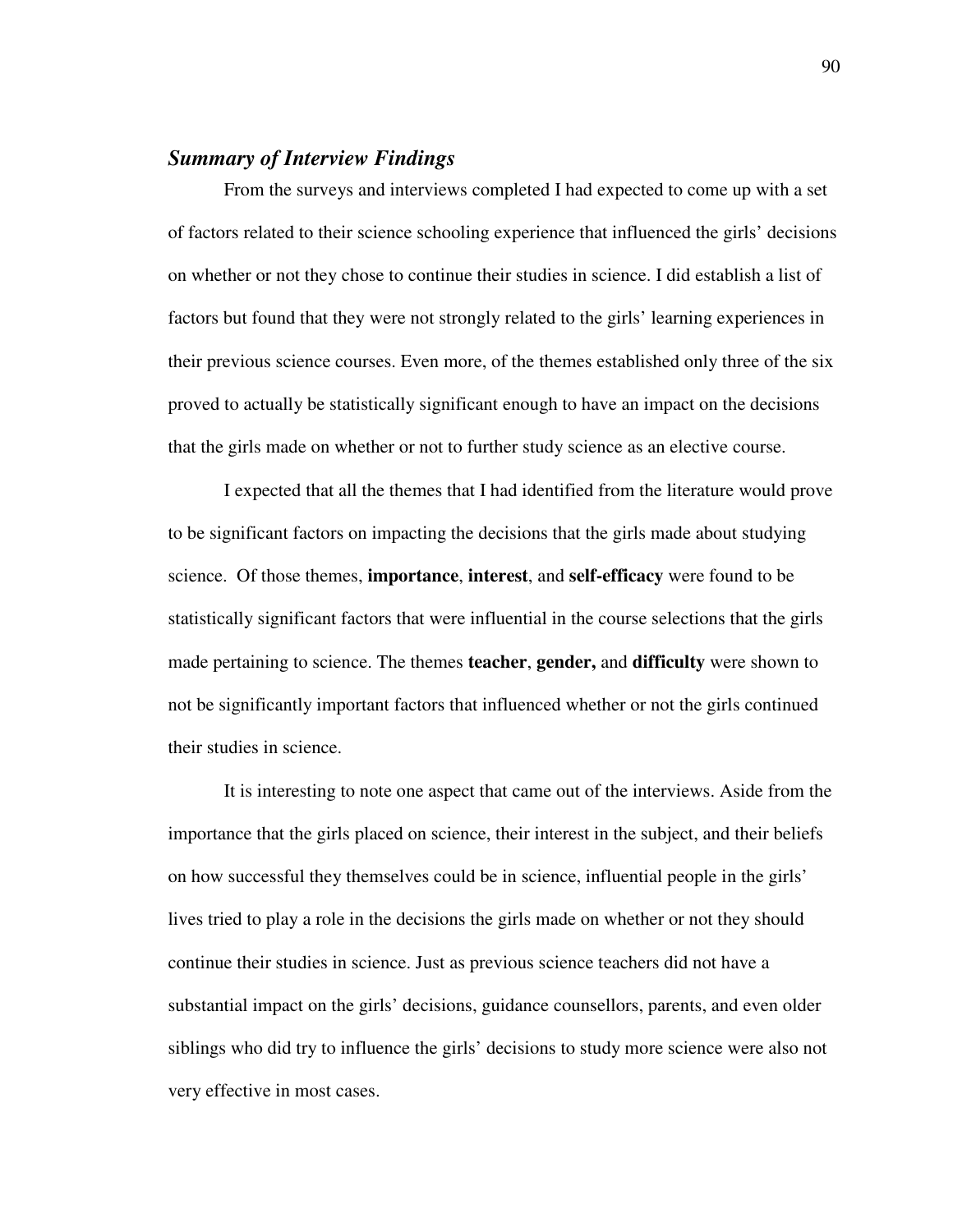### *Summary of Interview Findings*

From the surveys and interviews completed I had expected to come up with a set of factors related to their science schooling experience that influenced the girls' decisions on whether or not they chose to continue their studies in science. I did establish a list of factors but found that they were not strongly related to the girls' learning experiences in their previous science courses. Even more, of the themes established only three of the six proved to actually be statistically significant enough to have an impact on the decisions that the girls made on whether or not to further study science as an elective course.

I expected that all the themes that I had identified from the literature would prove to be significant factors on impacting the decisions that the girls made about studying science. Of those themes, **importance**, **interest**, and **self-efficacy** were found to be statistically significant factors that were influential in the course selections that the girls made pertaining to science. The themes **teacher**, **gender,** and **difficulty** were shown to not be significantly important factors that influenced whether or not the girls continued their studies in science.

It is interesting to note one aspect that came out of the interviews. Aside from the importance that the girls placed on science, their interest in the subject, and their beliefs on how successful they themselves could be in science, influential people in the girls' lives tried to play a role in the decisions the girls made on whether or not they should continue their studies in science. Just as previous science teachers did not have a substantial impact on the girls' decisions, guidance counsellors, parents, and even older siblings who did try to influence the girls' decisions to study more science were also not very effective in most cases.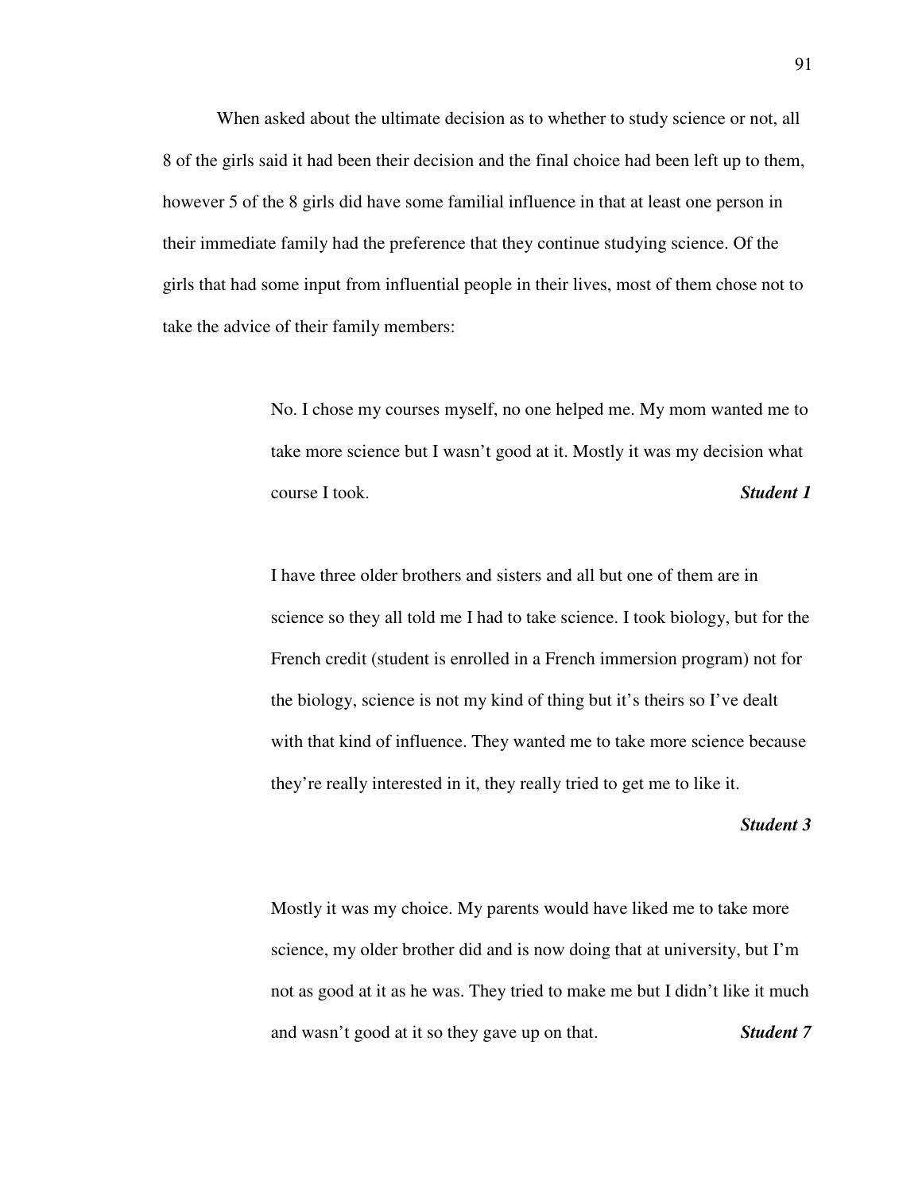When asked about the ultimate decision as to whether to study science or not, all 8 of the girls said it had been their decision and the final choice had been left up to them, however 5 of the 8 girls did have some familial influence in that at least one person in their immediate family had the preference that they continue studying science. Of the girls that had some input from influential people in their lives, most of them chose not to take the advice of their family members:

> No. I chose my courses myself, no one helped me. My mom wanted me to take more science but I wasn't good at it. Mostly it was my decision what course I took. ***Student 1***

> I have three older brothers and sisters and all but one of them are in science so they all told me I had to take science. I took biology, but for the French credit (student is enrolled in a French immersion program) not for the biology, science is not my kind of thing but it's theirs so I've dealt with that kind of influence. They wanted me to take more science because they're really interested in it, they really tried to get me to like it. ***Student 3***

> Mostly it was my choice. My parents would have liked me to take more science, my older brother did and is now doing that at university, but I'm not as good at it as he was. They tried to make me but I didn't like it much and wasn't good at it so they gave up on that. ***Student 7***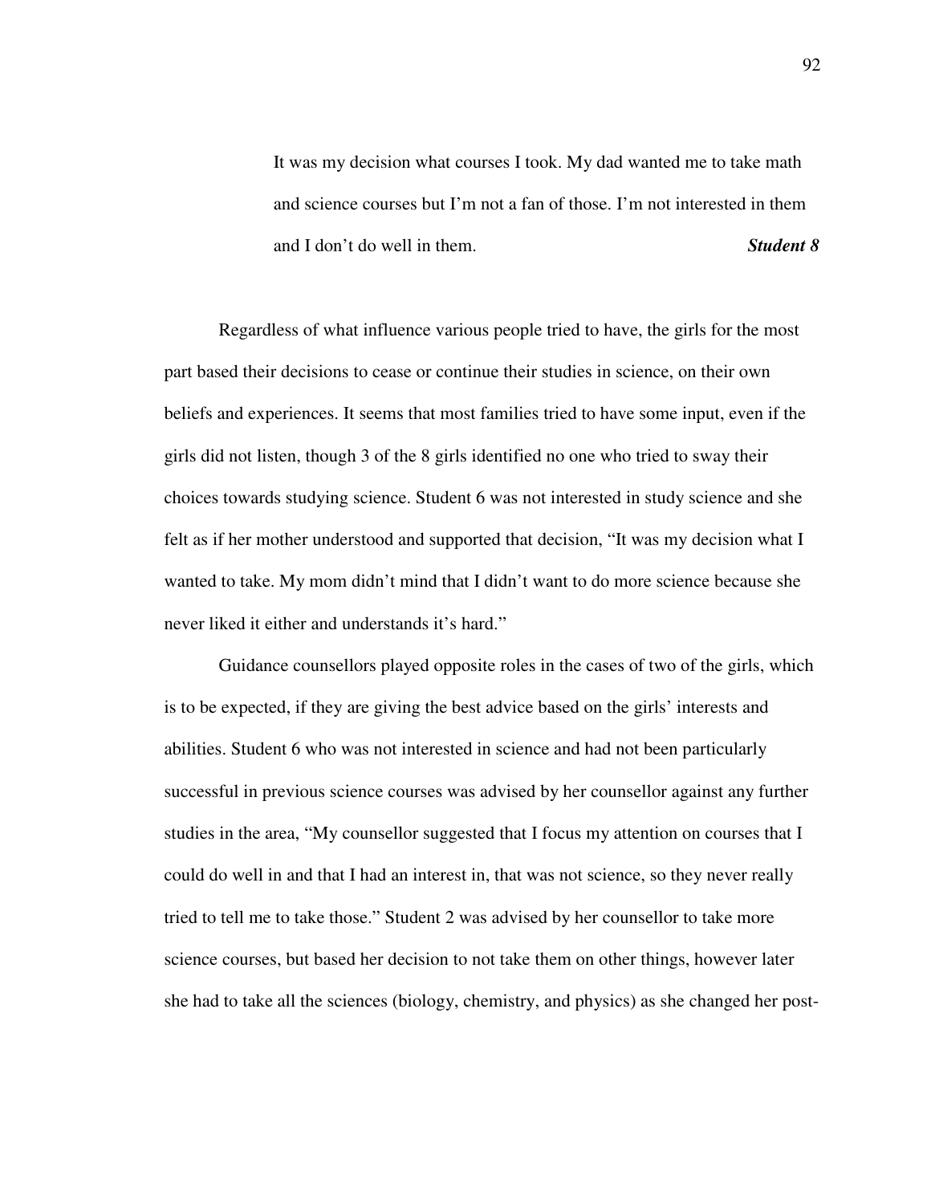> It was my decision what courses I took. My dad wanted me to take math and science courses but I'm not a fan of those. I'm not interested in them and I don't do well in them. ***Student 8***

Regardless of what influence various people tried to have, the girls for the most part based their decisions to cease or continue their studies in science, on their own beliefs and experiences. It seems that most families tried to have some input, even if the girls did not listen, though 3 of the 8 girls identified no one who tried to sway their choices towards studying science. Student 6 was not interested in study science and she felt as if her mother understood and supported that decision, "It was my decision what I wanted to take. My mom didn't mind that I didn't want to do more science because she never liked it either and understands it's hard."

Guidance counsellors played opposite roles in the cases of two of the girls, which is to be expected, if they are giving the best advice based on the girls' interests and abilities. Student 6 who was not interested in science and had not been particularly successful in previous science courses was advised by her counsellor against any further studies in the area, "My counsellor suggested that I focus my attention on courses that I could do well in and that I had an interest in, that was not science, so they never really tried to tell me to take those." Student 2 was advised by her counsellor to take more science courses, but based her decision to not take them on other things, however later she had to take all the sciences (biology, chemistry, and physics) as she changed her post-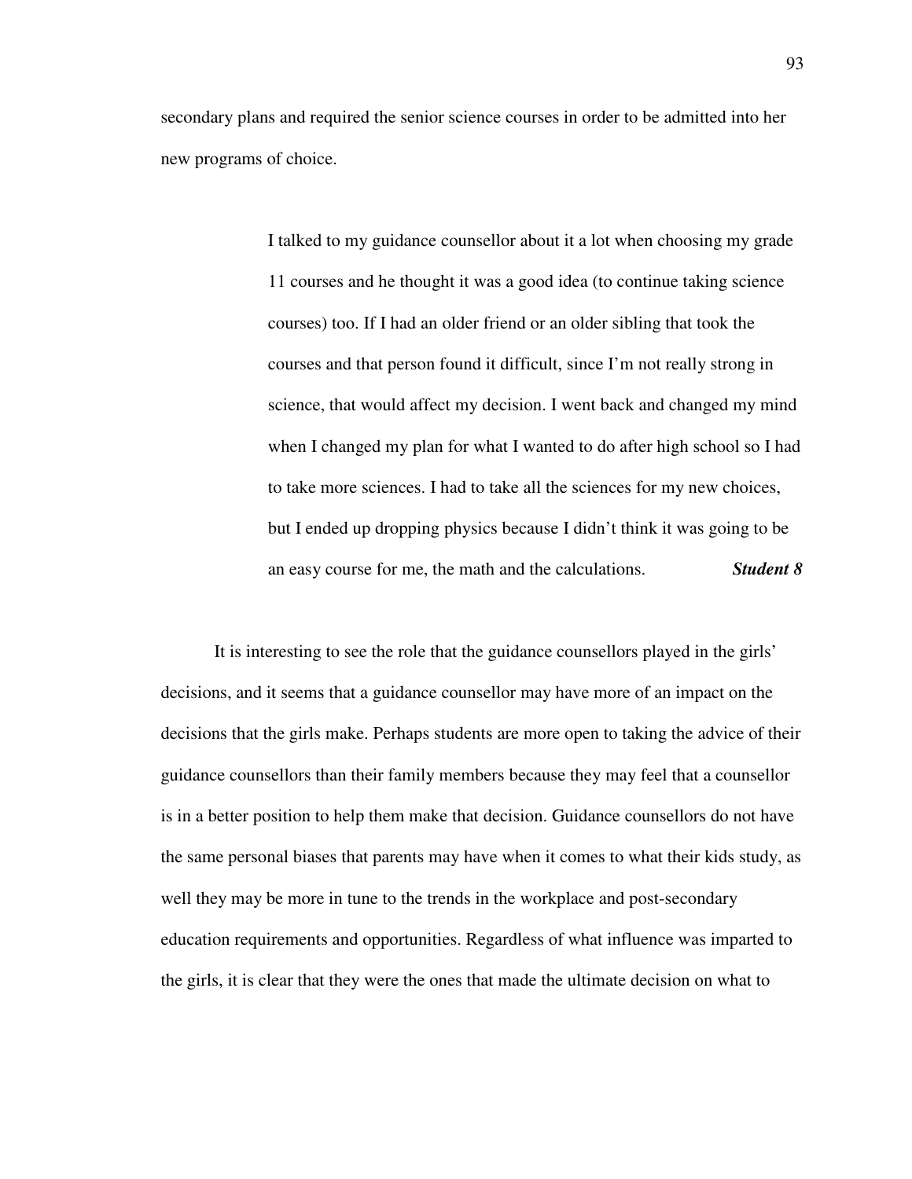secondary plans and required the senior science courses in order to be admitted into her new programs of choice.

> I talked to my guidance counsellor about it a lot when choosing my grade 11 courses and he thought it was a good idea (to continue taking science courses) too. If I had an older friend or an older sibling that took the courses and that person found it difficult, since I'm not really strong in science, that would affect my decision. I went back and changed my mind when I changed my plan for what I wanted to do after high school so I had to take more sciences. I had to take all the sciences for my new choices, but I ended up dropping physics because I didn't think it was going to be an easy course for me, the math and the calculations. ***Student 8***

It is interesting to see the role that the guidance counsellors played in the girls' decisions, and it seems that a guidance counsellor may have more of an impact on the decisions that the girls make. Perhaps students are more open to taking the advice of their guidance counsellors than their family members because they may feel that a counsellor is in a better position to help them make that decision. Guidance counsellors do not have the same personal biases that parents may have when it comes to what their kids study, as well they may be more in tune to the trends in the workplace and post-secondary education requirements and opportunities. Regardless of what influence was imparted to the girls, it is clear that they were the ones that made the ultimate decision on what to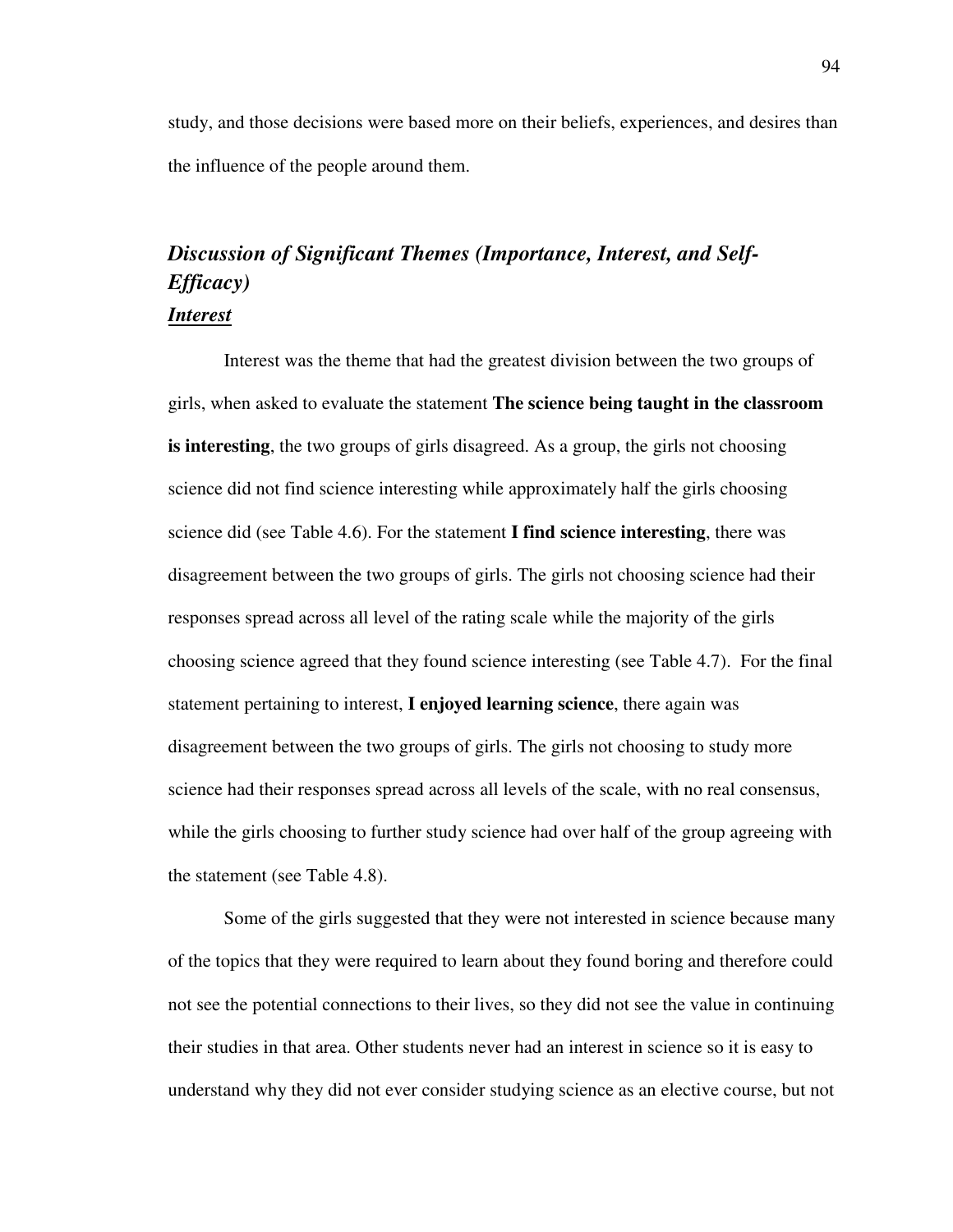study, and those decisions were based more on their beliefs, experiences, and desires than the influence of the people around them.

## ***Discussion of Significant Themes (Importance, Interest, and Self-Efficacy)***

### ***Interest***

Interest was the theme that had the greatest division between the two groups of girls, when asked to evaluate the statement **The science being taught in the classroom is interesting**, the two groups of girls disagreed. As a group, the girls not choosing science did not find science interesting while approximately half the girls choosing science did (see Table 4.6). For the statement **I find science interesting**, there was disagreement between the two groups of girls. The girls not choosing science had their responses spread across all level of the rating scale while the majority of the girls choosing science agreed that they found science interesting (see Table 4.7). For the final statement pertaining to interest, **I enjoyed learning science**, there again was disagreement between the two groups of girls. The girls not choosing to study more science had their responses spread across all levels of the scale, with no real consensus, while the girls choosing to further study science had over half of the group agreeing with the statement (see Table 4.8).

Some of the girls suggested that they were not interested in science because many of the topics that they were required to learn about they found boring and therefore could not see the potential connections to their lives, so they did not see the value in continuing their studies in that area. Other students never had an interest in science so it is easy to understand why they did not ever consider studying science as an elective course, but not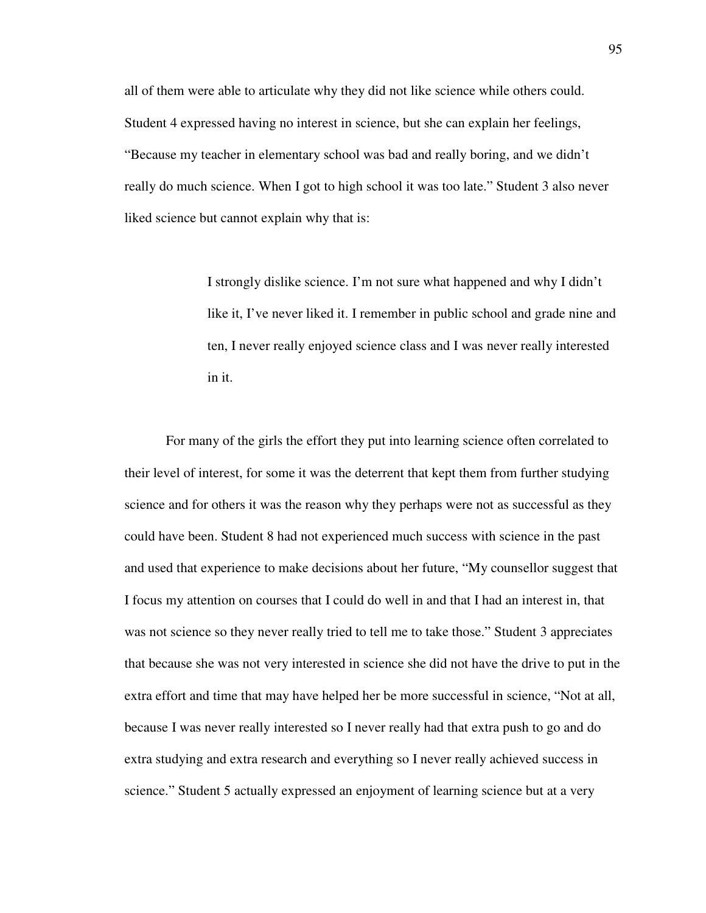all of them were able to articulate why they did not like science while others could. Student 4 expressed having no interest in science, but she can explain her feelings, "Because my teacher in elementary school was bad and really boring, and we didn't really do much science. When I got to high school it was too late." Student 3 also never liked science but cannot explain why that is:

> I strongly dislike science. I'm not sure what happened and why I didn't like it, I've never liked it. I remember in public school and grade nine and ten, I never really enjoyed science class and I was never really interested in it.

For many of the girls the effort they put into learning science often correlated to their level of interest, for some it was the deterrent that kept them from further studying science and for others it was the reason why they perhaps were not as successful as they could have been. Student 8 had not experienced much success with science in the past and used that experience to make decisions about her future, "My counsellor suggest that I focus my attention on courses that I could do well in and that I had an interest in, that was not science so they never really tried to tell me to take those." Student 3 appreciates that because she was not very interested in science she did not have the drive to put in the extra effort and time that may have helped her be more successful in science, "Not at all, because I was never really interested so I never really had that extra push to go and do extra studying and extra research and everything so I never really achieved success in science." Student 5 actually expressed an enjoyment of learning science but at a very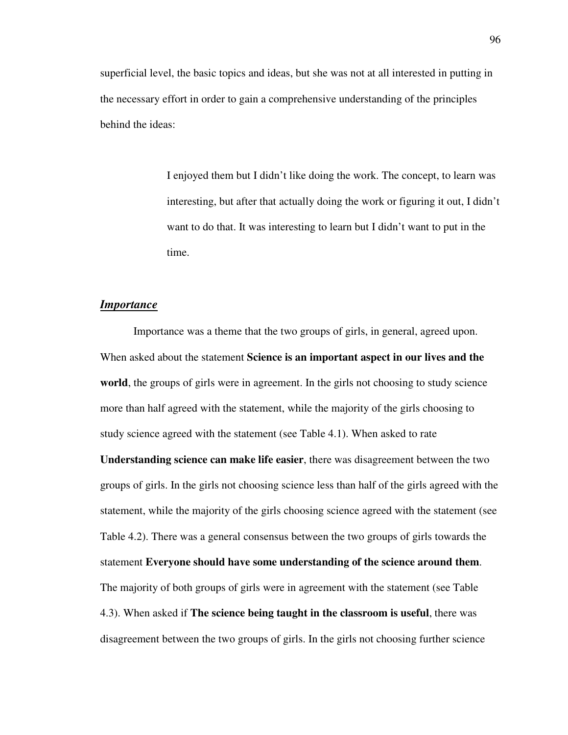superficial level, the basic topics and ideas, but she was not at all interested in putting in the necessary effort in order to gain a comprehensive understanding of the principles behind the ideas:

> I enjoyed them but I didn't like doing the work. The concept, to learn was interesting, but after that actually doing the work or figuring it out, I didn't want to do that. It was interesting to learn but I didn't want to put in the time.

### ***Importance***

Importance was a theme that the two groups of girls, in general, agreed upon. When asked about the statement **Science is an important aspect in our lives and the world**, the groups of girls were in agreement. In the girls not choosing to study science more than half agreed with the statement, while the majority of the girls choosing to study science agreed with the statement (see Table 4.1). When asked to rate **Understanding science can make life easier**, there was disagreement between the two groups of girls. In the girls not choosing science less than half of the girls agreed with the statement, while the majority of the girls choosing science agreed with the statement (see Table 4.2). There was a general consensus between the two groups of girls towards the statement **Everyone should have some understanding of the science around them**. The majority of both groups of girls were in agreement with the statement (see Table 4.3). When asked if **The science being taught in the classroom is useful**, there was disagreement between the two groups of girls. In the girls not choosing further science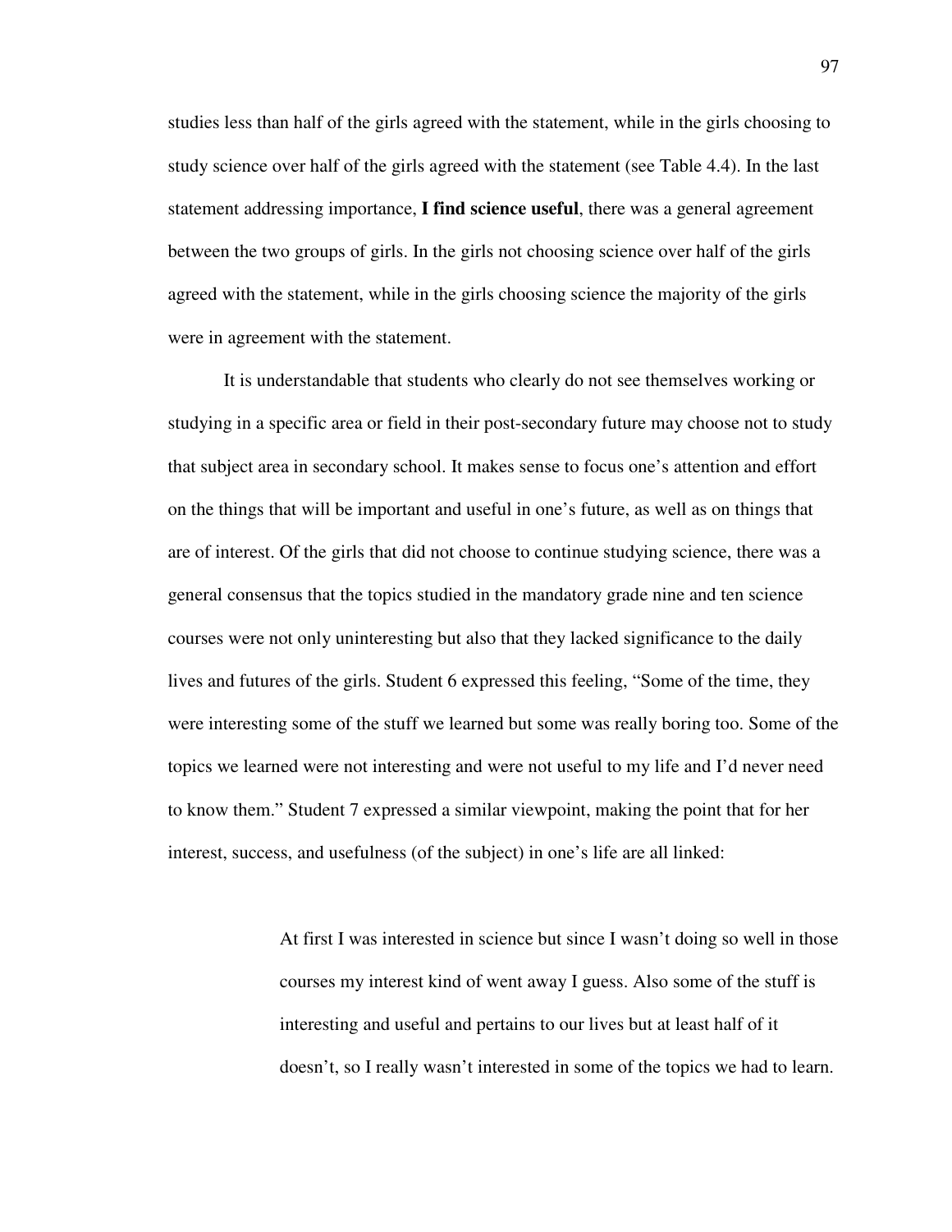studies less than half of the girls agreed with the statement, while in the girls choosing to study science over half of the girls agreed with the statement (see Table 4.4). In the last statement addressing importance, **I find science useful**, there was a general agreement between the two groups of girls. In the girls not choosing science over half of the girls agreed with the statement, while in the girls choosing science the majority of the girls were in agreement with the statement.

It is understandable that students who clearly do not see themselves working or studying in a specific area or field in their post-secondary future may choose not to study that subject area in secondary school. It makes sense to focus one's attention and effort on the things that will be important and useful in one's future, as well as on things that are of interest. Of the girls that did not choose to continue studying science, there was a general consensus that the topics studied in the mandatory grade nine and ten science courses were not only uninteresting but also that they lacked significance to the daily lives and futures of the girls. Student 6 expressed this feeling, "Some of the time, they were interesting some of the stuff we learned but some was really boring too. Some of the topics we learned were not interesting and were not useful to my life and I'd never need to know them." Student 7 expressed a similar viewpoint, making the point that for her interest, success, and usefulness (of the subject) in one's life are all linked:

> At first I was interested in science but since I wasn't doing so well in those courses my interest kind of went away I guess. Also some of the stuff is interesting and useful and pertains to our lives but at least half of it doesn't, so I really wasn't interested in some of the topics we had to learn.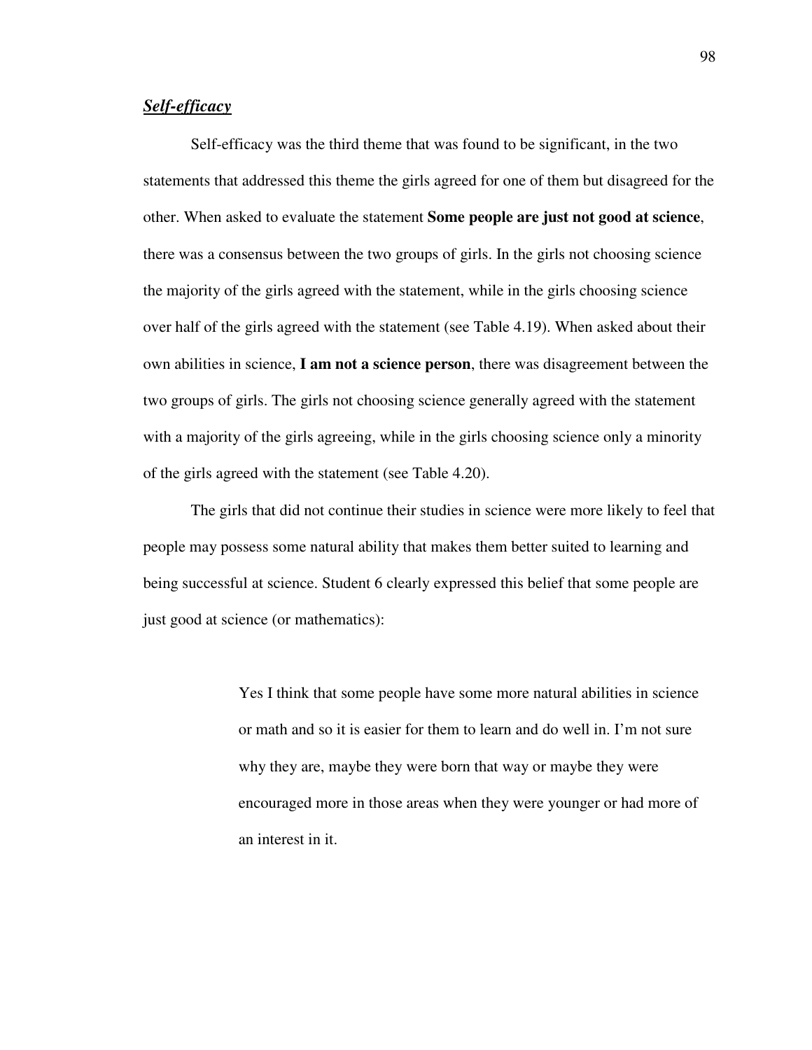### ***Self-efficacy***

Self-efficacy was the third theme that was found to be significant, in the two statements that addressed this theme the girls agreed for one of them but disagreed for the other. When asked to evaluate the statement **Some people are just not good at science**, there was a consensus between the two groups of girls. In the girls not choosing science the majority of the girls agreed with the statement, while in the girls choosing science over half of the girls agreed with the statement (see Table 4.19). When asked about their own abilities in science, **I am not a science person**, there was disagreement between the two groups of girls. The girls not choosing science generally agreed with the statement with a majority of the girls agreeing, while in the girls choosing science only a minority of the girls agreed with the statement (see Table 4.20).

The girls that did not continue their studies in science were more likely to feel that people may possess some natural ability that makes them better suited to learning and being successful at science. Student 6 clearly expressed this belief that some people are just good at science (or mathematics):

> Yes I think that some people have some more natural abilities in science or math and so it is easier for them to learn and do well in. I'm not sure why they are, maybe they were born that way or maybe they were encouraged more in those areas when they were younger or had more of an interest in it.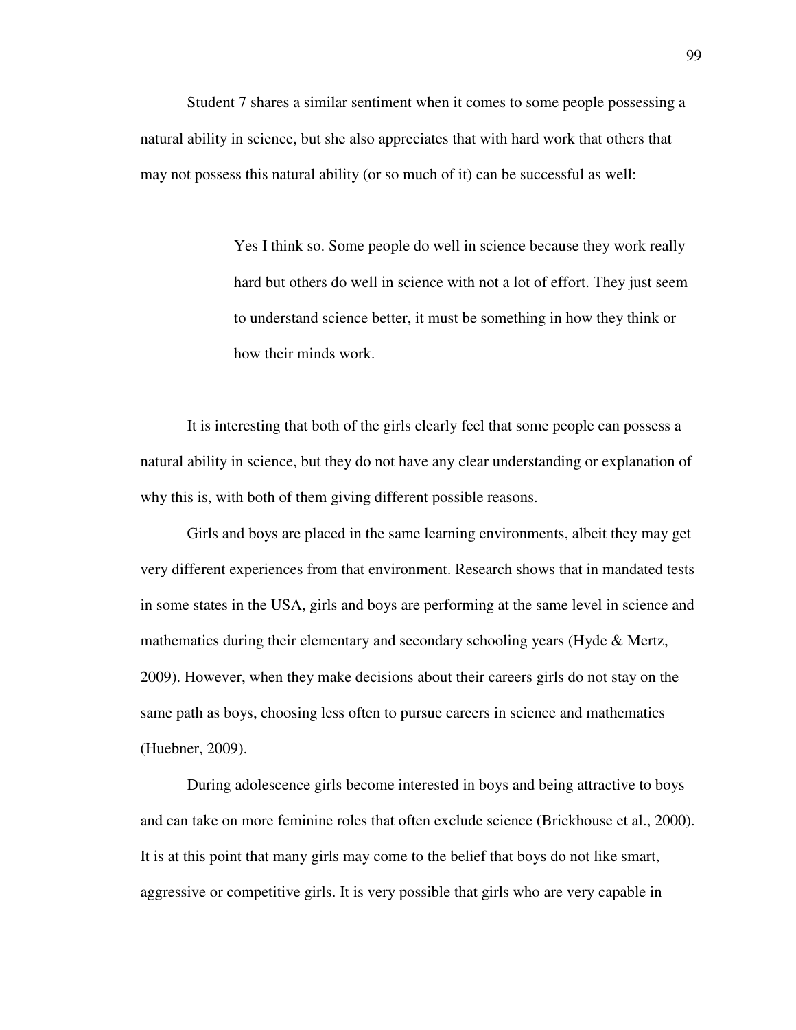Student 7 shares a similar sentiment when it comes to some people possessing a natural ability in science, but she also appreciates that with hard work that others that may not possess this natural ability (or so much of it) can be successful as well:

> Yes I think so. Some people do well in science because they work really hard but others do well in science with not a lot of effort. They just seem to understand science better, it must be something in how they think or how their minds work.

It is interesting that both of the girls clearly feel that some people can possess a natural ability in science, but they do not have any clear understanding or explanation of why this is, with both of them giving different possible reasons.

Girls and boys are placed in the same learning environments, albeit they may get very different experiences from that environment. Research shows that in mandated tests in some states in the USA, girls and boys are performing at the same level in science and mathematics during their elementary and secondary schooling years (Hyde & Mertz, 2009). However, when they make decisions about their careers girls do not stay on the same path as boys, choosing less often to pursue careers in science and mathematics (Huebner, 2009).

During adolescence girls become interested in boys and being attractive to boys and can take on more feminine roles that often exclude science (Brickhouse et al., 2000). It is at this point that many girls may come to the belief that boys do not like smart, aggressive or competitive girls. It is very possible that girls who are very capable in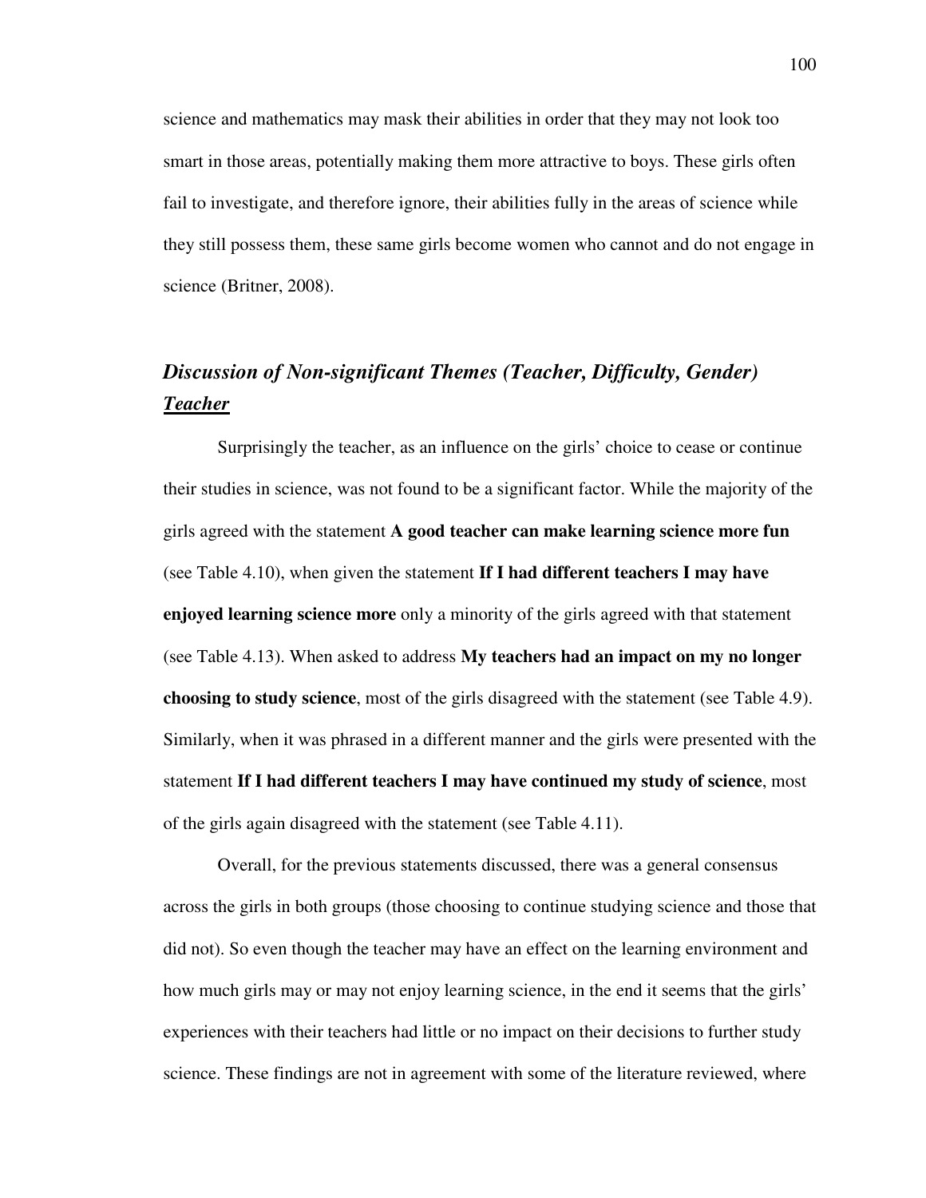science and mathematics may mask their abilities in order that they may not look too smart in those areas, potentially making them more attractive to boys. These girls often fail to investigate, and therefore ignore, their abilities fully in the areas of science while they still possess them, these same girls become women who cannot and do not engage in science (Britner, 2008).

## *Discussion of Non-significant Themes (Teacher, Difficulty, Gender)*

### ***Teacher***

Surprisingly the teacher, as an influence on the girls' choice to cease or continue their studies in science, was not found to be a significant factor. While the majority of the girls agreed with the statement **A good teacher can make learning science more fun** (see Table 4.10), when given the statement **If I had different teachers I may have enjoyed learning science more** only a minority of the girls agreed with that statement (see Table 4.13). When asked to address **My teachers had an impact on my no longer choosing to study science**, most of the girls disagreed with the statement (see Table 4.9). Similarly, when it was phrased in a different manner and the girls were presented with the statement **If I had different teachers I may have continued my study of science**, most of the girls again disagreed with the statement (see Table 4.11).

Overall, for the previous statements discussed, there was a general consensus across the girls in both groups (those choosing to continue studying science and those that did not). So even though the teacher may have an effect on the learning environment and how much girls may or may not enjoy learning science, in the end it seems that the girls' experiences with their teachers had little or no impact on their decisions to further study science. These findings are not in agreement with some of the literature reviewed, where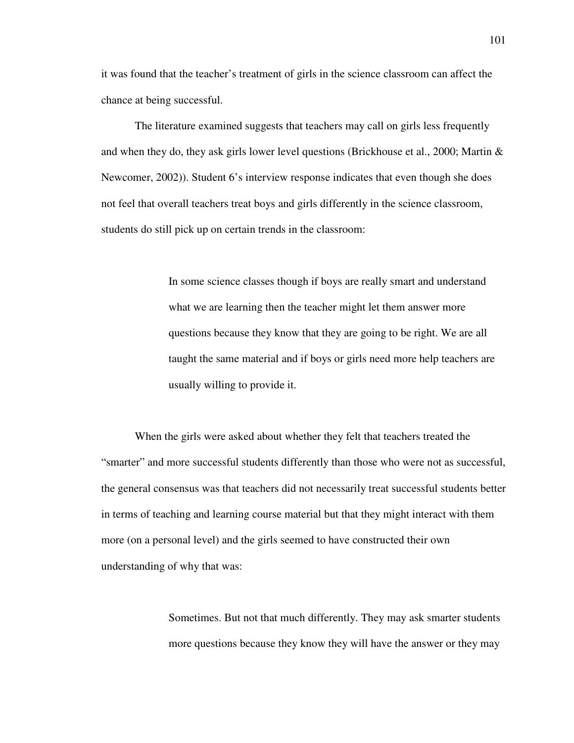it was found that the teacher's treatment of girls in the science classroom can affect the chance at being successful.

The literature examined suggests that teachers may call on girls less frequently and when they do, they ask girls lower level questions (Brickhouse et al., 2000; Martin & Newcomer, 2002)). Student 6's interview response indicates that even though she does not feel that overall teachers treat boys and girls differently in the science classroom, students do still pick up on certain trends in the classroom:

> In some science classes though if boys are really smart and understand what we are learning then the teacher might let them answer more questions because they know that they are going to be right. We are all taught the same material and if boys or girls need more help teachers are usually willing to provide it.

When the girls were asked about whether they felt that teachers treated the "smarter" and more successful students differently than those who were not as successful, the general consensus was that teachers did not necessarily treat successful students better in terms of teaching and learning course material but that they might interact with them more (on a personal level) and the girls seemed to have constructed their own understanding of why that was:

> Sometimes. But not that much differently. They may ask smarter students more questions because they know they will have the answer or they may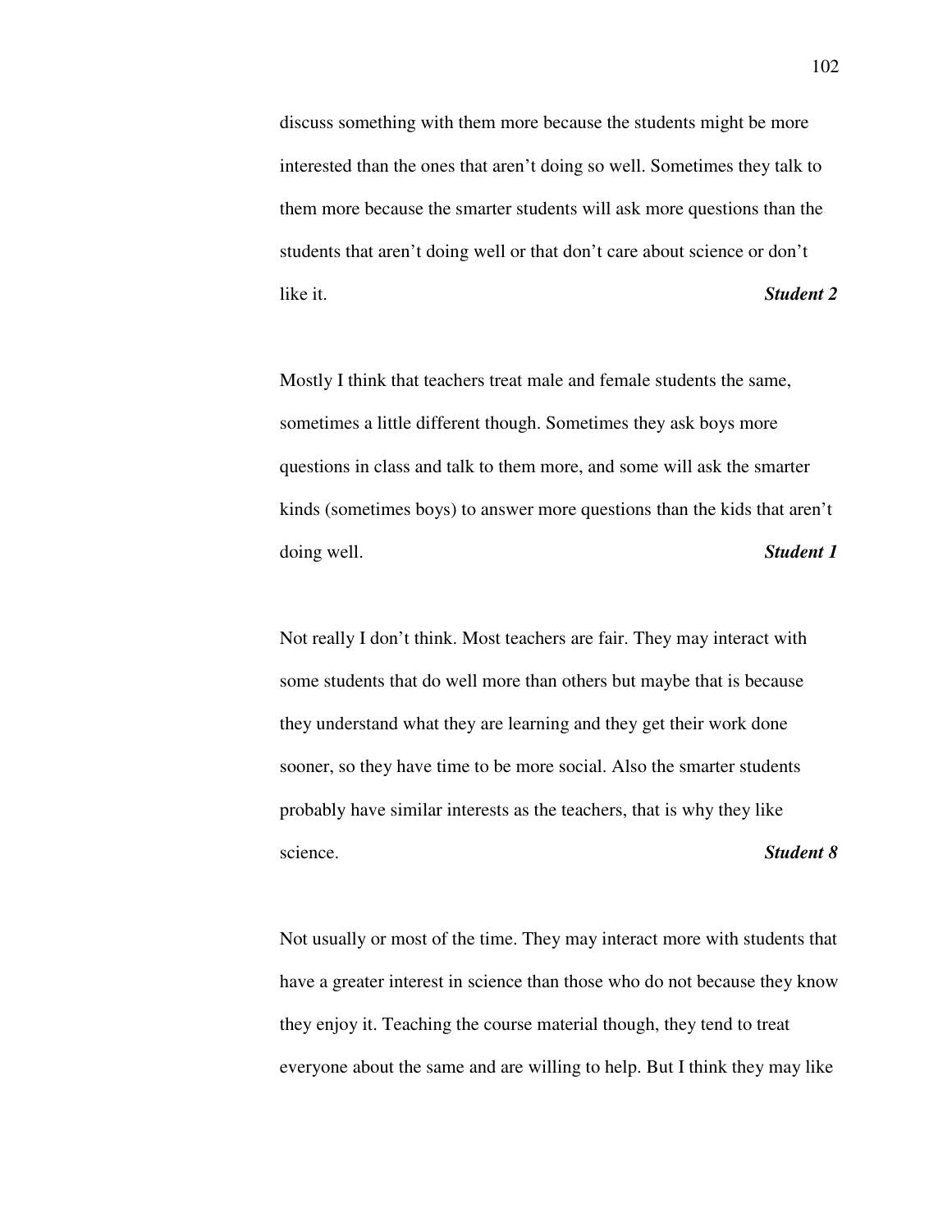discuss something with them more because the students might be more interested than the ones that aren't doing so well. Sometimes they talk to them more because the smarter students will ask more questions than the students that aren't doing well or that don't care about science or don't like it. ***Student 2***

Mostly I think that teachers treat male and female students the same, sometimes a little different though. Sometimes they ask boys more questions in class and talk to them more, and some will ask the smarter kinds (sometimes boys) to answer more questions than the kids that aren't doing well. ***Student 1***

Not really I don't think. Most teachers are fair. They may interact with some students that do well more than others but maybe that is because they understand what they are learning and they get their work done sooner, so they have time to be more social. Also the smarter students probably have similar interests as the teachers, that is why they like science. ***Student 8***

Not usually or most of the time. They may interact more with students that have a greater interest in science than those who do not because they know they enjoy it. Teaching the course material though, they tend to treat everyone about the same and are willing to help. But I think they may like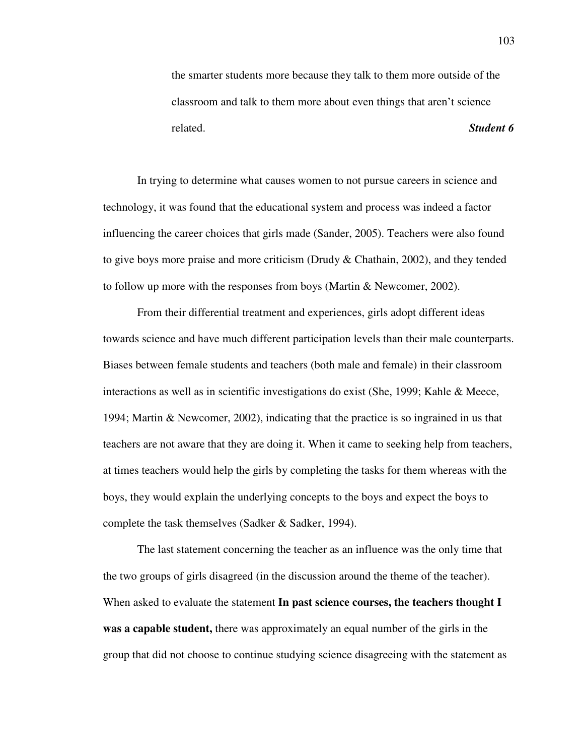> the smarter students more because they talk to them more outside of the classroom and talk to them more about even things that aren't science related. ***Student 6***

In trying to determine what causes women to not pursue careers in science and technology, it was found that the educational system and process was indeed a factor influencing the career choices that girls made (Sander, 2005). Teachers were also found to give boys more praise and more criticism (Drudy & Chathain, 2002), and they tended to follow up more with the responses from boys (Martin & Newcomer, 2002).

From their differential treatment and experiences, girls adopt different ideas towards science and have much different participation levels than their male counterparts. Biases between female students and teachers (both male and female) in their classroom interactions as well as in scientific investigations do exist (She, 1999; Kahle & Meece, 1994; Martin & Newcomer, 2002), indicating that the practice is so ingrained in us that teachers are not aware that they are doing it. When it came to seeking help from teachers, at times teachers would help the girls by completing the tasks for them whereas with the boys, they would explain the underlying concepts to the boys and expect the boys to complete the task themselves (Sadker & Sadker, 1994).

The last statement concerning the teacher as an influence was the only time that the two groups of girls disagreed (in the discussion around the theme of the teacher). When asked to evaluate the statement **In past science courses, the teachers thought I was a capable student,** there was approximately an equal number of the girls in the group that did not choose to continue studying science disagreeing with the statement as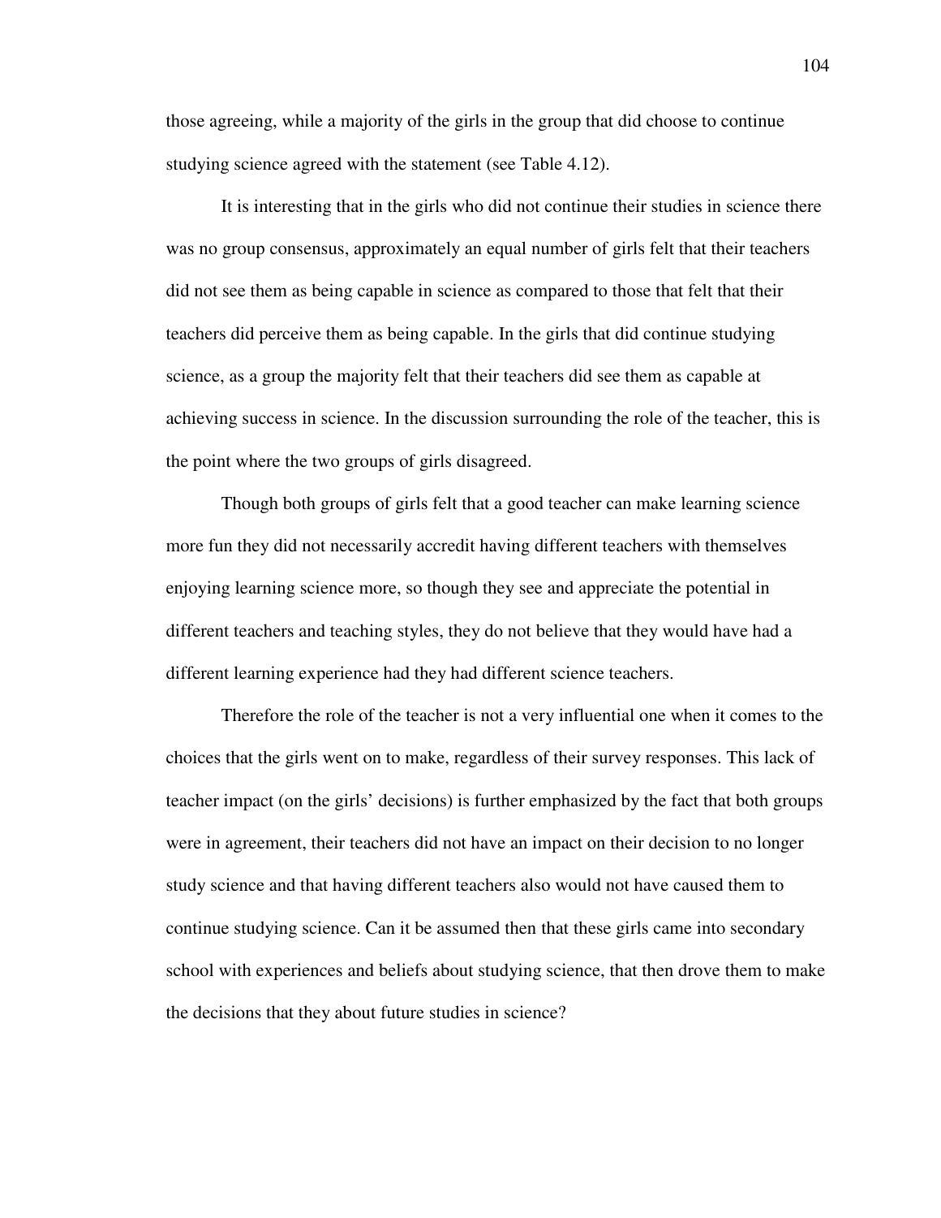those agreeing, while a majority of the girls in the group that did choose to continue studying science agreed with the statement (see Table 4.12).

It is interesting that in the girls who did not continue their studies in science there was no group consensus, approximately an equal number of girls felt that their teachers did not see them as being capable in science as compared to those that felt that their teachers did perceive them as being capable. In the girls that did continue studying science, as a group the majority felt that their teachers did see them as capable at achieving success in science. In the discussion surrounding the role of the teacher, this is the point where the two groups of girls disagreed.

Though both groups of girls felt that a good teacher can make learning science more fun they did not necessarily accredit having different teachers with themselves enjoying learning science more, so though they see and appreciate the potential in different teachers and teaching styles, they do not believe that they would have had a different learning experience had they had different science teachers.

Therefore the role of the teacher is not a very influential one when it comes to the choices that the girls went on to make, regardless of their survey responses. This lack of teacher impact (on the girls' decisions) is further emphasized by the fact that both groups were in agreement, their teachers did not have an impact on their decision to no longer study science and that having different teachers also would not have caused them to continue studying science. Can it be assumed then that these girls came into secondary school with experiences and beliefs about studying science, that then drove them to make the decisions that they about future studies in science?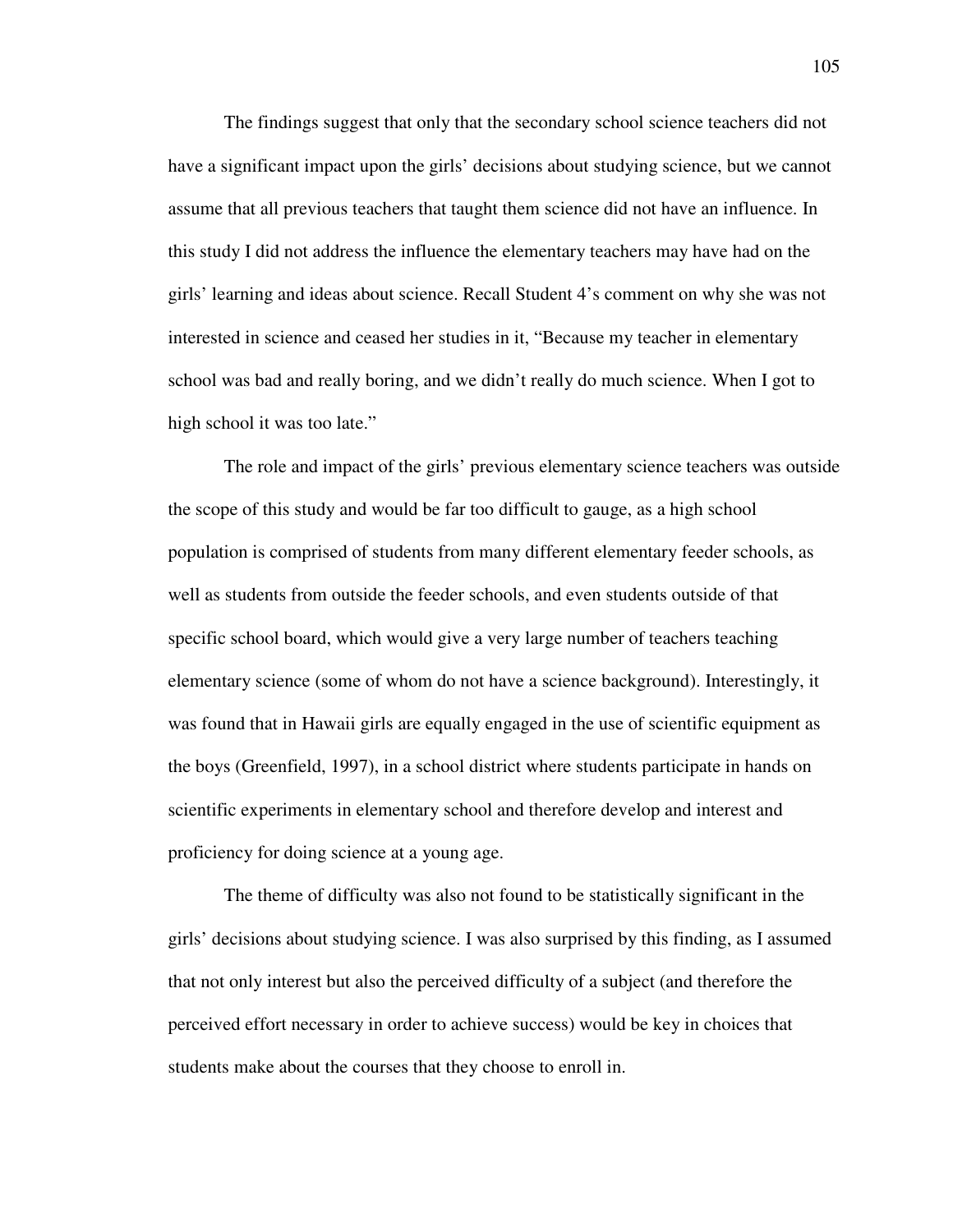The findings suggest that only that the secondary school science teachers did not have a significant impact upon the girls' decisions about studying science, but we cannot assume that all previous teachers that taught them science did not have an influence. In this study I did not address the influence the elementary teachers may have had on the girls' learning and ideas about science. Recall Student 4's comment on why she was not interested in science and ceased her studies in it, "Because my teacher in elementary school was bad and really boring, and we didn't really do much science. When I got to high school it was too late."

The role and impact of the girls' previous elementary science teachers was outside the scope of this study and would be far too difficult to gauge, as a high school population is comprised of students from many different elementary feeder schools, as well as students from outside the feeder schools, and even students outside of that specific school board, which would give a very large number of teachers teaching elementary science (some of whom do not have a science background). Interestingly, it was found that in Hawaii girls are equally engaged in the use of scientific equipment as the boys (Greenfield, 1997), in a school district where students participate in hands on scientific experiments in elementary school and therefore develop and interest and proficiency for doing science at a young age.

The theme of difficulty was also not found to be statistically significant in the girls' decisions about studying science. I was also surprised by this finding, as I assumed that not only interest but also the perceived difficulty of a subject (and therefore the perceived effort necessary in order to achieve success) would be key in choices that students make about the courses that they choose to enroll in.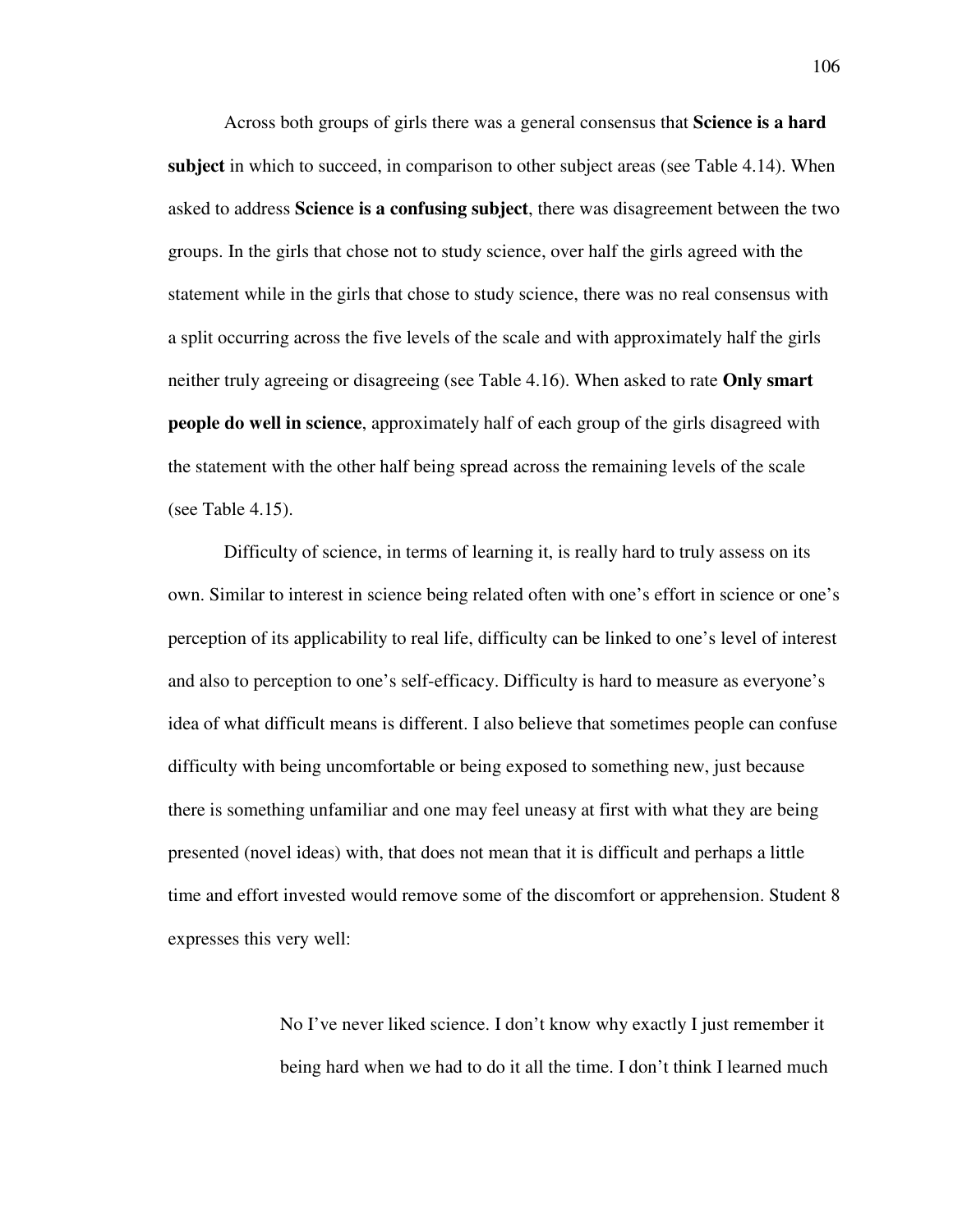Across both groups of girls there was a general consensus that **Science is a hard subject** in which to succeed, in comparison to other subject areas (see Table 4.14). When asked to address **Science is a confusing subject**, there was disagreement between the two groups. In the girls that chose not to study science, over half the girls agreed with the statement while in the girls that chose to study science, there was no real consensus with a split occurring across the five levels of the scale and with approximately half the girls neither truly agreeing or disagreeing (see Table 4.16). When asked to rate **Only smart people do well in science**, approximately half of each group of the girls disagreed with the statement with the other half being spread across the remaining levels of the scale (see Table 4.15).

Difficulty of science, in terms of learning it, is really hard to truly assess on its own. Similar to interest in science being related often with one's effort in science or one's perception of its applicability to real life, difficulty can be linked to one's level of interest and also to perception to one's self-efficacy. Difficulty is hard to measure as everyone's idea of what difficult means is different. I also believe that sometimes people can confuse difficulty with being uncomfortable or being exposed to something new, just because there is something unfamiliar and one may feel uneasy at first with what they are being presented (novel ideas) with, that does not mean that it is difficult and perhaps a little time and effort invested would remove some of the discomfort or apprehension. Student 8 expresses this very well:

> No I've never liked science. I don't know why exactly I just remember it being hard when we had to do it all the time. I don't think I learned much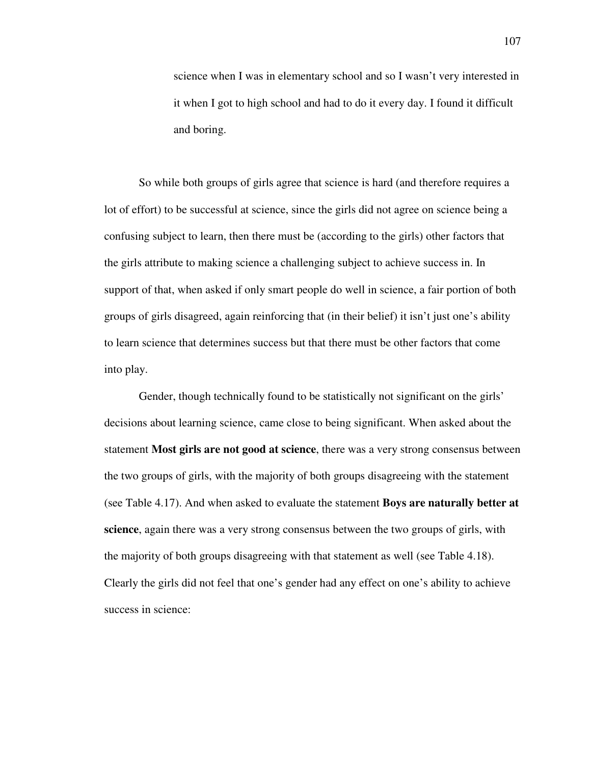> science when I was in elementary school and so I wasn't very interested in it when I got to high school and had to do it every day. I found it difficult and boring.

So while both groups of girls agree that science is hard (and therefore requires a lot of effort) to be successful at science, since the girls did not agree on science being a confusing subject to learn, then there must be (according to the girls) other factors that the girls attribute to making science a challenging subject to achieve success in. In support of that, when asked if only smart people do well in science, a fair portion of both groups of girls disagreed, again reinforcing that (in their belief) it isn't just one's ability to learn science that determines success but that there must be other factors that come into play.

Gender, though technically found to be statistically not significant on the girls' decisions about learning science, came close to being significant. When asked about the statement **Most girls are not good at science**, there was a very strong consensus between the two groups of girls, with the majority of both groups disagreeing with the statement (see Table 4.17). And when asked to evaluate the statement **Boys are naturally better at science**, again there was a very strong consensus between the two groups of girls, with the majority of both groups disagreeing with that statement as well (see Table 4.18). Clearly the girls did not feel that one's gender had any effect on one's ability to achieve success in science: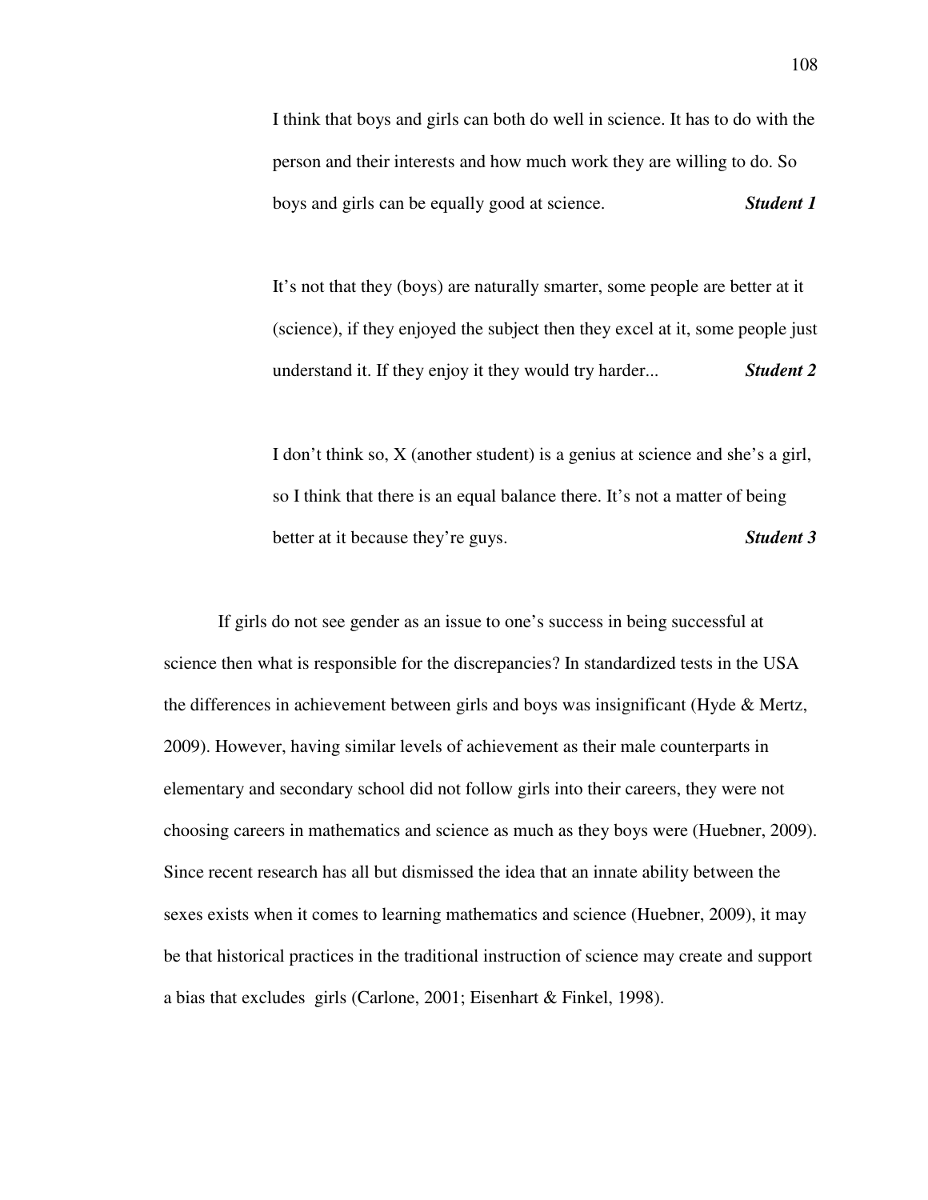> I think that boys and girls can both do well in science. It has to do with the person and their interests and how much work they are willing to do. So boys and girls can be equally good at science. ***Student 1***

> It's not that they (boys) are naturally smarter, some people are better at it (science), if they enjoyed the subject then they excel at it, some people just understand it. If they enjoy it they would try harder... ***Student 2***

> I don't think so, X (another student) is a genius at science and she's a girl, so I think that there is an equal balance there. It's not a matter of being better at it because they're guys. ***Student 3***

If girls do not see gender as an issue to one's success in being successful at science then what is responsible for the discrepancies? In standardized tests in the USA the differences in achievement between girls and boys was insignificant (Hyde & Mertz, 2009). However, having similar levels of achievement as their male counterparts in elementary and secondary school did not follow girls into their careers, they were not choosing careers in mathematics and science as much as they boys were (Huebner, 2009). Since recent research has all but dismissed the idea that an innate ability between the sexes exists when it comes to learning mathematics and science (Huebner, 2009), it may be that historical practices in the traditional instruction of science may create and support a bias that excludes girls (Carlone, 2001; Eisenhart & Finkel, 1998).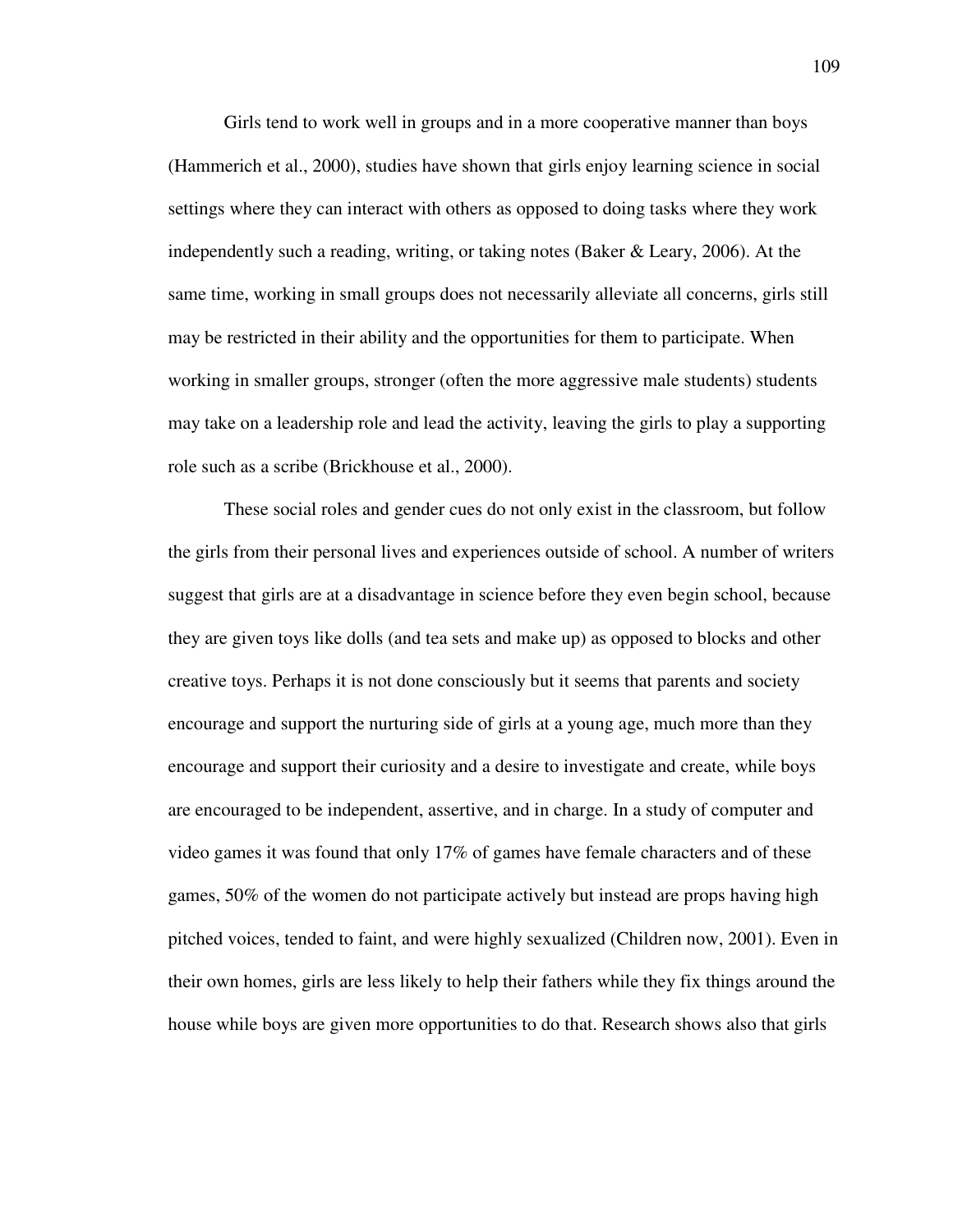Girls tend to work well in groups and in a more cooperative manner than boys (Hammerich et al., 2000), studies have shown that girls enjoy learning science in social settings where they can interact with others as opposed to doing tasks where they work independently such a reading, writing, or taking notes (Baker & Leary, 2006). At the same time, working in small groups does not necessarily alleviate all concerns, girls still may be restricted in their ability and the opportunities for them to participate. When working in smaller groups, stronger (often the more aggressive male students) students may take on a leadership role and lead the activity, leaving the girls to play a supporting role such as a scribe (Brickhouse et al., 2000).

These social roles and gender cues do not only exist in the classroom, but follow the girls from their personal lives and experiences outside of school. A number of writers suggest that girls are at a disadvantage in science before they even begin school, because they are given toys like dolls (and tea sets and make up) as opposed to blocks and other creative toys. Perhaps it is not done consciously but it seems that parents and society encourage and support the nurturing side of girls at a young age, much more than they encourage and support their curiosity and a desire to investigate and create, while boys are encouraged to be independent, assertive, and in charge. In a study of computer and video games it was found that only 17% of games have female characters and of these games, 50% of the women do not participate actively but instead are props having high pitched voices, tended to faint, and were highly sexualized (Children now, 2001). Even in their own homes, girls are less likely to help their fathers while they fix things around the house while boys are given more opportunities to do that. Research shows also that girls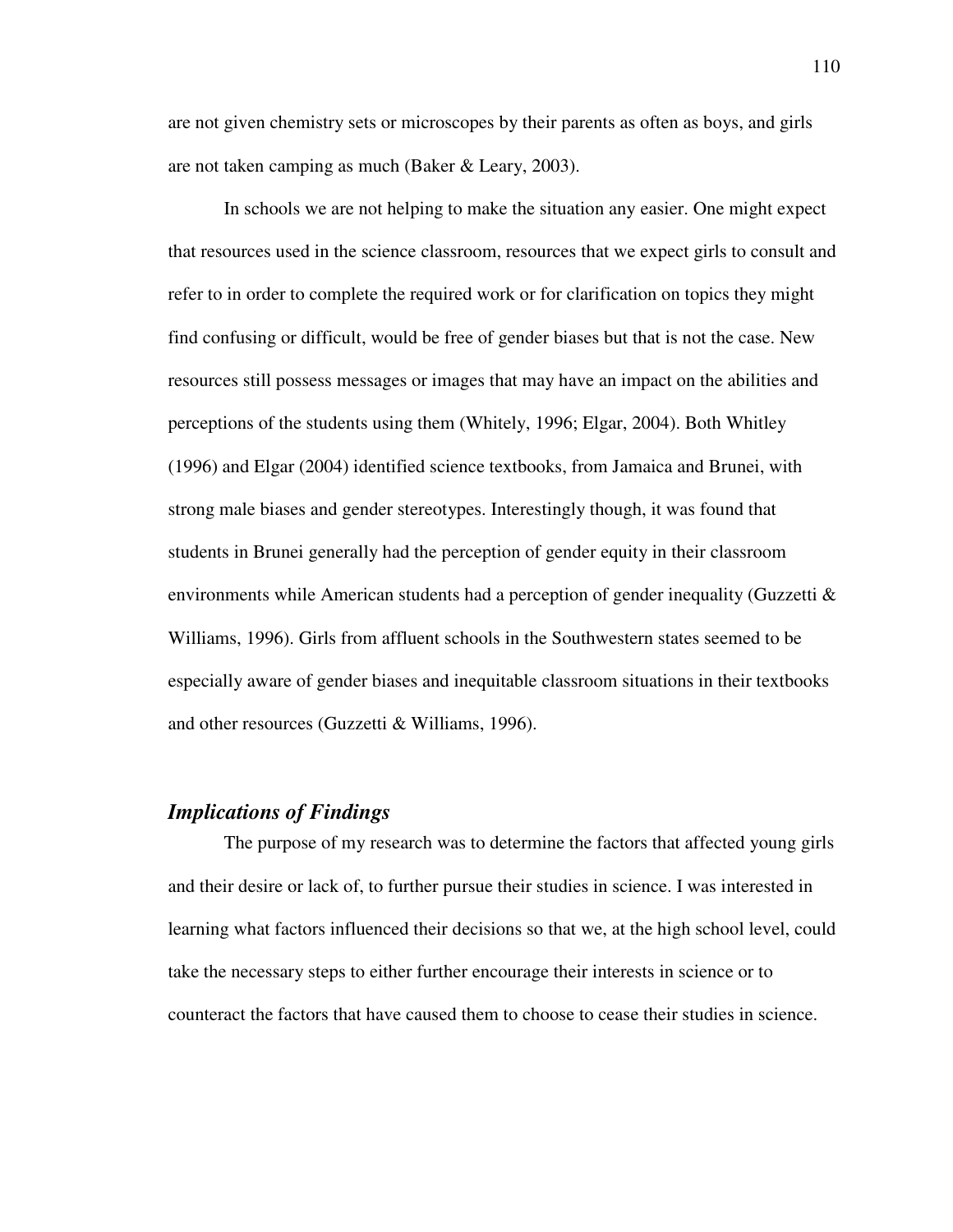are not given chemistry sets or microscopes by their parents as often as boys, and girls are not taken camping as much (Baker & Leary, 2003).

In schools we are not helping to make the situation any easier. One might expect that resources used in the science classroom, resources that we expect girls to consult and refer to in order to complete the required work or for clarification on topics they might find confusing or difficult, would be free of gender biases but that is not the case. New resources still possess messages or images that may have an impact on the abilities and perceptions of the students using them (Whitely, 1996; Elgar, 2004). Both Whitley (1996) and Elgar (2004) identified science textbooks, from Jamaica and Brunei, with strong male biases and gender stereotypes. Interestingly though, it was found that students in Brunei generally had the perception of gender equity in their classroom environments while American students had a perception of gender inequality (Guzzetti & Williams, 1996). Girls from affluent schools in the Southwestern states seemed to be especially aware of gender biases and inequitable classroom situations in their textbooks and other resources (Guzzetti & Williams, 1996).

### *Implications of Findings*

The purpose of my research was to determine the factors that affected young girls and their desire or lack of, to further pursue their studies in science. I was interested in learning what factors influenced their decisions so that we, at the high school level, could take the necessary steps to either further encourage their interests in science or to counteract the factors that have caused them to choose to cease their studies in science.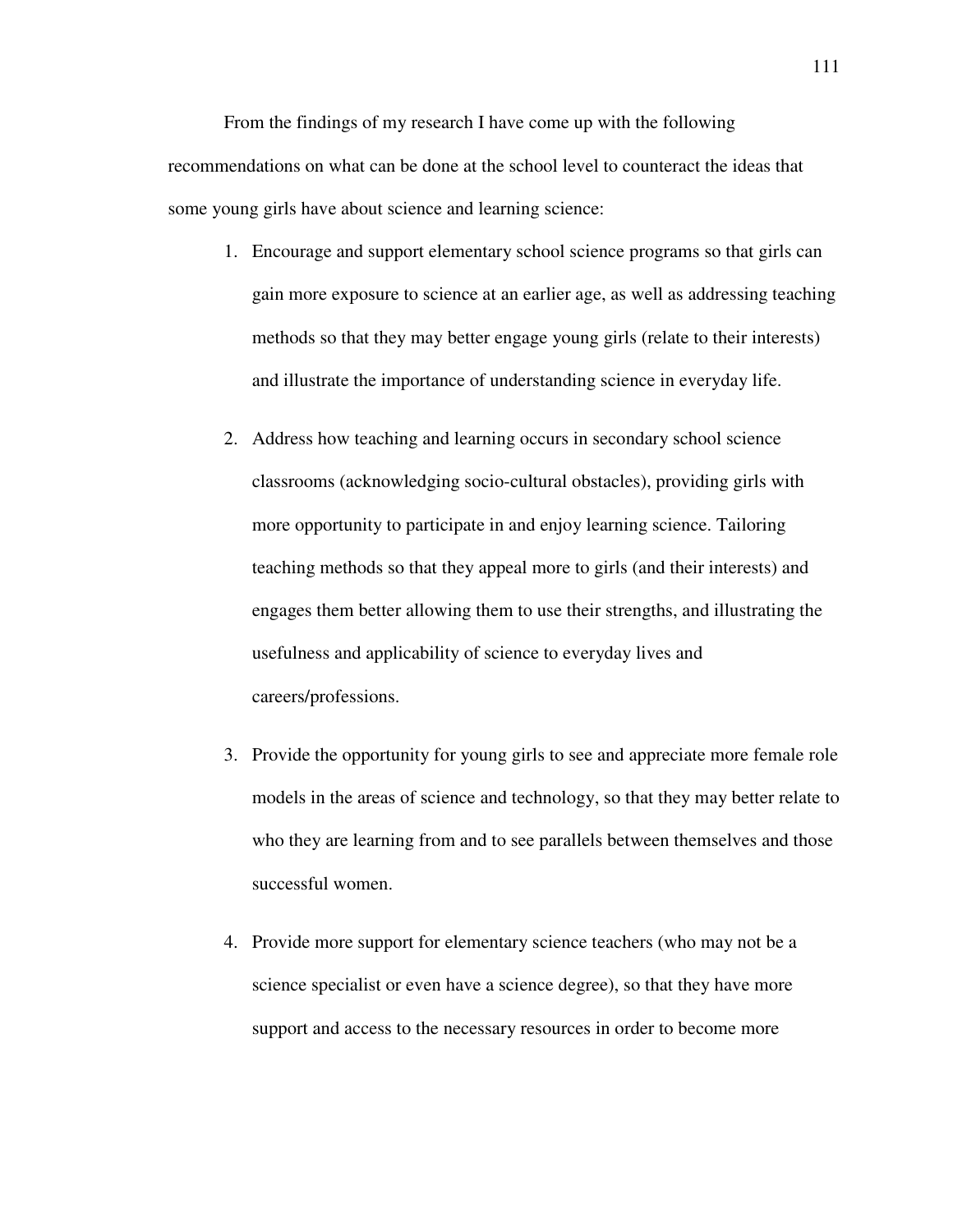From the findings of my research I have come up with the following recommendations on what can be done at the school level to counteract the ideas that some young girls have about science and learning science:

1. Encourage and support elementary school science programs so that girls can gain more exposure to science at an earlier age, as well as addressing teaching methods so that they may better engage young girls (relate to their interests) and illustrate the importance of understanding science in everyday life.

2. Address how teaching and learning occurs in secondary school science classrooms (acknowledging socio-cultural obstacles), providing girls with more opportunity to participate in and enjoy learning science. Tailoring teaching methods so that they appeal more to girls (and their interests) and engages them better allowing them to use their strengths, and illustrating the usefulness and applicability of science to everyday lives and careers/professions.

3. Provide the opportunity for young girls to see and appreciate more female role models in the areas of science and technology, so that they may better relate to who they are learning from and to see parallels between themselves and those successful women.

4. Provide more support for elementary science teachers (who may not be a science specialist or even have a science degree), so that they have more support and access to the necessary resources in order to become more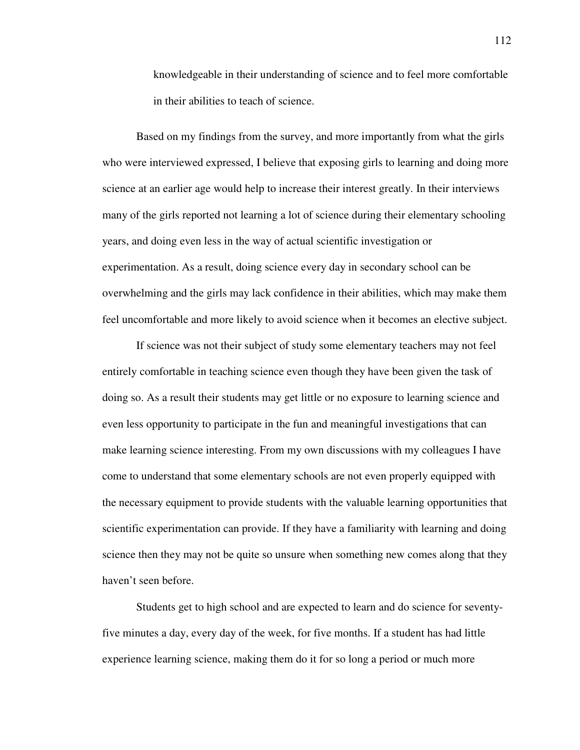knowledgeable in their understanding of science and to feel more comfortable in their abilities to teach of science.

Based on my findings from the survey, and more importantly from what the girls who were interviewed expressed, I believe that exposing girls to learning and doing more science at an earlier age would help to increase their interest greatly. In their interviews many of the girls reported not learning a lot of science during their elementary schooling years, and doing even less in the way of actual scientific investigation or experimentation. As a result, doing science every day in secondary school can be overwhelming and the girls may lack confidence in their abilities, which may make them feel uncomfortable and more likely to avoid science when it becomes an elective subject.

If science was not their subject of study some elementary teachers may not feel entirely comfortable in teaching science even though they have been given the task of doing so. As a result their students may get little or no exposure to learning science and even less opportunity to participate in the fun and meaningful investigations that can make learning science interesting. From my own discussions with my colleagues I have come to understand that some elementary schools are not even properly equipped with the necessary equipment to provide students with the valuable learning opportunities that scientific experimentation can provide. If they have a familiarity with learning and doing science then they may not be quite so unsure when something new comes along that they haven't seen before.

Students get to high school and are expected to learn and do science for seventy-five minutes a day, every day of the week, for five months. If a student has had little experience learning science, making them do it for so long a period or much more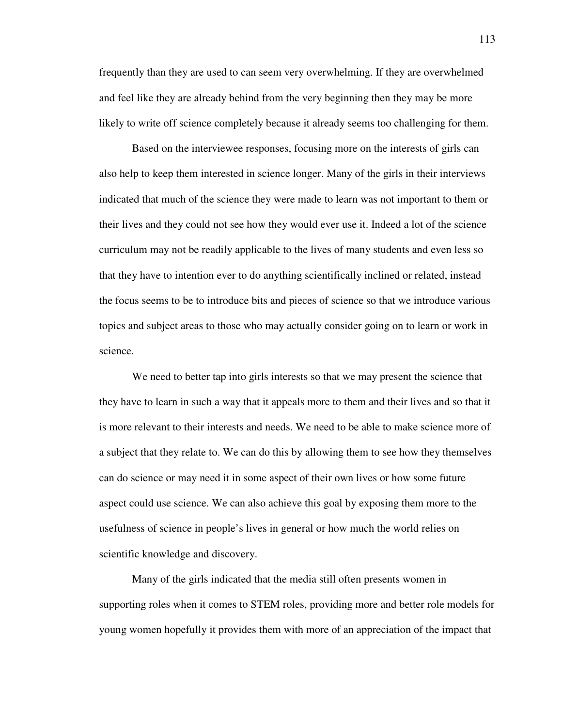frequently than they are used to can seem very overwhelming. If they are overwhelmed and feel like they are already behind from the very beginning then they may be more likely to write off science completely because it already seems too challenging for them.

Based on the interviewee responses, focusing more on the interests of girls can also help to keep them interested in science longer. Many of the girls in their interviews indicated that much of the science they were made to learn was not important to them or their lives and they could not see how they would ever use it. Indeed a lot of the science curriculum may not be readily applicable to the lives of many students and even less so that they have to intention ever to do anything scientifically inclined or related, instead the focus seems to be to introduce bits and pieces of science so that we introduce various topics and subject areas to those who may actually consider going on to learn or work in science.

We need to better tap into girls interests so that we may present the science that they have to learn in such a way that it appeals more to them and their lives and so that it is more relevant to their interests and needs. We need to be able to make science more of a subject that they relate to. We can do this by allowing them to see how they themselves can do science or may need it in some aspect of their own lives or how some future aspect could use science. We can also achieve this goal by exposing them more to the usefulness of science in people's lives in general or how much the world relies on scientific knowledge and discovery.

Many of the girls indicated that the media still often presents women in supporting roles when it comes to STEM roles, providing more and better role models for young women hopefully it provides them with more of an appreciation of the impact that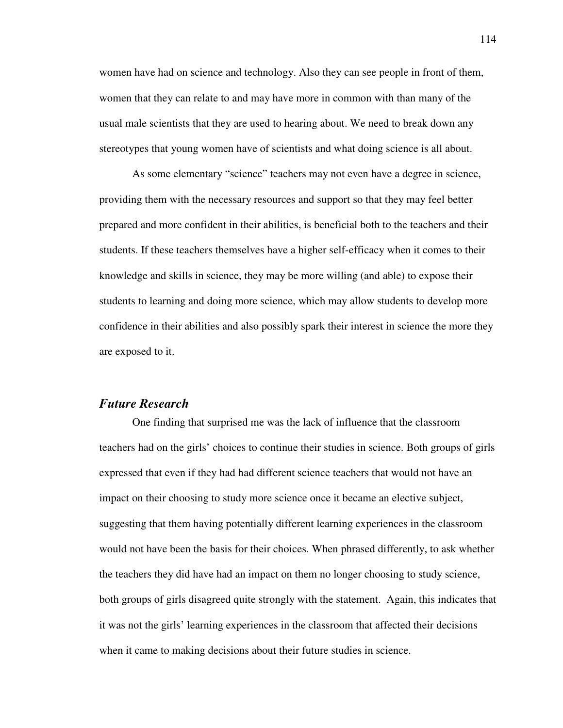women have had on science and technology. Also they can see people in front of them, women that they can relate to and may have more in common with than many of the usual male scientists that they are used to hearing about. We need to break down any stereotypes that young women have of scientists and what doing science is all about.

As some elementary "science" teachers may not even have a degree in science, providing them with the necessary resources and support so that they may feel better prepared and more confident in their abilities, is beneficial both to the teachers and their students. If these teachers themselves have a higher self-efficacy when it comes to their knowledge and skills in science, they may be more willing (and able) to expose their students to learning and doing more science, which may allow students to develop more confidence in their abilities and also possibly spark their interest in science the more they are exposed to it.

### *Future Research*

One finding that surprised me was the lack of influence that the classroom teachers had on the girls' choices to continue their studies in science. Both groups of girls expressed that even if they had had different science teachers that would not have an impact on their choosing to study more science once it became an elective subject, suggesting that them having potentially different learning experiences in the classroom would not have been the basis for their choices. When phrased differently, to ask whether the teachers they did have had an impact on them no longer choosing to study science, both groups of girls disagreed quite strongly with the statement. Again, this indicates that it was not the girls' learning experiences in the classroom that affected their decisions when it came to making decisions about their future studies in science.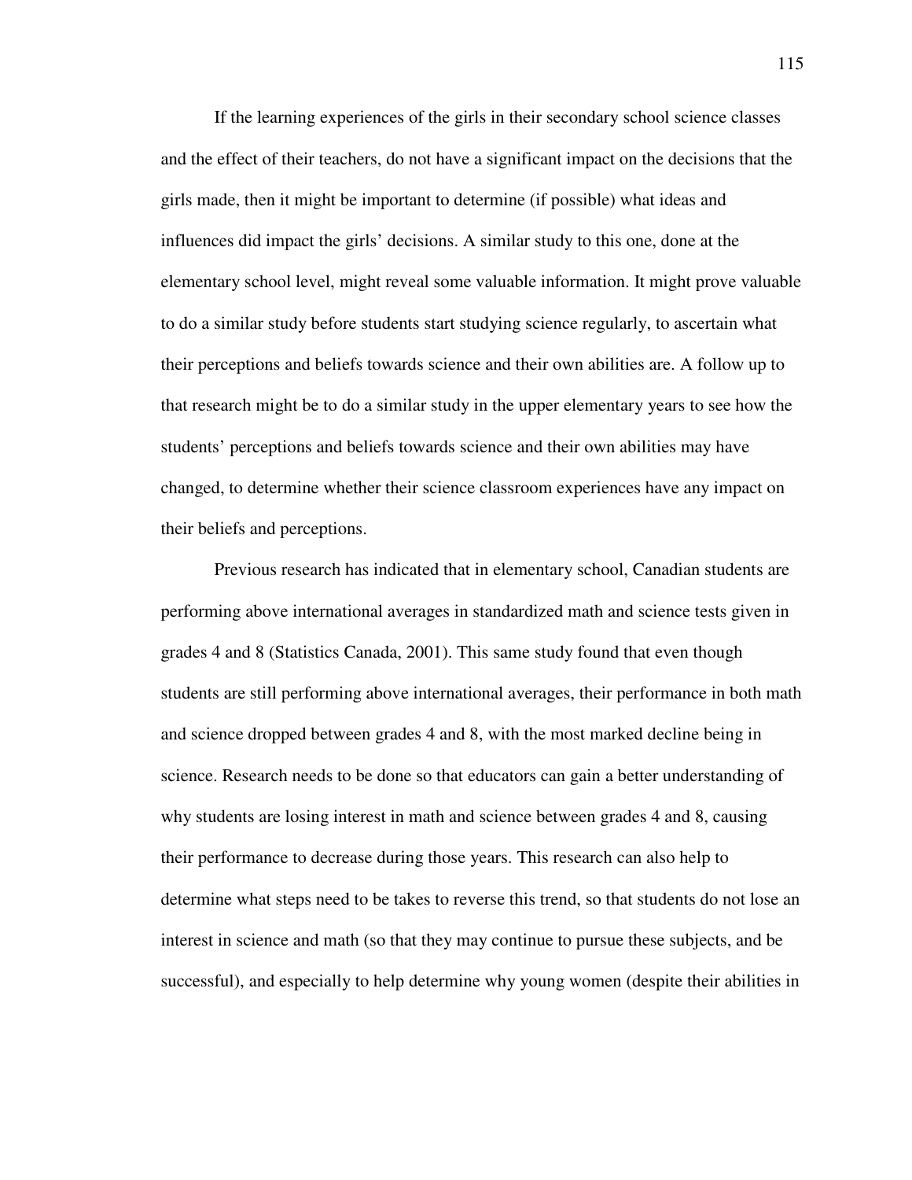If the learning experiences of the girls in their secondary school science classes and the effect of their teachers, do not have a significant impact on the decisions that the girls made, then it might be important to determine (if possible) what ideas and influences did impact the girls' decisions. A similar study to this one, done at the elementary school level, might reveal some valuable information. It might prove valuable to do a similar study before students start studying science regularly, to ascertain what their perceptions and beliefs towards science and their own abilities are. A follow up to that research might be to do a similar study in the upper elementary years to see how the students' perceptions and beliefs towards science and their own abilities may have changed, to determine whether their science classroom experiences have any impact on their beliefs and perceptions.

Previous research has indicated that in elementary school, Canadian students are performing above international averages in standardized math and science tests given in grades 4 and 8 (Statistics Canada, 2001). This same study found that even though students are still performing above international averages, their performance in both math and science dropped between grades 4 and 8, with the most marked decline being in science. Research needs to be done so that educators can gain a better understanding of why students are losing interest in math and science between grades 4 and 8, causing their performance to decrease during those years. This research can also help to determine what steps need to be takes to reverse this trend, so that students do not lose an interest in science and math (so that they may continue to pursue these subjects, and be successful), and especially to help determine why young women (despite their abilities in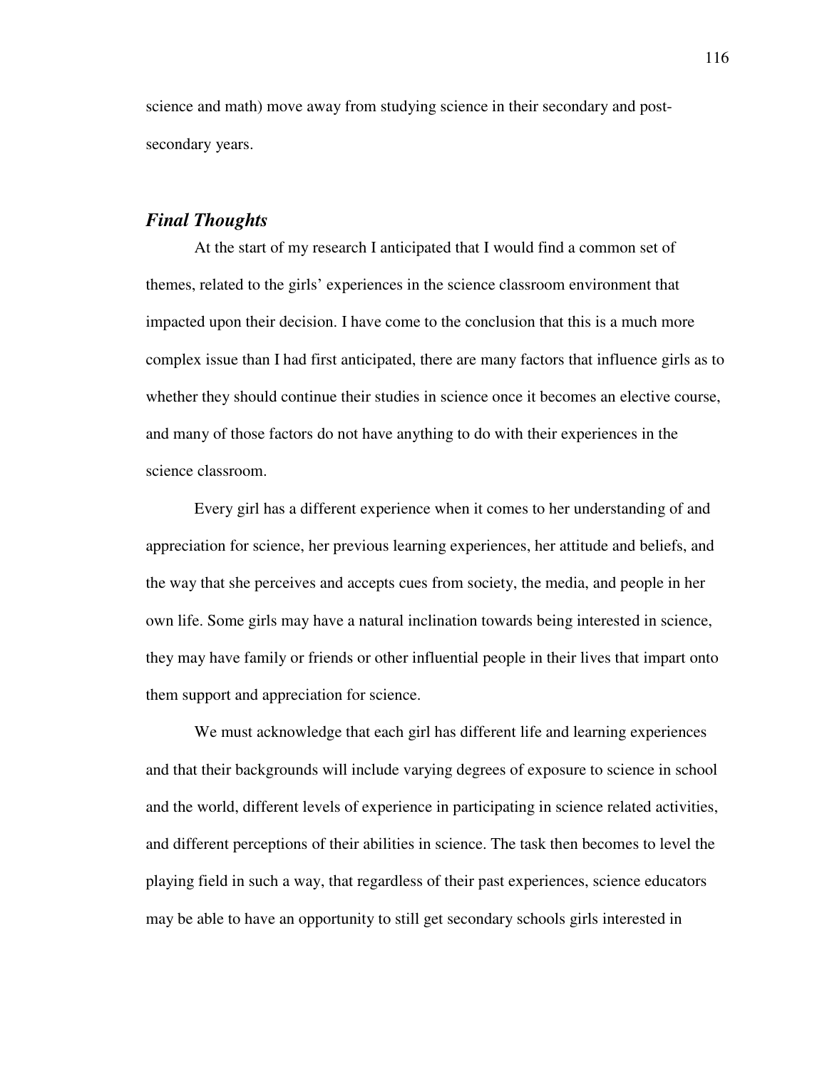science and math) move away from studying science in their secondary and post-secondary years.

### *Final Thoughts*

At the start of my research I anticipated that I would find a common set of themes, related to the girls' experiences in the science classroom environment that impacted upon their decision. I have come to the conclusion that this is a much more complex issue than I had first anticipated, there are many factors that influence girls as to whether they should continue their studies in science once it becomes an elective course, and many of those factors do not have anything to do with their experiences in the science classroom.

Every girl has a different experience when it comes to her understanding of and appreciation for science, her previous learning experiences, her attitude and beliefs, and the way that she perceives and accepts cues from society, the media, and people in her own life. Some girls may have a natural inclination towards being interested in science, they may have family or friends or other influential people in their lives that impart onto them support and appreciation for science.

We must acknowledge that each girl has different life and learning experiences and that their backgrounds will include varying degrees of exposure to science in school and the world, different levels of experience in participating in science related activities, and different perceptions of their abilities in science. The task then becomes to level the playing field in such a way, that regardless of their past experiences, science educators may be able to have an opportunity to still get secondary schools girls interested in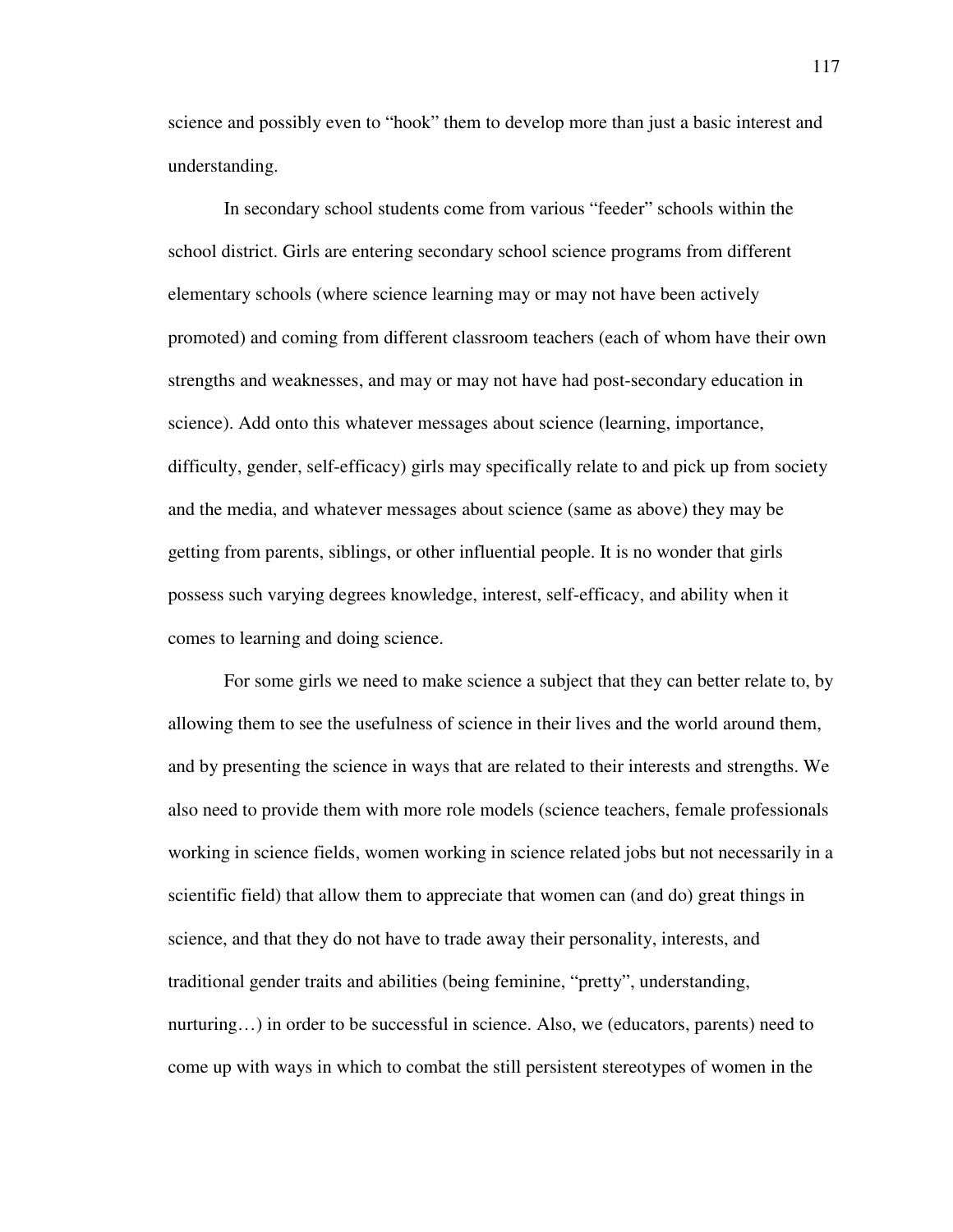science and possibly even to "hook" them to develop more than just a basic interest and understanding.

In secondary school students come from various "feeder" schools within the school district. Girls are entering secondary school science programs from different elementary schools (where science learning may or may not have been actively promoted) and coming from different classroom teachers (each of whom have their own strengths and weaknesses, and may or may not have had post-secondary education in science). Add onto this whatever messages about science (learning, importance, difficulty, gender, self-efficacy) girls may specifically relate to and pick up from society and the media, and whatever messages about science (same as above) they may be getting from parents, siblings, or other influential people. It is no wonder that girls possess such varying degrees knowledge, interest, self-efficacy, and ability when it comes to learning and doing science.

For some girls we need to make science a subject that they can better relate to, by allowing them to see the usefulness of science in their lives and the world around them, and by presenting the science in ways that are related to their interests and strengths. We also need to provide them with more role models (science teachers, female professionals working in science fields, women working in science related jobs but not necessarily in a scientific field) that allow them to appreciate that women can (and do) great things in science, and that they do not have to trade away their personality, interests, and traditional gender traits and abilities (being feminine, "pretty", understanding, nurturing…) in order to be successful in science. Also, we (educators, parents) need to come up with ways in which to combat the still persistent stereotypes of women in the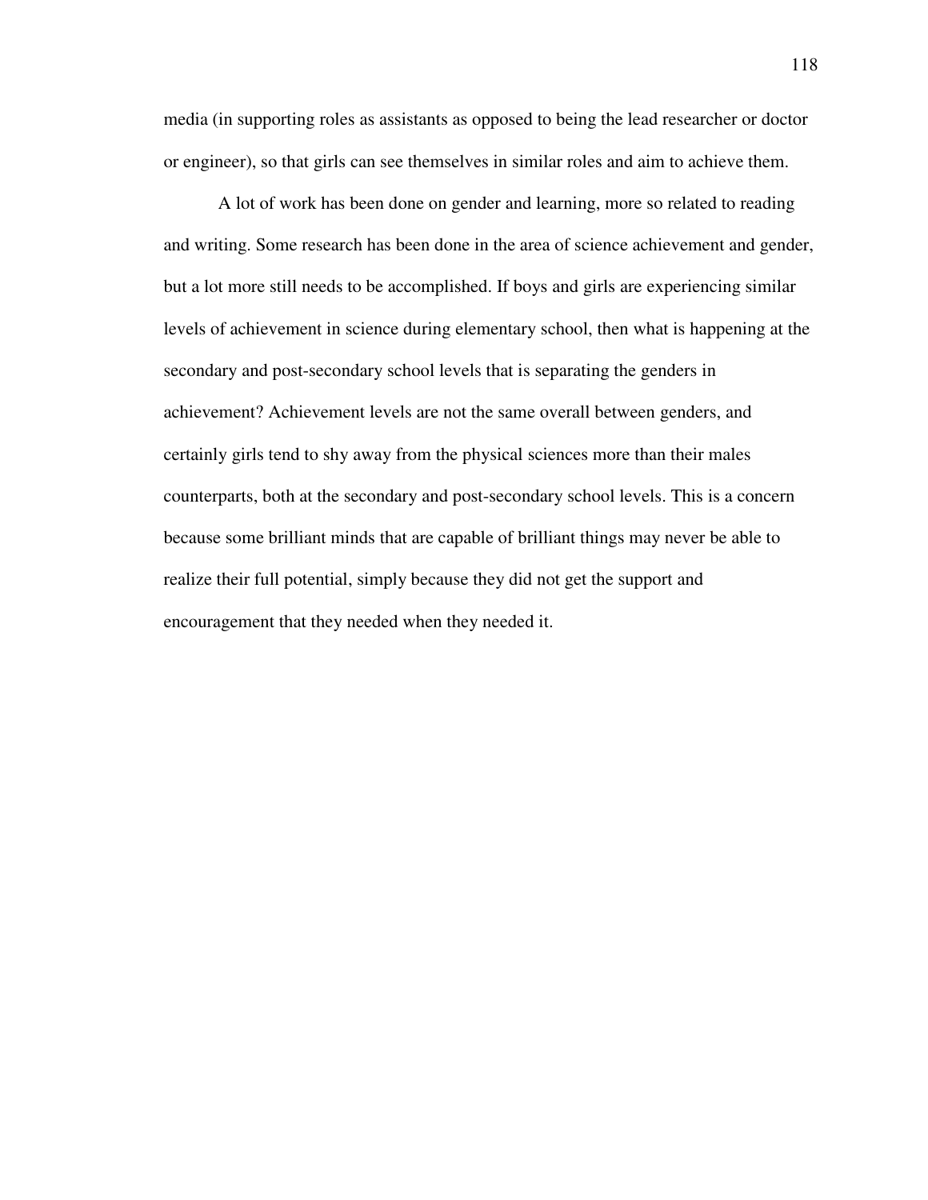media (in supporting roles as assistants as opposed to being the lead researcher or doctor or engineer), so that girls can see themselves in similar roles and aim to achieve them.

A lot of work has been done on gender and learning, more so related to reading and writing. Some research has been done in the area of science achievement and gender, but a lot more still needs to be accomplished. If boys and girls are experiencing similar levels of achievement in science during elementary school, then what is happening at the secondary and post-secondary school levels that is separating the genders in achievement? Achievement levels are not the same overall between genders, and certainly girls tend to shy away from the physical sciences more than their males counterparts, both at the secondary and post-secondary school levels. This is a concern because some brilliant minds that are capable of brilliant things may never be able to realize their full potential, simply because they did not get the support and encouragement that they needed when they needed it.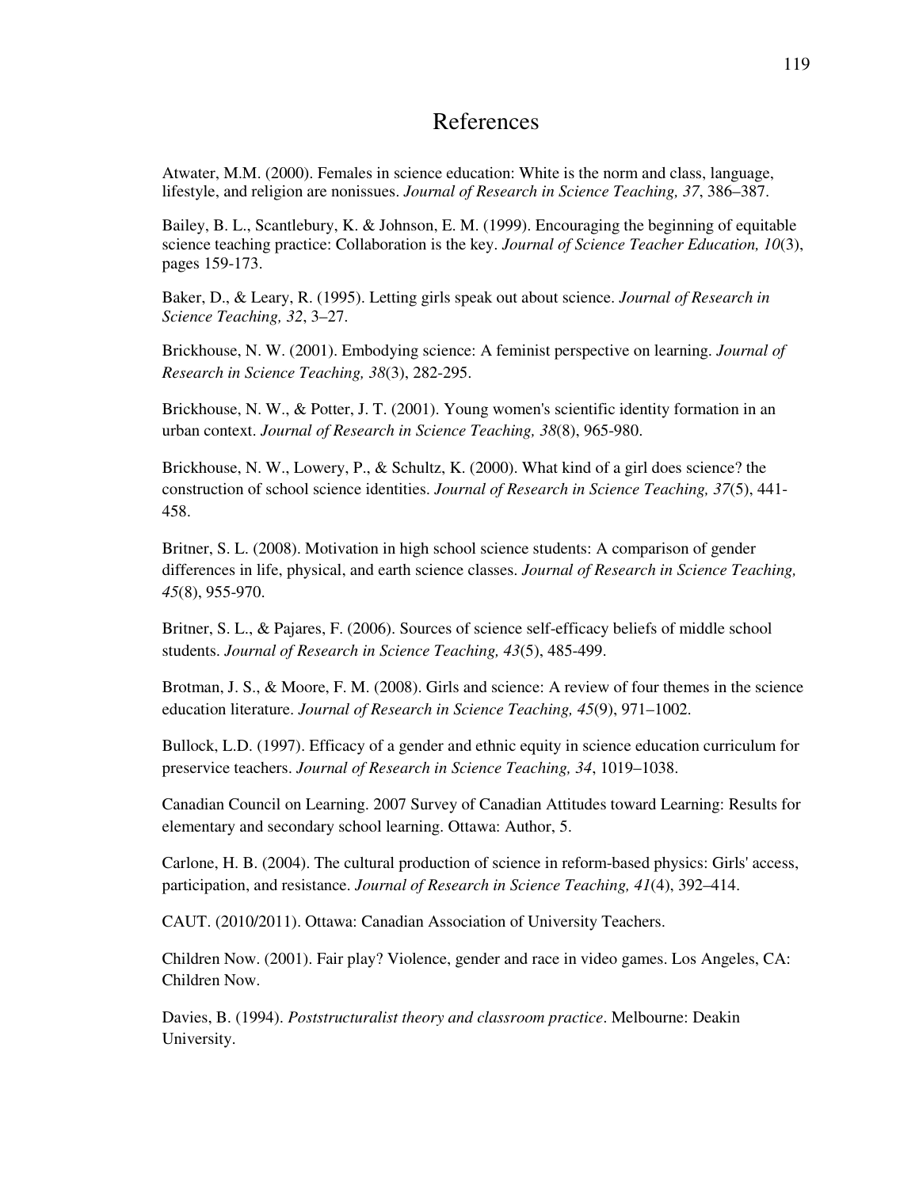# References

Atwater, M.M. (2000). Females in science education: White is the norm and class, language, lifestyle, and religion are nonissues. *Journal of Research in Science Teaching, 37*, 386–387.

Bailey, B. L., Scantlebury, K. & Johnson, E. M. (1999). Encouraging the beginning of equitable science teaching practice: Collaboration is the key. *Journal of Science Teacher Education, 10*(3), pages 159-173.

Baker, D., & Leary, R. (1995). Letting girls speak out about science. *Journal of Research in Science Teaching, 32*, 3–27.

Brickhouse, N. W. (2001). Embodying science: A feminist perspective on learning. *Journal of Research in Science Teaching, 38*(3), 282-295.

Brickhouse, N. W., & Potter, J. T. (2001). Young women's scientific identity formation in an urban context. *Journal of Research in Science Teaching, 38*(8), 965-980.

Brickhouse, N. W., Lowery, P., & Schultz, K. (2000). What kind of a girl does science? the construction of school science identities. *Journal of Research in Science Teaching, 37*(5), 441-458.

Britner, S. L. (2008). Motivation in high school science students: A comparison of gender differences in life, physical, and earth science classes. *Journal of Research in Science Teaching, 45*(8), 955-970.

Britner, S. L., & Pajares, F. (2006). Sources of science self-efficacy beliefs of middle school students. *Journal of Research in Science Teaching, 43*(5), 485-499.

Brotman, J. S., & Moore, F. M. (2008). Girls and science: A review of four themes in the science education literature. *Journal of Research in Science Teaching, 45*(9), 971–1002.

Bullock, L.D. (1997). Efficacy of a gender and ethnic equity in science education curriculum for preservice teachers. *Journal of Research in Science Teaching, 34*, 1019–1038.

Canadian Council on Learning. 2007 Survey of Canadian Attitudes toward Learning: Results for elementary and secondary school learning. Ottawa: Author, 5.

Carlone, H. B. (2004). The cultural production of science in reform-based physics: Girls' access, participation, and resistance. *Journal of Research in Science Teaching, 41*(4), 392–414.

CAUT. (2010/2011). Ottawa: Canadian Association of University Teachers.

Children Now. (2001). Fair play? Violence, gender and race in video games. Los Angeles, CA: Children Now.

Davies, B. (1994). *Poststructuralist theory and classroom practice*. Melbourne: Deakin University.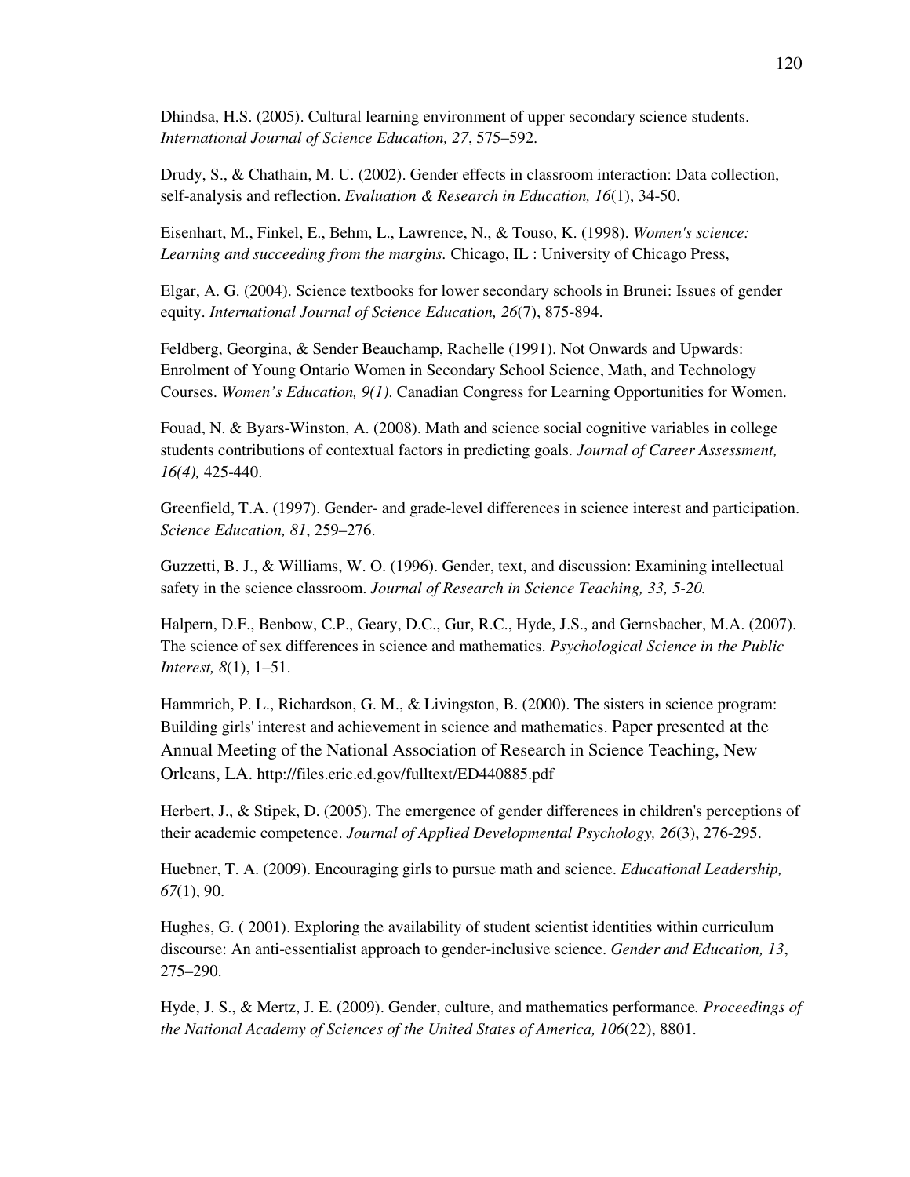Dhindsa, H.S. (2005). Cultural learning environment of upper secondary science students. *International Journal of Science Education, 27*, 575–592.

Drudy, S., & Chathain, M. U. (2002). Gender effects in classroom interaction: Data collection, self-analysis and reflection. *Evaluation & Research in Education, 16*(1), 34-50.

Eisenhart, M., Finkel, E., Behm, L., Lawrence, N., & Touso, K. (1998). *Women's science: Learning and succeeding from the margins.* Chicago, IL : University of Chicago Press,

Elgar, A. G. (2004). Science textbooks for lower secondary schools in Brunei: Issues of gender equity. *International Journal of Science Education, 26*(7), 875-894.

Feldberg, Georgina, & Sender Beauchamp, Rachelle (1991). Not Onwards and Upwards: Enrolment of Young Ontario Women in Secondary School Science, Math, and Technology Courses. *Women's Education, 9(1).* Canadian Congress for Learning Opportunities for Women.

Fouad, N. & Byars-Winston, A. (2008). Math and science social cognitive variables in college students contributions of contextual factors in predicting goals. *Journal of Career Assessment, 16(4),* 425-440.

Greenfield, T.A. (1997). Gender- and grade-level differences in science interest and participation. *Science Education, 81*, 259–276.

Guzzetti, B. J., & Williams, W. O. (1996). Gender, text, and discussion: Examining intellectual safety in the science classroom. *Journal of Research in Science Teaching, 33, 5-20.*

Halpern, D.F., Benbow, C.P., Geary, D.C., Gur, R.C., Hyde, J.S., and Gernsbacher, M.A. (2007). The science of sex differences in science and mathematics. *Psychological Science in the Public Interest, 8*(1), 1–51.

Hammrich, P. L., Richardson, G. M., & Livingston, B. (2000). The sisters in science program: Building girls' interest and achievement in science and mathematics. Paper presented at the Annual Meeting of the National Association of Research in Science Teaching, New Orleans, LA. http://files.eric.ed.gov/fulltext/ED440885.pdf

Herbert, J., & Stipek, D. (2005). The emergence of gender differences in children's perceptions of their academic competence. *Journal of Applied Developmental Psychology, 26*(3), 276-295.

Huebner, T. A. (2009). Encouraging girls to pursue math and science. *Educational Leadership, 67*(1), 90.

Hughes, G. ( 2001). Exploring the availability of student scientist identities within curriculum discourse: An anti-essentialist approach to gender-inclusive science. *Gender and Education, 13*, 275–290.

Hyde, J. S., & Mertz, J. E. (2009). Gender, culture, and mathematics performance*. Proceedings of the National Academy of Sciences of the United States of America, 106*(22), 8801.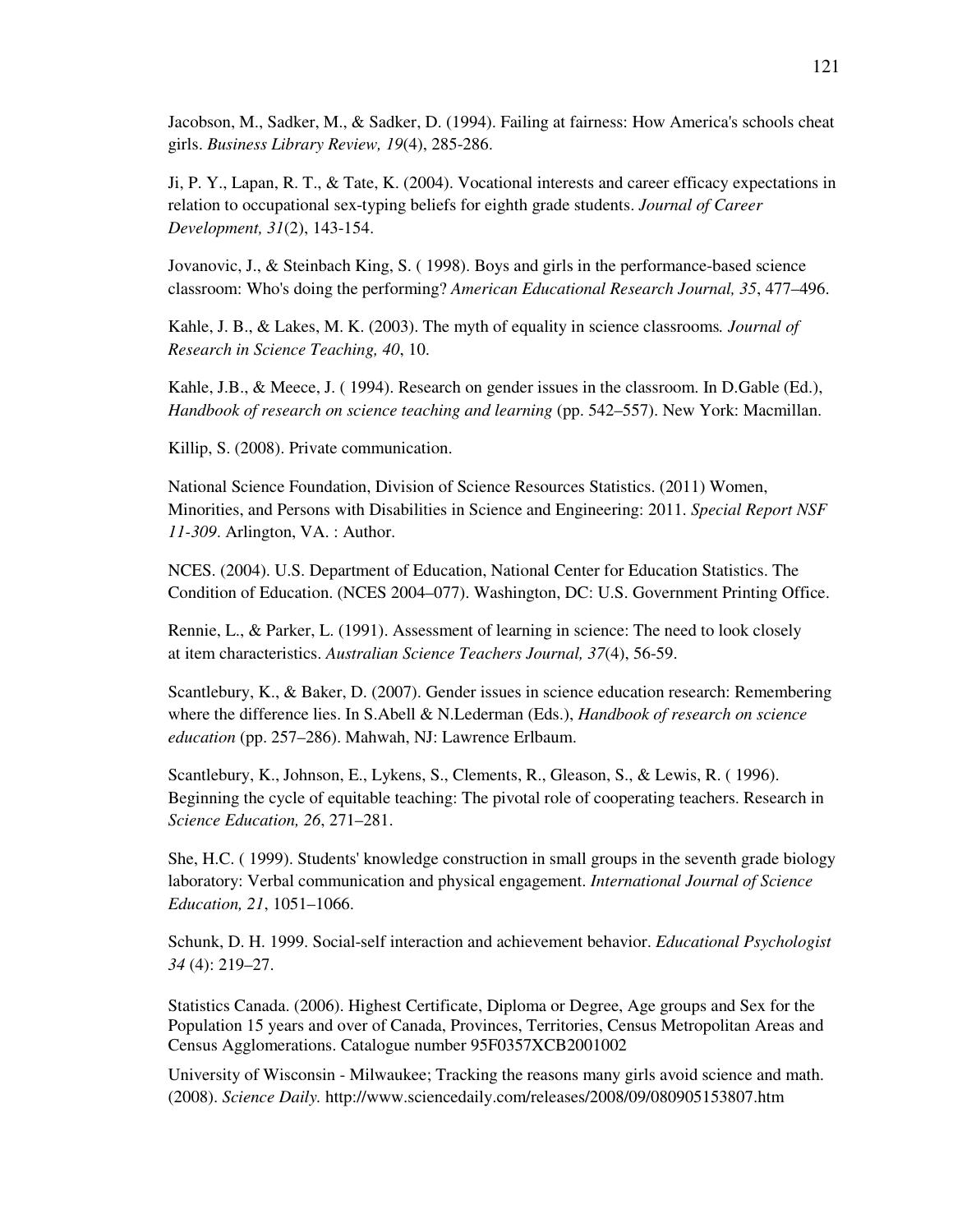Jacobson, M., Sadker, M., & Sadker, D. (1994). Failing at fairness: How America's schools cheat girls. *Business Library Review, 19*(4), 285-286.

Ji, P. Y., Lapan, R. T., & Tate, K. (2004). Vocational interests and career efficacy expectations in relation to occupational sex-typing beliefs for eighth grade students. *Journal of Career Development, 31*(2), 143-154.

Jovanovic, J., & Steinbach King, S. ( 1998). Boys and girls in the performance-based science classroom: Who's doing the performing? *American Educational Research Journal, 35*, 477–496.

Kahle, J. B., & Lakes, M. K. (2003). The myth of equality in science classrooms*. Journal of Research in Science Teaching, 40*, 10.

Kahle, J.B., & Meece, J. ( 1994). Research on gender issues in the classroom. In D.Gable (Ed.), *Handbook of research on science teaching and learning* (pp. 542–557). New York: Macmillan.

Killip, S. (2008). Private communication.

National Science Foundation, Division of Science Resources Statistics. (2011) Women, Minorities, and Persons with Disabilities in Science and Engineering: 2011. *Special Report NSF 11-309*. Arlington, VA. : Author.

NCES. (2004). U.S. Department of Education, National Center for Education Statistics. The Condition of Education. (NCES 2004–077). Washington, DC: U.S. Government Printing Office.

Rennie, L., & Parker, L. (1991). Assessment of learning in science: The need to look closely at item characteristics. *Australian Science Teachers Journal, 37*(4), 56-59.

Scantlebury, K., & Baker, D. (2007). Gender issues in science education research: Remembering where the difference lies. In S.Abell & N.Lederman (Eds.), *Handbook of research on science education* (pp. 257–286). Mahwah, NJ: Lawrence Erlbaum.

Scantlebury, K., Johnson, E., Lykens, S., Clements, R., Gleason, S., & Lewis, R. ( 1996). Beginning the cycle of equitable teaching: The pivotal role of cooperating teachers. Research in *Science Education, 26*, 271–281.

She, H.C. ( 1999). Students' knowledge construction in small groups in the seventh grade biology laboratory: Verbal communication and physical engagement. *International Journal of Science Education, 21*, 1051–1066.

Schunk, D. H. 1999. Social-self interaction and achievement behavior. *Educational Psychologist 34* (4): 219–27.

Statistics Canada. (2006). Highest Certificate, Diploma or Degree, Age groups and Sex for the Population 15 years and over of Canada, Provinces, Territories, Census Metropolitan Areas and Census Agglomerations. Catalogue number 95F0357XCB2001002

University of Wisconsin - Milwaukee; Tracking the reasons many girls avoid science and math. (2008). *Science Daily.* http://www.sciencedaily.com/releases/2008/09/080905153807.htm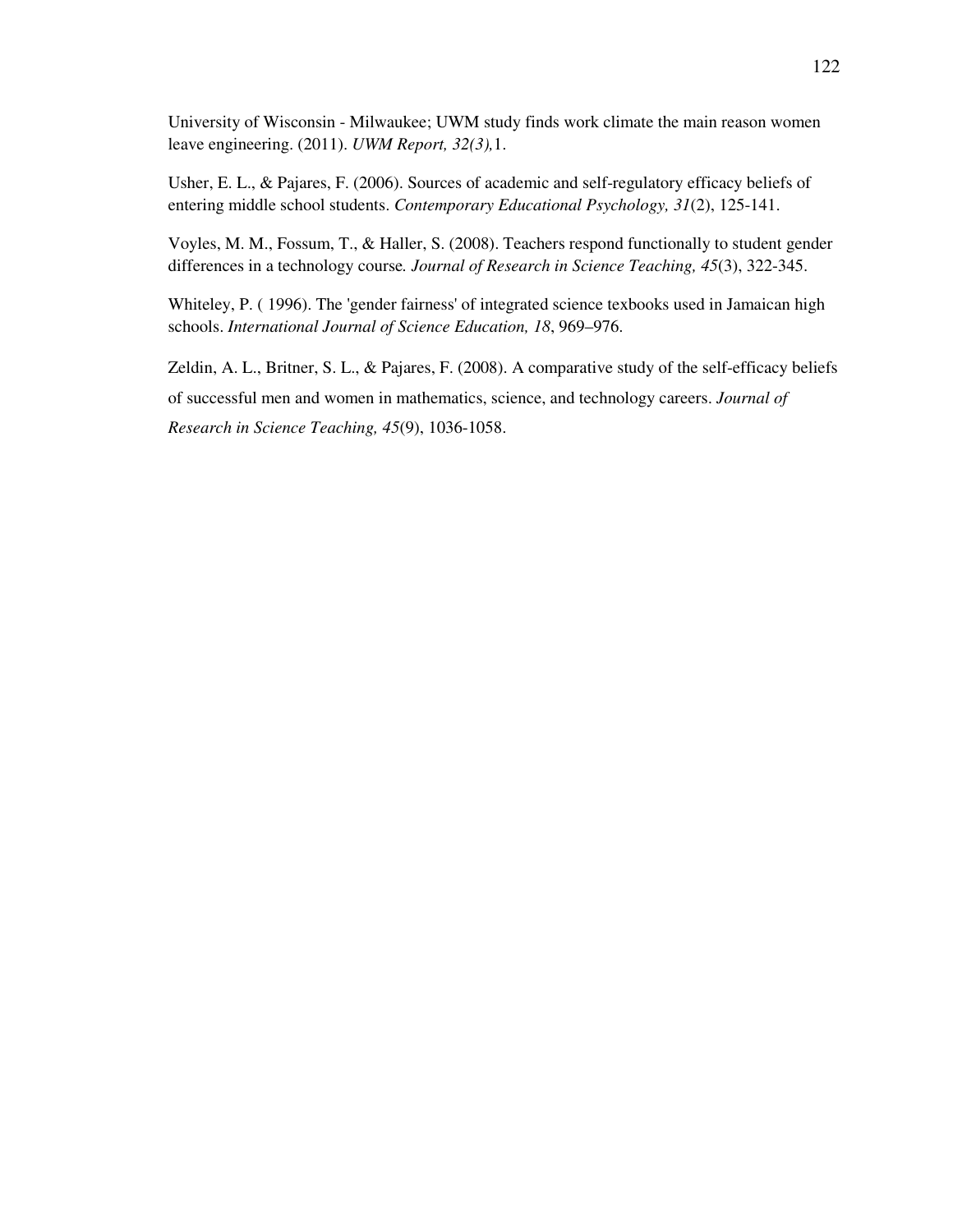University of Wisconsin - Milwaukee; UWM study finds work climate the main reason women leave engineering. (2011). *UWM Report, 32(3),*1.

Usher, E. L., & Pajares, F. (2006). Sources of academic and self-regulatory efficacy beliefs of entering middle school students. *Contemporary Educational Psychology, 31*(2), 125-141.

Voyles, M. M., Fossum, T., & Haller, S. (2008). Teachers respond functionally to student gender differences in a technology course*. Journal of Research in Science Teaching, 45*(3), 322-345.

Whiteley, P. ( 1996). The 'gender fairness' of integrated science texbooks used in Jamaican high schools. *International Journal of Science Education, 18*, 969–976.

Zeldin, A. L., Britner, S. L., & Pajares, F. (2008). A comparative study of the self-efficacy beliefs of successful men and women in mathematics, science, and technology careers. *Journal of Research in Science Teaching, 45*(9), 1036-1058.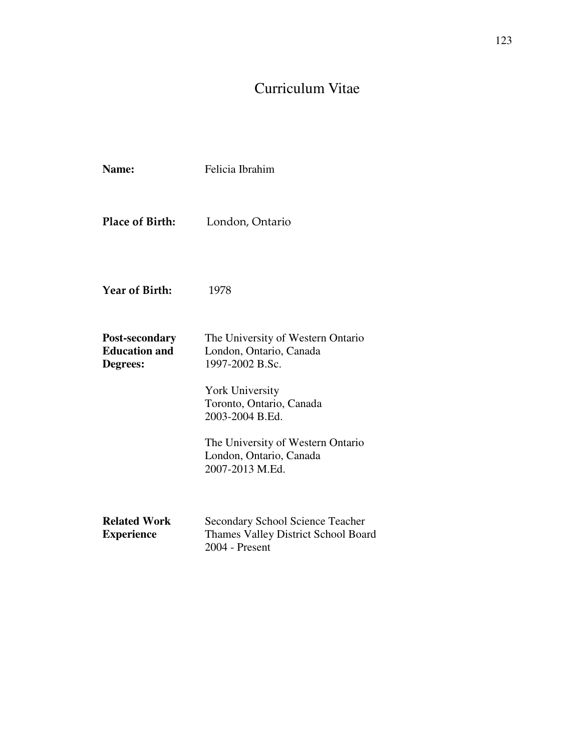# Curriculum Vitae

**Name:** Felicia Ibrahim

**Place of Birth:** London, Ontario

**Year of Birth:** 1978

**Post-secondary Education and Degrees:**

The University of Western Ontario
London, Ontario, Canada
1997-2002 B.Sc.

York University
Toronto, Ontario, Canada
2003-2004 B.Ed.

The University of Western Ontario
London, Ontario, Canada
2007-2013 M.Ed.

**Related Work Experience**

Secondary School Science Teacher
Thames Valley District School Board
2004 - Present